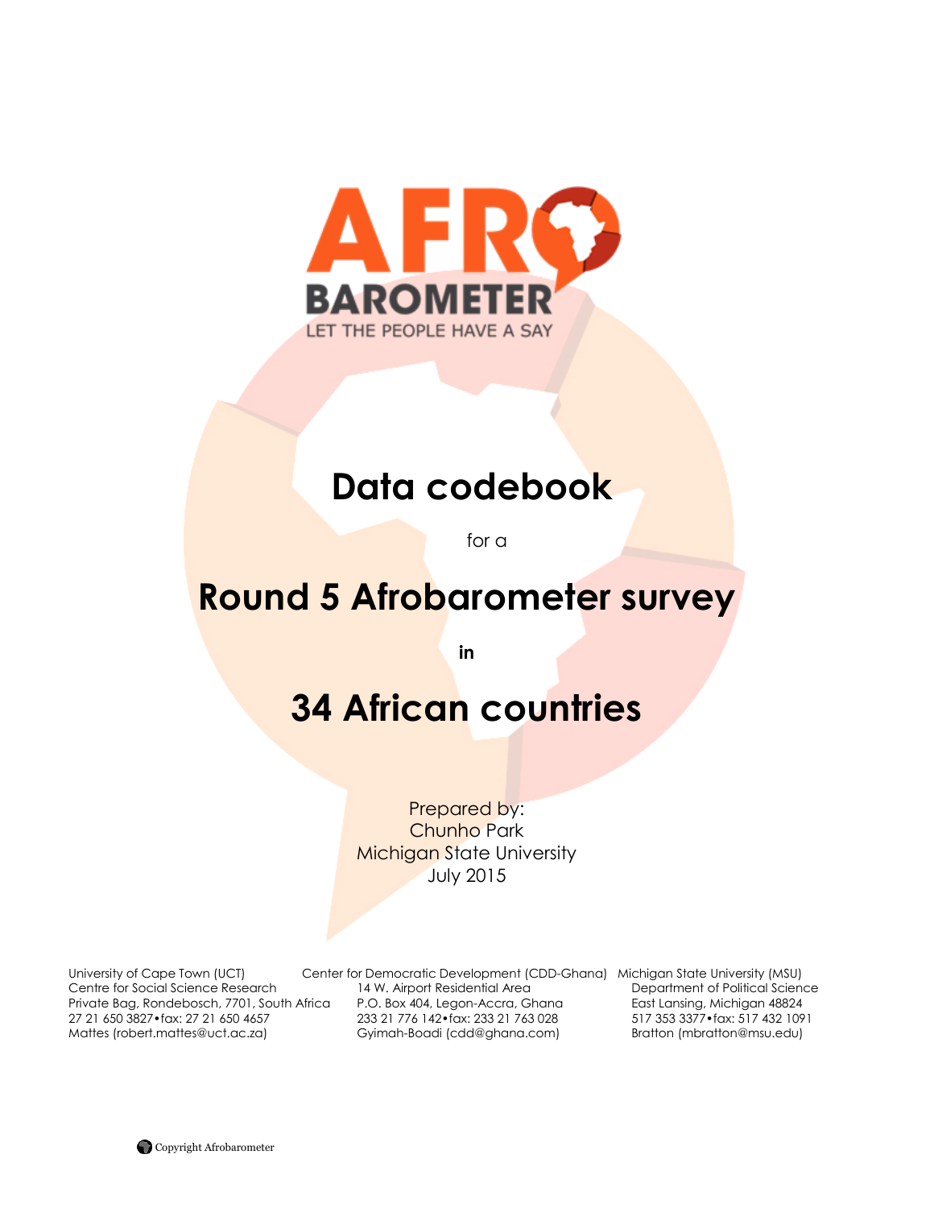AFRO BAROMETER

LET THE PEOPLE HAVE A SAY

# Data codebook

for a

# Round 5 Afrobarometer survey

**in**

# 34 African countries

Prepared by:
Chunho Park
Michigan State University
July 2015

University of Cape Town (UCT)
Centre for Social Science Research
Private Bag, Rondebosch, 7701, South Africa
27 21 650 3827•fax: 27 21 650 4657
Mattes (robert.mattes@uct.ac.za)

Center for Democratic Development (CDD-Ghana)
14 W. Airport Residential Area
P.O. Box 404, Legon-Accra, Ghana
233 21 776 142•fax: 233 21 763 028
Gyimah-Boadi (cdd@ghana.com)

Michigan State University (MSU)
Department of Political Science
East Lansing, Michigan 48824
517 353 3377•fax: 517 432 1091
Bratton (mbratton@msu.edu)

Copyright Afrobarometer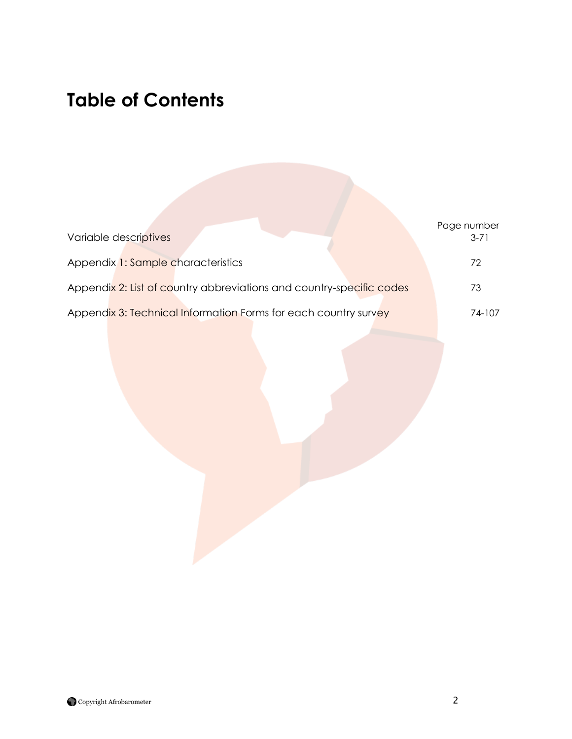# Table of Contents

| | Page number |
|---|---|
| Variable descriptives | 3-71 |
| Appendix 1: Sample characteristics | 72 |
| Appendix 2: List of country abbreviations and country-specific codes | 73 |
| Appendix 3: Technical Information Forms for each country survey | 74-107 |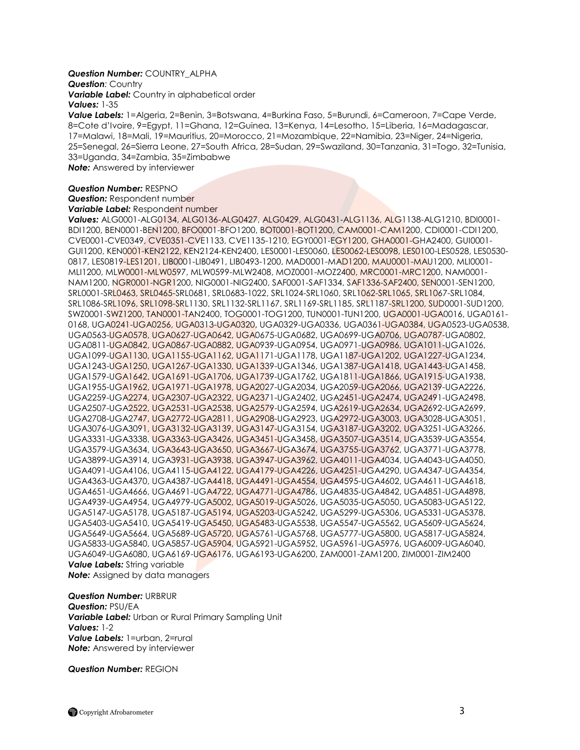***Question Number:*** COUNTRY_ALPHA
***Question:*** Country
***Variable Label:*** Country in alphabetical order
***Values:*** 1-35
***Value Labels:*** 1=Algeria, 2=Benin, 3=Botswana, 4=Burkina Faso, 5=Burundi, 6=Cameroon, 7=Cape Verde, 8=Cote d'Ivoire, 9=Egypt, 11=Ghana, 12=Guinea, 13=Kenya, 14=Lesotho, 15=Liberia, 16=Madagascar, 17=Malawi, 18=Mali, 19=Mauritius, 20=Morocco, 21=Mozambique, 22=Namibia, 23=Niger, 24=Nigeria, 25=Senegal, 26=Sierra Leone, 27=South Africa, 28=Sudan, 29=Swaziland, 30=Tanzania, 31=Togo, 32=Tunisia, 33=Uganda, 34=Zambia, 35=Zimbabwe
***Note:*** Answered by interviewer

***Question Number:*** RESPNO
***Question:*** Respondent number
***Variable Label:*** Respondent number
***Values:*** ALG0001-ALG0134, ALG0136-ALG0427, ALG0429, ALG0431-ALG1136, ALG1138-ALG1210, BDI0001-BDI1200, BEN0001-BEN1200, BFO0001-BFO1200, BOT0001-BOT1200, CAM0001-CAM1200, CDI0001-CDI1200, CVE0001-CVE0349, CVE0351-CVE1133, CVE1135-1210, EGY0001-EGY1200, GHA0001-GHA2400, GUI0001-GUI1200, KEN0001-KEN2122, KEN2124-KEN2400, LES0001-LES0060, LES0062-LES0098, LES0100-LES0528, LES0530-0817, LES0819-LES1201, LIB0001-LIB0491, LIB0493-1200, MAD0001-MAD1200, MAU0001-MAU1200, MLI0001-MLI1200, MLW0001-MLW0597, MLW0599-MLW2408, MOZ0001-MOZ2400, MRC0001-MRC1200, NAM0001-NAM1200, NGR0001-NGR1200, NIG0001-NIG2400, SAF0001-SAF1334, SAF1336-SAF2400, SEN0001-SEN1200, SRL0001-SRL0463, SRL0465-SRL0681, SRL0683-1022, SRL1024-SRL1060, SRL1062-SRL1065, SRL1067-SRL1084, SRL1086-SRL1096, SRL1098-SRL1130, SRL1132-SRL1167, SRL1169-SRL1185, SRL1187-SRL1200, SUD0001-SUD1200, SWZ0001-SWZ1200, TAN0001-TAN2400, TOG0001-TOG1200, TUN0001-TUN1200, UGA0001-UGA0016, UGA0161-0168, UGA0241-UGA0256, UGA0313-UGA0320, UGA0329-UGA0336, UGA0361-UGA0384, UGA0523-UGA0538, UGA0563-UGA0578, UGA0627-UGA0642, UGA0675-UGA0682, UGA0699-UGA0706, UGA0787-UGA0802, UGA0811-UGA0842, UGA0867-UGA0882, UGA0939-UGA0954, UGA0971-UGA0986, UGA1011-UGA1026, UGA1099-UGA1130, UGA1155-UGA1162, UGA1171-UGA1178, UGA1187-UGA1202, UGA1227-UGA1234, UGA1243-UGA1250, UGA1267-UGA1330, UGA1339-UGA1346, UGA1387-UGA1418, UGA1443-UGA1458, UGA1579-UGA1642, UGA1691-UGA1706, UGA1739-UGA1762, UGA1811-UGA1866, UGA1915-UGA1938, UGA1955-UGA1962, UGA1971-UGA1978, UGA2027-UGA2034, UGA2059-UGA2066, UGA2139-UGA2226, UGA2259-UGA2274, UGA2307-UGA2322, UGA2371-UGA2402, UGA2451-UGA2474, UGA2491-UGA2498, UGA2507-UGA2522, UGA2531-UGA2538, UGA2579-UGA2594, UGA2619-UGA2634, UGA2692-UGA2699, UGA2708-UGA2747, UGA2772-UGA2811, UGA2908-UGA2923, UGA2972-UGA3003, UGA3028-UGA3051, UGA3076-UGA3091, UGA3132-UGA3139, UGA3147-UGA3154, UGA3187-UGA3202, UGA3251-UGA3266, UGA3331-UGA3338, UGA3363-UGA3426, UGA3451-UGA3458, UGA3507-UGA3514, UGA3539-UGA3554, UGA3579-UGA3634, UGA3643-UGA3650, UGA3667-UGA3674, UGA3755-UGA3762, UGA3771-UGA3778, UGA3899-UGA3914, UGA3931-UGA3938, UGA3947-UGA3962, UGA4011-UGA4034, UGA4043-UGA4050, UGA4091-UGA4106, UGA4115-UGA4122, UGA4179-UGA4226, UGA4251-UGA4290, UGA4347-UGA4354, UGA4363-UGA4370, UGA4387-UGA4418, UGA4491-UGA4554, UGA4595-UGA4602, UGA4611-UGA4618, UGA4651-UGA4666, UGA4691-UGA4722, UGA4771-UGA4786, UGA4835-UGA4842, UGA4851-UGA4898, UGA4939-UGA4954, UGA4979-UGA5002, UGA5019-UGA5026, UGA5035-UGA5050, UGA5083-UGA5122, UGA5147-UGA5178, UGA5187-UGA5194, UGA5203-UGA5242, UGA5299-UGA5306, UGA5331-UGA5378, UGA5403-UGA5410, UGA5419-UGA5450, UGA5483-UGA5538, UGA5547-UGA5562, UGA5609-UGA5624, UGA5649-UGA5664, UGA5689-UGA5720, UGA5761-UGA5768, UGA5777-UGA5800, UGA5817-UGA5824, UGA5833-UGA5840, UGA5857-UGA5904, UGA5921-UGA5952, UGA5961-UGA5976, UGA6009-UGA6040, UGA6049-UGA6080, UGA6169-UGA6176, UGA6193-UGA6200, ZAM0001-ZAM1200, ZIM0001-ZIM2400
***Value Labels:*** String variable
***Note:*** Assigned by data managers

***Question Number:*** URBRUR
***Question:*** PSU/EA
***Variable Label:*** Urban or Rural Primary Sampling Unit
***Values:*** 1-2
***Value Labels:*** 1=urban, 2=rural
***Note:*** Answered by interviewer

***Question Number:*** REGION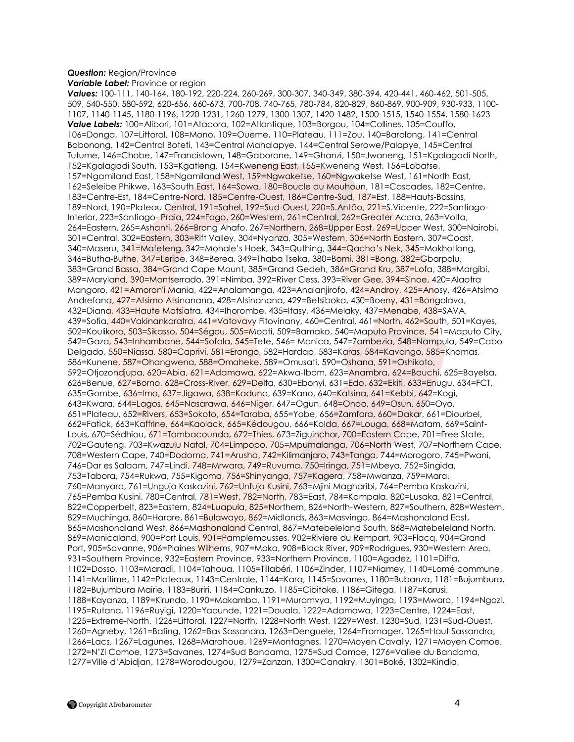***Question:*** Region/Province
***Variable Label:*** Province or region
***Values:*** 100-111, 140-164, 180-192, 220-224, 260-269, 300-307, 340-349, 380-394, 420-441, 460-462, 501-505, 509, 540-550, 580-592, 620-656, 660-673, 700-708, 740-765, 780-784, 820-829, 860-869, 900-909, 930-933, 1100-1107, 1140-1145, 1180-1196, 1220-1231, 1260-1279, 1300-1307, 1420-1482, 1500-1515, 1540-1554, 1580-1623
***Value Labels:*** 100=Alibori, 101=Atacora, 102=Atlantique, 103=Borgou, 104=Collines, 105=Couffo, 106=Donga, 107=Littoral, 108=Mono, 109=Oueme, 110=Plateau, 111=Zou, 140=Barolong, 141=Central Bobonong, 142=Central Boteti, 143=Central Mahalapye, 144=Central Serowe/Palapye, 145=Central Tutume, 146=Chobe, 147=Francistown, 148=Gaborone, 149=Ghanzi, 150=Jwaneng, 151=Kgalagadi North, 152=Kgalagadi South, 153=Kgatleng, 154=Kweneng East, 155=Kweneng West, 156=Lobatse, 157=Ngamiland East, 158=Ngamiland West, 159=Ngwaketse, 160=Ngwaketse West, 161=North East, 162=Seleibe Phikwe, 163=South East, 164=Sowa, 180=Boucle du Mouhoun, 181=Cascades, 182=Centre, 183=Centre-Est, 184=Centre-Nord, 185=Centre-Ouest, 186=Centre-Sud, 187=Est, 188=Hauts-Bassins, 189=Nord, 190=Plateau Central, 191=Sahel, 192=Sud-Ouest, 220=S.Antão, 221=S.Vicente, 222=Santiago-Interior, 223=Santiago- Praia, 224=Fogo, 260=Western, 261=Central, 262=Greater Accra, 263=Volta, 264=Eastern, 265=Ashanti, 266=Brong Ahafo, 267=Northern, 268=Upper East, 269=Upper West, 300=Nairobi, 301=Central, 302=Eastern, 303=Rift Valley, 304=Nyanza, 305=Western, 306=North Eastern, 307=Coast, 340=Maseru, 341=Mafeteng, 342=Mohale's Hoek, 343=Quthing, 344=Qacha's Nek, 345=Mokhotlong, 346=Butha-Buthe, 347=Leribe, 348=Berea, 349=Thaba Tseka, 380=Bomi, 381=Bong, 382=Gbarpolu, 383=Grand Bassa, 384=Grand Cape Mount, 385=Grand Gedeh, 386=Grand Kru, 387=Lofa, 388=Margibi, 389=Maryland, 390=Montserrado, 391=Nimba, 392=River Cess, 393=River Gee, 394=Sinoe, 420=Alaotra Mangoro, 421=Amoron'i Mania, 422=Analamanga, 423=Analanjirofo, 424=Androy, 425=Anosy, 426=Atsimo Andrefana, 427=Atsimo Atsinanana, 428=Atsinanana, 429=Betsiboka, 430=Boeny, 431=Bongolava, 432=Diana, 433=Haute Matsiatra, 434=Ihorombe, 435=Itasy, 436=Melaky, 437=Menabe, 438=SAVA, 439=Sofia, 440=Vakinankaratra, 441=Vatovavy Fitovinany, 460=Central, 461=North, 462=South, 501=Kayes, 502=Koulikoro, 503=Sikasso, 504=Ségou, 505=Mopti, 509=Bamako, 540=Maputo Province, 541=Maputo City, 542=Gaza, 543=Inhambane, 544=Sofala, 545=Tete, 546= Manica, 547=Zambezia, 548=Nampula, 549=Cabo Delgado, 550=Niassa, 580=Caprivi, 581=Erongo, 582=Hardap, 583=Karas, 584=Kavango, 585=Khomas, 586=Kunene, 587=Ohangwena, 588=Omaheke, 589=Omusati, 590=Oshana, 591=Oshikoto, 592=Otjozondjupa, 620=Abia, 621=Adamawa, 622=Akwa-Ibom, 623=Anambra, 624=Bauchi, 625=Bayelsa, 626=Benue, 627=Borno, 628=Cross-River, 629=Delta, 630=Ebonyi, 631=Edo, 632=Ekiti, 633=Enugu, 634=FCT, 635=Gombe, 636=Imo, 637=Jigawa, 638=Kaduna, 639=Kano, 640=Katsina, 641=Kebbi, 642=Kogi, 643=Kwara, 644=Lagos, 645=Nasarawa, 646=Niger, 647=Ogun, 648=Ondo, 649=Osun, 650=Oyo, 651=Plateau, 652=Rivers, 653=Sokoto, 654=Taraba, 655=Yobe, 656=Zamfara, 660=Dakar, 661=Diourbel, 662=Fatick, 663=Kaffrine, 664=Kaolack, 665=Kédougou, 666=Kolda, 667=Louga, 668=Matam, 669=Saint-Louis, 670=Sédhiou, 671=Tambacounda, 672=Thies, 673=Ziguinchor, 700=Eastern Cape, 701=Free State, 702=Gauteng, 703=Kwazulu Natal, 704=Limpopo, 705=Mpumalanga, 706=North West, 707=Northern Cape, 708=Western Cape, 740=Dodoma, 741=Arusha, 742=Kilimanjaro, 743=Tanga, 744=Morogoro, 745=Pwani, 746=Dar es Salaam, 747=Lindi, 748=Mrwara, 749=Ruvuma, 750=Iringa, 751=Mbeya, 752=Singida, 753=Tabora, 754=Rukwa, 755=Kigoma, 756=Shinyanga, 757=Kagera, 758=Mwanza, 759=Mara, 760=Manyara, 761=Unguja Kaskazini, 762=Unfuja Kusini, 763=Mjini Magharibi, 764=Pemba Kaskazini, 765=Pemba Kusini, 780=Central, 781=West, 782=North, 783=East, 784=Kampala, 820=Lusaka, 821=Central, 822=Copperbelt, 823=Eastern, 824=Luapula, 825=Northern, 826=North-Western, 827=Southern, 828=Western, 829=Muchinga, 860=Harare, 861=Bulawayo, 862=Midlands, 863=Masvingo, 864=Mashonaland East, 865=Mashonaland West, 866=Mashonaland Central, 867=Matebeleland South, 868=Matebeleland North, 869=Manicaland, 900=Port Louis, 901=Pamplemousses, 902=Riviere du Rempart, 903=Flacq, 904=Grand Port, 905=Savanne, 906=Plaines Wilhems, 907=Moka, 908=Black River, 909=Rodrigues, 930=Western Area, 931=Southern Province, 932=Eastern Province, 933=Northern Province, 1100=Agadez, 1101=Diffa, 1102=Dosso, 1103=Maradi, 1104=Tahoua, 1105=Tillabéri, 1106=Zinder, 1107=Niamey, 1140=Lomé commune, 1141=Maritime, 1142=Plateaux, 1143=Centrale, 1144=Kara, 1145=Savanes, 1180=Bubanza, 1181=Bujumbura, 1182=Bujumbura Mairie, 1183=Buriri, 1184=Cankuzo, 1185=Cibitoke, 1186=Gitega, 1187=Karusi, 1188=Kayanza, 1189=Kirundo, 1190=Makamba, 1191=Muramvya, 1192=Muyinga, 1193=Mwaro, 1194=Ngozi, 1195=Rutana, 1196=Ruyigi, 1220=Yaounde, 1221=Douala, 1222=Adamawa, 1223=Centre, 1224=East, 1225=Extreme-North, 1226=Littoral, 1227=North, 1228=North West, 1229=West, 1230=Sud, 1231=Sud-Ouest, 1260=Agneby, 1261=Bafing, 1262=Bas Sassandra, 1263=Denguele, 1264=Fromager, 1265=Haut Sassandra, 1266=Lacs, 1267=Lagunes, 1268=Marahoue, 1269=Montagnes, 1270=Moyen Cavally, 1271=Moyen Comoe, 1272=N'Zi Comoe, 1273=Savanes, 1274=Sud Bandama, 1275=Sud Comoe, 1276=Vallee du Bandama, 1277=Ville d'Abidjan, 1278=Worodougou, 1279=Zanzan, 1300=Canakry, 1301=Boké, 1302=Kindia,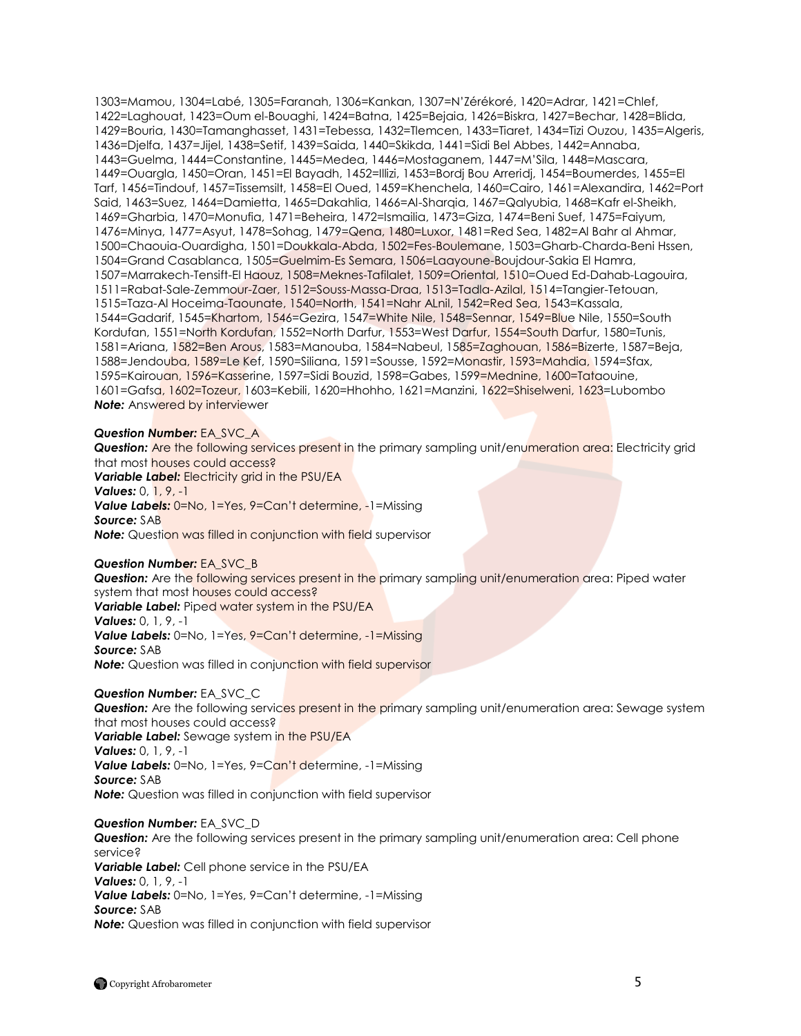1303=Mamou, 1304=Labé, 1305=Faranah, 1306=Kankan, 1307=N'Zérékoré, 1420=Adrar, 1421=Chlef, 1422=Laghouat, 1423=Oum el-Bouaghi, 1424=Batna, 1425=Bejaia, 1426=Biskra, 1427=Bechar, 1428=Blida, 1429=Bouria, 1430=Tamanghasset, 1431=Tebessa, 1432=Tlemcen, 1433=Tiaret, 1434=Tizi Ouzou, 1435=Algeris, 1436=Djelfa, 1437=Jijel, 1438=Setif, 1439=Saida, 1440=Skikda, 1441=Sidi Bel Abbes, 1442=Annaba, 1443=Guelma, 1444=Constantine, 1445=Medea, 1446=Mostaganem, 1447=M'Sila, 1448=Mascara, 1449=Ouargla, 1450=Oran, 1451=El Bayadh, 1452=Illizi, 1453=Bordj Bou Arreridj, 1454=Boumerdes, 1455=El Tarf, 1456=Tindouf, 1457=Tissemsilt, 1458=El Oued, 1459=Khenchela, 1460=Cairo, 1461=Alexandira, 1462=Port Said, 1463=Suez, 1464=Damietta, 1465=Dakahlia, 1466=Al-Sharqia, 1467=Qalyubia, 1468=Kafr el-Sheikh, 1469=Gharbia, 1470=Monufia, 1471=Beheira, 1472=Ismailia, 1473=Giza, 1474=Beni Suef, 1475=Faiyum, 1476=Minya, 1477=Asyut, 1478=Sohag, 1479=Qena, 1480=Luxor, 1481=Red Sea, 1482=Al Bahr al Ahmar, 1500=Chaouia-Ouardigha, 1501=Doukkala-Abda, 1502=Fes-Boulemane, 1503=Gharb-Charda-Beni Hssen, 1504=Grand Casablanca, 1505=Guelmim-Es Semara, 1506=Laayoune-Boujdour-Sakia El Hamra, 1507=Marrakech-Tensift-El Haouz, 1508=Meknes-Tafilalet, 1509=Oriental, 1510=Oued Ed-Dahab-Lagouira, 1511=Rabat-Sale-Zemmour-Zaer, 1512=Souss-Massa-Draa, 1513=Tadla-Azilal, 1514=Tangier-Tetouan, 1515=Taza-Al Hoceima-Taounate, 1540=North, 1541=Nahr ALnil, 1542=Red Sea, 1543=Kassala, 1544=Gadarif, 1545=Khartom, 1546=Gezira, 1547=White Nile, 1548=Sennar, 1549=Blue Nile, 1550=South Kordufan, 1551=North Kordufan, 1552=North Darfur, 1553=West Darfur, 1554=South Darfur, 1580=Tunis, 1581=Ariana, 1582=Ben Arous, 1583=Manouba, 1584=Nabeul, 1585=Zaghouan, 1586=Bizerte, 1587=Beja, 1588=Jendouba, 1589=Le Kef, 1590=Siliana, 1591=Sousse, 1592=Monastir, 1593=Mahdia, 1594=Sfax, 1595=Kairouan, 1596=Kasserine, 1597=Sidi Bouzid, 1598=Gabes, 1599=Mednine, 1600=Tataouine, 1601=Gafsa, 1602=Tozeur, 1603=Kebili, 1620=Hhohho, 1621=Manzini, 1622=Shiselweni, 1623=Lubombo
***Note:*** Answered by interviewer

***Question Number:*** EA_SVC_A
***Question:*** Are the following services present in the primary sampling unit/enumeration area: Electricity grid that most houses could access?
***Variable Label:*** Electricity grid in the PSU/EA
***Values:*** 0, 1, 9, -1
***Value Labels:*** 0=No, 1=Yes, 9=Can't determine, -1=Missing
***Source:*** SAB
***Note:*** Question was filled in conjunction with field supervisor

***Question Number:*** EA_SVC_B
***Question:*** Are the following services present in the primary sampling unit/enumeration area: Piped water system that most houses could access?
***Variable Label:*** Piped water system in the PSU/EA
***Values:*** 0, 1, 9, -1
***Value Labels:*** 0=No, 1=Yes, 9=Can't determine, -1=Missing
***Source:*** SAB
***Note:*** Question was filled in conjunction with field supervisor

***Question Number:*** EA_SVC_C
***Question:*** Are the following services present in the primary sampling unit/enumeration area: Sewage system that most houses could access?
***Variable Label:*** Sewage system in the PSU/EA
***Values:*** 0, 1, 9, -1
***Value Labels:*** 0=No, 1=Yes, 9=Can't determine, -1=Missing
***Source:*** SAB
***Note:*** Question was filled in conjunction with field supervisor

***Question Number:*** EA_SVC_D
***Question:*** Are the following services present in the primary sampling unit/enumeration area: Cell phone service?
***Variable Label:*** Cell phone service in the PSU/EA
***Values:*** 0, 1, 9, -1
***Value Labels:*** 0=No, 1=Yes, 9=Can't determine, -1=Missing
***Source:*** SAB
***Note:*** Question was filled in conjunction with field supervisor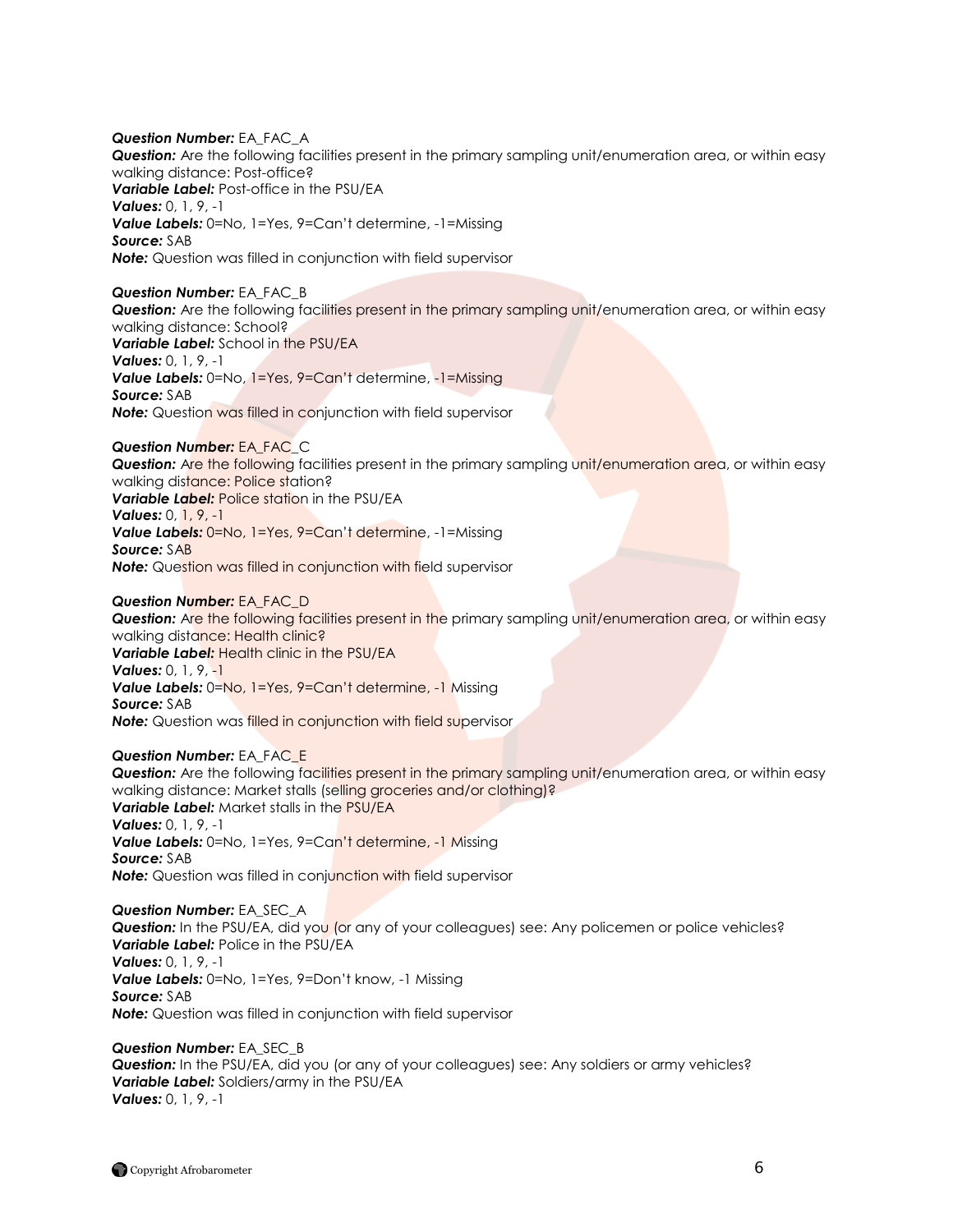***Question Number:*** EA_FAC_A
***Question:*** Are the following facilities present in the primary sampling unit/enumeration area, or within easy walking distance: Post-office?
***Variable Label:*** Post-office in the PSU/EA
***Values:*** 0, 1, 9, -1
***Value Labels:*** 0=No, 1=Yes, 9=Can't determine, -1=Missing
***Source:*** SAB
***Note:*** Question was filled in conjunction with field supervisor

***Question Number:*** EA_FAC_B
***Question:*** Are the following facilities present in the primary sampling unit/enumeration area, or within easy walking distance: School?
***Variable Label:*** School in the PSU/EA
***Values:*** 0, 1, 9, -1
***Value Labels:*** 0=No, 1=Yes, 9=Can't determine, -1=Missing
***Source:*** SAB
***Note:*** Question was filled in conjunction with field supervisor

***Question Number:*** EA_FAC_C
***Question:*** Are the following facilities present in the primary sampling unit/enumeration area, or within easy walking distance: Police station?
***Variable Label:*** Police station in the PSU/EA
***Values:*** 0, 1, 9, -1
***Value Labels:*** 0=No, 1=Yes, 9=Can't determine, -1=Missing
***Source:*** SAB
***Note:*** Question was filled in conjunction with field supervisor

***Question Number:*** EA_FAC_D
***Question:*** Are the following facilities present in the primary sampling unit/enumeration area, or within easy walking distance: Health clinic?
***Variable Label:*** Health clinic in the PSU/EA
***Values:*** 0, 1, 9, -1
***Value Labels:*** 0=No, 1=Yes, 9=Can't determine, -1 Missing
***Source:*** SAB
***Note:*** Question was filled in conjunction with field supervisor

***Question Number:*** EA_FAC_E
***Question:*** Are the following facilities present in the primary sampling unit/enumeration area, or within easy walking distance: Market stalls (selling groceries and/or clothing)?
***Variable Label:*** Market stalls in the PSU/EA
***Values:*** 0, 1, 9, -1
***Value Labels:*** 0=No, 1=Yes, 9=Can't determine, -1 Missing
***Source:*** SAB
***Note:*** Question was filled in conjunction with field supervisor

***Question Number:*** EA_SEC_A
***Question:*** In the PSU/EA, did you (or any of your colleagues) see: Any policemen or police vehicles?
***Variable Label:*** Police in the PSU/EA
***Values:*** 0, 1, 9, -1
***Value Labels:*** 0=No, 1=Yes, 9=Don't know, -1 Missing
***Source:*** SAB
***Note:*** Question was filled in conjunction with field supervisor

***Question Number:*** EA_SEC_B
***Question:*** In the PSU/EA, did you (or any of your colleagues) see: Any soldiers or army vehicles?
***Variable Label:*** Soldiers/army in the PSU/EA
***Values:*** 0, 1, 9, -1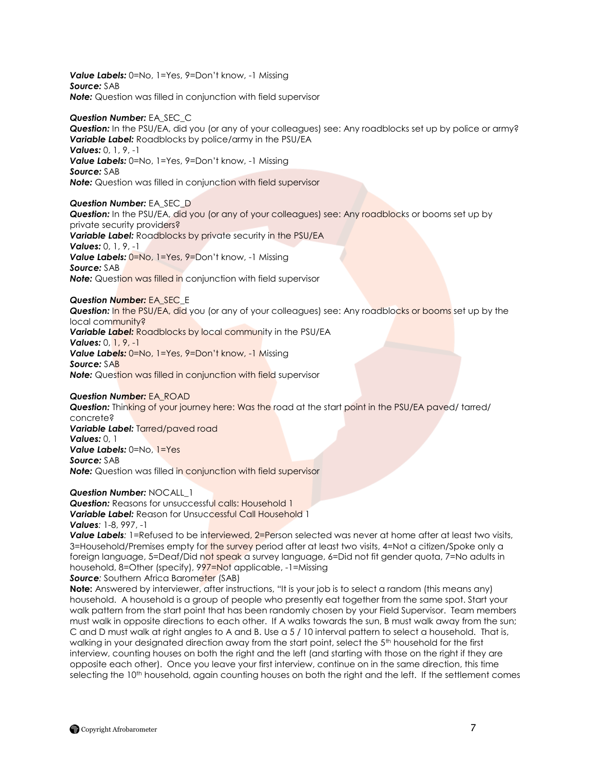***Value Labels:*** 0=No, 1=Yes, 9=Don't know, -1 Missing
***Source:*** SAB
***Note:*** Question was filled in conjunction with field supervisor

***Question Number:*** EA_SEC_C
***Question:*** In the PSU/EA, did you (or any of your colleagues) see: Any roadblocks set up by police or army?
***Variable Label:*** Roadblocks by police/army in the PSU/EA
***Values:*** 0, 1, 9, -1
***Value Labels:*** 0=No, 1=Yes, 9=Don't know, -1 Missing
***Source:*** SAB
***Note:*** Question was filled in conjunction with field supervisor

***Question Number:*** EA_SEC_D
***Question:*** In the PSU/EA, did you (or any of your colleagues) see: Any roadblocks or booms set up by private security providers?
***Variable Label:*** Roadblocks by private security in the PSU/EA
***Values:*** 0, 1, 9, -1
***Value Labels:*** 0=No, 1=Yes, 9=Don't know, -1 Missing
***Source:*** SAB
***Note:*** Question was filled in conjunction with field supervisor

***Question Number:*** EA_SEC_E
***Question:*** In the PSU/EA, did you (or any of your colleagues) see: Any roadblocks or booms set up by the local community?
***Variable Label:*** Roadblocks by local community in the PSU/EA
***Values:*** 0, 1, 9, -1
***Value Labels:*** 0=No, 1=Yes, 9=Don't know, -1 Missing
***Source:*** SAB
***Note:*** Question was filled in conjunction with field supervisor

***Question Number:*** EA_ROAD
***Question:*** Thinking of your journey here: Was the road at the start point in the PSU/EA paved/ tarred/ concrete?
***Variable Label:*** Tarred/paved road
***Values:*** 0, 1
***Value Labels:*** 0=No, 1=Yes
***Source:*** SAB
***Note:*** Question was filled in conjunction with field supervisor

***Question Number:*** NOCALL_1
***Question:*** Reasons for unsuccessful calls: Household 1
***Variable Label:*** Reason for Unsuccessful Call Household 1
***Values***: 1-8, 997, -1
***Value Labels***: 1=Refused to be interviewed, 2=Person selected was never at home after at least two visits, 3=Household/Premises empty for the survey period after at least two visits, 4=Not a citizen/Spoke only a foreign language, 5=Deaf/Did not speak a survey language, 6=Did not fit gender quota, 7=No adults in household, 8=Other (specify), 997=Not applicable, -1=Missing
***Source***: Southern Africa Barometer (SAB)
**Note:** Answered by interviewer, after instructions, "It is your job is to select a random (this means any) household. A household is a group of people who presently eat together from the same spot. Start your walk pattern from the start point that has been randomly chosen by your Field Supervisor. Team members must walk in opposite directions to each other. If A walks towards the sun, B must walk away from the sun; C and D must walk at right angles to A and B. Use a 5 / 10 interval pattern to select a household. That is, walking in your designated direction away from the start point, select the 5th household for the first interview, counting houses on both the right and the left (and starting with those on the right if they are opposite each other). Once you leave your first interview, continue on in the same direction, this time selecting the 10th household, again counting houses on both the right and the left. If the settlement comes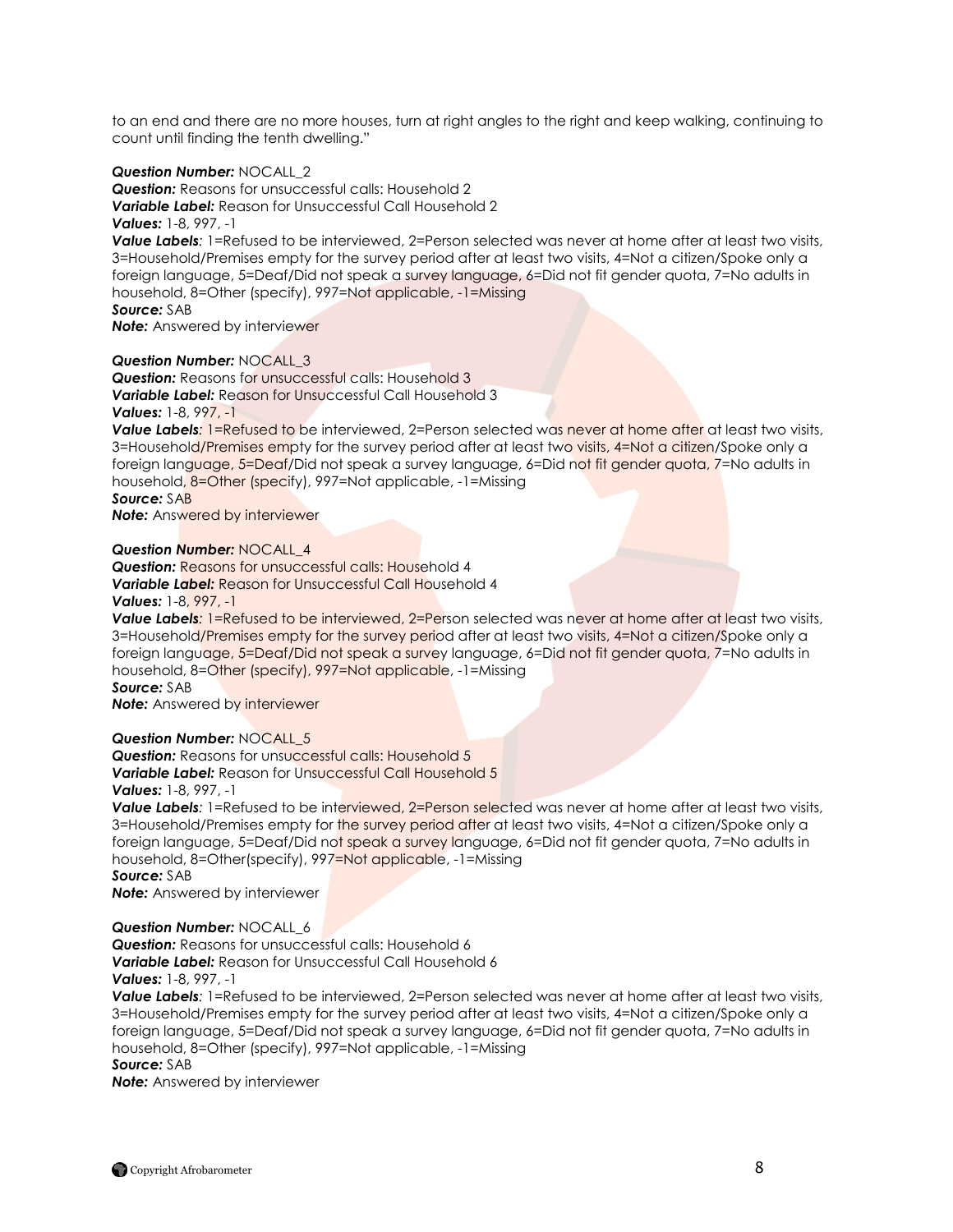to an end and there are no more houses, turn at right angles to the right and keep walking, continuing to count until finding the tenth dwelling."

***Question Number:*** NOCALL_2
***Question:*** Reasons for unsuccessful calls: Household 2
***Variable Label:*** Reason for Unsuccessful Call Household 2
***Values:*** 1-8, 997, -1
***Value Labels**:* 1=Refused to be interviewed, 2=Person selected was never at home after at least two visits, 3=Household/Premises empty for the survey period after at least two visits, 4=Not a citizen/Spoke only a foreign language, 5=Deaf/Did not speak a survey language, 6=Did not fit gender quota, 7=No adults in household, 8=Other (specify), 997=Not applicable, -1=Missing
***Source:*** SAB
***Note:*** Answered by interviewer

***Question Number:*** NOCALL_3
***Question:*** Reasons for unsuccessful calls: Household 3
***Variable Label:*** Reason for Unsuccessful Call Household 3
***Values:*** 1-8, 997, -1
***Value Labels**:* 1=Refused to be interviewed, 2=Person selected was never at home after at least two visits, 3=Household/Premises empty for the survey period after at least two visits, 4=Not a citizen/Spoke only a foreign language, 5=Deaf/Did not speak a survey language, 6=Did not fit gender quota, 7=No adults in household, 8=Other (specify), 997=Not applicable, -1=Missing
***Source:*** SAB
***Note:*** Answered by interviewer

***Question Number:*** NOCALL_4
***Question:*** Reasons for unsuccessful calls: Household 4
***Variable Label:*** Reason for Unsuccessful Call Household 4
***Values:*** 1-8, 997, -1
***Value Labels**:* 1=Refused to be interviewed, 2=Person selected was never at home after at least two visits, 3=Household/Premises empty for the survey period after at least two visits, 4=Not a citizen/Spoke only a foreign language, 5=Deaf/Did not speak a survey language, 6=Did not fit gender quota, 7=No adults in household, 8=Other (specify), 997=Not applicable, -1=Missing
***Source:*** SAB
***Note:*** Answered by interviewer

***Question Number:*** NOCALL_5
***Question:*** Reasons for unsuccessful calls: Household 5
***Variable Label:*** Reason for Unsuccessful Call Household 5
***Values:*** 1-8, 997, -1
***Value Labels**:* 1=Refused to be interviewed, 2=Person selected was never at home after at least two visits, 3=Household/Premises empty for the survey period after at least two visits, 4=Not a citizen/Spoke only a foreign language, 5=Deaf/Did not speak a survey language, 6=Did not fit gender quota, 7=No adults in household, 8=Other(specify), 997=Not applicable, -1=Missing
***Source:*** SAB
***Note:*** Answered by interviewer

***Question Number:*** NOCALL_6
***Question:*** Reasons for unsuccessful calls: Household 6
***Variable Label:*** Reason for Unsuccessful Call Household 6
***Values:*** 1-8, 997, -1
***Value Labels**:* 1=Refused to be interviewed, 2=Person selected was never at home after at least two visits, 3=Household/Premises empty for the survey period after at least two visits, 4=Not a citizen/Spoke only a foreign language, 5=Deaf/Did not speak a survey language, 6=Did not fit gender quota, 7=No adults in household, 8=Other (specify), 997=Not applicable, -1=Missing
***Source:*** SAB
***Note:*** Answered by interviewer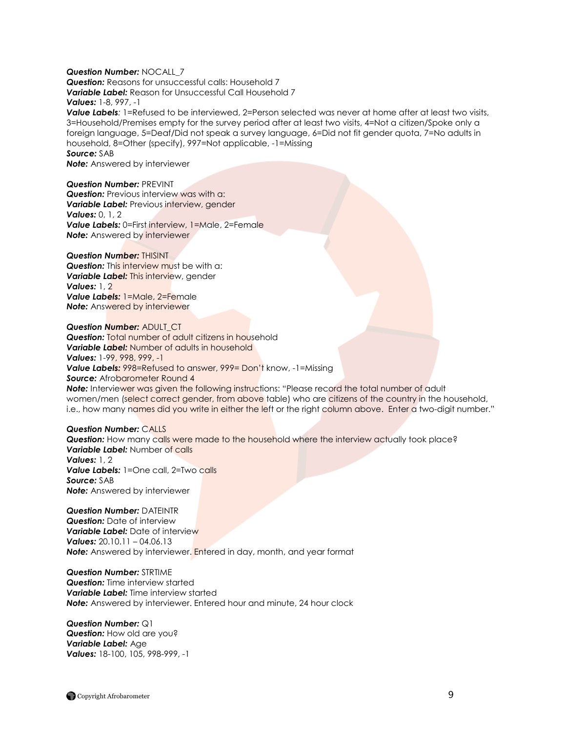***Question Number:*** NOCALL_7
***Question:*** Reasons for unsuccessful calls: Household 7
***Variable Label:*** Reason for Unsuccessful Call Household 7
***Values:*** 1-8, 997, -1
***Value Labels***: 1=Refused to be interviewed, 2=Person selected was never at home after at least two visits, 3=Household/Premises empty for the survey period after at least two visits, 4=Not a citizen/Spoke only a foreign language, 5=Deaf/Did not speak a survey language, 6=Did not fit gender quota, 7=No adults in household, 8=Other (specify), 997=Not applicable, -1=Missing
***Source:*** SAB
***Note:*** Answered by interviewer

***Question Number:*** PREVINT
***Question:*** Previous interview was with a:
***Variable Label:*** Previous interview, gender
***Values:*** 0, 1, 2
***Value Labels:*** 0=First interview, 1=Male, 2=Female
***Note:*** Answered by interviewer

***Question Number:*** THISINT
***Question:*** This interview must be with a:
***Variable Label:*** This interview, gender
***Values:*** 1, 2
***Value Labels:*** 1=Male, 2=Female
***Note:*** Answered by interviewer

***Question Number:*** ADULT_CT
***Question:*** Total number of adult citizens in household
***Variable Label:*** Number of adults in household
***Values:*** 1-99, 998, 999, -1
***Value Labels:*** 998=Refused to answer, 999= Don't know, -1=Missing
***Source:*** Afrobarometer Round 4
***Note:*** Interviewer was given the following instructions: "Please record the total number of adult women/men (select correct gender, from above table) who are citizens of the country in the household, i.e., how many names did you write in either the left or the right column above. Enter a two-digit number."

***Question Number:*** CALLS
***Question:*** How many calls were made to the household where the interview actually took place?
***Variable Label:*** Number of calls
***Values:*** 1, 2
***Value Labels:*** 1=One call, 2=Two calls
***Source:*** SAB
***Note:*** Answered by interviewer

***Question Number:*** DATEINTR
***Question:*** Date of interview
***Variable Label:*** Date of interview
***Values:*** 20.10.11 – 04.06.13
***Note:*** Answered by interviewer. Entered in day, month, and year format

***Question Number:*** STRTIME
***Question:*** Time interview started
***Variable Label:*** Time interview started
***Note:*** Answered by interviewer. Entered hour and minute, 24 hour clock

***Question Number:*** Q1
***Question:*** How old are you?
***Variable Label:*** Age
***Values:*** 18-100, 105, 998-999, -1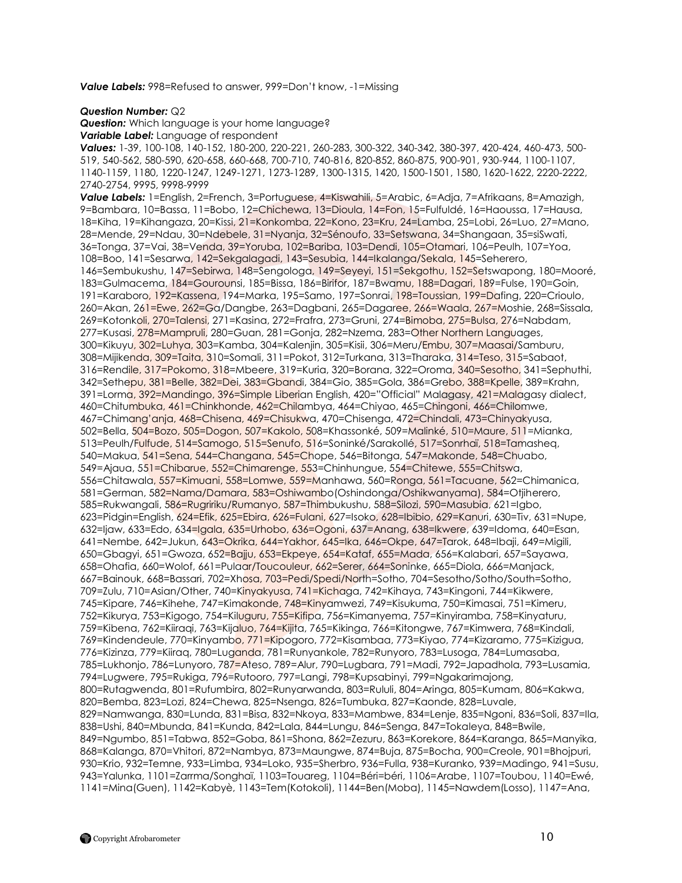***Value Labels:*** 998=Refused to answer, 999=Don't know, -1=Missing

***Question Number:*** Q2

***Question:*** Which language is your home language?

***Variable Label:*** Language of respondent

***Values:*** 1-39, 100-108, 140-152, 180-200, 220-221, 260-283, 300-322, 340-342, 380-397, 420-424, 460-473, 500-519, 540-562, 580-590, 620-658, 660-668, 700-710, 740-816, 820-852, 860-875, 900-901, 930-944, 1100-1107, 1140-1159, 1180, 1220-1247, 1249-1271, 1273-1289, 1300-1315, 1420, 1500-1501, 1580, 1620-1622, 2220-2222, 2740-2754, 9995, 9998-9999

***Value Labels:*** 1=English, 2=French, 3=Portuguese, 4=Kiswahili, 5=Arabic, 6=Adja, 7=Afrikaans, 8=Amazigh, 9=Bambara, 10=Bassa, 11=Bobo, 12=Chichewa, 13=Dioula, 14=Fon, 15=Fulfuldé, 16=Haoussa, 17=Hausa, 18=Kiha, 19=Kihangaza, 20=Kissi, 21=Konkomba, 22=Kono, 23=Kru, 24=Lamba, 25=Lobi, 26=Luo, 27=Mano, 28=Mende, 29=Ndau, 30=Ndebele, 31=Nyanja, 32=Sénoufo, 33=Setswana, 34=Shangaan, 35=siSwati, 36=Tonga, 37=Vai, 38=Venda, 39=Yoruba, 102=Bariba, 103=Dendi, 105=Otamari, 106=Peulh, 107=Yoa, 108=Boo, 141=Sesarwa, 142=Sekgalagadi, 143=Sesubia, 144=Ikalanga/Sekala, 145=Seherero, 146=Sembukushu, 147=Sebirwa, 148=Sengologa, 149=Seyeyi, 151=Sekgothu, 152=Setswapong, 180=Mooré, 183=Gulmacema, 184=Gourounsi, 185=Bissa, 186=Birifor, 187=Bwamu, 188=Dagari, 189=Fulse, 190=Goin, 191=Karaboro, 192=Kassena, 194=Marka, 195=Samo, 197=Sonrai, 198=Toussian, 199=Dafing, 220=Crioulo, 260=Akan, 261=Ewe, 262=Ga/Dangbe, 263=Dagbani, 265=Dagaree, 266=Waala, 267=Moshie, 268=Sissala, 269=Kotonkoli, 270=Talensi, 271=Kasina, 272=Frafra, 273=Gruni, 274=Bimoba, 275=Bulsa, 276=Nabdam, 277=Kusasi, 278=Mampruli, 280=Guan, 281=Gonja, 282=Nzema, 283=Other Northern Languages, 300=Kikuyu, 302=Luhya, 303=Kamba, 304=Kalenjin, 305=Kisii, 306=Meru/Embu, 307=Maasai/Samburu, 308=Mijikenda, 309=Taita, 310=Somali, 311=Pokot, 312=Turkana, 313=Tharaka, 314=Teso, 315=Sabaot, 316=Rendile, 317=Pokomo, 318=Mbeere, 319=Kuria, 320=Borana, 322=Oroma, 340=Sesotho, 341=Sephuthi, 342=Sethepu, 381=Belle, 382=Dei, 383=Gbandi, 384=Gio, 385=Gola, 386=Grebo, 388=Kpelle, 389=Krahn, 391=Lorma, 392=Mandingo, 396=Simple Liberian English, 420="Official" Malagasy, 421=Malagasy dialect, 460=Chitumbuka, 461=Chinkhonde, 462=Chilambya, 464=Chiyao, 465=Chingoni, 466=Chilomwe, 467=Chimang'anja, 468=Chisena, 469=Chisukwa, 470=Chisenga, 472=Chindali, 473=Chinyakyusa, 502=Bella, 504=Bozo, 505=Dogon, 507=Kakolo, 508=Khassonké, 509=Malinké, 510=Maure, 511=Mianka, 513=Peulh/Fulfude, 514=Samogo, 515=Senufo, 516=Soninké/Sarakollé, 517=Sonrhaï, 518=Tamasheq, 540=Makua, 541=Sena, 544=Changana, 545=Chope, 546=Bitonga, 547=Makonde, 548=Chuabo, 549=Ajaua, 551=Chibarue, 552=Chimarenge, 553=Chinhungue, 554=Chitewe, 555=Chitswa, 556=Chitawala, 557=Kimuani, 558=Lomwe, 559=Manhawa, 560=Ronga, 561=Tacuane, 562=Chimanica, 581=German, 582=Nama/Damara, 583=Oshiwambo(Oshindonga/Oshikwanyama), 584=Otjiherero, 585=Rukwangali, 586=Rugririku/Rumanyo, 587=Thimbukushu, 588=Silozi, 590=Masubia, 621=Igbo, 623=Pidgin=English, 624=Efik, 625=Ebira, 626=Fulani, 627=Isoko, 628=Ibibio, 629=Kanuri, 630=Tiv, 631=Nupe, 632=Ijaw, 633=Edo, 634=Igala, 635=Urhobo, 636=Ogoni, 637=Anang, 638=Ikwere, 639=Idoma, 640=Esan, 641=Nembe, 642=Jukun, 643=Okrika, 644=Yakhor, 645=Ika, 646=Okpe, 647=Tarok, 648=Ibaji, 649=Migili, 650=Gbagyi, 651=Gwoza, 652=Bajju, 653=Ekpeye, 654=Kataf, 655=Mada, 656=Kalabari, 657=Sayawa, 658=Ohafia, 660=Wolof, 661=Pulaar/Toucouleur, 662=Serer, 664=Soninke, 665=Diola, 666=Manjack, 667=Bainouk, 668=Bassari, 702=Xhosa, 703=Pedi/Spedi/North=Sotho, 704=Sesotho/Sotho/South=Sotho, 709=Zulu, 710=Asian/Other, 740=Kinyakyusa, 741=Kichaga, 742=Kihaya, 743=Kingoni, 744=Kikwere, 745=Kipare, 746=Kihehe, 747=Kimakonde, 748=Kinyamwezi, 749=Kisukuma, 750=Kimasai, 751=Kimeru, 752=Kikurya, 753=Kigogo, 754=Kiluguru, 755=Kifipa, 756=Kimanyema, 757=Kinyiramba, 758=Kinyaturu, 759=Kibena, 762=Kiiraqi, 763=Kijaluo, 764=Kijita, 765=Kikinga, 766=Kitongwe, 767=Kimwera, 768=Kindali, 769=Kindendeule, 770=Kinyambo, 771=Kipogoro, 772=Kisambaa, 773=Kiyao, 774=Kizaramo, 775=Kizigua, 776=Kizinza, 779=Kiiraq, 780=Luganda, 781=Runyankole, 782=Runyoro, 783=Lusoga, 784=Lumasaba, 785=Lukhonjo, 786=Lunyoro, 787=Ateso, 789=Alur, 790=Lugbara, 791=Madi, 792=Japadhola, 793=Lusamia, 794=Lugwere, 795=Rukiga, 796=Rutooro, 797=Langi, 798=Kupsabinyi, 799=Ngakarimajong, 800=Rutagwenda, 801=Rufumbira, 802=Runyarwanda, 803=Rululi, 804=Aringa, 805=Kumam, 806=Kakwa, 820=Bemba, 823=Lozi, 824=Chewa, 825=Nsenga, 826=Tumbuka, 827=Kaonde, 828=Luvale, 829=Namwanga, 830=Lunda, 831=Bisa, 832=Nkoya, 833=Mambwe, 834=Lenje, 835=Ngoni, 836=Soli, 837=Ila, 838=Ushi, 840=Mbunda, 841=Kunda, 842=Lala, 844=Lungu, 846=Senga, 847=Tokaleya, 848=Bwile, 849=Ngumbo, 851=Tabwa, 852=Goba, 861=Shona, 862=Zezuru, 863=Korekore, 864=Karanga, 865=Manyika, 868=Kalanga, 870=Vhitori, 872=Nambya, 873=Maungwe, 874=Buja, 875=Bocha, 900=Creole, 901=Bhojpuri, 930=Krio, 932=Temne, 933=Limba, 934=Loko, 935=Sherbro, 936=Fulla, 938=Kuranko, 939=Madingo, 941=Susu, 943=Yalunka, 1101=Zarma/Songhaï, 1103=Touareg, 1104=Béri=béri, 1106=Arabe, 1107=Toubou, 1140=Ewé, 1141=Mina(Guen), 1142=Kabyè, 1143=Tem(Kotokoli), 1144=Ben(Moba), 1145=Nawdem(Losso), 1147=Ana,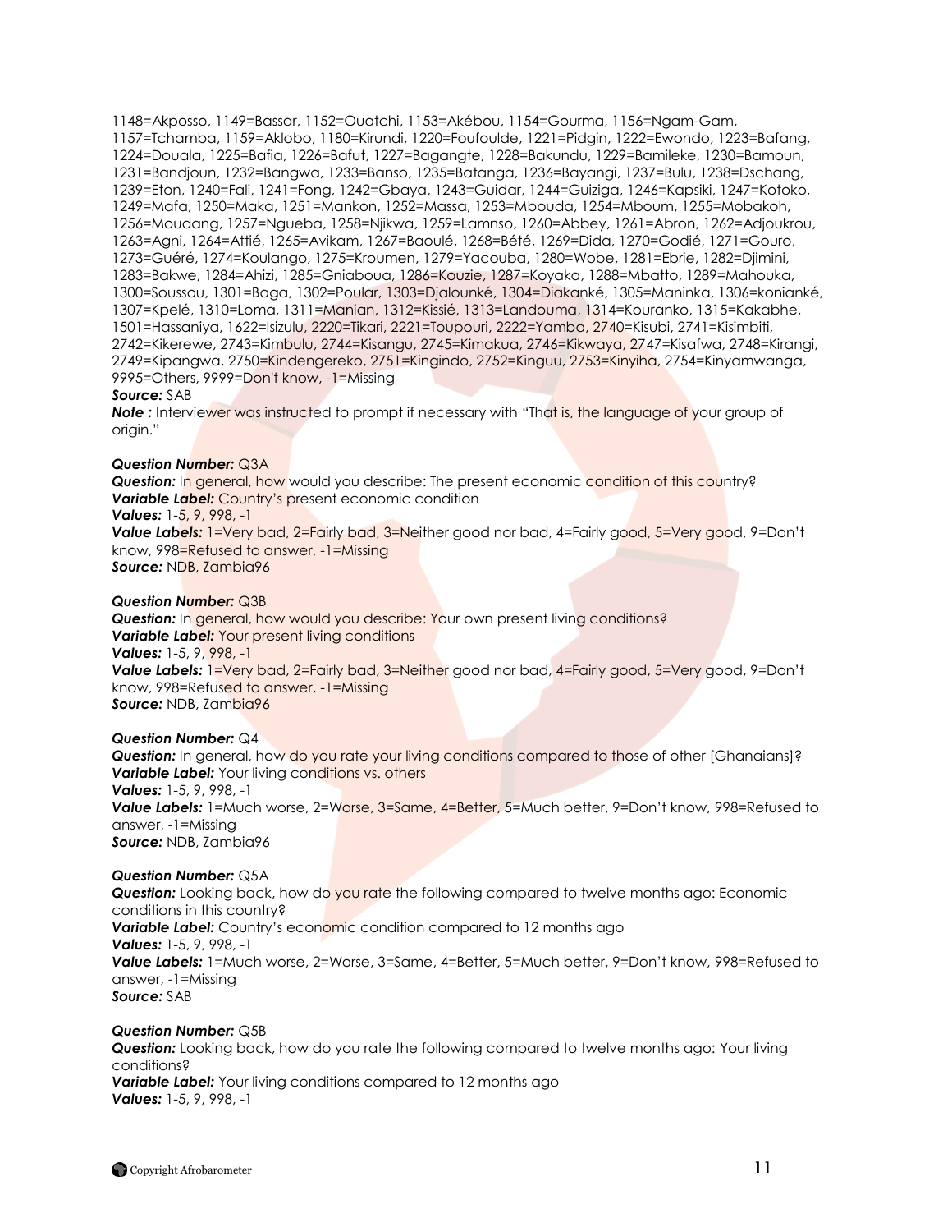1148=Akposso, 1149=Bassar, 1152=Ouatchi, 1153=Akébou, 1154=Gourma, 1156=Ngam-Gam, 1157=Tchamba, 1159=Aklobo, 1180=Kirundi, 1220=Foufoulde, 1221=Pidgin, 1222=Ewondo, 1223=Bafang, 1224=Douala, 1225=Bafia, 1226=Bafut, 1227=Bagangte, 1228=Bakundu, 1229=Bamileke, 1230=Bamoun, 1231=Bandjoun, 1232=Bangwa, 1233=Banso, 1235=Batanga, 1236=Bayangi, 1237=Bulu, 1238=Dschang, 1239=Eton, 1240=Fali, 1241=Fong, 1242=Gbaya, 1243=Guidar, 1244=Guiziga, 1246=Kapsiki, 1247=Kotoko, 1249=Mafa, 1250=Maka, 1251=Mankon, 1252=Massa, 1253=Mbouda, 1254=Mboum, 1255=Mobakoh, 1256=Moudang, 1257=Ngueba, 1258=Njikwa, 1259=Lamnso, 1260=Abbey, 1261=Abron, 1262=Adjoukrou, 1263=Agni, 1264=Attié, 1265=Avikam, 1267=Baoulé, 1268=Bété, 1269=Dida, 1270=Godié, 1271=Gouro, 1273=Guéré, 1274=Koulango, 1275=Kroumen, 1279=Yacouba, 1280=Wobe, 1281=Ebrie, 1282=Djimini, 1283=Bakwe, 1284=Ahizi, 1285=Gniaboua, 1286=Kouzie, 1287=Koyaka, 1288=Mbatto, 1289=Mahouka, 1300=Soussou, 1301=Baga, 1302=Poular, 1303=Djalounké, 1304=Diakanké, 1305=Maninka, 1306=konianké, 1307=Kpelé, 1310=Loma, 1311=Manian, 1312=Kissié, 1313=Landouma, 1314=Kouranko, 1315=Kakabhe, 1501=Hassaniya, 1622=Isizulu, 2220=Tikari, 2221=Toupouri, 2222=Yamba, 2740=Kisubi, 2741=Kisimbiti, 2742=Kikerewe, 2743=Kimbulu, 2744=Kisangu, 2745=Kimakua, 2746=Kikwaya, 2747=Kisafwa, 2748=Kirangi, 2749=Kipangwa, 2750=Kindengereko, 2751=Kingindo, 2752=Kinguu, 2753=Kinyiha, 2754=Kinyamwanga, 9995=Others, 9999=Don't know, -1=Missing

***Source:*** SAB

***Note :*** Interviewer was instructed to prompt if necessary with "That is, the language of your group of origin."

***Question Number:*** Q3A

***Question:*** In general, how would you describe: The present economic condition of this country?

***Variable Label:*** Country's present economic condition

***Values:*** 1-5, 9, 998, -1

***Value Labels:*** 1=Very bad, 2=Fairly bad, 3=Neither good nor bad, 4=Fairly good, 5=Very good, 9=Don't know, 998=Refused to answer, -1=Missing

***Source:*** NDB, Zambia96

***Question Number:*** Q3B

***Question:*** In general, how would you describe: Your own present living conditions?

***Variable Label:*** Your present living conditions

***Values:*** 1-5, 9, 998, -1

***Value Labels:*** 1=Very bad, 2=Fairly bad, 3=Neither good nor bad, 4=Fairly good, 5=Very good, 9=Don't know, 998=Refused to answer, -1=Missing

***Source:*** NDB, Zambia96

***Question Number:*** Q4

***Question:*** In general, how do you rate your living conditions compared to those of other [Ghanaians]?

***Variable Label:*** Your living conditions vs. others

***Values:*** 1-5, 9, 998, -1

***Value Labels:*** 1=Much worse, 2=Worse, 3=Same, 4=Better, 5=Much better, 9=Don't know, 998=Refused to answer, -1=Missing

***Source:*** NDB, Zambia96

***Question Number:*** Q5A

***Question:*** Looking back, how do you rate the following compared to twelve months ago: Economic conditions in this country?

***Variable Label:*** Country's economic condition compared to 12 months ago

***Values:*** 1-5, 9, 998, -1

***Value Labels:*** 1=Much worse, 2=Worse, 3=Same, 4=Better, 5=Much better, 9=Don't know, 998=Refused to answer, -1=Missing

***Source:*** SAB

***Question Number:*** Q5B

***Question:*** Looking back, how do you rate the following compared to twelve months ago: Your living conditions?

***Variable Label:*** Your living conditions compared to 12 months ago

***Values:*** 1-5, 9, 998, -1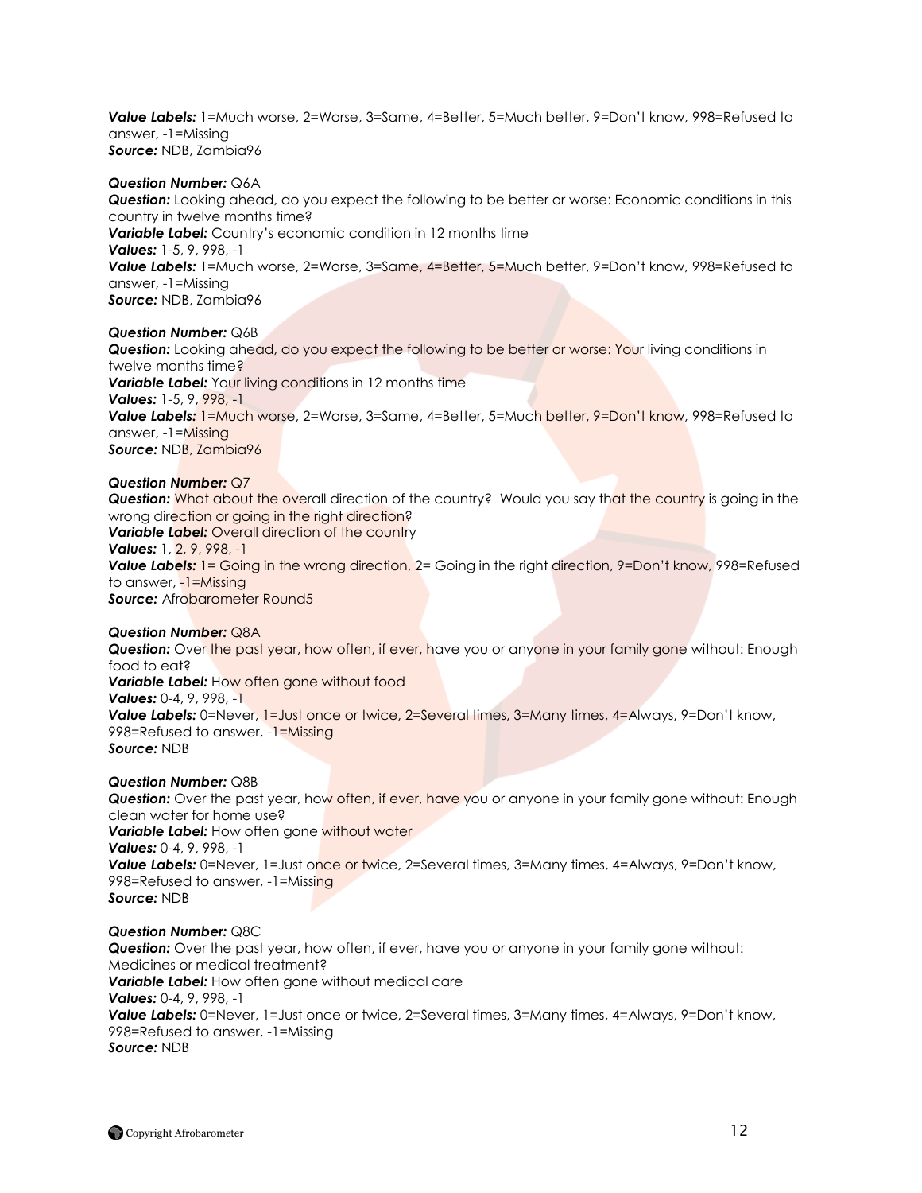***Value Labels:*** 1=Much worse, 2=Worse, 3=Same, 4=Better, 5=Much better, 9=Don't know, 998=Refused to answer, -1=Missing
***Source:*** NDB, Zambia96

***Question Number:*** Q6A
***Question:*** Looking ahead, do you expect the following to be better or worse: Economic conditions in this country in twelve months time?
***Variable Label:*** Country's economic condition in 12 months time
***Values:*** 1-5, 9, 998, -1
***Value Labels:*** 1=Much worse, 2=Worse, 3=Same, 4=Better, 5=Much better, 9=Don't know, 998=Refused to answer, -1=Missing
***Source:*** NDB, Zambia96

***Question Number:*** Q6B
***Question:*** Looking ahead, do you expect the following to be better or worse: Your living conditions in twelve months time?
***Variable Label:*** Your living conditions in 12 months time
***Values:*** 1-5, 9, 998, -1
***Value Labels:*** 1=Much worse, 2=Worse, 3=Same, 4=Better, 5=Much better, 9=Don't know, 998=Refused to answer, -1=Missing
***Source:*** NDB, Zambia96

***Question Number:*** Q7
***Question:*** What about the overall direction of the country? Would you say that the country is going in the wrong direction or going in the right direction?
***Variable Label:*** Overall direction of the country
***Values:*** 1, 2, 9, 998, -1
***Value Labels:*** 1= Going in the wrong direction, 2= Going in the right direction, 9=Don't know, 998=Refused to answer, -1=Missing
***Source:*** Afrobarometer Round5

***Question Number:*** Q8A
***Question:*** Over the past year, how often, if ever, have you or anyone in your family gone without: Enough food to eat?
***Variable Label:*** How often gone without food
***Values:*** 0-4, 9, 998, -1
***Value Labels:*** 0=Never, 1=Just once or twice, 2=Several times, 3=Many times, 4=Always, 9=Don't know, 998=Refused to answer, -1=Missing
***Source:*** NDB

***Question Number:*** Q8B
***Question:*** Over the past year, how often, if ever, have you or anyone in your family gone without: Enough clean water for home use?
***Variable Label:*** How often gone without water
***Values:*** 0-4, 9, 998, -1
***Value Labels:*** 0=Never, 1=Just once or twice, 2=Several times, 3=Many times, 4=Always, 9=Don't know, 998=Refused to answer, -1=Missing
***Source:*** NDB

***Question Number:*** Q8C
***Question:*** Over the past year, how often, if ever, have you or anyone in your family gone without: Medicines or medical treatment?
***Variable Label:*** How often gone without medical care
***Values:*** 0-4, 9, 998, -1
***Value Labels:*** 0=Never, 1=Just once or twice, 2=Several times, 3=Many times, 4=Always, 9=Don't know, 998=Refused to answer, -1=Missing
***Source:*** NDB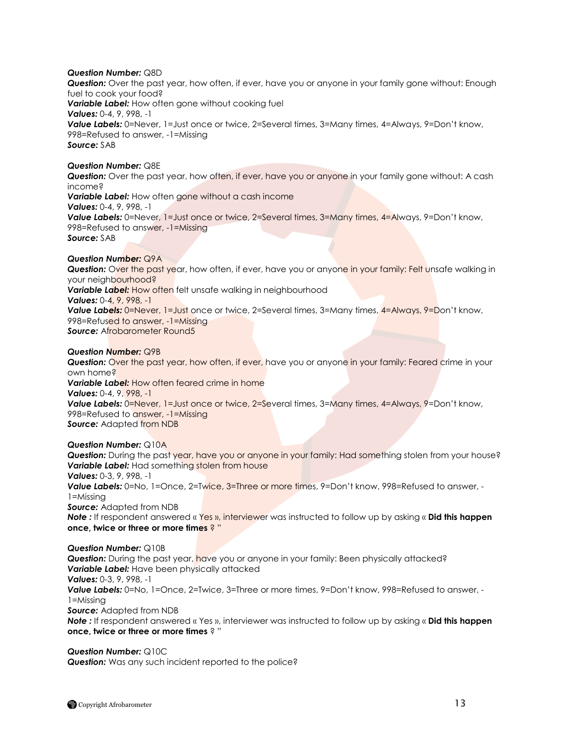***Question Number:*** Q8D
***Question:*** Over the past year, how often, if ever, have you or anyone in your family gone without: Enough fuel to cook your food?
***Variable Label:*** How often gone without cooking fuel
***Values:*** 0-4, 9, 998, -1
***Value Labels:*** 0=Never, 1=Just once or twice, 2=Several times, 3=Many times, 4=Always, 9=Don't know, 998=Refused to answer, -1=Missing
***Source:*** SAB

***Question Number:*** Q8E
***Question:*** Over the past year, how often, if ever, have you or anyone in your family gone without: A cash income?
***Variable Label:*** How often gone without a cash income
***Values:*** 0-4, 9, 998, -1
***Value Labels:*** 0=Never, 1=Just once or twice, 2=Several times, 3=Many times, 4=Always, 9=Don't know, 998=Refused to answer, -1=Missing
***Source:*** SAB

***Question Number:*** Q9A
***Question:*** Over the past year, how often, if ever, have you or anyone in your family: Felt unsafe walking in your neighbourhood?
***Variable Label:*** How often felt unsafe walking in neighbourhood
***Values:*** 0-4, 9, 998, -1
***Value Labels:*** 0=Never, 1=Just once or twice, 2=Several times, 3=Many times, 4=Always, 9=Don't know, 998=Refused to answer, -1=Missing
***Source:*** Afrobarometer Round5

***Question Number:*** Q9B
***Question:*** Over the past year, how often, if ever, have you or anyone in your family: Feared crime in your own home?
***Variable Label:*** How often feared crime in home
***Values:*** 0-4, 9, 998, -1
***Value Labels:*** 0=Never, 1=Just once or twice, 2=Several times, 3=Many times, 4=Always, 9=Don't know, 998=Refused to answer, -1=Missing
***Source:*** Adapted from NDB

***Question Number:*** Q10A
***Question:*** During the past year, have you or anyone in your family: Had something stolen from your house?
***Variable Label:*** Had something stolen from house
***Values:*** 0-3, 9, 998, -1
***Value Labels:*** 0=No, 1=Once, 2=Twice, 3=Three or more times, 9=Don't know, 998=Refused to answer, -1=Missing
***Source:*** Adapted from NDB
***Note :*** If respondent answered « Yes », interviewer was instructed to follow up by asking « **Did this happen once, twice or three or more times** ? "

***Question Number:*** Q10B
***Question:*** During the past year, have you or anyone in your family: Been physically attacked?
***Variable Label:*** Have been physically attacked
***Values:*** 0-3, 9, 998, -1
***Value Labels:*** 0=No, 1=Once, 2=Twice, 3=Three or more times, 9=Don't know, 998=Refused to answer, -1=Missing
***Source:*** Adapted from NDB
***Note :*** If respondent answered « Yes », interviewer was instructed to follow up by asking « **Did this happen once, twice or three or more times** ? "

***Question Number:*** Q10C
***Question:*** Was any such incident reported to the police?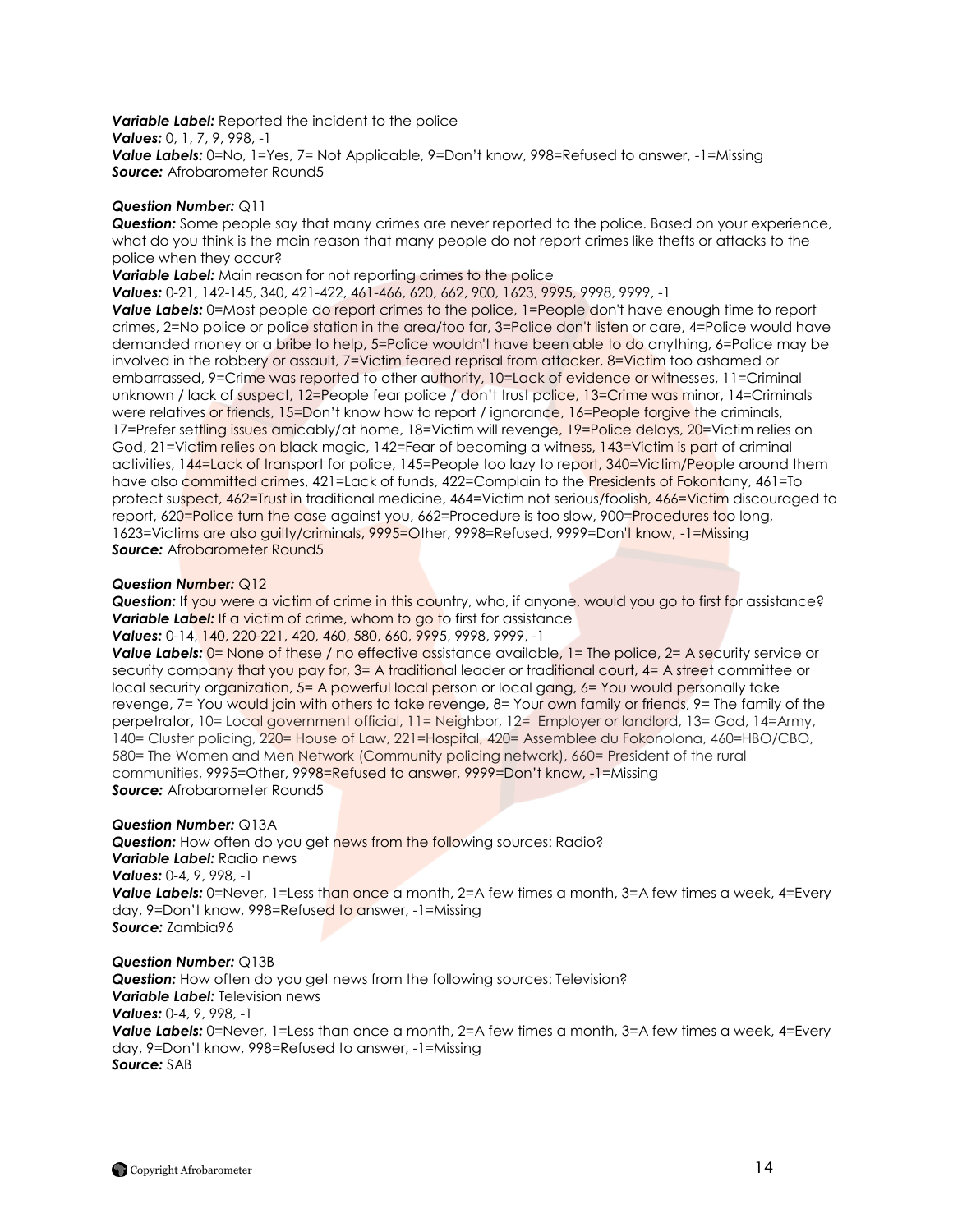***Variable Label:*** Reported the incident to the police
***Values:*** 0, 1, 7, 9, 998, -1
***Value Labels:*** 0=No, 1=Yes, 7= Not Applicable, 9=Don't know, 998=Refused to answer, -1=Missing
***Source:*** Afrobarometer Round5

***Question Number:*** Q11
***Question:*** Some people say that many crimes are never reported to the police. Based on your experience, what do you think is the main reason that many people do not report crimes like thefts or attacks to the police when they occur?
***Variable Label:*** Main reason for not reporting crimes to the police
***Values:*** 0-21, 142-145, 340, 421-422, 461-466, 620, 662, 900, 1623, 9995, 9998, 9999, -1
***Value Labels:*** 0=Most people do report crimes to the police, 1=People don't have enough time to report crimes, 2=No police or police station in the area/too far, 3=Police don't listen or care, 4=Police would have demanded money or a bribe to help, 5=Police wouldn't have been able to do anything, 6=Police may be involved in the robbery or assault, 7=Victim feared reprisal from attacker, 8=Victim too ashamed or embarrassed, 9=Crime was reported to other authority, 10=Lack of evidence or witnesses, 11=Criminal unknown / lack of suspect, 12=People fear police / don't trust police, 13=Crime was minor, 14=Criminals were relatives or friends, 15=Don't know how to report / ignorance, 16=People forgive the criminals, 17=Prefer settling issues amicably/at home, 18=Victim will revenge, 19=Police delays, 20=Victim relies on God, 21=Victim relies on black magic, 142=Fear of becoming a witness, 143=Victim is part of criminal activities, 144=Lack of transport for police, 145=People too lazy to report, 340=Victim/People around them have also committed crimes, 421=Lack of funds, 422=Complain to the Presidents of Fokontany, 461=To protect suspect, 462=Trust in traditional medicine, 464=Victim not serious/foolish, 466=Victim discouraged to report, 620=Police turn the case against you, 662=Procedure is too slow, 900=Procedures too long, 1623=Victims are also guilty/criminals, 9995=Other, 9998=Refused, 9999=Don't know, -1=Missing
***Source:*** Afrobarometer Round5

***Question Number:*** Q12
***Question:*** If you were a victim of crime in this country, who, if anyone, would you go to first for assistance?
***Variable Label:*** If a victim of crime, whom to go to first for assistance
***Values:*** 0-14, 140, 220-221, 420, 460, 580, 660, 9995, 9998, 9999, -1
***Value Labels:*** 0= None of these / no effective assistance available, 1= The police, 2= A security service or security company that you pay for, 3= A traditional leader or traditional court, 4= A street committee or local security organization, 5= A powerful local person or local gang, 6= You would personally take revenge, 7= You would join with others to take revenge, 8= Your own family or friends, 9= The family of the perpetrator, 10= Local government official, 11= Neighbor, 12= Employer or landlord, 13= God, 14=Army, 140= Cluster policing, 220= House of Law, 221=Hospital, 420= Assemblee du Fokonolona, 460=HBO/CBO, 580= The Women and Men Network (Community policing network), 660= President of the rural communities, 9995=Other, 9998=Refused to answer, 9999=Don't know, -1=Missing
***Source:*** Afrobarometer Round5

***Question Number:*** Q13A
***Question:*** How often do you get news from the following sources: Radio?
***Variable Label:*** Radio news
***Values:*** 0-4, 9, 998, -1
***Value Labels:*** 0=Never, 1=Less than once a month, 2=A few times a month, 3=A few times a week, 4=Every day, 9=Don't know, 998=Refused to answer, -1=Missing
***Source:*** Zambia96

***Question Number:*** Q13B
***Question:*** How often do you get news from the following sources: Television?
***Variable Label:*** Television news
***Values:*** 0-4, 9, 998, -1
***Value Labels:*** 0=Never, 1=Less than once a month, 2=A few times a month, 3=A few times a week, 4=Every day, 9=Don't know, 998=Refused to answer, -1=Missing
***Source:*** SAB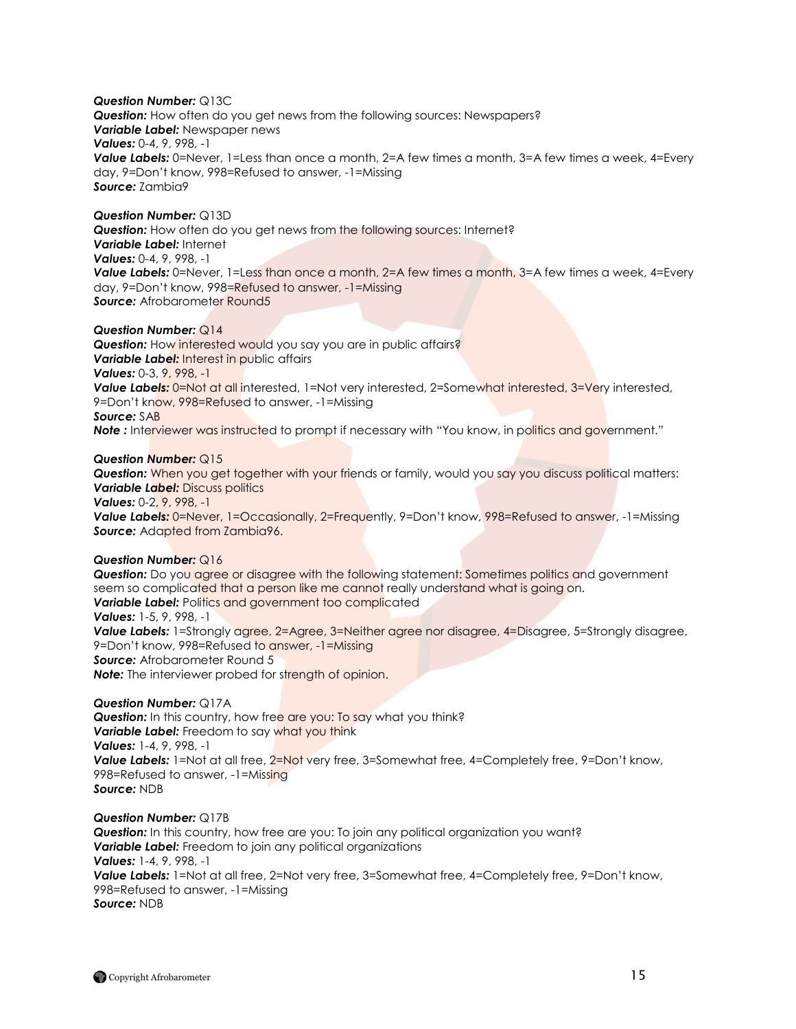***Question Number:*** Q13C
***Question:*** How often do you get news from the following sources: Newspapers?
***Variable Label:*** Newspaper news
***Values:*** 0-4, 9, 998, -1
***Value Labels:*** 0=Never, 1=Less than once a month, 2=A few times a month, 3=A few times a week, 4=Every day, 9=Don't know, 998=Refused to answer, -1=Missing
***Source:*** Zambia9

***Question Number:*** Q13D
***Question:*** How often do you get news from the following sources: Internet?
***Variable Label:*** Internet
***Values:*** 0-4, 9, 998, -1
***Value Labels:*** 0=Never, 1=Less than once a month, 2=A few times a month, 3=A few times a week, 4=Every day, 9=Don't know, 998=Refused to answer, -1=Missing
***Source:*** Afrobarometer Round5

***Question Number:*** Q14
***Question:*** How interested would you say you are in public affairs?
***Variable Label:*** Interest in public affairs
***Values:*** 0-3, 9, 998, -1
***Value Labels:*** 0=Not at all interested, 1=Not very interested, 2=Somewhat interested, 3=Very interested, 9=Don't know, 998=Refused to answer, -1=Missing
***Source:*** SAB
***Note :*** Interviewer was instructed to prompt if necessary with "You know, in politics and government."

***Question Number:*** Q15
***Question:*** When you get together with your friends or family, would you say you discuss political matters:
***Variable Label:*** Discuss politics
***Values:*** 0-2, 9, 998, -1
***Value Labels:*** 0=Never, 1=Occasionally, 2=Frequently, 9=Don't know, 998=Refused to answer, -1=Missing
***Source:*** Adapted from Zambia96.

***Question Number:*** Q16
***Question:*** Do you agree or disagree with the following statement: Sometimes politics and government seem so complicated that a person like me cannot really understand what is going on.
***Variable Label:*** Politics and government too complicated
***Values:*** 1-5, 9, 998, -1
***Value Labels:*** 1=Strongly agree, 2=Agree, 3=Neither agree nor disagree, 4=Disagree, 5=Strongly disagree, 9=Don't know, 998=Refused to answer, -1=Missing
***Source:*** Afrobarometer Round 5
***Note:*** The interviewer probed for strength of opinion.

***Question Number:*** Q17A
***Question:*** In this country, how free are you: To say what you think?
***Variable Label:*** Freedom to say what you think
***Values:*** 1-4, 9, 998, -1
***Value Labels:*** 1=Not at all free, 2=Not very free, 3=Somewhat free, 4=Completely free, 9=Don't know, 998=Refused to answer, -1=Missing
***Source:*** NDB

***Question Number:*** Q17B
***Question:*** In this country, how free are you: To join any political organization you want?
***Variable Label:*** Freedom to join any political organizations
***Values:*** 1-4, 9, 998, -1
***Value Labels:*** 1=Not at all free, 2=Not very free, 3=Somewhat free, 4=Completely free, 9=Don't know, 998=Refused to answer, -1=Missing
***Source:*** NDB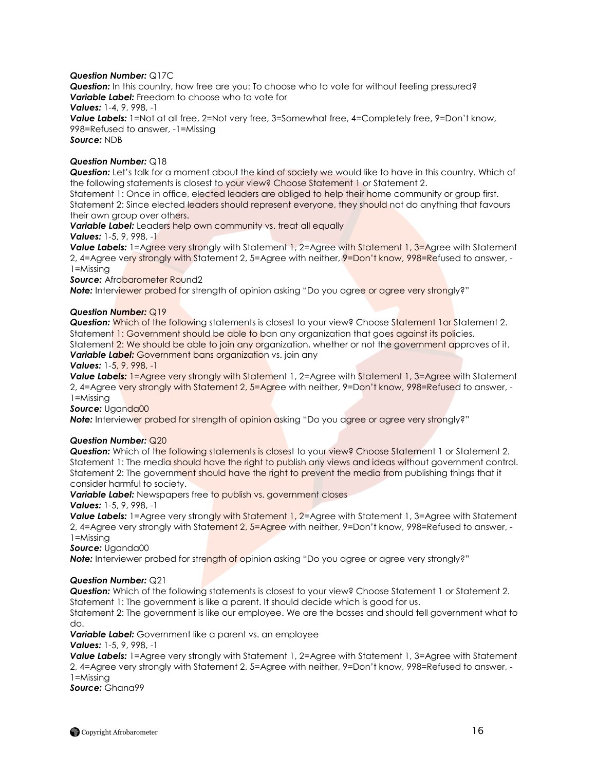***Question Number:*** Q17C
***Question:*** In this country, how free are you: To choose who to vote for without feeling pressured?
***Variable Label:*** Freedom to choose who to vote for
***Values:*** 1-4, 9, 998, -1
***Value Labels:*** 1=Not at all free, 2=Not very free, 3=Somewhat free, 4=Completely free, 9=Don't know, 998=Refused to answer, -1=Missing
***Source:*** NDB

***Question Number:*** Q18
***Question:*** Let's talk for a moment about the kind of society we would like to have in this country. Which of the following statements is closest to your view? Choose Statement 1 or Statement 2.
Statement 1: Once in office, elected leaders are obliged to help their home community or group first.
Statement 2: Since elected leaders should represent everyone, they should not do anything that favours their own group over others.
***Variable Label:*** Leaders help own community vs. treat all equally
***Values:*** 1-5, 9, 998, -1
***Value Labels:*** 1=Agree very strongly with Statement 1, 2=Agree with Statement 1, 3=Agree with Statement 2, 4=Agree very strongly with Statement 2, 5=Agree with neither, 9=Don't know, 998=Refused to answer, -1=Missing
***Source:*** Afrobarometer Round2
***Note:*** Interviewer probed for strength of opinion asking "Do you agree or agree very strongly?"

***Question Number:*** Q19
***Question:*** Which of the following statements is closest to your view? Choose Statement 1or Statement 2.
Statement 1: Government should be able to ban any organization that goes against its policies.
Statement 2: We should be able to join any organization, whether or not the government approves of it.
***Variable Label:*** Government bans organization vs. join any
***Values:*** 1-5, 9, 998, -1
***Value Labels:*** 1=Agree very strongly with Statement 1, 2=Agree with Statement 1, 3=Agree with Statement 2, 4=Agree very strongly with Statement 2, 5=Agree with neither, 9=Don't know, 998=Refused to answer, -1=Missing
***Source:*** Uganda00
***Note:*** Interviewer probed for strength of opinion asking "Do you agree or agree very strongly?"

***Question Number:*** Q20
***Question:*** Which of the following statements is closest to your view? Choose Statement 1 or Statement 2.
Statement 1: The media should have the right to publish any views and ideas without government control.
Statement 2: The government should have the right to prevent the media from publishing things that it consider harmful to society.
***Variable Label:*** Newspapers free to publish vs. government closes
***Values:*** 1-5, 9, 998, -1
***Value Labels:*** 1=Agree very strongly with Statement 1, 2=Agree with Statement 1, 3=Agree with Statement 2, 4=Agree very strongly with Statement 2, 5=Agree with neither, 9=Don't know, 998=Refused to answer, -1=Missing
***Source:*** Uganda00
***Note:*** Interviewer probed for strength of opinion asking "Do you agree or agree very strongly?"

***Question Number:*** Q21
***Question:*** Which of the following statements is closest to your view? Choose Statement 1 or Statement 2.
Statement 1: The government is like a parent. It should decide which is good for us.
Statement 2: The government is like our employee. We are the bosses and should tell government what to do.
***Variable Label:*** Government like a parent vs. an employee
***Values:*** 1-5, 9, 998, -1
***Value Labels:*** 1=Agree very strongly with Statement 1, 2=Agree with Statement 1, 3=Agree with Statement 2, 4=Agree very strongly with Statement 2, 5=Agree with neither, 9=Don't know, 998=Refused to answer, -1=Missing
***Source:*** Ghana99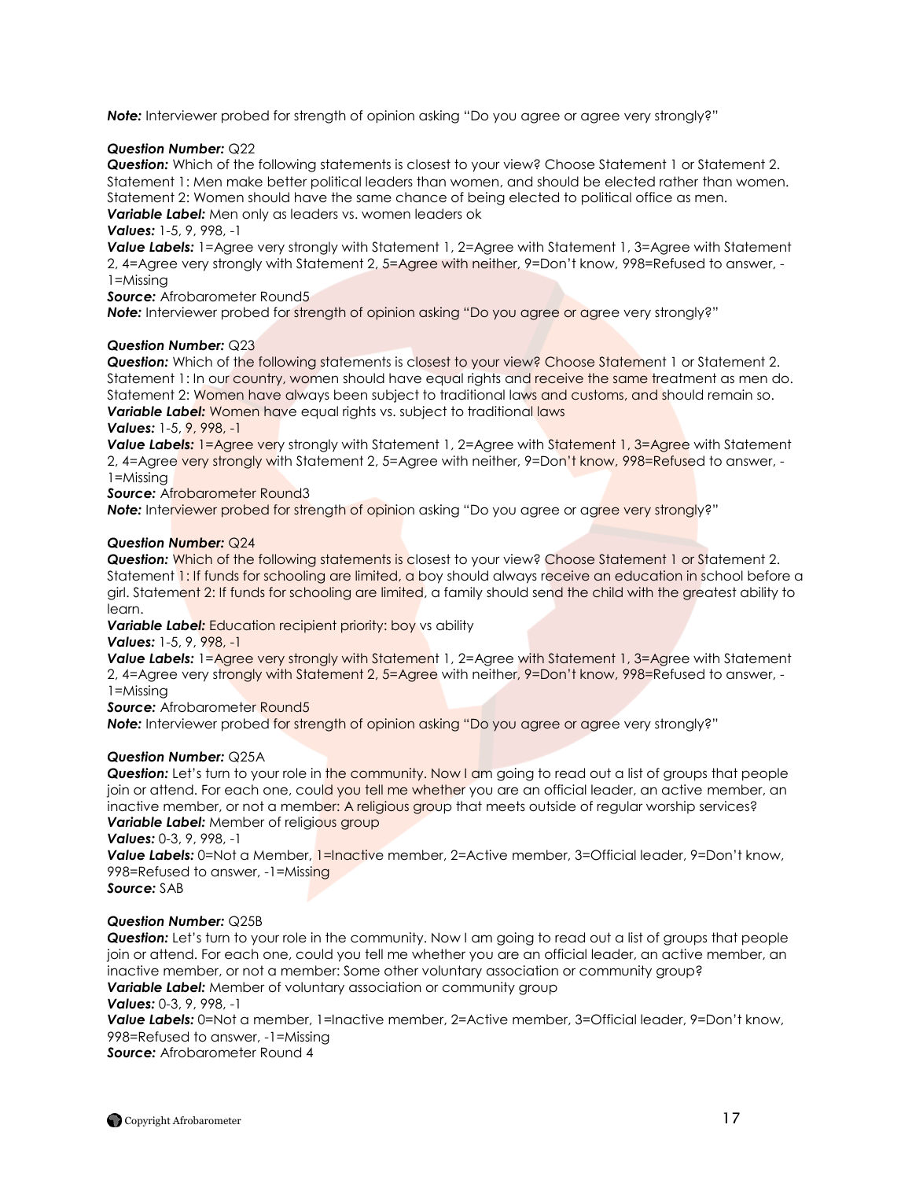***Note:*** Interviewer probed for strength of opinion asking "Do you agree or agree very strongly?"

***Question Number:*** Q22
***Question:*** Which of the following statements is closest to your view? Choose Statement 1 or Statement 2. Statement 1: Men make better political leaders than women, and should be elected rather than women. Statement 2: Women should have the same chance of being elected to political office as men.
***Variable Label:*** Men only as leaders vs. women leaders ok
***Values:*** 1-5, 9, 998, -1
***Value Labels:*** 1=Agree very strongly with Statement 1, 2=Agree with Statement 1, 3=Agree with Statement 2, 4=Agree very strongly with Statement 2, 5=Agree with neither, 9=Don't know, 998=Refused to answer, -1=Missing
***Source:*** Afrobarometer Round5
***Note:*** Interviewer probed for strength of opinion asking "Do you agree or agree very strongly?"

***Question Number:*** Q23
***Question:*** Which of the following statements is closest to your view? Choose Statement 1 or Statement 2. Statement 1: In our country, women should have equal rights and receive the same treatment as men do. Statement 2: Women have always been subject to traditional laws and customs, and should remain so.
***Variable Label:*** Women have equal rights vs. subject to traditional laws
***Values:*** 1-5, 9, 998, -1
***Value Labels:*** 1=Agree very strongly with Statement 1, 2=Agree with Statement 1, 3=Agree with Statement 2, 4=Agree very strongly with Statement 2, 5=Agree with neither, 9=Don't know, 998=Refused to answer, -1=Missing
***Source:*** Afrobarometer Round3
***Note:*** Interviewer probed for strength of opinion asking "Do you agree or agree very strongly?"

***Question Number:*** Q24
***Question:*** Which of the following statements is closest to your view? Choose Statement 1 or Statement 2. Statement 1: If funds for schooling are limited, a boy should always receive an education in school before a girl. Statement 2: If funds for schooling are limited, a family should send the child with the greatest ability to learn.
***Variable Label:*** Education recipient priority: boy vs ability
***Values:*** 1-5, 9, 998, -1
***Value Labels:*** 1=Agree very strongly with Statement 1, 2=Agree with Statement 1, 3=Agree with Statement 2, 4=Agree very strongly with Statement 2, 5=Agree with neither, 9=Don't know, 998=Refused to answer, -1=Missing
***Source:*** Afrobarometer Round5
***Note:*** Interviewer probed for strength of opinion asking "Do you agree or agree very strongly?"

***Question Number:*** Q25A
***Question:*** Let's turn to your role in the community. Now I am going to read out a list of groups that people join or attend. For each one, could you tell me whether you are an official leader, an active member, an inactive member, or not a member: A religious group that meets outside of regular worship services?
***Variable Label:*** Member of religious group
***Values:*** 0-3, 9, 998, -1
***Value Labels:*** 0=Not a Member, 1=Inactive member, 2=Active member, 3=Official leader, 9=Don't know, 998=Refused to answer, -1=Missing
***Source:*** SAB

***Question Number:*** Q25B
***Question:*** Let's turn to your role in the community. Now I am going to read out a list of groups that people join or attend. For each one, could you tell me whether you are an official leader, an active member, an inactive member, or not a member: Some other voluntary association or community group?
***Variable Label:*** Member of voluntary association or community group
***Values:*** 0-3, 9, 998, -1
***Value Labels:*** 0=Not a member, 1=Inactive member, 2=Active member, 3=Official leader, 9=Don't know, 998=Refused to answer, -1=Missing
***Source:*** Afrobarometer Round 4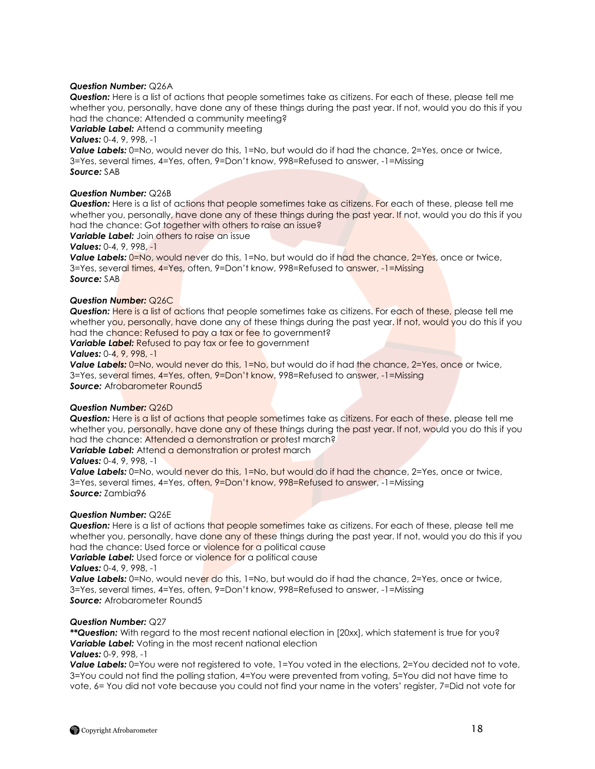***Question Number:*** Q26A
***Question:*** Here is a list of actions that people sometimes take as citizens. For each of these, please tell me whether you, personally, have done any of these things during the past year. If not, would you do this if you had the chance: Attended a community meeting?
***Variable Label:*** Attend a community meeting
***Values:*** 0-4, 9, 998, -1
***Value Labels:*** 0=No, would never do this, 1=No, but would do if had the chance, 2=Yes, once or twice, 3=Yes, several times, 4=Yes, often, 9=Don't know, 998=Refused to answer, -1=Missing
***Source:*** SAB

***Question Number:*** Q26B
***Question:*** Here is a list of actions that people sometimes take as citizens. For each of these, please tell me whether you, personally, have done any of these things during the past year. If not, would you do this if you had the chance: Got together with others to raise an issue?
***Variable Label:*** Join others to raise an issue
***Values:*** 0-4, 9, 998, -1
***Value Labels:*** 0=No, would never do this, 1=No, but would do if had the chance, 2=Yes, once or twice, 3=Yes, several times, 4=Yes, often, 9=Don't know, 998=Refused to answer, -1=Missing
***Source:*** SAB

***Question Number:*** Q26C
***Question:*** Here is a list of actions that people sometimes take as citizens. For each of these, please tell me whether you, personally, have done any of these things during the past year. If not, would you do this if you had the chance: Refused to pay a tax or fee to government?
***Variable Label:*** Refused to pay tax or fee to government
***Values:*** 0-4, 9, 998, -1
***Value Labels:*** 0=No, would never do this, 1=No, but would do if had the chance, 2=Yes, once or twice, 3=Yes, several times, 4=Yes, often, 9=Don't know, 998=Refused to answer, -1=Missing
***Source:*** Afrobarometer Round5

***Question Number:*** Q26D
***Question:*** Here is a list of actions that people sometimes take as citizens. For each of these, please tell me whether you, personally, have done any of these things during the past year. If not, would you do this if you had the chance: Attended a demonstration or protest march?
***Variable Label:*** Attend a demonstration or protest march
***Values:*** 0-4, 9, 998, -1
***Value Labels:*** 0=No, would never do this, 1=No, but would do if had the chance, 2=Yes, once or twice, 3=Yes, several times, 4=Yes, often, 9=Don't know, 998=Refused to answer, -1=Missing
***Source:*** Zambia96

***Question Number:*** Q26E
***Question:*** Here is a list of actions that people sometimes take as citizens. For each of these, please tell me whether you, personally, have done any of these things during the past year. If not, would you do this if you had the chance: Used force or violence for a political cause
***Variable Label:*** Used force or violence for a political cause
***Values:*** 0-4, 9, 998, -1
***Value Labels:*** 0=No, would never do this, 1=No, but would do if had the chance, 2=Yes, once or twice, 3=Yes, several times, 4=Yes, often, 9=Don't know, 998=Refused to answer, -1=Missing
***Source:*** Afrobarometer Round5

***Question Number:*** Q27
***\*\*Question:*** With regard to the most recent national election in [20xx], which statement is true for you?
***Variable Label:*** Voting in the most recent national election
***Values:*** 0-9, 998, -1
***Value Labels:*** 0=You were not registered to vote, 1=You voted in the elections, 2=You decided not to vote, 3=You could not find the polling station, 4=You were prevented from voting, 5=You did not have time to vote, 6= You did not vote because you could not find your name in the voters' register, 7=Did not vote for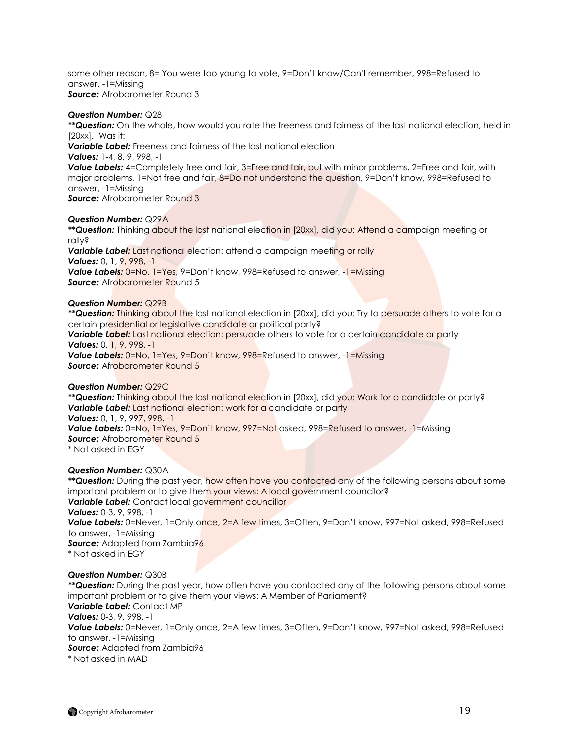some other reason, 8= You were too young to vote, 9=Don't know/Can't remember, 998=Refused to answer, -1=Missing
***Source:*** Afrobarometer Round 3

***Question Number:*** Q28
***\*\*Question:*** On the whole, how would you rate the freeness and fairness of the last national election, held in [20xx]. Was it:
***Variable Label:*** Freeness and fairness of the last national election
***Values:*** 1-4, 8, 9, 998, -1
***Value Labels:*** 4=Completely free and fair, 3=Free and fair, but with minor problems, 2=Free and fair, with major problems, 1=Not free and fair, 8=Do not understand the question, 9=Don't know, 998=Refused to answer, -1=Missing
***Source:*** Afrobarometer Round 3

***Question Number:*** Q29A
***\*\*Question:*** Thinking about the last national election in [20xx], did you: Attend a campaign meeting or rally?
***Variable Label:*** Last national election: attend a campaign meeting or rally
***Values:*** 0, 1, 9, 998, -1
***Value Labels:*** 0=No, 1=Yes, 9=Don't know, 998=Refused to answer, -1=Missing
***Source:*** Afrobarometer Round 5

***Question Number:*** Q29B
***\*\*Question:*** Thinking about the last national election in [20xx], did you: Try to persuade others to vote for a certain presidential or legislative candidate or political party?
***Variable Label:*** Last national election: persuade others to vote for a certain candidate or party
***Values:*** 0, 1, 9, 998, -1
***Value Labels:*** 0=No, 1=Yes, 9=Don't know, 998=Refused to answer, -1=Missing
***Source:*** Afrobarometer Round 5

***Question Number:*** Q29C
***\*\*Question:*** Thinking about the last national election in [20xx], did you: Work for a candidate or party?
***Variable Label:*** Last national election: work for a candidate or party
***Values:*** 0, 1, 9, 997, 998, -1
***Value Labels:*** 0=No, 1=Yes, 9=Don't know, 997=Not asked, 998=Refused to answer, -1=Missing
***Source:*** Afrobarometer Round 5
\* Not asked in EGY

***Question Number:*** Q30A
***\*\*Question:*** During the past year, how often have you contacted any of the following persons about some important problem or to give them your views: A local government councilor?
***Variable Label:*** Contact local government councillor
***Values:*** 0-3, 9, 998, -1
***Value Labels:*** 0=Never, 1=Only once, 2=A few times, 3=Often, 9=Don't know, 997=Not asked, 998=Refused to answer, -1=Missing
***Source:*** Adapted from Zambia96
\* Not asked in EGY

***Question Number:*** Q30B
***\*\*Question:*** During the past year, how often have you contacted any of the following persons about some important problem or to give them your views: A Member of Parliament?
***Variable Label:*** Contact MP
***Values:*** 0-3, 9, 998, -1
***Value Labels:*** 0=Never, 1=Only once, 2=A few times, 3=Often, 9=Don't know, 997=Not asked, 998=Refused to answer, -1=Missing
***Source:*** Adapted from Zambia96
\* Not asked in MAD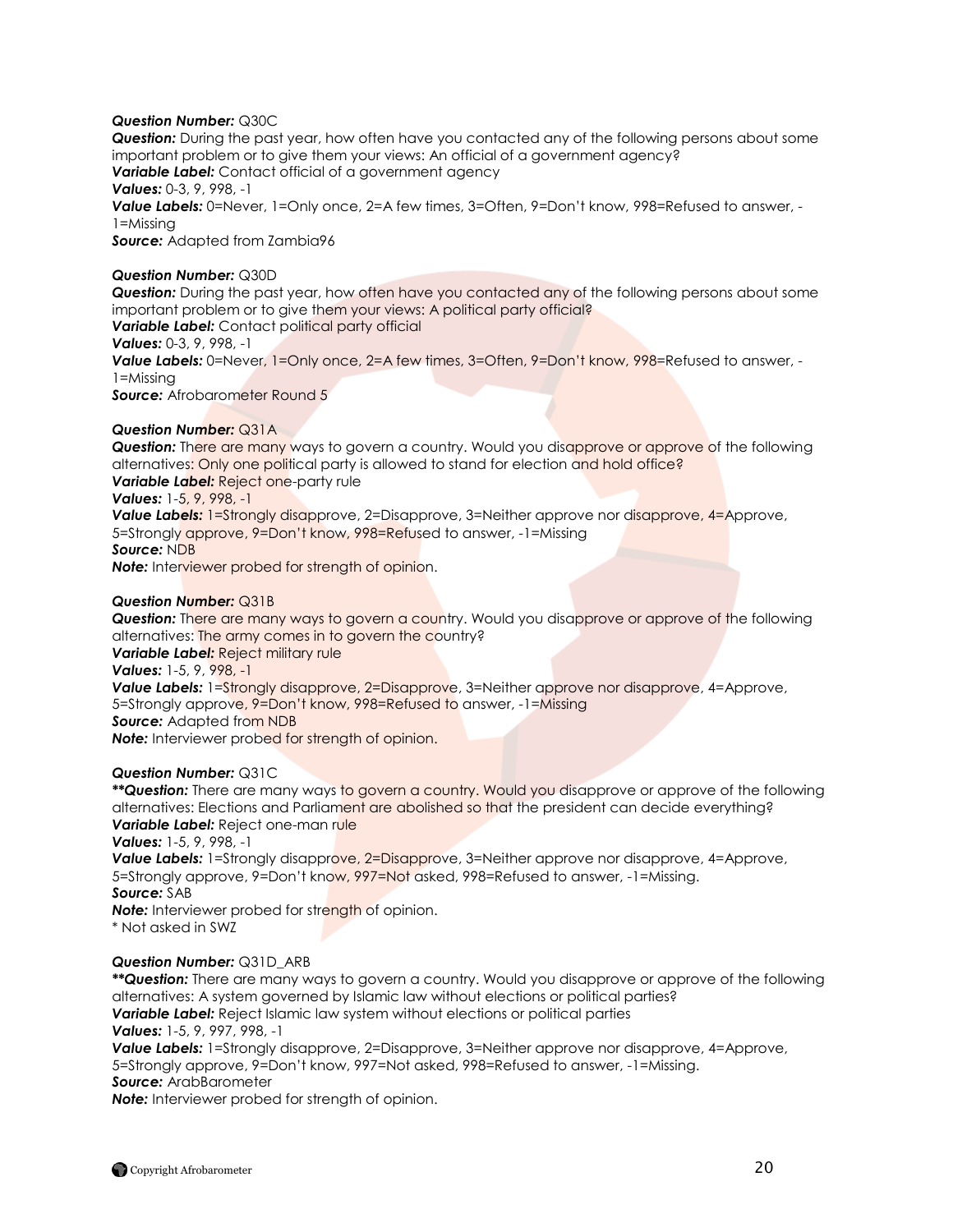***Question Number:*** Q30C
***Question:*** During the past year, how often have you contacted any of the following persons about some important problem or to give them your views: An official of a government agency?
***Variable Label:*** Contact official of a government agency
***Values:*** 0-3, 9, 998, -1
***Value Labels:*** 0=Never, 1=Only once, 2=A few times, 3=Often, 9=Don't know, 998=Refused to answer, -1=Missing
***Source:*** Adapted from Zambia96

***Question Number:*** Q30D
***Question:*** During the past year, how often have you contacted any of the following persons about some important problem or to give them your views: A political party official?
***Variable Label:*** Contact political party official
***Values:*** 0-3, 9, 998, -1
***Value Labels:*** 0=Never, 1=Only once, 2=A few times, 3=Often, 9=Don't know, 998=Refused to answer, -1=Missing
***Source:*** Afrobarometer Round 5

***Question Number:*** Q31A
***Question:*** There are many ways to govern a country. Would you disapprove or approve of the following alternatives: Only one political party is allowed to stand for election and hold office?
***Variable Label:*** Reject one-party rule
***Values:*** 1-5, 9, 998, -1
***Value Labels:*** 1=Strongly disapprove, 2=Disapprove, 3=Neither approve nor disapprove, 4=Approve, 5=Strongly approve, 9=Don't know, 998=Refused to answer, -1=Missing
***Source:*** NDB
***Note:*** Interviewer probed for strength of opinion.

***Question Number:*** Q31B
***Question:*** There are many ways to govern a country. Would you disapprove or approve of the following alternatives: The army comes in to govern the country?
***Variable Label:*** Reject military rule
***Values:*** 1-5, 9, 998, -1
***Value Labels:*** 1=Strongly disapprove, 2=Disapprove, 3=Neither approve nor disapprove, 4=Approve, 5=Strongly approve, 9=Don't know, 998=Refused to answer, -1=Missing
***Source:*** Adapted from NDB
***Note:*** Interviewer probed for strength of opinion.

***Question Number:*** Q31C
***\*\*Question:*** There are many ways to govern a country. Would you disapprove or approve of the following alternatives: Elections and Parliament are abolished so that the president can decide everything?
***Variable Label:*** Reject one-man rule
***Values:*** 1-5, 9, 998, -1
***Value Labels:*** 1=Strongly disapprove, 2=Disapprove, 3=Neither approve nor disapprove, 4=Approve, 5=Strongly approve, 9=Don't know, 997=Not asked, 998=Refused to answer, -1=Missing.
***Source:*** SAB
***Note:*** Interviewer probed for strength of opinion.
\* Not asked in SWZ

***Question Number:*** Q31D_ARB
***\*\*Question:*** There are many ways to govern a country. Would you disapprove or approve of the following alternatives: A system governed by Islamic law without elections or political parties?
***Variable Label:*** Reject Islamic law system without elections or political parties
***Values:*** 1-5, 9, 997, 998, -1
***Value Labels:*** 1=Strongly disapprove, 2=Disapprove, 3=Neither approve nor disapprove, 4=Approve, 5=Strongly approve, 9=Don't know, 997=Not asked, 998=Refused to answer, -1=Missing.
***Source:*** ArabBarometer
***Note:*** Interviewer probed for strength of opinion.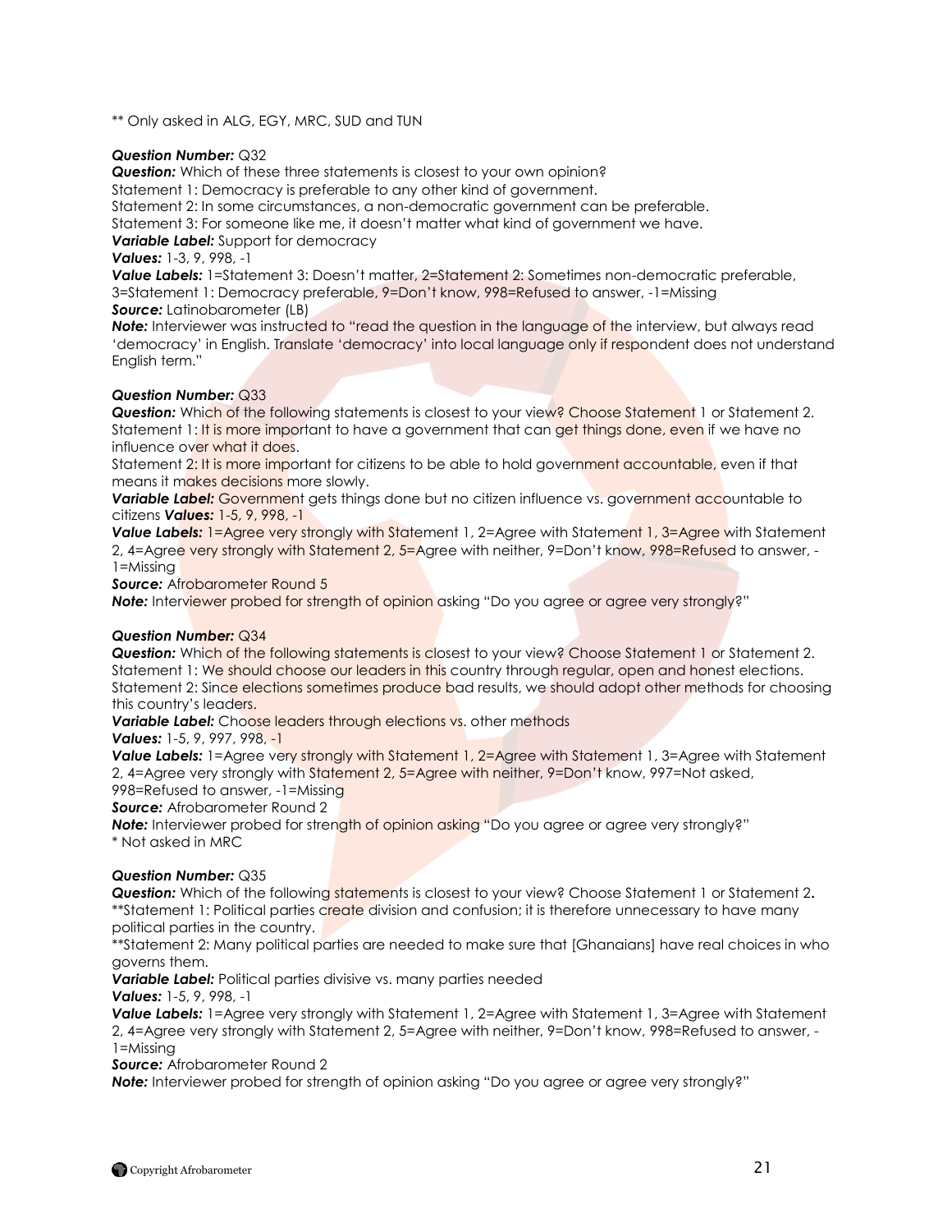** Only asked in ALG, EGY, MRC, SUD and TUN

***Question Number:*** Q32
***Question:*** Which of these three statements is closest to your own opinion?
Statement 1: Democracy is preferable to any other kind of government.
Statement 2: In some circumstances, a non-democratic government can be preferable.
Statement 3: For someone like me, it doesn't matter what kind of government we have.
***Variable Label:*** Support for democracy
***Values:*** 1-3, 9, 998, -1
***Value Labels:*** 1=Statement 3: Doesn't matter, 2=Statement 2: Sometimes non-democratic preferable, 3=Statement 1: Democracy preferable, 9=Don't know, 998=Refused to answer, -1=Missing
***Source:*** Latinobarometer (LB)
***Note:*** Interviewer was instructed to "read the question in the language of the interview, but always read 'democracy' in English. Translate 'democracy' into local language only if respondent does not understand English term."

***Question Number:*** Q33
***Question:*** Which of the following statements is closest to your view? Choose Statement 1 or Statement 2.
Statement 1: It is more important to have a government that can get things done, even if we have no influence over what it does.
Statement 2: It is more important for citizens to be able to hold government accountable, even if that means it makes decisions more slowly.
***Variable Label:*** Government gets things done but no citizen influence vs. government accountable to citizens ***Values:*** 1-5, 9, 998, -1
***Value Labels:*** 1=Agree very strongly with Statement 1, 2=Agree with Statement 1, 3=Agree with Statement 2, 4=Agree very strongly with Statement 2, 5=Agree with neither, 9=Don't know, 998=Refused to answer, -1=Missing
***Source:*** Afrobarometer Round 5
***Note:*** Interviewer probed for strength of opinion asking "Do you agree or agree very strongly?"

***Question Number:*** Q34
***Question:*** Which of the following statements is closest to your view? Choose Statement 1 or Statement 2.
Statement 1: We should choose our leaders in this country through regular, open and honest elections.
Statement 2: Since elections sometimes produce bad results, we should adopt other methods for choosing this country's leaders.
***Variable Label:*** Choose leaders through elections vs. other methods
***Values:*** 1-5, 9, 997, 998, -1
***Value Labels:*** 1=Agree very strongly with Statement 1, 2=Agree with Statement 1, 3=Agree with Statement 2, 4=Agree very strongly with Statement 2, 5=Agree with neither, 9=Don't know, 997=Not asked, 998=Refused to answer, -1=Missing
***Source:*** Afrobarometer Round 2
***Note:*** Interviewer probed for strength of opinion asking "Do you agree or agree very strongly?"
* Not asked in MRC

***Question Number:*** Q35
***Question:*** Which of the following statements is closest to your view? Choose Statement 1 or Statement 2**.**
**Statement 1: Political parties create division and confusion; it is therefore unnecessary to have many political parties in the country.
**Statement 2: Many political parties are needed to make sure that [Ghanaians] have real choices in who governs them.
***Variable Label:*** Political parties divisive vs. many parties needed
***Values:*** 1-5, 9, 998, -1
***Value Labels:*** 1=Agree very strongly with Statement 1, 2=Agree with Statement 1, 3=Agree with Statement 2, 4=Agree very strongly with Statement 2, 5=Agree with neither, 9=Don't know, 998=Refused to answer, -1=Missing
***Source:*** Afrobarometer Round 2
***Note:*** Interviewer probed for strength of opinion asking "Do you agree or agree very strongly?"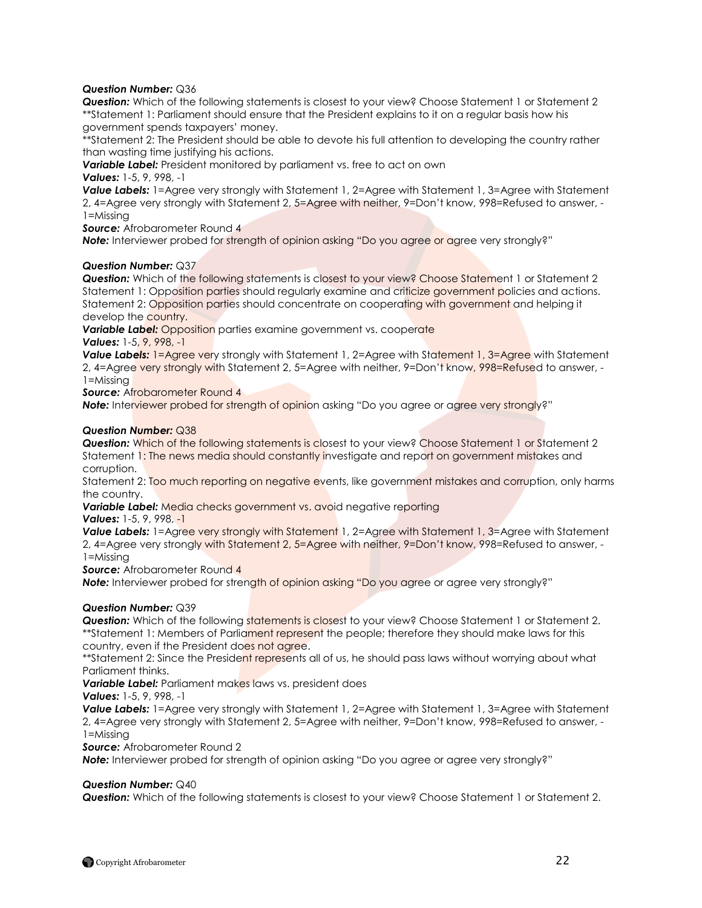***Question Number:*** Q36

***Question:*** Which of the following statements is closest to your view? Choose Statement 1 or Statement 2
**Statement 1: Parliament should ensure that the President explains to it on a regular basis how his government spends taxpayers' money.
**Statement 2: The President should be able to devote his full attention to developing the country rather than wasting time justifying his actions.

***Variable Label:*** President monitored by parliament vs. free to act on own

***Values:*** 1-5, 9, 998, -1

***Value Labels:*** 1=Agree very strongly with Statement 1, 2=Agree with Statement 1, 3=Agree with Statement 2, 4=Agree very strongly with Statement 2, 5=Agree with neither, 9=Don't know, 998=Refused to answer, -1=Missing

***Source:*** Afrobarometer Round 4

***Note:*** Interviewer probed for strength of opinion asking "Do you agree or agree very strongly?"

***Question Number:*** Q37

***Question:*** Which of the following statements is closest to your view? Choose Statement 1 or Statement 2
Statement 1: Opposition parties should regularly examine and criticize government policies and actions.
Statement 2: Opposition parties should concentrate on cooperating with government and helping it develop the country.

***Variable Label:*** Opposition parties examine government vs. cooperate

***Values:*** 1-5, 9, 998, -1

***Value Labels:*** 1=Agree very strongly with Statement 1, 2=Agree with Statement 1, 3=Agree with Statement 2, 4=Agree very strongly with Statement 2, 5=Agree with neither, 9=Don't know, 998=Refused to answer, -1=Missing

***Source:*** Afrobarometer Round 4

***Note:*** Interviewer probed for strength of opinion asking "Do you agree or agree very strongly?"

***Question Number:*** Q38

***Question:*** Which of the following statements is closest to your view? Choose Statement 1 or Statement 2
Statement 1: The news media should constantly investigate and report on government mistakes and corruption.
Statement 2: Too much reporting on negative events, like government mistakes and corruption, only harms the country.

***Variable Label:*** Media checks government vs. avoid negative reporting

***Values:*** 1-5, 9, 998, -1

***Value Labels:*** 1=Agree very strongly with Statement 1, 2=Agree with Statement 1, 3=Agree with Statement 2, 4=Agree very strongly with Statement 2, 5=Agree with neither, 9=Don't know, 998=Refused to answer, -1=Missing

***Source:*** Afrobarometer Round 4

***Note:*** Interviewer probed for strength of opinion asking "Do you agree or agree very strongly?"

***Question Number:*** Q39

***Question:*** Which of the following statements is closest to your view? Choose Statement 1 or Statement 2.
**Statement 1: Members of Parliament represent the people; therefore they should make laws for this country, even if the President does not agree.
**Statement 2: Since the President represents all of us, he should pass laws without worrying about what Parliament thinks.

***Variable Label:*** Parliament makes laws vs. president does

***Values:*** 1-5, 9, 998, -1

***Value Labels:*** 1=Agree very strongly with Statement 1, 2=Agree with Statement 1, 3=Agree with Statement 2, 4=Agree very strongly with Statement 2, 5=Agree with neither, 9=Don't know, 998=Refused to answer, -1=Missing

***Source:*** Afrobarometer Round 2

***Note:*** Interviewer probed for strength of opinion asking "Do you agree or agree very strongly?"

***Question Number:*** Q40

***Question:*** Which of the following statements is closest to your view? Choose Statement 1 or Statement 2.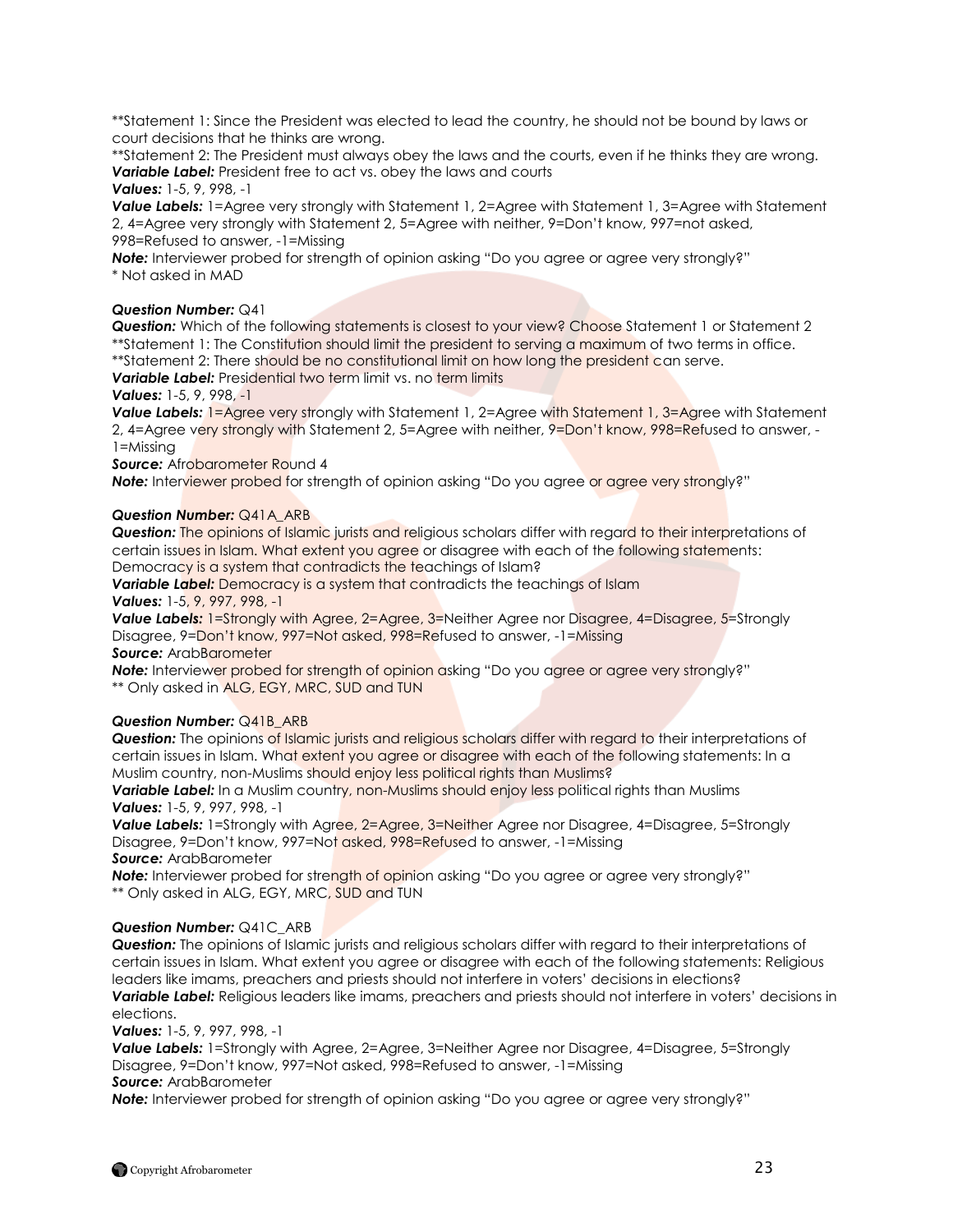**Statement 1: Since the President was elected to lead the country, he should not be bound by laws or court decisions that he thinks are wrong.
**Statement 2: The President must always obey the laws and the courts, even if he thinks they are wrong.
***Variable Label:*** President free to act vs. obey the laws and courts
***Values:*** 1-5, 9, 998, -1
***Value Labels:*** 1=Agree very strongly with Statement 1, 2=Agree with Statement 1, 3=Agree with Statement 2, 4=Agree very strongly with Statement 2, 5=Agree with neither, 9=Don't know, 997=not asked, 998=Refused to answer, -1=Missing
***Note:*** Interviewer probed for strength of opinion asking "Do you agree or agree very strongly?"
* Not asked in MAD

***Question Number:*** Q41
***Question:*** Which of the following statements is closest to your view? Choose Statement 1 or Statement 2
**Statement 1: The Constitution should limit the president to serving a maximum of two terms in office.
**Statement 2: There should be no constitutional limit on how long the president can serve.
***Variable Label:*** Presidential two term limit vs. no term limits
***Values:*** 1-5, 9, 998, -1
***Value Labels:*** 1=Agree very strongly with Statement 1, 2=Agree with Statement 1, 3=Agree with Statement 2, 4=Agree very strongly with Statement 2, 5=Agree with neither, 9=Don't know, 998=Refused to answer, -1=Missing
***Source:*** Afrobarometer Round 4
***Note:*** Interviewer probed for strength of opinion asking "Do you agree or agree very strongly?"

***Question Number:*** Q41A_ARB
***Question:*** The opinions of Islamic jurists and religious scholars differ with regard to their interpretations of certain issues in Islam. What extent you agree or disagree with each of the following statements: Democracy is a system that contradicts the teachings of Islam?
***Variable Label:*** Democracy is a system that contradicts the teachings of Islam
***Values:*** 1-5, 9, 997, 998, -1
***Value Labels:*** 1=Strongly with Agree, 2=Agree, 3=Neither Agree nor Disagree, 4=Disagree, 5=Strongly Disagree, 9=Don't know, 997=Not asked, 998=Refused to answer, -1=Missing
***Source:*** ArabBarometer
***Note:*** Interviewer probed for strength of opinion asking "Do you agree or agree very strongly?"
** Only asked in ALG, EGY, MRC, SUD and TUN

***Question Number:*** Q41B_ARB
***Question:*** The opinions of Islamic jurists and religious scholars differ with regard to their interpretations of certain issues in Islam. What extent you agree or disagree with each of the following statements: In a Muslim country, non-Muslims should enjoy less political rights than Muslims?
***Variable Label:*** In a Muslim country, non-Muslims should enjoy less political rights than Muslims
***Values:*** 1-5, 9, 997, 998, -1
***Value Labels:*** 1=Strongly with Agree, 2=Agree, 3=Neither Agree nor Disagree, 4=Disagree, 5=Strongly Disagree, 9=Don't know, 997=Not asked, 998=Refused to answer, -1=Missing
***Source:*** ArabBarometer
***Note:*** Interviewer probed for strength of opinion asking "Do you agree or agree very strongly?"
** Only asked in ALG, EGY, MRC, SUD and TUN

***Question Number:*** Q41C_ARB
***Question:*** The opinions of Islamic jurists and religious scholars differ with regard to their interpretations of certain issues in Islam. What extent you agree or disagree with each of the following statements: Religious leaders like imams, preachers and priests should not interfere in voters' decisions in elections?
***Variable Label:*** Religious leaders like imams, preachers and priests should not interfere in voters' decisions in elections.
***Values:*** 1-5, 9, 997, 998, -1
***Value Labels:*** 1=Strongly with Agree, 2=Agree, 3=Neither Agree nor Disagree, 4=Disagree, 5=Strongly Disagree, 9=Don't know, 997=Not asked, 998=Refused to answer, -1=Missing
***Source:*** ArabBarometer
***Note:*** Interviewer probed for strength of opinion asking "Do you agree or agree very strongly?"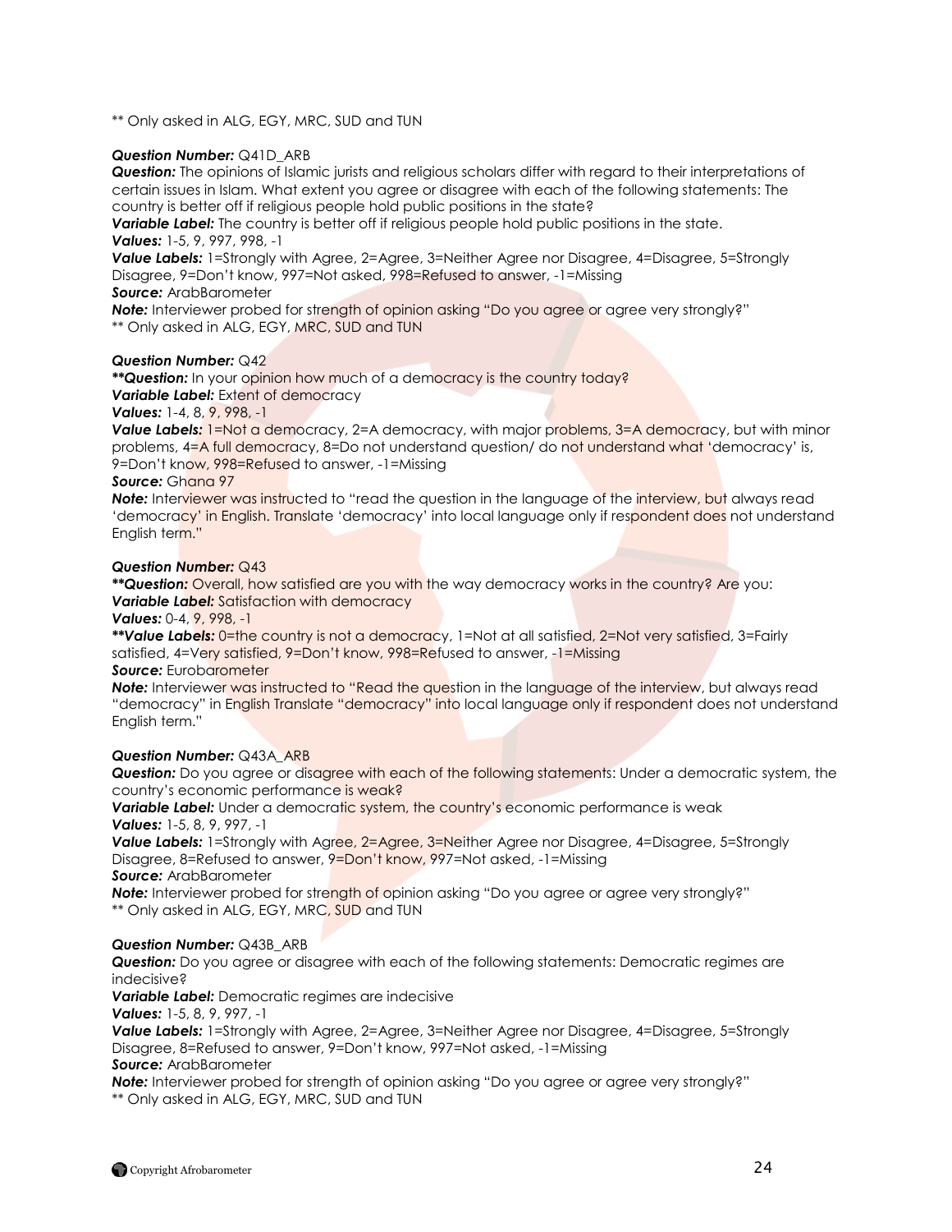** Only asked in ALG, EGY, MRC, SUD and TUN

***Question Number:*** Q41D_ARB
***Question:*** The opinions of Islamic jurists and religious scholars differ with regard to their interpretations of certain issues in Islam. What extent you agree or disagree with each of the following statements: The country is better off if religious people hold public positions in the state?
***Variable Label:*** The country is better off if religious people hold public positions in the state.
***Values:*** 1-5, 9, 997, 998, -1
***Value Labels:*** 1=Strongly with Agree, 2=Agree, 3=Neither Agree nor Disagree, 4=Disagree, 5=Strongly Disagree, 9=Don't know, 997=Not asked, 998=Refused to answer, -1=Missing
***Source:*** ArabBarometer
***Note:*** Interviewer probed for strength of opinion asking "Do you agree or agree very strongly?"
** Only asked in ALG, EGY, MRC, SUD and TUN

***Question Number:*** Q42
***\*\*Question:*** In your opinion how much of a democracy is the country today?
***Variable Label:*** Extent of democracy
***Values:*** 1-4, 8, 9, 998, -1
***Value Labels:*** 1=Not a democracy, 2=A democracy, with major problems, 3=A democracy, but with minor problems, 4=A full democracy, 8=Do not understand question/ do not understand what 'democracy' is, 9=Don't know, 998=Refused to answer, -1=Missing
***Source:*** Ghana 97
***Note:*** Interviewer was instructed to "read the question in the language of the interview, but always read 'democracy' in English. Translate 'democracy' into local language only if respondent does not understand English term."

***Question Number:*** Q43
***\*\*Question:*** Overall, how satisfied are you with the way democracy works in the country? Are you:
***Variable Label:*** Satisfaction with democracy
***Values:*** 0-4, 9, 998, -1
***\*\*Value Labels:*** 0=the country is not a democracy, 1=Not at all satisfied, 2=Not very satisfied, 3=Fairly satisfied, 4=Very satisfied, 9=Don't know, 998=Refused to answer, -1=Missing
***Source:*** Eurobarometer
***Note:*** Interviewer was instructed to "Read the question in the language of the interview, but always read "democracy" in English Translate "democracy" into local language only if respondent does not understand English term."

***Question Number:*** Q43A_ARB
***Question:*** Do you agree or disagree with each of the following statements: Under a democratic system, the country's economic performance is weak?
***Variable Label:*** Under a democratic system, the country's economic performance is weak
***Values:*** 1-5, 8, 9, 997, -1
***Value Labels:*** 1=Strongly with Agree, 2=Agree, 3=Neither Agree nor Disagree, 4=Disagree, 5=Strongly Disagree, 8=Refused to answer, 9=Don't know, 997=Not asked, -1=Missing
***Source:*** ArabBarometer
***Note:*** Interviewer probed for strength of opinion asking "Do you agree or agree very strongly?"
** Only asked in ALG, EGY, MRC, SUD and TUN

***Question Number:*** Q43B_ARB
***Question:*** Do you agree or disagree with each of the following statements: Democratic regimes are indecisive?
***Variable Label:*** Democratic regimes are indecisive
***Values:*** 1-5, 8, 9, 997, -1
***Value Labels:*** 1=Strongly with Agree, 2=Agree, 3=Neither Agree nor Disagree, 4=Disagree, 5=Strongly Disagree, 8=Refused to answer, 9=Don't know, 997=Not asked, -1=Missing
***Source:*** ArabBarometer
***Note:*** Interviewer probed for strength of opinion asking "Do you agree or agree very strongly?"
** Only asked in ALG, EGY, MRC, SUD and TUN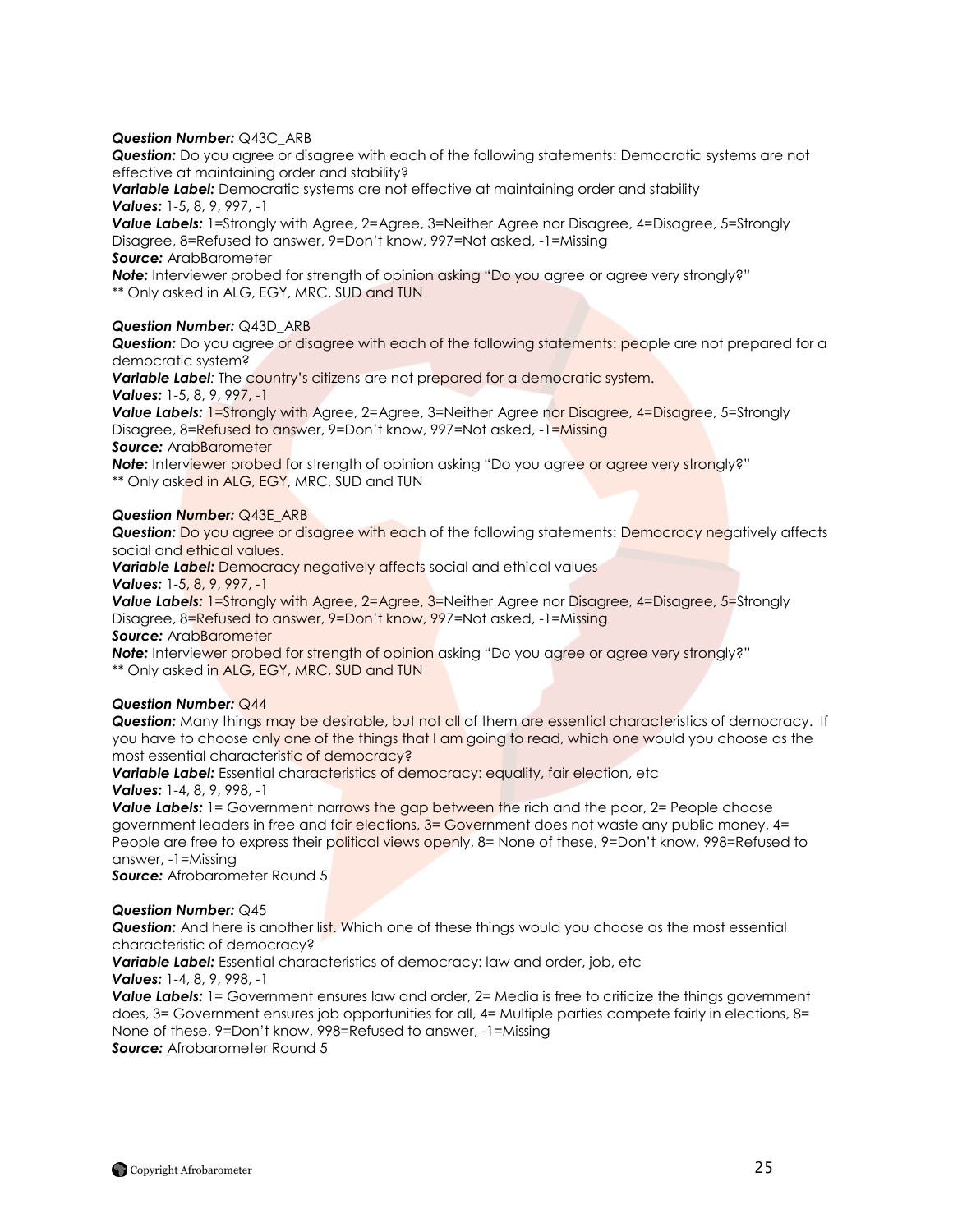***Question Number:*** Q43C_ARB
***Question:*** Do you agree or disagree with each of the following statements: Democratic systems are not effective at maintaining order and stability?
***Variable Label:*** Democratic systems are not effective at maintaining order and stability
***Values:*** 1-5, 8, 9, 997, -1
***Value Labels:*** 1=Strongly with Agree, 2=Agree, 3=Neither Agree nor Disagree, 4=Disagree, 5=Strongly Disagree, 8=Refused to answer, 9=Don't know, 997=Not asked, -1=Missing
***Source:*** ArabBarometer
***Note:*** Interviewer probed for strength of opinion asking "Do you agree or agree very strongly?"
** Only asked in ALG, EGY, MRC, SUD and TUN

***Question Number:*** Q43D_ARB
***Question:*** Do you agree or disagree with each of the following statements: people are not prepared for a democratic system?
***Variable Label:*** The country's citizens are not prepared for a democratic system.
***Values:*** 1-5, 8, 9, 997, -1
***Value Labels:*** 1=Strongly with Agree, 2=Agree, 3=Neither Agree nor Disagree, 4=Disagree, 5=Strongly Disagree, 8=Refused to answer, 9=Don't know, 997=Not asked, -1=Missing
***Source:*** ArabBarometer
***Note:*** Interviewer probed for strength of opinion asking "Do you agree or agree very strongly?"
** Only asked in ALG, EGY, MRC, SUD and TUN

***Question Number:*** Q43E_ARB
***Question:*** Do you agree or disagree with each of the following statements: Democracy negatively affects social and ethical values.
***Variable Label:*** Democracy negatively affects social and ethical values
***Values:*** 1-5, 8, 9, 997, -1
***Value Labels:*** 1=Strongly with Agree, 2=Agree, 3=Neither Agree nor Disagree, 4=Disagree, 5=Strongly Disagree, 8=Refused to answer, 9=Don't know, 997=Not asked, -1=Missing
***Source:*** ArabBarometer
***Note:*** Interviewer probed for strength of opinion asking "Do you agree or agree very strongly?"
** Only asked in ALG, EGY, MRC, SUD and TUN

***Question Number:*** Q44
***Question:*** Many things may be desirable, but not all of them are essential characteristics of democracy. If you have to choose only one of the things that I am going to read, which one would you choose as the most essential characteristic of democracy?
***Variable Label:*** Essential characteristics of democracy: equality, fair election, etc
***Values:*** 1-4, 8, 9, 998, -1
***Value Labels:*** 1= Government narrows the gap between the rich and the poor, 2= People choose government leaders in free and fair elections, 3= Government does not waste any public money, 4= People are free to express their political views openly, 8= None of these, 9=Don't know, 998=Refused to answer, -1=Missing
***Source:*** Afrobarometer Round 5

***Question Number:*** Q45
***Question:*** And here is another list. Which one of these things would you choose as the most essential characteristic of democracy?
***Variable Label:*** Essential characteristics of democracy: law and order, job, etc
***Values:*** 1-4, 8, 9, 998, -1
***Value Labels:*** 1= Government ensures law and order, 2= Media is free to criticize the things government does, 3= Government ensures job opportunities for all, 4= Multiple parties compete fairly in elections, 8= None of these, 9=Don't know, 998=Refused to answer, -1=Missing
***Source:*** Afrobarometer Round 5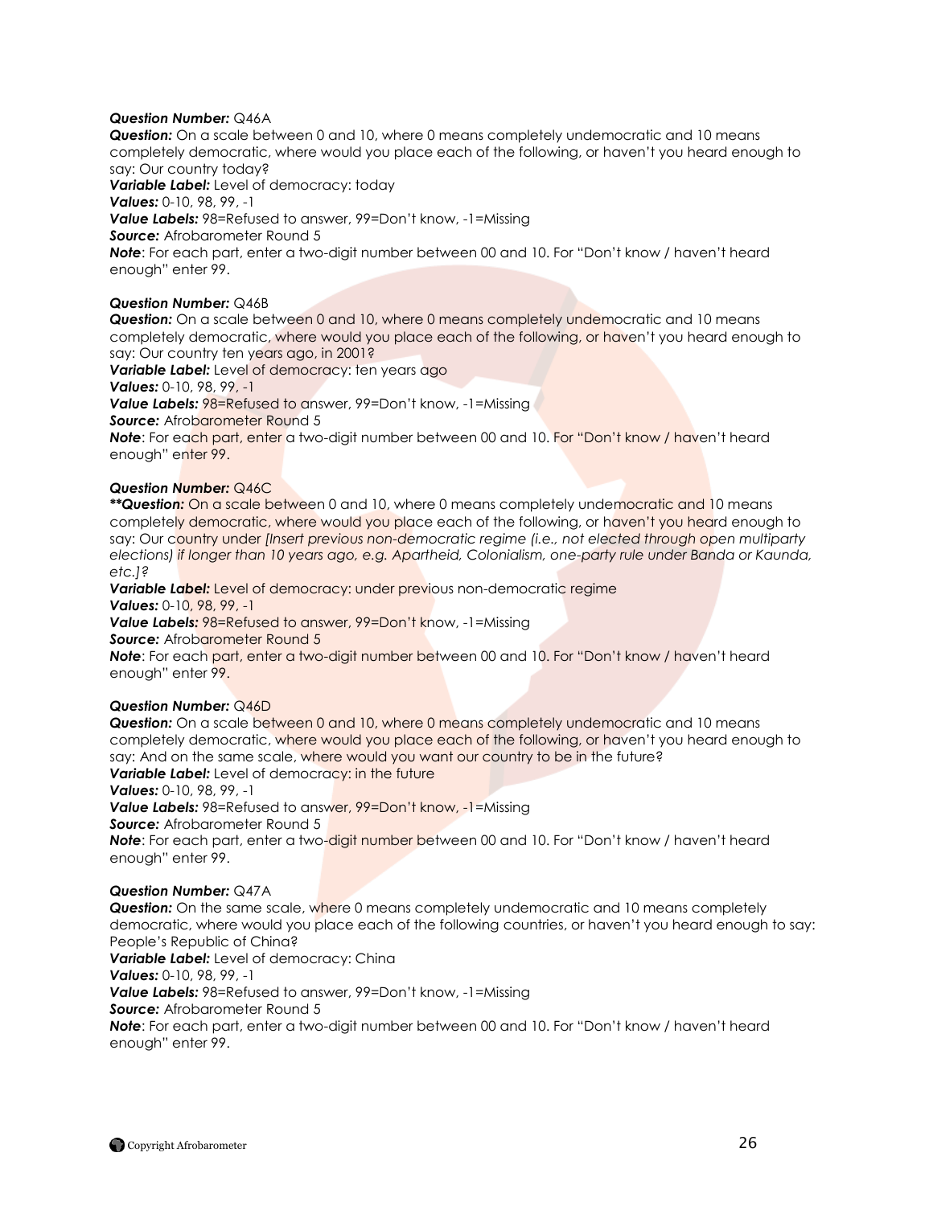***Question Number:*** Q46A
***Question:*** On a scale between 0 and 10, where 0 means completely undemocratic and 10 means completely democratic, where would you place each of the following, or haven't you heard enough to say: Our country today?
***Variable Label:*** Level of democracy: today
***Values:*** 0-10, 98, 99, -1
***Value Labels:*** 98=Refused to answer, 99=Don't know, -1=Missing
***Source:*** Afrobarometer Round 5
***Note***: For each part, enter a two-digit number between 00 and 10. For "Don't know / haven't heard enough" enter 99.

***Question Number:*** Q46B
***Question:*** On a scale between 0 and 10, where 0 means completely undemocratic and 10 means completely democratic, where would you place each of the following, or haven't you heard enough to say: Our country ten years ago, in 2001?
***Variable Label:*** Level of democracy: ten years ago
***Values:*** 0-10, 98, 99, -1
***Value Labels:*** 98=Refused to answer, 99=Don't know, -1=Missing
***Source:*** Afrobarometer Round 5
***Note***: For each part, enter a two-digit number between 00 and 10. For "Don't know / haven't heard enough" enter 99.

***Question Number:*** Q46C
***\*\*Question:*** On a scale between 0 and 10, where 0 means completely undemocratic and 10 means completely democratic, where would you place each of the following, or haven't you heard enough to say: Our country under *[Insert previous non-democratic regime (i.e., not elected through open multiparty elections) if longer than 10 years ago, e.g. Apartheid, Colonialism, one-party rule under Banda or Kaunda, etc.]?*
***Variable Label:*** Level of democracy: under previous non-democratic regime
***Values:*** 0-10, 98, 99, -1
***Value Labels:*** 98=Refused to answer, 99=Don't know, -1=Missing
***Source:*** Afrobarometer Round 5
***Note***: For each part, enter a two-digit number between 00 and 10. For "Don't know / haven't heard enough" enter 99.

***Question Number:*** Q46D
***Question:*** On a scale between 0 and 10, where 0 means completely undemocratic and 10 means completely democratic, where would you place each of the following, or haven't you heard enough to say: And on the same scale, where would you want our country to be in the future?
***Variable Label:*** Level of democracy: in the future
***Values:*** 0-10, 98, 99, -1
***Value Labels:*** 98=Refused to answer, 99=Don't know, -1=Missing
***Source:*** Afrobarometer Round 5
***Note***: For each part, enter a two-digit number between 00 and 10. For "Don't know / haven't heard enough" enter 99.

***Question Number:*** Q47A
***Question:*** On the same scale, where 0 means completely undemocratic and 10 means completely democratic, where would you place each of the following countries, or haven't you heard enough to say: People's Republic of China?
***Variable Label:*** Level of democracy: China
***Values:*** 0-10, 98, 99, -1
***Value Labels:*** 98=Refused to answer, 99=Don't know, -1=Missing
***Source:*** Afrobarometer Round 5
***Note***: For each part, enter a two-digit number between 00 and 10. For "Don't know / haven't heard enough" enter 99.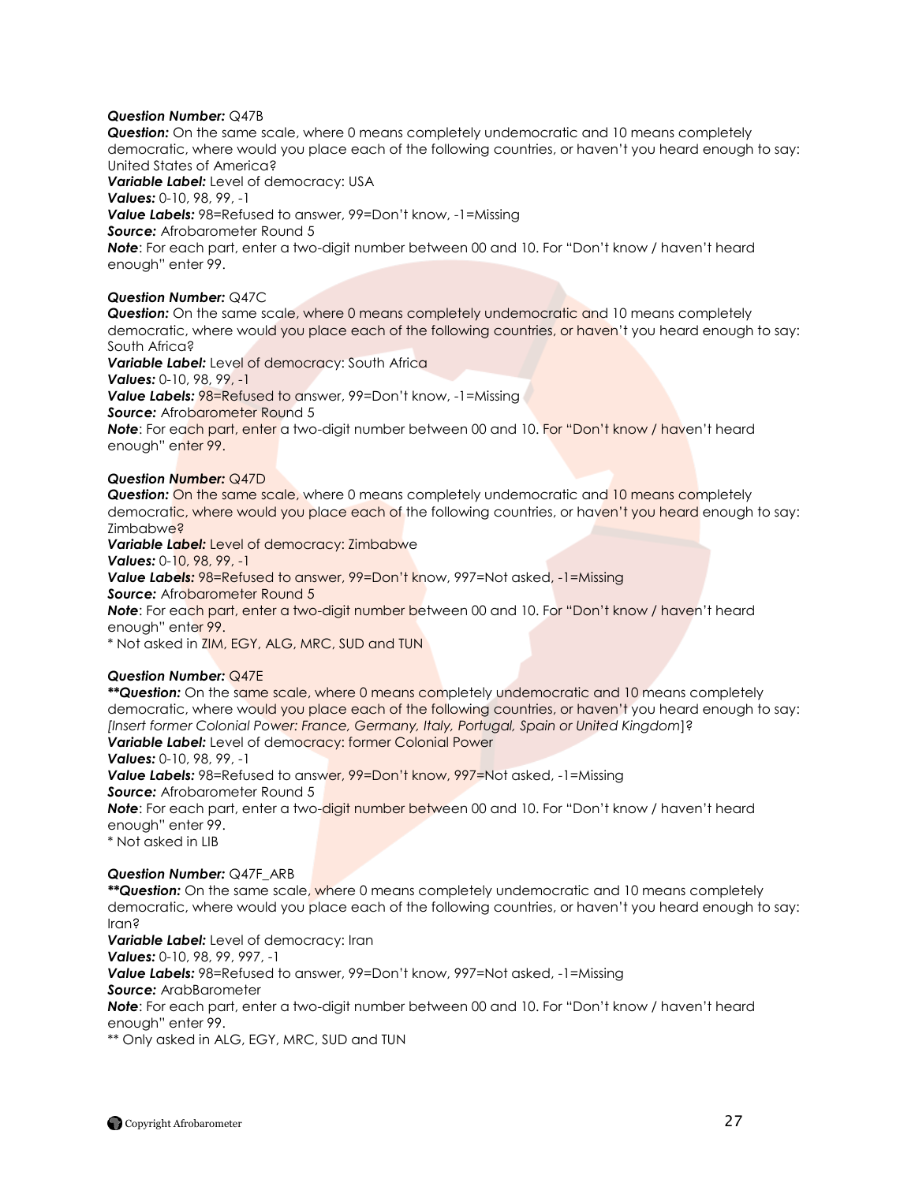***Question Number:*** Q47B
***Question:*** On the same scale, where 0 means completely undemocratic and 10 means completely democratic, where would you place each of the following countries, or haven't you heard enough to say: United States of America?
***Variable Label:*** Level of democracy: USA
***Values:*** 0-10, 98, 99, -1
***Value Labels:*** 98=Refused to answer, 99=Don't know, -1=Missing
***Source:*** Afrobarometer Round 5
***Note***: For each part, enter a two-digit number between 00 and 10. For "Don't know / haven't heard enough" enter 99.

***Question Number:*** Q47C
***Question:*** On the same scale, where 0 means completely undemocratic and 10 means completely democratic, where would you place each of the following countries, or haven't you heard enough to say: South Africa?
***Variable Label:*** Level of democracy: South Africa
***Values:*** 0-10, 98, 99, -1
***Value Labels:*** 98=Refused to answer, 99=Don't know, -1=Missing
***Source:*** Afrobarometer Round 5
***Note***: For each part, enter a two-digit number between 00 and 10. For "Don't know / haven't heard enough" enter 99.

***Question Number:*** Q47D
***Question:*** On the same scale, where 0 means completely undemocratic and 10 means completely democratic, where would you place each of the following countries, or haven't you heard enough to say: Zimbabwe?
***Variable Label:*** Level of democracy: Zimbabwe
***Values:*** 0-10, 98, 99, -1
***Value Labels:*** 98=Refused to answer, 99=Don't know, 997=Not asked, -1=Missing
***Source:*** Afrobarometer Round 5
***Note***: For each part, enter a two-digit number between 00 and 10. For "Don't know / haven't heard enough" enter 99.
* Not asked in ZIM, EGY, ALG, MRC, SUD and TUN

***Question Number:*** Q47E
***\*\*Question:*** On the same scale, where 0 means completely undemocratic and 10 means completely democratic, where would you place each of the following countries, or haven't you heard enough to say: *[Insert former Colonial Power: France, Germany, Italy, Portugal, Spain or United Kingdom*]?
***Variable Label:*** Level of democracy: former Colonial Power
***Values:*** 0-10, 98, 99, -1
***Value Labels:*** 98=Refused to answer, 99=Don't know, 997=Not asked, -1=Missing
***Source:*** Afrobarometer Round 5
***Note***: For each part, enter a two-digit number between 00 and 10. For "Don't know / haven't heard enough" enter 99.
* Not asked in LIB

***Question Number:*** Q47F_ARB
***\*\*Question:*** On the same scale, where 0 means completely undemocratic and 10 means completely democratic, where would you place each of the following countries, or haven't you heard enough to say: Iran?
***Variable Label:*** Level of democracy: Iran
***Values:*** 0-10, 98, 99, 997, -1
***Value Labels:*** 98=Refused to answer, 99=Don't know, 997=Not asked, -1=Missing
***Source:*** ArabBarometer
***Note***: For each part, enter a two-digit number between 00 and 10. For "Don't know / haven't heard enough" enter 99.
** Only asked in ALG, EGY, MRC, SUD and TUN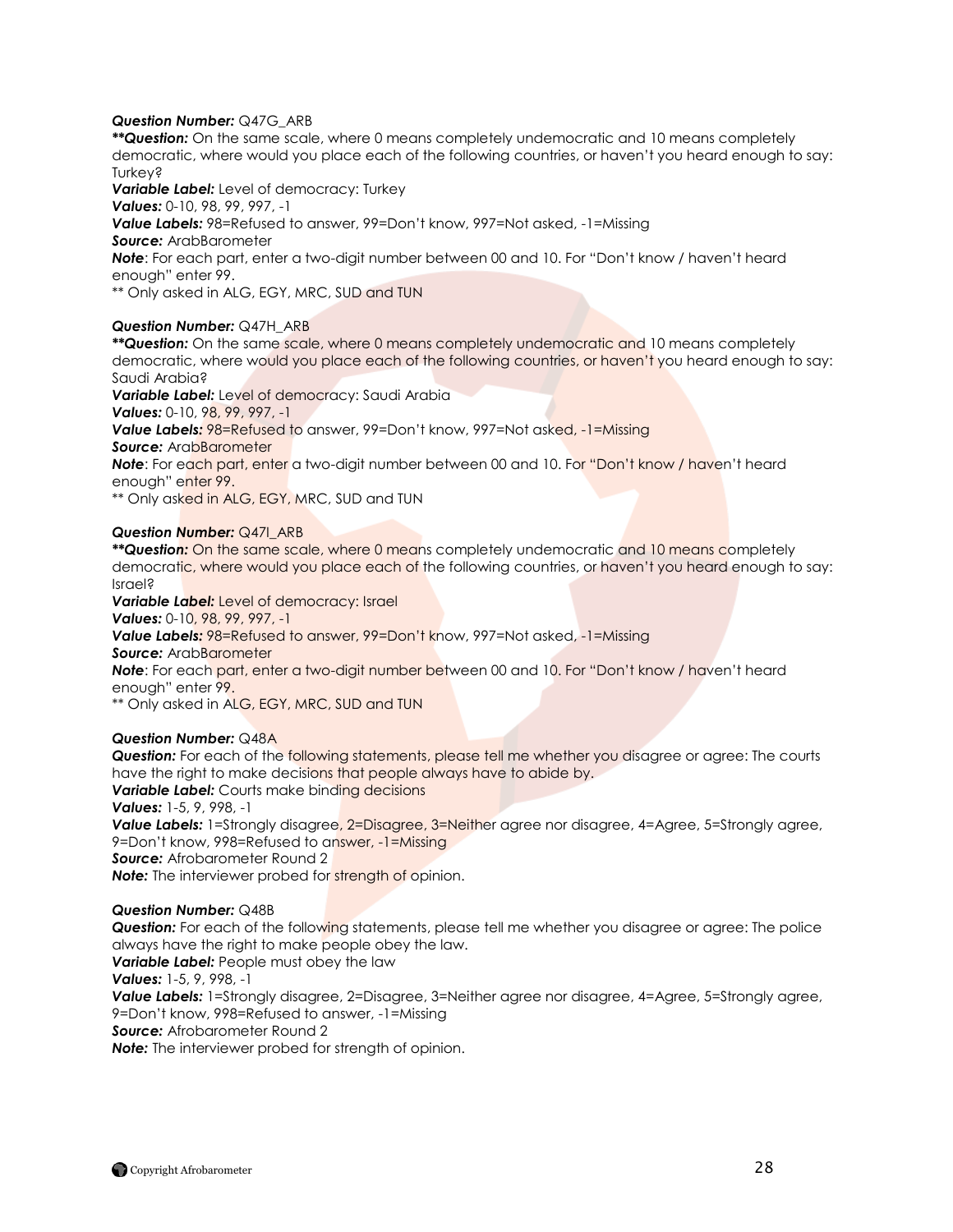***Question Number:*** Q47G_ARB
***\*\*Question:*** On the same scale, where 0 means completely undemocratic and 10 means completely democratic, where would you place each of the following countries, or haven't you heard enough to say: Turkey?
***Variable Label:*** Level of democracy: Turkey
***Values:*** 0-10, 98, 99, 997, -1
***Value Labels:*** 98=Refused to answer, 99=Don't know, 997=Not asked, -1=Missing
***Source:*** ArabBarometer
***Note***: For each part, enter a two-digit number between 00 and 10. For "Don't know / haven't heard enough" enter 99.
\*\* Only asked in ALG, EGY, MRC, SUD and TUN

***Question Number:*** Q47H_ARB
***\*\*Question:*** On the same scale, where 0 means completely undemocratic and 10 means completely democratic, where would you place each of the following countries, or haven't you heard enough to say: Saudi Arabia?
***Variable Label:*** Level of democracy: Saudi Arabia
***Values:*** 0-10, 98, 99, 997, -1
***Value Labels:*** 98=Refused to answer, 99=Don't know, 997=Not asked, -1=Missing
***Source:*** ArabBarometer
***Note***: For each part, enter a two-digit number between 00 and 10. For "Don't know / haven't heard enough" enter 99.
\*\* Only asked in ALG, EGY, MRC, SUD and TUN

***Question Number:*** Q47I_ARB
***\*\*Question:*** On the same scale, where 0 means completely undemocratic and 10 means completely democratic, where would you place each of the following countries, or haven't you heard enough to say: Israel?
***Variable Label:*** Level of democracy: Israel
***Values:*** 0-10, 98, 99, 997, -1
***Value Labels:*** 98=Refused to answer, 99=Don't know, 997=Not asked, -1=Missing
***Source:*** ArabBarometer
***Note***: For each part, enter a two-digit number between 00 and 10. For "Don't know / haven't heard enough" enter 99.
\*\* Only asked in ALG, EGY, MRC, SUD and TUN

***Question Number:*** Q48A
***Question:*** For each of the following statements, please tell me whether you disagree or agree: The courts have the right to make decisions that people always have to abide by.
***Variable Label:*** Courts make binding decisions
***Values:*** 1-5, 9, 998, -1
***Value Labels:*** 1=Strongly disagree, 2=Disagree, 3=Neither agree nor disagree, 4=Agree, 5=Strongly agree, 9=Don't know, 998=Refused to answer, -1=Missing
***Source:*** Afrobarometer Round 2
***Note:*** The interviewer probed for strength of opinion.

***Question Number:*** Q48B
***Question:*** For each of the following statements, please tell me whether you disagree or agree: The police always have the right to make people obey the law.
***Variable Label:*** People must obey the law
***Values:*** 1-5, 9, 998, -1
***Value Labels:*** 1=Strongly disagree, 2=Disagree, 3=Neither agree nor disagree, 4=Agree, 5=Strongly agree, 9=Don't know, 998=Refused to answer, -1=Missing
***Source:*** Afrobarometer Round 2
***Note:*** The interviewer probed for strength of opinion.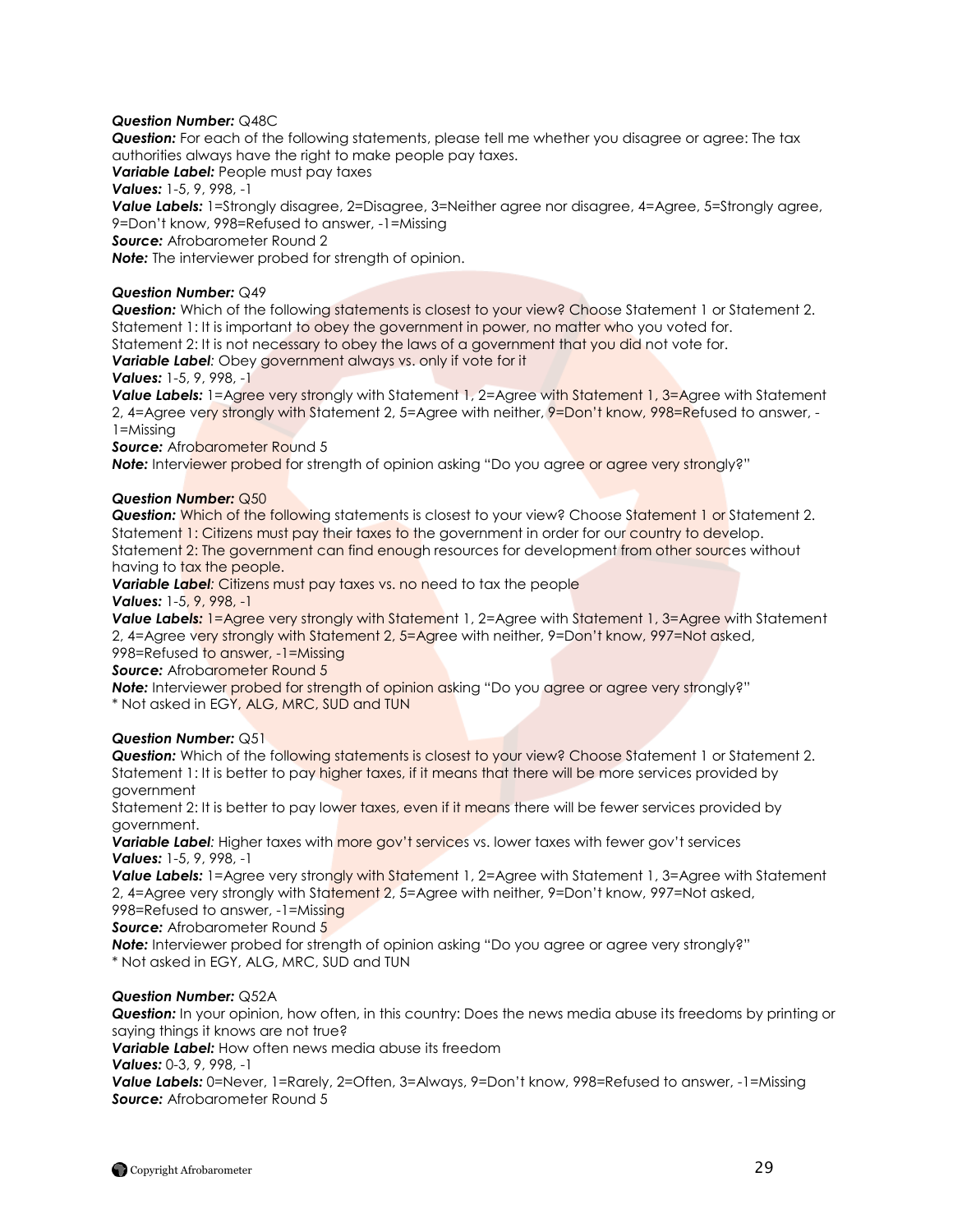***Question Number:*** Q48C
***Question:*** For each of the following statements, please tell me whether you disagree or agree: The tax authorities always have the right to make people pay taxes.
***Variable Label:*** People must pay taxes
***Values:*** 1-5, 9, 998, -1
***Value Labels:*** 1=Strongly disagree, 2=Disagree, 3=Neither agree nor disagree, 4=Agree, 5=Strongly agree, 9=Don't know, 998=Refused to answer, -1=Missing
***Source:*** Afrobarometer Round 2
***Note:*** The interviewer probed for strength of opinion.

***Question Number:*** Q49
***Question:*** Which of the following statements is closest to your view? Choose Statement 1 or Statement 2.
Statement 1: It is important to obey the government in power, no matter who you voted for.
Statement 2: It is not necessary to obey the laws of a government that you did not vote for.
***Variable Label:*** Obey government always vs. only if vote for it
***Values:*** 1-5, 9, 998, -1
***Value Labels:*** 1=Agree very strongly with Statement 1, 2=Agree with Statement 1, 3=Agree with Statement 2, 4=Agree very strongly with Statement 2, 5=Agree with neither, 9=Don't know, 998=Refused to answer, -1=Missing
***Source:*** Afrobarometer Round 5
***Note:*** Interviewer probed for strength of opinion asking "Do you agree or agree very strongly?"

***Question Number:*** Q50
***Question:*** Which of the following statements is closest to your view? Choose Statement 1 or Statement 2.
Statement 1: Citizens must pay their taxes to the government in order for our country to develop.
Statement 2: The government can find enough resources for development from other sources without having to tax the people.
***Variable Label:*** Citizens must pay taxes vs. no need to tax the people
***Values:*** 1-5, 9, 998, -1
***Value Labels:*** 1=Agree very strongly with Statement 1, 2=Agree with Statement 1, 3=Agree with Statement 2, 4=Agree very strongly with Statement 2, 5=Agree with neither, 9=Don't know, 997=Not asked, 998=Refused to answer, -1=Missing
***Source:*** Afrobarometer Round 5
***Note:*** Interviewer probed for strength of opinion asking "Do you agree or agree very strongly?"
* Not asked in EGY, ALG, MRC, SUD and TUN

***Question Number:*** Q51
***Question:*** Which of the following statements is closest to your view? Choose Statement 1 or Statement 2.
Statement 1: It is better to pay higher taxes, if it means that there will be more services provided by government
Statement 2: It is better to pay lower taxes, even if it means there will be fewer services provided by government.
***Variable Label:*** Higher taxes with more gov't services vs. lower taxes with fewer gov't services
***Values:*** 1-5, 9, 998, -1
***Value Labels:*** 1=Agree very strongly with Statement 1, 2=Agree with Statement 1, 3=Agree with Statement 2, 4=Agree very strongly with Statement 2, 5=Agree with neither, 9=Don't know, 997=Not asked, 998=Refused to answer, -1=Missing
***Source:*** Afrobarometer Round 5
***Note:*** Interviewer probed for strength of opinion asking "Do you agree or agree very strongly?"
* Not asked in EGY, ALG, MRC, SUD and TUN

***Question Number:*** Q52A
***Question:*** In your opinion, how often, in this country: Does the news media abuse its freedoms by printing or saying things it knows are not true?
***Variable Label:*** How often news media abuse its freedom
***Values:*** 0-3, 9, 998, -1
***Value Labels:*** 0=Never, 1=Rarely, 2=Often, 3=Always, 9=Don't know, 998=Refused to answer, -1=Missing
***Source:*** Afrobarometer Round 5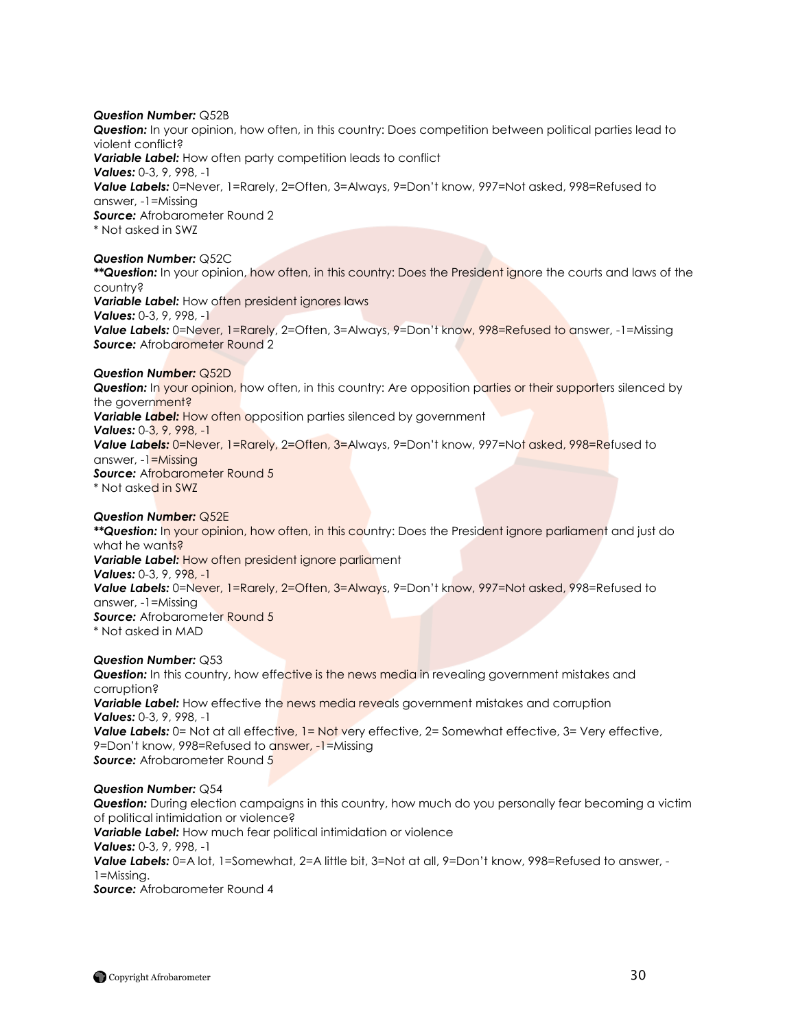***Question Number:*** Q52B
***Question:*** In your opinion, how often, in this country: Does competition between political parties lead to violent conflict?
***Variable Label:*** How often party competition leads to conflict
***Values:*** 0-3, 9, 998, -1
***Value Labels:*** 0=Never, 1=Rarely, 2=Often, 3=Always, 9=Don't know, 997=Not asked, 998=Refused to answer, -1=Missing
***Source:*** Afrobarometer Round 2
* Not asked in SWZ

***Question Number:*** Q52C
***\*\*Question:*** In your opinion, how often, in this country: Does the President ignore the courts and laws of the country?
***Variable Label:*** How often president ignores laws
***Values:*** 0-3, 9, 998, -1
***Value Labels:*** 0=Never, 1=Rarely, 2=Often, 3=Always, 9=Don't know, 998=Refused to answer, -1=Missing
***Source:*** Afrobarometer Round 2

***Question Number:*** Q52D
***Question:*** In your opinion, how often, in this country: Are opposition parties or their supporters silenced by the government?
***Variable Label:*** How often opposition parties silenced by government
***Values:*** 0-3, 9, 998, -1
***Value Labels:*** 0=Never, 1=Rarely, 2=Often, 3=Always, 9=Don't know, 997=Not asked, 998=Refused to answer, -1=Missing
***Source:*** Afrobarometer Round 5
* Not asked in SWZ

***Question Number:*** Q52E
***\*\*Question:*** In your opinion, how often, in this country: Does the President ignore parliament and just do what he wants?
***Variable Label:*** How often president ignore parliament
***Values:*** 0-3, 9, 998, -1
***Value Labels:*** 0=Never, 1=Rarely, 2=Often, 3=Always, 9=Don't know, 997=Not asked, 998=Refused to answer, -1=Missing
***Source:*** Afrobarometer Round 5
* Not asked in MAD

***Question Number:*** Q53
***Question:*** In this country, how effective is the news media in revealing government mistakes and corruption?
***Variable Label:*** How effective the news media reveals government mistakes and corruption
***Values:*** 0-3, 9, 998, -1
***Value Labels:*** 0= Not at all effective, 1= Not very effective, 2= Somewhat effective, 3= Very effective, 9=Don't know, 998=Refused to answer, -1=Missing
***Source:*** Afrobarometer Round 5

***Question Number:*** Q54
***Question:*** During election campaigns in this country, how much do you personally fear becoming a victim of political intimidation or violence?
***Variable Label:*** How much fear political intimidation or violence
***Values:*** 0-3, 9, 998, -1
***Value Labels:*** 0=A lot, 1=Somewhat, 2=A little bit, 3=Not at all, 9=Don't know, 998=Refused to answer, -1=Missing.
***Source:*** Afrobarometer Round 4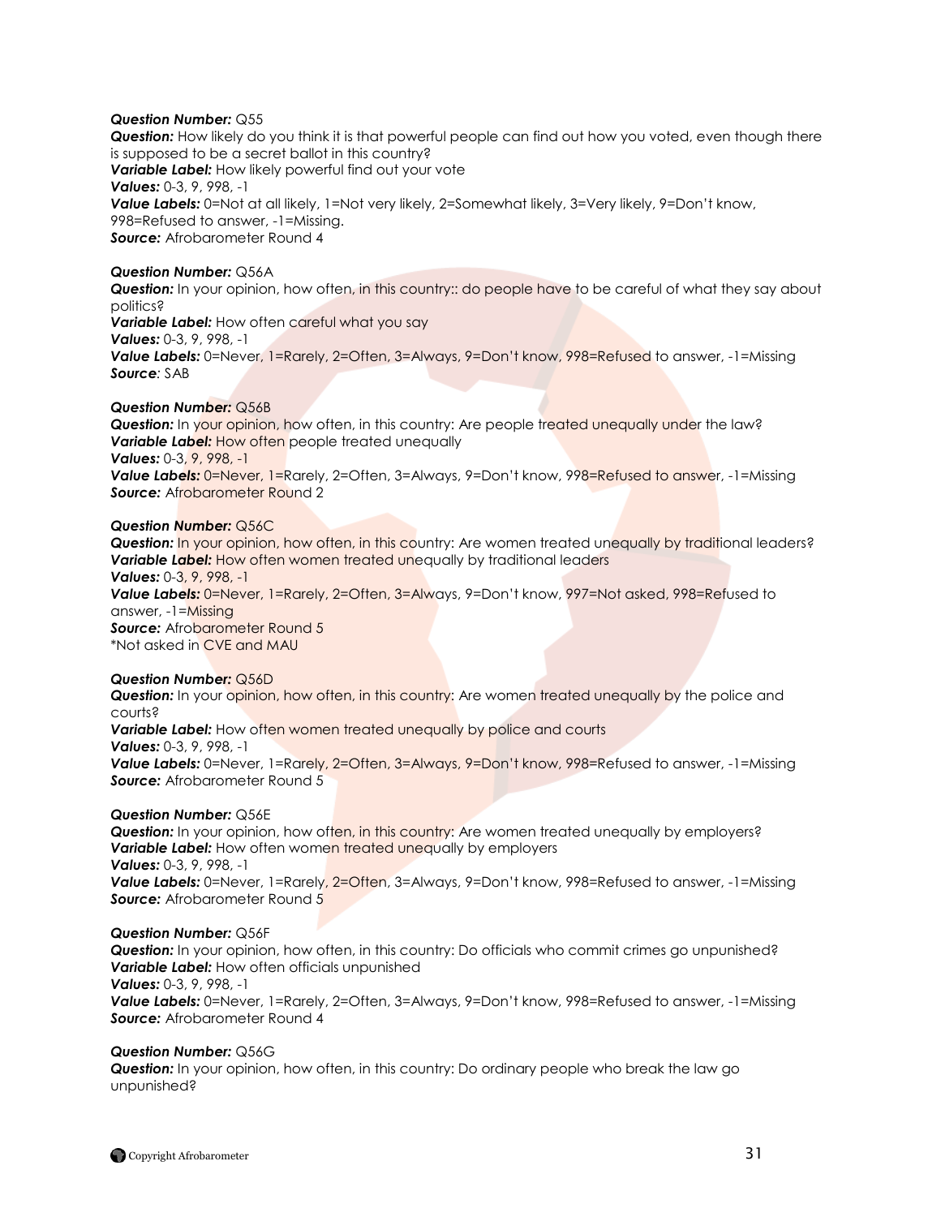***Question Number:*** Q55
***Question:*** How likely do you think it is that powerful people can find out how you voted, even though there is supposed to be a secret ballot in this country?
***Variable Label:*** How likely powerful find out your vote
***Values:*** 0-3, 9, 998, -1
***Value Labels:*** 0=Not at all likely, 1=Not very likely, 2=Somewhat likely, 3=Very likely, 9=Don't know, 998=Refused to answer, -1=Missing.
***Source:*** Afrobarometer Round 4

***Question Number:*** Q56A
***Question:*** In your opinion, how often, in this country:: do people have to be careful of what they say about politics?
***Variable Label:*** How often careful what you say
***Values:*** 0-3, 9, 998, -1
***Value Labels:*** 0=Never, 1=Rarely, 2=Often, 3=Always, 9=Don't know, 998=Refused to answer, -1=Missing
***Source***: SAB

***Question Number:*** Q56B
***Question:*** In your opinion, how often, in this country: Are people treated unequally under the law?
***Variable Label:*** How often people treated unequally
***Values:*** 0-3, 9, 998, -1
***Value Labels:*** 0=Never, 1=Rarely, 2=Often, 3=Always, 9=Don't know, 998=Refused to answer, -1=Missing
***Source:*** Afrobarometer Round 2

***Question Number:*** Q56C
***Question:*** In your opinion, how often, in this country: Are women treated unequally by traditional leaders?
***Variable Label:*** How often women treated unequally by traditional leaders
***Values:*** 0-3, 9, 998, -1
***Value Labels:*** 0=Never, 1=Rarely, 2=Often, 3=Always, 9=Don't know, 997=Not asked, 998=Refused to answer, -1=Missing
***Source:*** Afrobarometer Round 5
*Not asked in CVE and MAU

***Question Number:*** Q56D
***Question:*** In your opinion, how often, in this country: Are women treated unequally by the police and courts?
***Variable Label:*** How often women treated unequally by police and courts
***Values:*** 0-3, 9, 998, -1
***Value Labels:*** 0=Never, 1=Rarely, 2=Often, 3=Always, 9=Don't know, 998=Refused to answer, -1=Missing
***Source:*** Afrobarometer Round 5

***Question Number:*** Q56E
***Question:*** In your opinion, how often, in this country: Are women treated unequally by employers?
***Variable Label:*** How often women treated unequally by employers
***Values:*** 0-3, 9, 998, -1
***Value Labels:*** 0=Never, 1=Rarely, 2=Often, 3=Always, 9=Don't know, 998=Refused to answer, -1=Missing
***Source:*** Afrobarometer Round 5

***Question Number:*** Q56F
***Question:*** In your opinion, how often, in this country: Do officials who commit crimes go unpunished?
***Variable Label:*** How often officials unpunished
***Values:*** 0-3, 9, 998, -1
***Value Labels:*** 0=Never, 1=Rarely, 2=Often, 3=Always, 9=Don't know, 998=Refused to answer, -1=Missing
***Source:*** Afrobarometer Round 4

***Question Number:*** Q56G
***Question:*** In your opinion, how often, in this country: Do ordinary people who break the law go unpunished?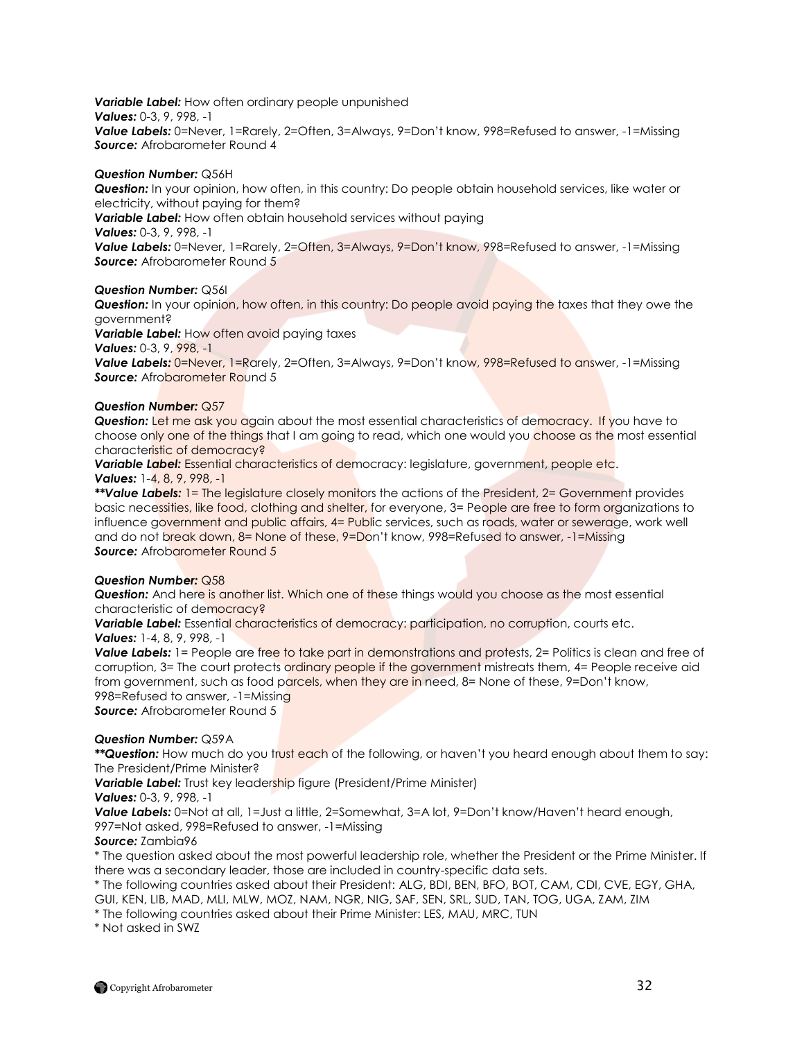***Variable Label:*** How often ordinary people unpunished
***Values:*** 0-3, 9, 998, -1
***Value Labels:*** 0=Never, 1=Rarely, 2=Often, 3=Always, 9=Don't know, 998=Refused to answer, -1=Missing
***Source:*** Afrobarometer Round 4

***Question Number:*** Q56H
***Question:*** In your opinion, how often, in this country: Do people obtain household services, like water or electricity, without paying for them?
***Variable Label:*** How often obtain household services without paying
***Values:*** 0-3, 9, 998, -1
***Value Labels:*** 0=Never, 1=Rarely, 2=Often, 3=Always, 9=Don't know, 998=Refused to answer, -1=Missing
***Source:*** Afrobarometer Round 5

***Question Number:*** Q56I
***Question:*** In your opinion, how often, in this country: Do people avoid paying the taxes that they owe the government?
***Variable Label:*** How often avoid paying taxes
***Values:*** 0-3, 9, 998, -1
***Value Labels:*** 0=Never, 1=Rarely, 2=Often, 3=Always, 9=Don't know, 998=Refused to answer, -1=Missing
***Source:*** Afrobarometer Round 5

***Question Number:*** Q57
***Question:*** Let me ask you again about the most essential characteristics of democracy. If you have to choose only one of the things that I am going to read, which one would you choose as the most essential characteristic of democracy?
***Variable Label:*** Essential characteristics of democracy: legislature, government, people etc.
***Values:*** 1-4, 8, 9, 998, -1
***\*\*Value Labels:*** 1= The legislature closely monitors the actions of the President, 2= Government provides basic necessities, like food, clothing and shelter, for everyone, 3= People are free to form organizations to influence government and public affairs, 4= Public services, such as roads, water or sewerage, work well and do not break down, 8= None of these, 9=Don't know, 998=Refused to answer, -1=Missing
***Source:*** Afrobarometer Round 5

***Question Number:*** Q58
***Question:*** And here is another list. Which one of these things would you choose as the most essential characteristic of democracy?
***Variable Label:*** Essential characteristics of democracy: participation, no corruption, courts etc.
***Values:*** 1-4, 8, 9, 998, -1
***Value Labels:*** 1= People are free to take part in demonstrations and protests, 2= Politics is clean and free of corruption, 3= The court protects ordinary people if the government mistreats them, 4= People receive aid from government, such as food parcels, when they are in need, 8= None of these, 9=Don't know, 998=Refused to answer, -1=Missing
***Source:*** Afrobarometer Round 5

***Question Number:*** Q59A
***\*\*Question:*** How much do you trust each of the following, or haven't you heard enough about them to say: The President/Prime Minister?
***Variable Label:*** Trust key leadership figure (President/Prime Minister)
***Values:*** 0-3, 9, 998, -1
***Value Labels:*** 0=Not at all, 1=Just a little, 2=Somewhat, 3=A lot, 9=Don't know/Haven't heard enough, 997=Not asked, 998=Refused to answer, -1=Missing
***Source:*** Zambia96
\* The question asked about the most powerful leadership role, whether the President or the Prime Minister. If there was a secondary leader, those are included in country-specific data sets.
\* The following countries asked about their President: ALG, BDI, BEN, BFO, BOT, CAM, CDI, CVE, EGY, GHA, GUI, KEN, LIB, MAD, MLI, MLW, MOZ, NAM, NGR, NIG, SAF, SEN, SRL, SUD, TAN, TOG, UGA, ZAM, ZIM
\* The following countries asked about their Prime Minister: LES, MAU, MRC, TUN
\* Not asked in SWZ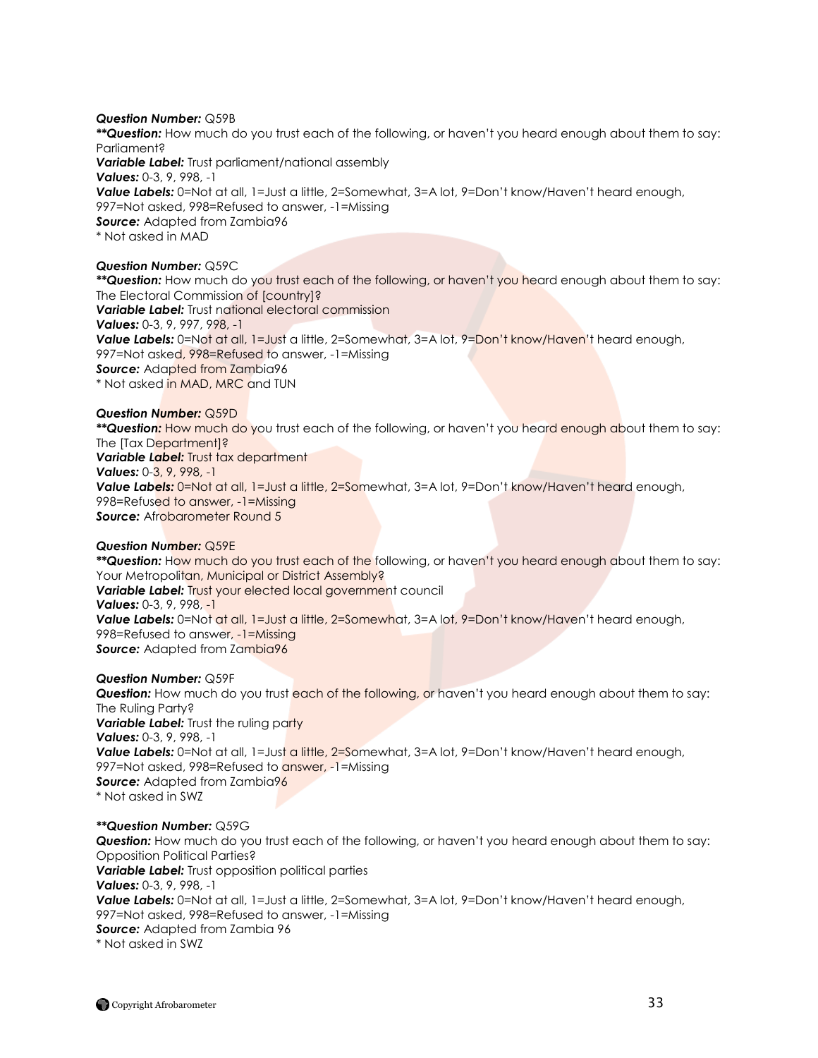***Question Number:*** Q59B
***\*\*Question:*** How much do you trust each of the following, or haven't you heard enough about them to say: Parliament?
***Variable Label:*** Trust parliament/national assembly
***Values:*** 0-3, 9, 998, -1
***Value Labels:*** 0=Not at all, 1=Just a little, 2=Somewhat, 3=A lot, 9=Don't know/Haven't heard enough, 997=Not asked, 998=Refused to answer, -1=Missing
***Source:*** Adapted from Zambia96
\* Not asked in MAD

***Question Number:*** Q59C
***\*\*Question:*** How much do you trust each of the following, or haven't you heard enough about them to say: The Electoral Commission of [country]?
***Variable Label:*** Trust national electoral commission
***Values:*** 0-3, 9, 997, 998, -1
***Value Labels:*** 0=Not at all, 1=Just a little, 2=Somewhat, 3=A lot, 9=Don't know/Haven't heard enough, 997=Not asked, 998=Refused to answer, -1=Missing
***Source:*** Adapted from Zambia96
\* Not asked in MAD, MRC and TUN

***Question Number:*** Q59D
***\*\*Question:*** How much do you trust each of the following, or haven't you heard enough about them to say: The [Tax Department]?
***Variable Label:*** Trust tax department
***Values:*** 0-3, 9, 998, -1
***Value Labels:*** 0=Not at all, 1=Just a little, 2=Somewhat, 3=A lot, 9=Don't know/Haven't heard enough, 998=Refused to answer, -1=Missing
***Source:*** Afrobarometer Round 5

***Question Number:*** Q59E
***\*\*Question:*** How much do you trust each of the following, or haven't you heard enough about them to say: Your Metropolitan, Municipal or District Assembly?
***Variable Label:*** Trust your elected local government council
***Values:*** 0-3, 9, 998, -1
***Value Labels:*** 0=Not at all, 1=Just a little, 2=Somewhat, 3=A lot, 9=Don't know/Haven't heard enough, 998=Refused to answer, -1=Missing
***Source:*** Adapted from Zambia96

***Question Number:*** Q59F
***Question:*** How much do you trust each of the following, or haven't you heard enough about them to say: The Ruling Party?
***Variable Label:*** Trust the ruling party
***Values:*** 0-3, 9, 998, -1
***Value Labels:*** 0=Not at all, 1=Just a little, 2=Somewhat, 3=A lot, 9=Don't know/Haven't heard enough, 997=Not asked, 998=Refused to answer, -1=Missing
***Source:*** Adapted from Zambia96
\* Not asked in SWZ

***\*\*Question Number:*** Q59G
***Question:*** How much do you trust each of the following, or haven't you heard enough about them to say: Opposition Political Parties?
***Variable Label:*** Trust opposition political parties
***Values:*** 0-3, 9, 998, -1
***Value Labels:*** 0=Not at all, 1=Just a little, 2=Somewhat, 3=A lot, 9=Don't know/Haven't heard enough, 997=Not asked, 998=Refused to answer, -1=Missing
***Source:*** Adapted from Zambia 96
\* Not asked in SWZ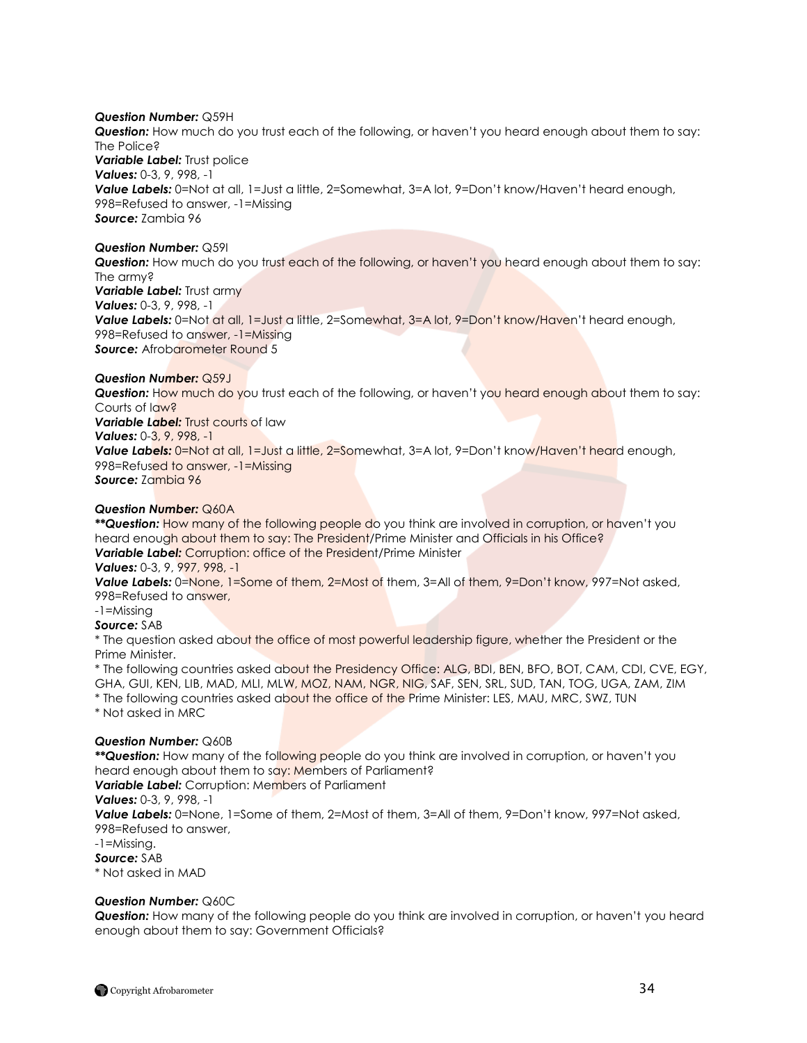***Question Number:*** Q59H
***Question:*** How much do you trust each of the following, or haven't you heard enough about them to say: The Police?
***Variable Label:*** Trust police
***Values:*** 0-3, 9, 998, -1
***Value Labels:*** 0=Not at all, 1=Just a little, 2=Somewhat, 3=A lot, 9=Don't know/Haven't heard enough, 998=Refused to answer, -1=Missing
***Source:*** Zambia 96

***Question Number:*** Q59I
***Question:*** How much do you trust each of the following, or haven't you heard enough about them to say: The army?
***Variable Label:*** Trust army
***Values:*** 0-3, 9, 998, -1
***Value Labels:*** 0=Not at all, 1=Just a little, 2=Somewhat, 3=A lot, 9=Don't know/Haven't heard enough, 998=Refused to answer, -1=Missing
***Source:*** Afrobarometer Round 5

***Question Number:*** Q59J
***Question:*** How much do you trust each of the following, or haven't you heard enough about them to say: Courts of law?
***Variable Label:*** Trust courts of law
***Values:*** 0-3, 9, 998, -1
***Value Labels:*** 0=Not at all, 1=Just a little, 2=Somewhat, 3=A lot, 9=Don't know/Haven't heard enough, 998=Refused to answer, -1=Missing
***Source:*** Zambia 96

***Question Number:*** Q60A
***\*\*Question:*** How many of the following people do you think are involved in corruption, or haven't you heard enough about them to say: The President/Prime Minister and Officials in his Office?
***Variable Label:*** Corruption: office of the President/Prime Minister
***Values:*** 0-3, 9, 997, 998, -1
***Value Labels:*** 0=None, 1=Some of them, 2=Most of them, 3=All of them, 9=Don't know, 997=Not asked, 998=Refused to answer,
-1=Missing
***Source:*** SAB
\* The question asked about the office of most powerful leadership figure, whether the President or the Prime Minister.
\* The following countries asked about the Presidency Office: ALG, BDI, BEN, BFO, BOT, CAM, CDI, CVE, EGY, GHA, GUI, KEN, LIB, MAD, MLI, MLW, MOZ, NAM, NGR, NIG, SAF, SEN, SRL, SUD, TAN, TOG, UGA, ZAM, ZIM
\* The following countries asked about the office of the Prime Minister: LES, MAU, MRC, SWZ, TUN
\* Not asked in MRC

***Question Number:*** Q60B
***\*\*Question:*** How many of the following people do you think are involved in corruption, or haven't you heard enough about them to say: Members of Parliament?
***Variable Label:*** Corruption: Members of Parliament
***Values:*** 0-3, 9, 998, -1
***Value Labels:*** 0=None, 1=Some of them, 2=Most of them, 3=All of them, 9=Don't know, 997=Not asked, 998=Refused to answer,
-1=Missing.
***Source:*** SAB
\* Not asked in MAD

***Question Number:*** Q60C
***Question:*** How many of the following people do you think are involved in corruption, or haven't you heard enough about them to say: Government Officials?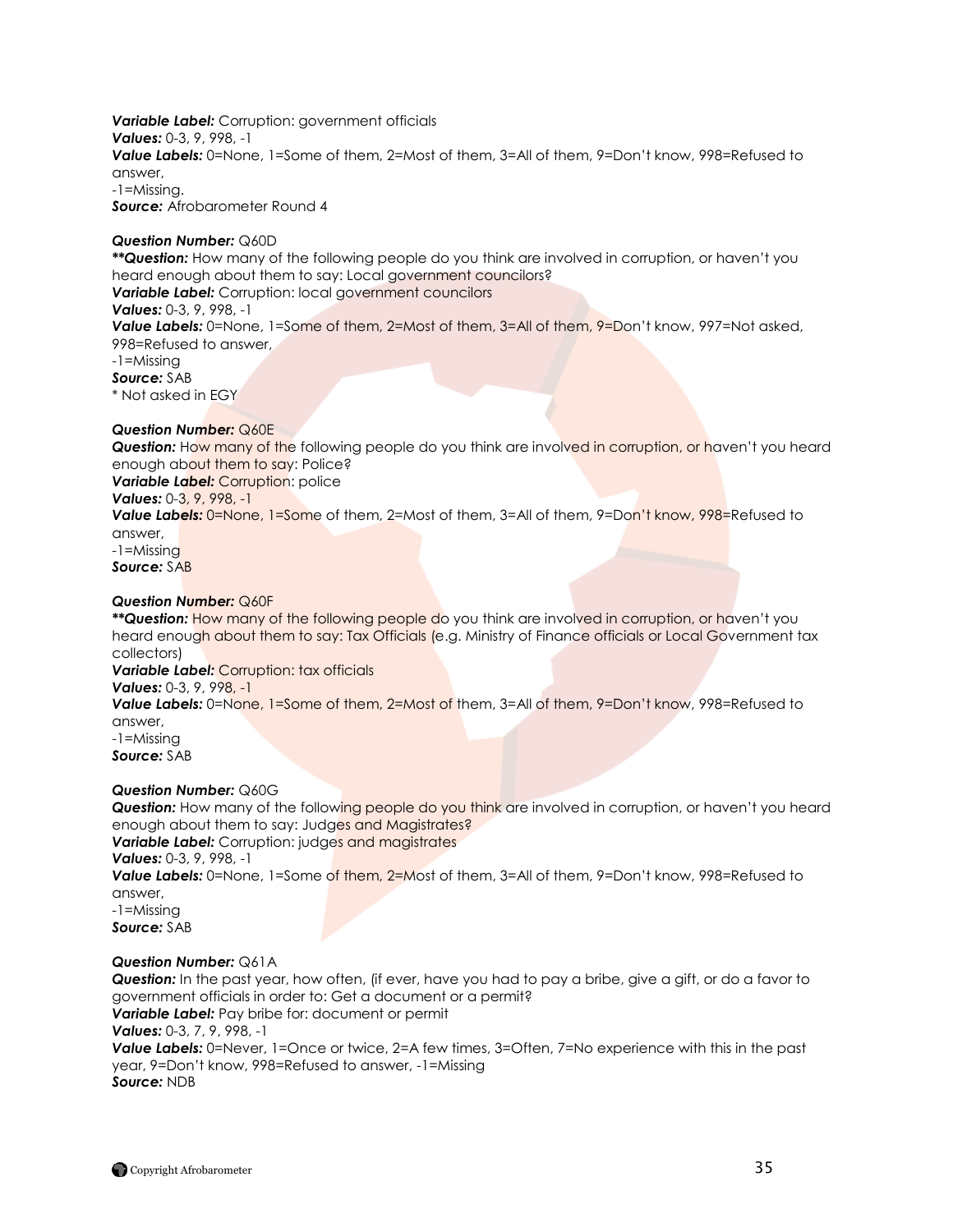***Variable Label:*** Corruption: government officials
***Values:*** 0-3, 9, 998, -1
***Value Labels:*** 0=None, 1=Some of them, 2=Most of them, 3=All of them, 9=Don't know, 998=Refused to answer,
-1=Missing.
***Source:*** Afrobarometer Round 4

***Question Number:*** Q60D
*****Question:*** How many of the following people do you think are involved in corruption, or haven't you heard enough about them to say: Local government councilors?
***Variable Label:*** Corruption: local government councilors
***Values:*** 0-3, 9, 998, -1
***Value Labels:*** 0=None, 1=Some of them, 2=Most of them, 3=All of them, 9=Don't know, 997=Not asked, 998=Refused to answer,
-1=Missing
***Source:*** SAB
* Not asked in EGY

***Question Number:*** Q60E
***Question:*** How many of the following people do you think are involved in corruption, or haven't you heard enough about them to say: Police?
***Variable Label:*** Corruption: police
***Values:*** 0-3, 9, 998, -1
***Value Labels:*** 0=None, 1=Some of them, 2=Most of them, 3=All of them, 9=Don't know, 998=Refused to answer,
-1=Missing
***Source:*** SAB

***Question Number:*** Q60F
*****Question:*** How many of the following people do you think are involved in corruption, or haven't you heard enough about them to say: Tax Officials (e.g. Ministry of Finance officials or Local Government tax collectors)
***Variable Label:*** Corruption: tax officials
***Values:*** 0-3, 9, 998, -1
***Value Labels:*** 0=None, 1=Some of them, 2=Most of them, 3=All of them, 9=Don't know, 998=Refused to answer,
-1=Missing
***Source:*** SAB

***Question Number:*** Q60G
***Question:*** How many of the following people do you think are involved in corruption, or haven't you heard enough about them to say: Judges and Magistrates?
***Variable Label:*** Corruption: judges and magistrates
***Values:*** 0-3, 9, 998, -1
***Value Labels:*** 0=None, 1=Some of them, 2=Most of them, 3=All of them, 9=Don't know, 998=Refused to answer,
-1=Missing
***Source:*** SAB

***Question Number:*** Q61A
***Question:*** In the past year, how often, (if ever, have you had to pay a bribe, give a gift, or do a favor to government officials in order to: Get a document or a permit?
***Variable Label:*** Pay bribe for: document or permit
***Values:*** 0-3, 7, 9, 998, -1
***Value Labels:*** 0=Never, 1=Once or twice, 2=A few times, 3=Often, 7=No experience with this in the past year, 9=Don't know, 998=Refused to answer, -1=Missing
***Source:*** NDB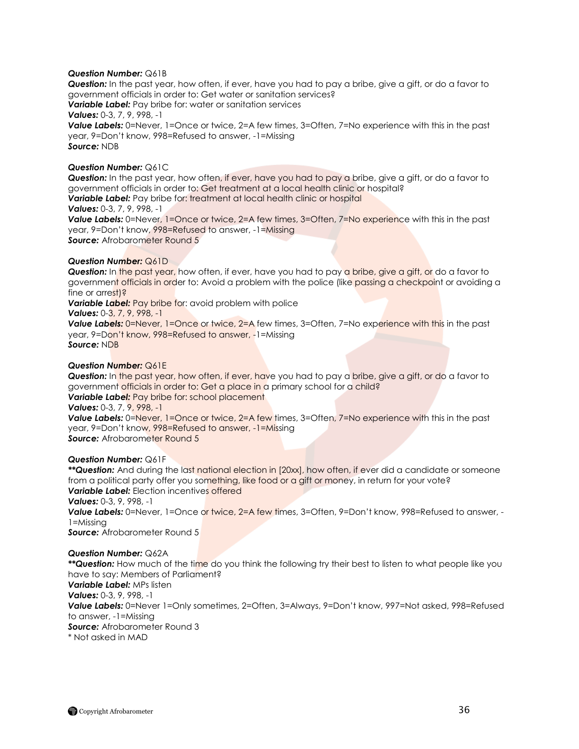***Question Number:*** Q61B
***Question:*** In the past year, how often, if ever, have you had to pay a bribe, give a gift, or do a favor to government officials in order to: Get water or sanitation services?
***Variable Label:*** Pay bribe for: water or sanitation services
***Values:*** 0-3, 7, 9, 998, -1
***Value Labels:*** 0=Never, 1=Once or twice, 2=A few times, 3=Often, 7=No experience with this in the past year, 9=Don't know, 998=Refused to answer, -1=Missing
***Source:*** NDB

***Question Number:*** Q61C
***Question:*** In the past year, how often, if ever, have you had to pay a bribe, give a gift, or do a favor to government officials in order to: Get treatment at a local health clinic or hospital?
***Variable Label:*** Pay bribe for: treatment at local health clinic or hospital
***Values:*** 0-3, 7, 9, 998, -1
***Value Labels:*** 0=Never, 1=Once or twice, 2=A few times, 3=Often, 7=No experience with this in the past year, 9=Don't know, 998=Refused to answer, -1=Missing
***Source:*** Afrobarometer Round 5

***Question Number:*** Q61D
***Question:*** In the past year, how often, if ever, have you had to pay a bribe, give a gift, or do a favor to government officials in order to: Avoid a problem with the police (like passing a checkpoint or avoiding a fine or arrest)?
***Variable Label:*** Pay bribe for: avoid problem with police
***Values:*** 0-3, 7, 9, 998, -1
***Value Labels:*** 0=Never, 1=Once or twice, 2=A few times, 3=Often, 7=No experience with this in the past year, 9=Don't know, 998=Refused to answer, -1=Missing
***Source:*** NDB

***Question Number:*** Q61E
***Question:*** In the past year, how often, if ever, have you had to pay a bribe, give a gift, or do a favor to government officials in order to: Get a place in a primary school for a child?
***Variable Label:*** Pay bribe for: school placement
***Values:*** 0-3, 7, 9, 998, -1
***Value Labels:*** 0=Never, 1=Once or twice, 2=A few times, 3=Often, 7=No experience with this in the past year, 9=Don't know, 998=Refused to answer, -1=Missing
***Source:*** Afrobarometer Round 5

***Question Number:*** Q61F
****Question:*** And during the last national election in [20xx], how often, if ever did a candidate or someone from a political party offer you something, like food or a gift or money, in return for your vote?
***Variable Label:*** Election incentives offered
***Values:*** 0-3, 9, 998, -1
***Value Labels:*** 0=Never, 1=Once or twice, 2=A few times, 3=Often, 9=Don't know, 998=Refused to answer, -1=Missing
***Source:*** Afrobarometer Round 5

***Question Number:*** Q62A
****Question:*** How much of the time do you think the following try their best to listen to what people like you have to say: Members of Parliament?
***Variable Label:*** MPs listen
***Values:*** 0-3, 9, 998, -1
***Value Labels:*** 0=Never 1=Only sometimes, 2=Often, 3=Always, 9=Don't know, 997=Not asked, 998=Refused to answer, -1=Missing
***Source:*** Afrobarometer Round 3
* Not asked in MAD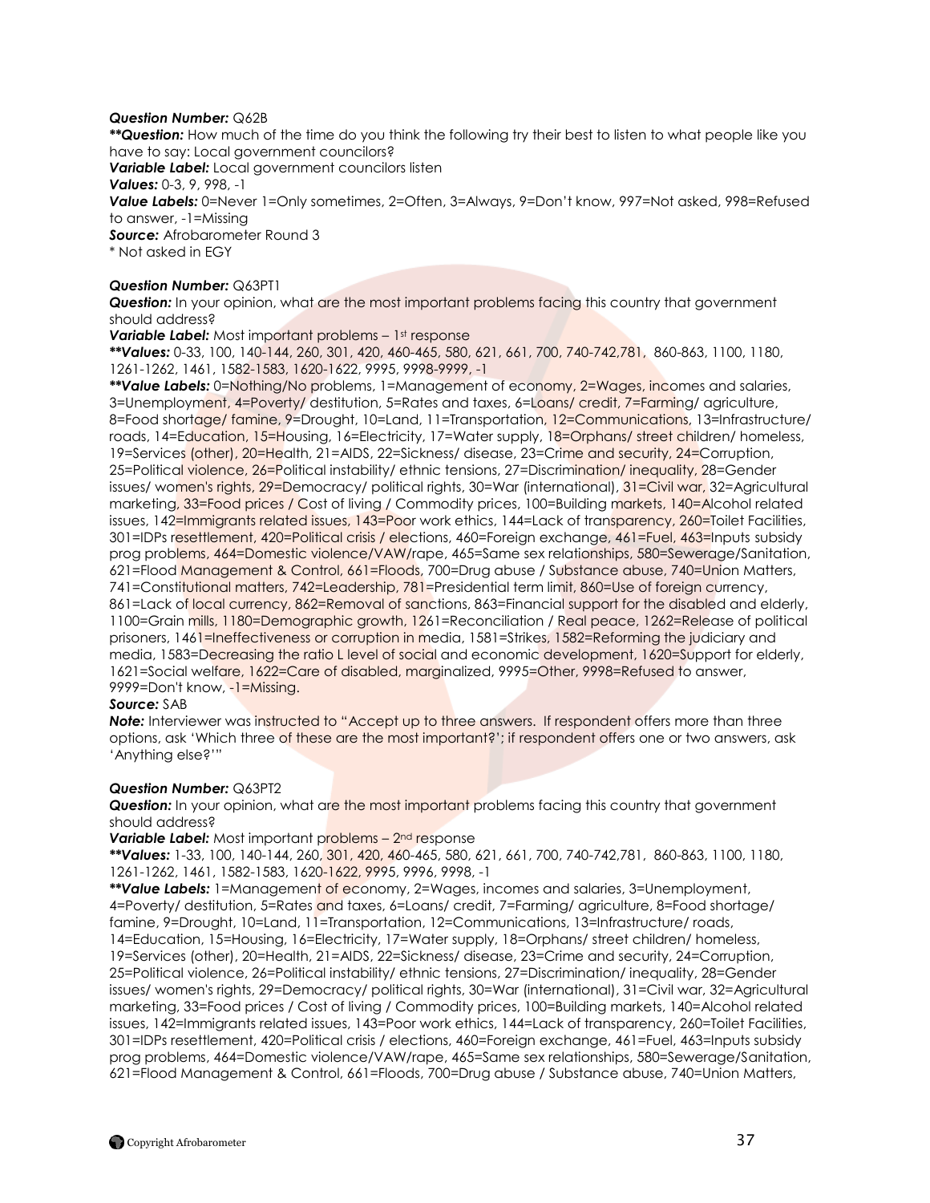***Question Number:*** Q62B

***\*\*Question:*** How much of the time do you think the following try their best to listen to what people like you have to say: Local government councilors?

***Variable Label:*** Local government councilors listen

***Values:*** 0-3, 9, 998, -1

***Value Labels:*** 0=Never 1=Only sometimes, 2=Often, 3=Always, 9=Don't know, 997=Not asked, 998=Refused to answer, -1=Missing

***Source:*** Afrobarometer Round 3

\* Not asked in EGY

***Question Number:*** Q63PT1

***Question:*** In your opinion, what are the most important problems facing this country that government should address?

***Variable Label:*** Most important problems – 1st response

***\*\*Values:*** 0-33, 100, 140-144, 260, 301, 420, 460-465, 580, 621, 661, 700, 740-742,781, 860-863, 1100, 1180, 1261-1262, 1461, 1582-1583, 1620-1622, 9995, 9998-9999, -1

***\*\*Value Labels:*** 0=Nothing/No problems, 1=Management of economy, 2=Wages, incomes and salaries, 3=Unemployment, 4=Poverty/ destitution, 5=Rates and taxes, 6=Loans/ credit, 7=Farming/ agriculture, 8=Food shortage/ famine, 9=Drought, 10=Land, 11=Transportation, 12=Communications, 13=Infrastructure/ roads, 14=Education, 15=Housing, 16=Electricity, 17=Water supply, 18=Orphans/ street children/ homeless, 19=Services (other), 20=Health, 21=AIDS, 22=Sickness/ disease, 23=Crime and security, 24=Corruption, 25=Political violence, 26=Political instability/ ethnic tensions, 27=Discrimination/ inequality, 28=Gender issues/ women's rights, 29=Democracy/ political rights, 30=War (international), 31=Civil war, 32=Agricultural marketing, 33=Food prices / Cost of living / Commodity prices, 100=Building markets, 140=Alcohol related issues, 142=Immigrants related issues, 143=Poor work ethics, 144=Lack of transparency, 260=Toilet Facilities, 301=IDPs resettlement, 420=Political crisis / elections, 460=Foreign exchange, 461=Fuel, 463=Inputs subsidy prog problems, 464=Domestic violence/VAW/rape, 465=Same sex relationships, 580=Sewerage/Sanitation, 621=Flood Management & Control, 661=Floods, 700=Drug abuse / Substance abuse, 740=Union Matters, 741=Constitutional matters, 742=Leadership, 781=Presidential term limit, 860=Use of foreign currency, 861=Lack of local currency, 862=Removal of sanctions, 863=Financial support for the disabled and elderly, 1100=Grain mills, 1180=Demographic growth, 1261=Reconciliation / Real peace, 1262=Release of political prisoners, 1461=Ineffectiveness or corruption in media, 1581=Strikes, 1582=Reforming the judiciary and media, 1583=Decreasing the ratio L level of social and economic development, 1620=Support for elderly, 1621=Social welfare, 1622=Care of disabled, marginalized, 9995=Other, 9998=Refused to answer, 9999=Don't know, -1=Missing.

***Source:*** SAB

***Note:*** Interviewer was instructed to "Accept up to three answers. If respondent offers more than three options, ask 'Which three of these are the most important?'; if respondent offers one or two answers, ask 'Anything else?'"

***Question Number:*** Q63PT2

***Question:*** In your opinion, what are the most important problems facing this country that government should address?

***Variable Label:*** Most important problems – 2nd response

***\*\*Values:*** 1-33, 100, 140-144, 260, 301, 420, 460-465, 580, 621, 661, 700, 740-742,781, 860-863, 1100, 1180, 1261-1262, 1461, 1582-1583, 1620-1622, 9995, 9996, 9998, -1

***\*\*Value Labels:*** 1=Management of economy, 2=Wages, incomes and salaries, 3=Unemployment, 4=Poverty/ destitution, 5=Rates and taxes, 6=Loans/ credit, 7=Farming/ agriculture, 8=Food shortage/ famine, 9=Drought, 10=Land, 11=Transportation, 12=Communications, 13=Infrastructure/ roads, 14=Education, 15=Housing, 16=Electricity, 17=Water supply, 18=Orphans/ street children/ homeless, 19=Services (other), 20=Health, 21=AIDS, 22=Sickness/ disease, 23=Crime and security, 24=Corruption, 25=Political violence, 26=Political instability/ ethnic tensions, 27=Discrimination/ inequality, 28=Gender issues/ women's rights, 29=Democracy/ political rights, 30=War (international), 31=Civil war, 32=Agricultural marketing, 33=Food prices / Cost of living / Commodity prices, 100=Building markets, 140=Alcohol related issues, 142=Immigrants related issues, 143=Poor work ethics, 144=Lack of transparency, 260=Toilet Facilities, 301=IDPs resettlement, 420=Political crisis / elections, 460=Foreign exchange, 461=Fuel, 463=Inputs subsidy prog problems, 464=Domestic violence/VAW/rape, 465=Same sex relationships, 580=Sewerage/Sanitation, 621=Flood Management & Control, 661=Floods, 700=Drug abuse / Substance abuse, 740=Union Matters,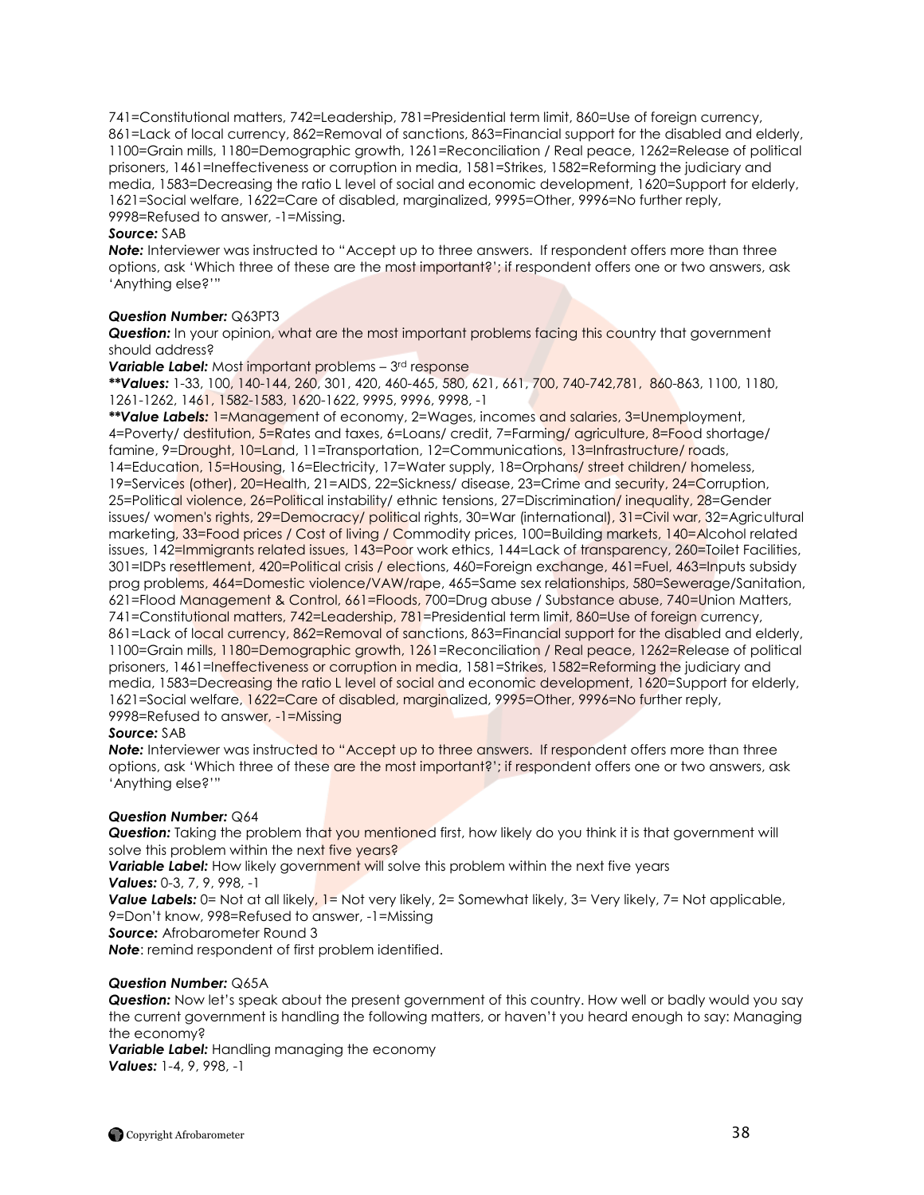741=Constitutional matters, 742=Leadership, 781=Presidential term limit, 860=Use of foreign currency, 861=Lack of local currency, 862=Removal of sanctions, 863=Financial support for the disabled and elderly, 1100=Grain mills, 1180=Demographic growth, 1261=Reconciliation / Real peace, 1262=Release of political prisoners, 1461=Ineffectiveness or corruption in media, 1581=Strikes, 1582=Reforming the judiciary and media, 1583=Decreasing the ratio L level of social and economic development, 1620=Support for elderly, 1621=Social welfare, 1622=Care of disabled, marginalized, 9995=Other, 9996=No further reply, 9998=Refused to answer, -1=Missing.

***Source:*** SAB

***Note:*** Interviewer was instructed to "Accept up to three answers. If respondent offers more than three options, ask 'Which three of these are the most important?'; if respondent offers one or two answers, ask 'Anything else?'"

***Question Number:*** Q63PT3

***Question:*** In your opinion, what are the most important problems facing this country that government should address?

***Variable Label:*** Most important problems – 3rd response

*****Values:*** 1-33, 100, 140-144, 260, 301, 420, 460-465, 580, 621, 661, 700, 740-742,781, 860-863, 1100, 1180, 1261-1262, 1461, 1582-1583, 1620-1622, 9995, 9996, 9998, -1

*****Value Labels:*** 1=Management of economy, 2=Wages, incomes and salaries, 3=Unemployment, 4=Poverty/ destitution, 5=Rates and taxes, 6=Loans/ credit, 7=Farming/ agriculture, 8=Food shortage/ famine, 9=Drought, 10=Land, 11=Transportation, 12=Communications, 13=Infrastructure/ roads, 14=Education, 15=Housing, 16=Electricity, 17=Water supply, 18=Orphans/ street children/ homeless, 19=Services (other), 20=Health, 21=AIDS, 22=Sickness/ disease, 23=Crime and security, 24=Corruption, 25=Political violence, 26=Political instability/ ethnic tensions, 27=Discrimination/ inequality, 28=Gender issues/ women's rights, 29=Democracy/ political rights, 30=War (international), 31=Civil war, 32=Agricultural marketing, 33=Food prices / Cost of living / Commodity prices, 100=Building markets, 140=Alcohol related issues, 142=Immigrants related issues, 143=Poor work ethics, 144=Lack of transparency, 260=Toilet Facilities, 301=IDPs resettlement, 420=Political crisis / elections, 460=Foreign exchange, 461=Fuel, 463=Inputs subsidy prog problems, 464=Domestic violence/VAW/rape, 465=Same sex relationships, 580=Sewerage/Sanitation, 621=Flood Management & Control, 661=Floods, 700=Drug abuse / Substance abuse, 740=Union Matters, 741=Constitutional matters, 742=Leadership, 781=Presidential term limit, 860=Use of foreign currency, 861=Lack of local currency, 862=Removal of sanctions, 863=Financial support for the disabled and elderly, 1100=Grain mills, 1180=Demographic growth, 1261=Reconciliation / Real peace, 1262=Release of political prisoners, 1461=Ineffectiveness or corruption in media, 1581=Strikes, 1582=Reforming the judiciary and media, 1583=Decreasing the ratio L level of social and economic development, 1620=Support for elderly, 1621=Social welfare, 1622=Care of disabled, marginalized, 9995=Other, 9996=No further reply, 9998=Refused to answer, -1=Missing

***Source:*** SAB

***Note:*** Interviewer was instructed to "Accept up to three answers. If respondent offers more than three options, ask 'Which three of these are the most important?'; if respondent offers one or two answers, ask 'Anything else?'"

***Question Number:*** Q64

***Question:*** Taking the problem that you mentioned first, how likely do you think it is that government will solve this problem within the next five years?

***Variable Label:*** How likely government will solve this problem within the next five years

***Values:*** 0-3, 7, 9, 998, -1

***Value Labels:*** 0= Not at all likely, 1= Not very likely, 2= Somewhat likely, 3= Very likely, 7= Not applicable, 9=Don't know, 998=Refused to answer, -1=Missing

***Source:*** Afrobarometer Round 3

***Note***: remind respondent of first problem identified.

***Question Number:*** Q65A

***Question:*** Now let's speak about the present government of this country. How well or badly would you say the current government is handling the following matters, or haven't you heard enough to say: Managing the economy?

***Variable Label:*** Handling managing the economy

***Values:*** 1-4, 9, 998, -1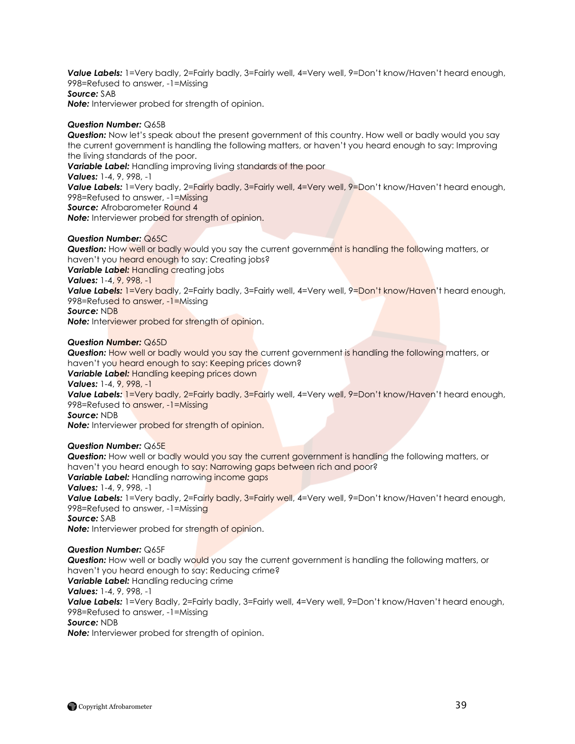***Value Labels:*** 1=Very badly, 2=Fairly badly, 3=Fairly well, 4=Very well, 9=Don't know/Haven't heard enough, 998=Refused to answer, -1=Missing
***Source:*** SAB
***Note:*** Interviewer probed for strength of opinion.

***Question Number:*** Q65B
***Question:*** Now let's speak about the present government of this country. How well or badly would you say the current government is handling the following matters, or haven't you heard enough to say: Improving the living standards of the poor.
***Variable Label:*** Handling improving living standards of the poor
***Values:*** 1-4, 9, 998, -1
***Value Labels:*** 1=Very badly, 2=Fairly badly, 3=Fairly well, 4=Very well, 9=Don't know/Haven't heard enough, 998=Refused to answer, -1=Missing
***Source:*** Afrobarometer Round 4
***Note:*** Interviewer probed for strength of opinion.

***Question Number:*** Q65C
***Question:*** How well or badly would you say the current government is handling the following matters, or haven't you heard enough to say: Creating jobs?
***Variable Label:*** Handling creating jobs
***Values:*** 1-4, 9, 998, -1
***Value Labels:*** 1=Very badly, 2=Fairly badly, 3=Fairly well, 4=Very well, 9=Don't know/Haven't heard enough, 998=Refused to answer, -1=Missing
***Source:*** NDB
***Note:*** Interviewer probed for strength of opinion.

***Question Number:*** Q65D
***Question:*** How well or badly would you say the current government is handling the following matters, or haven't you heard enough to say: Keeping prices down?
***Variable Label:*** Handling keeping prices down
***Values:*** 1-4, 9, 998, -1
***Value Labels:*** 1=Very badly, 2=Fairly badly, 3=Fairly well, 4=Very well, 9=Don't know/Haven't heard enough, 998=Refused to answer, -1=Missing
***Source:*** NDB
***Note:*** Interviewer probed for strength of opinion.

***Question Number:*** Q65E
***Question:*** How well or badly would you say the current government is handling the following matters, or haven't you heard enough to say: Narrowing gaps between rich and poor?
***Variable Label:*** Handling narrowing income gaps
***Values:*** 1-4, 9, 998, -1
***Value Labels:*** 1=Very badly, 2=Fairly badly, 3=Fairly well, 4=Very well, 9=Don't know/Haven't heard enough, 998=Refused to answer, -1=Missing
***Source:*** SAB
***Note:*** Interviewer probed for strength of opinion.

***Question Number:*** Q65F
***Question:*** How well or badly would you say the current government is handling the following matters, or haven't you heard enough to say: Reducing crime?
***Variable Label:*** Handling reducing crime
***Values:*** 1-4, 9, 998, -1
***Value Labels:*** 1=Very Badly, 2=Fairly badly, 3=Fairly well, 4=Very well, 9=Don't know/Haven't heard enough, 998=Refused to answer, -1=Missing
***Source:*** NDB
***Note:*** Interviewer probed for strength of opinion.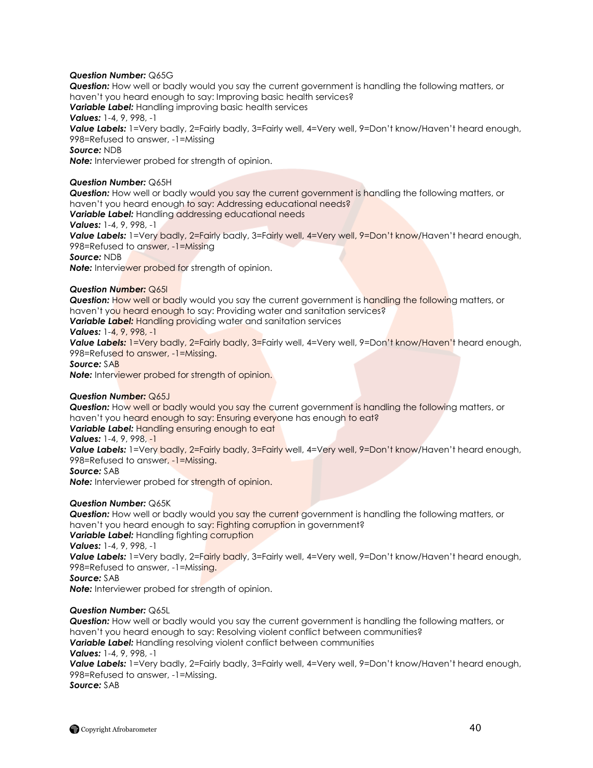***Question Number:*** Q65G
***Question:*** How well or badly would you say the current government is handling the following matters, or haven't you heard enough to say: Improving basic health services?
***Variable Label:*** Handling improving basic health services
***Values:*** 1-4, 9, 998, -1
***Value Labels:*** 1=Very badly, 2=Fairly badly, 3=Fairly well, 4=Very well, 9=Don't know/Haven't heard enough, 998=Refused to answer, -1=Missing
***Source:*** NDB
***Note:*** Interviewer probed for strength of opinion.

***Question Number:*** Q65H
***Question:*** How well or badly would you say the current government is handling the following matters, or haven't you heard enough to say: Addressing educational needs?
***Variable Label:*** Handling addressing educational needs
***Values:*** 1-4, 9, 998, -1
***Value Labels:*** 1=Very badly, 2=Fairly badly, 3=Fairly well, 4=Very well, 9=Don't know/Haven't heard enough, 998=Refused to answer, -1=Missing
***Source:*** NDB
***Note:*** Interviewer probed for strength of opinion.

***Question Number:*** Q65I
***Question:*** How well or badly would you say the current government is handling the following matters, or haven't you heard enough to say: Providing water and sanitation services?
***Variable Label:*** Handling providing water and sanitation services
***Values:*** 1-4, 9, 998, -1
***Value Labels:*** 1=Very badly, 2=Fairly badly, 3=Fairly well, 4=Very well, 9=Don't know/Haven't heard enough, 998=Refused to answer, -1=Missing.
***Source:*** SAB
***Note:*** Interviewer probed for strength of opinion.

***Question Number:*** Q65J
***Question:*** How well or badly would you say the current government is handling the following matters, or haven't you heard enough to say: Ensuring everyone has enough to eat?
***Variable Label:*** Handling ensuring enough to eat
***Values:*** 1-4, 9, 998, -1
***Value Labels:*** 1=Very badly, 2=Fairly badly, 3=Fairly well, 4=Very well, 9=Don't know/Haven't heard enough, 998=Refused to answer, -1=Missing.
***Source:*** SAB
***Note:*** Interviewer probed for strength of opinion.

***Question Number:*** Q65K
***Question:*** How well or badly would you say the current government is handling the following matters, or haven't you heard enough to say: Fighting corruption in government?
***Variable Label:*** Handling fighting corruption
***Values:*** 1-4, 9, 998, -1
***Value Labels:*** 1=Very badly, 2=Fairly badly, 3=Fairly well, 4=Very well, 9=Don't know/Haven't heard enough, 998=Refused to answer, -1=Missing.
***Source:*** SAB
***Note:*** Interviewer probed for strength of opinion.

***Question Number:*** Q65L
***Question:*** How well or badly would you say the current government is handling the following matters, or haven't you heard enough to say: Resolving violent conflict between communities?
***Variable Label:*** Handling resolving violent conflict between communities
***Values:*** 1-4, 9, 998, -1
***Value Labels:*** 1=Very badly, 2=Fairly badly, 3=Fairly well, 4=Very well, 9=Don't know/Haven't heard enough, 998=Refused to answer, -1=Missing.
***Source:*** SAB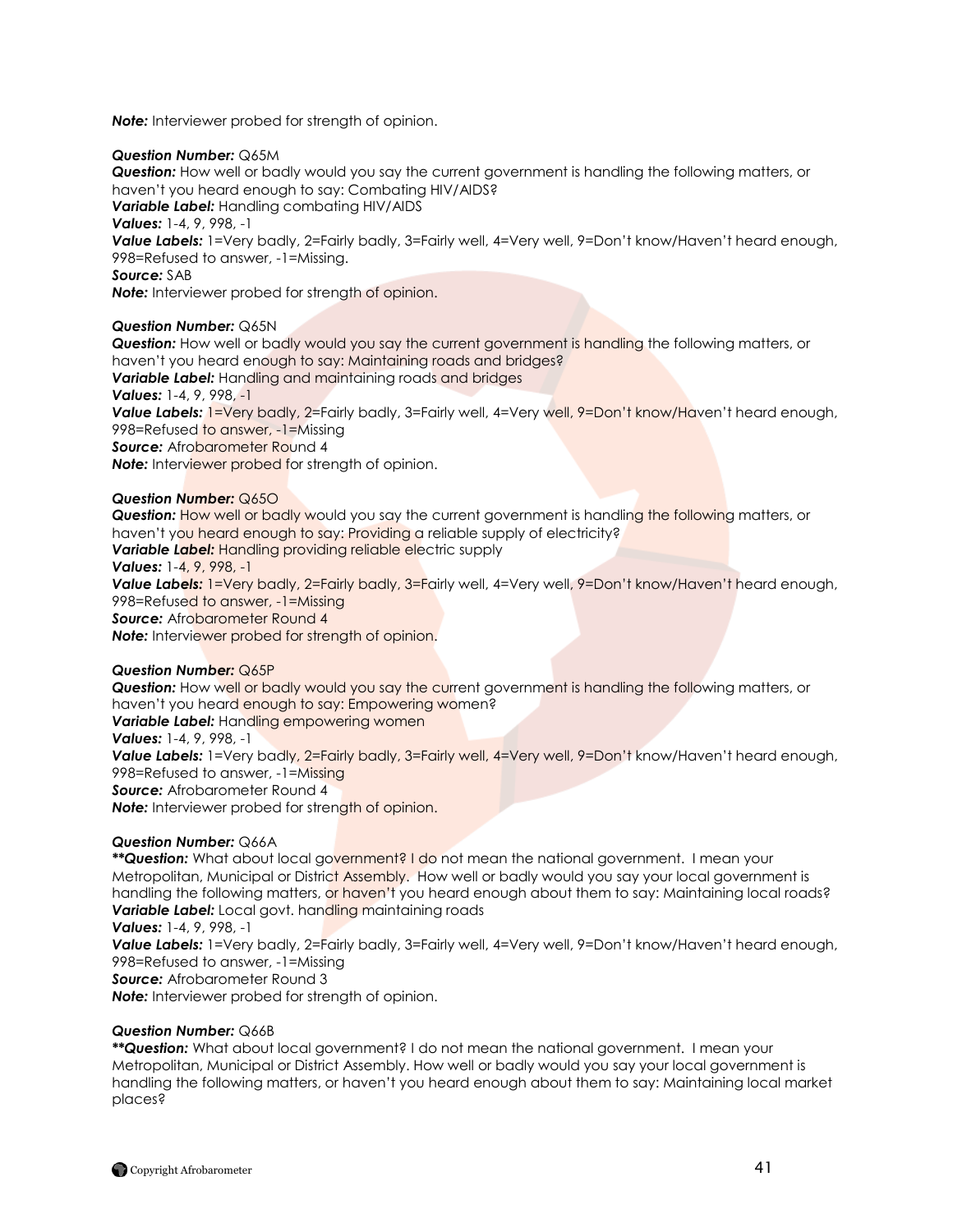***Note:*** Interviewer probed for strength of opinion.

***Question Number:*** Q65M
***Question:*** How well or badly would you say the current government is handling the following matters, or haven't you heard enough to say: Combating HIV/AIDS?
***Variable Label:*** Handling combating HIV/AIDS
***Values:*** 1-4, 9, 998, -1
***Value Labels:*** 1=Very badly, 2=Fairly badly, 3=Fairly well, 4=Very well, 9=Don't know/Haven't heard enough, 998=Refused to answer, -1=Missing.
***Source:*** SAB
***Note:*** Interviewer probed for strength of opinion.

***Question Number:*** Q65N
***Question:*** How well or badly would you say the current government is handling the following matters, or haven't you heard enough to say: Maintaining roads and bridges?
***Variable Label:*** Handling and maintaining roads and bridges
***Values:*** 1-4, 9, 998, -1
***Value Labels:*** 1=Very badly, 2=Fairly badly, 3=Fairly well, 4=Very well, 9=Don't know/Haven't heard enough, 998=Refused to answer, -1=Missing
***Source:*** Afrobarometer Round 4
***Note:*** Interviewer probed for strength of opinion.

***Question Number:*** Q65O
***Question:*** How well or badly would you say the current government is handling the following matters, or haven't you heard enough to say: Providing a reliable supply of electricity?
***Variable Label:*** Handling providing reliable electric supply
***Values:*** 1-4, 9, 998, -1
***Value Labels:*** 1=Very badly, 2=Fairly badly, 3=Fairly well, 4=Very well, 9=Don't know/Haven't heard enough, 998=Refused to answer, -1=Missing
***Source:*** Afrobarometer Round 4
***Note:*** Interviewer probed for strength of opinion.

***Question Number:*** Q65P
***Question:*** How well or badly would you say the current government is handling the following matters, or haven't you heard enough to say: Empowering women?
***Variable Label:*** Handling empowering women
***Values:*** 1-4, 9, 998, -1
***Value Labels:*** 1=Very badly, 2=Fairly badly, 3=Fairly well, 4=Very well, 9=Don't know/Haven't heard enough, 998=Refused to answer, -1=Missing
***Source:*** Afrobarometer Round 4
***Note:*** Interviewer probed for strength of opinion.

***Question Number:*** Q66A
***\*\*Question:*** What about local government? I do not mean the national government. I mean your Metropolitan, Municipal or District Assembly. How well or badly would you say your local government is handling the following matters, or haven't you heard enough about them to say: Maintaining local roads?
***Variable Label:*** Local govt. handling maintaining roads
***Values:*** 1-4, 9, 998, -1
***Value Labels:*** 1=Very badly, 2=Fairly badly, 3=Fairly well, 4=Very well, 9=Don't know/Haven't heard enough, 998=Refused to answer, -1=Missing
***Source:*** Afrobarometer Round 3
***Note:*** Interviewer probed for strength of opinion.

***Question Number:*** Q66B
***\*\*Question:*** What about local government? I do not mean the national government. I mean your Metropolitan, Municipal or District Assembly. How well or badly would you say your local government is handling the following matters, or haven't you heard enough about them to say: Maintaining local market places?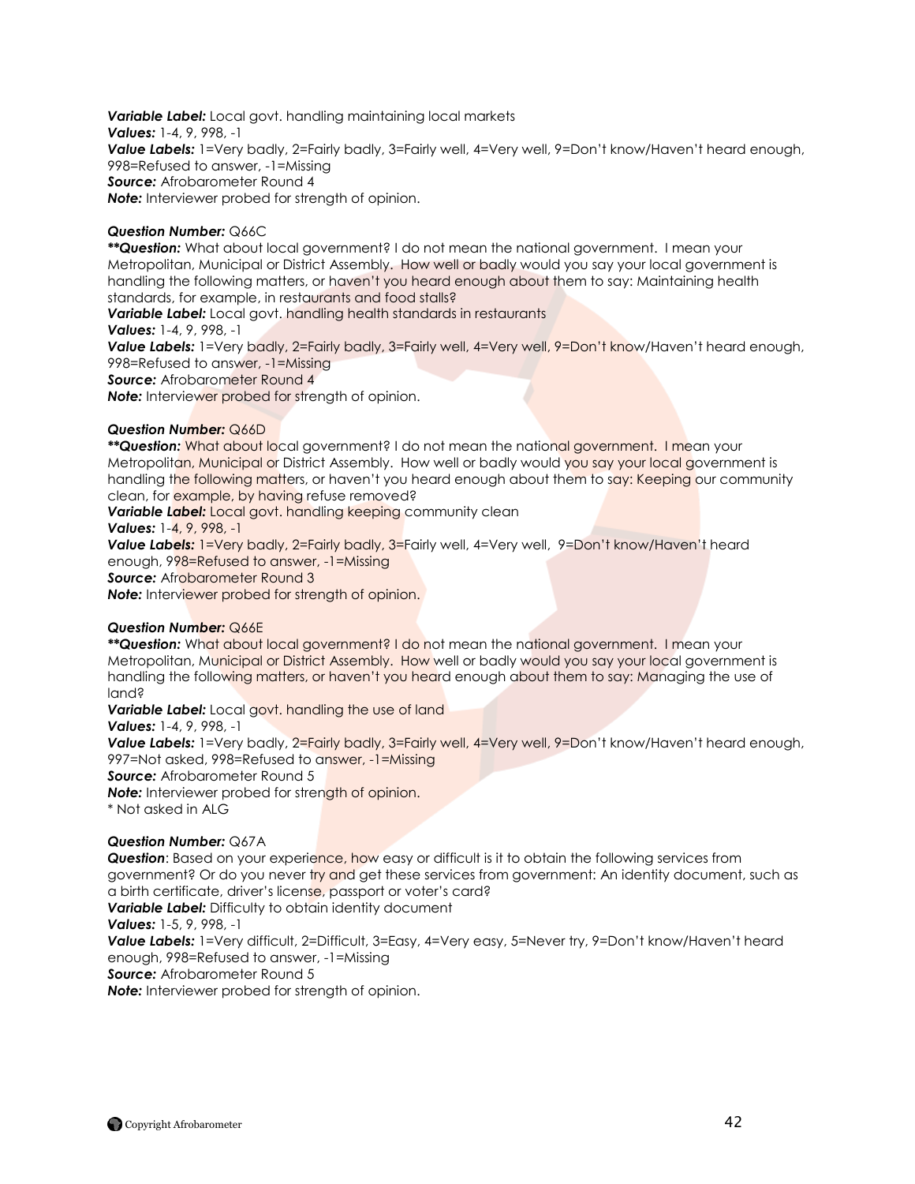***Variable Label:*** Local govt. handling maintaining local markets
***Values:*** 1-4, 9, 998, -1
***Value Labels:*** 1=Very badly, 2=Fairly badly, 3=Fairly well, 4=Very well, 9=Don't know/Haven't heard enough, 998=Refused to answer, -1=Missing
***Source:*** Afrobarometer Round 4
***Note:*** Interviewer probed for strength of opinion.

***Question Number:*** Q66C
***\*\*Question:*** What about local government? I do not mean the national government. I mean your Metropolitan, Municipal or District Assembly. How well or badly would you say your local government is handling the following matters, or haven't you heard enough about them to say: Maintaining health standards, for example, in restaurants and food stalls?
***Variable Label:*** Local govt. handling health standards in restaurants
***Values:*** 1-4, 9, 998, -1
***Value Labels:*** 1=Very badly, 2=Fairly badly, 3=Fairly well, 4=Very well, 9=Don't know/Haven't heard enough, 998=Refused to answer, -1=Missing
***Source:*** Afrobarometer Round 4
***Note:*** Interviewer probed for strength of opinion.

***Question Number:*** Q66D
***\*\*Question:*** What about local government? I do not mean the national government. I mean your Metropolitan, Municipal or District Assembly. How well or badly would you say your local government is handling the following matters, or haven't you heard enough about them to say: Keeping our community clean, for example, by having refuse removed?
***Variable Label:*** Local govt. handling keeping community clean
***Values:*** 1-4, 9, 998, -1
***Value Labels:*** 1=Very badly, 2=Fairly badly, 3=Fairly well, 4=Very well, 9=Don't know/Haven't heard enough, 998=Refused to answer, -1=Missing
***Source:*** Afrobarometer Round 3
***Note:*** Interviewer probed for strength of opinion.

***Question Number:*** Q66E
***\*\*Question:*** What about local government? I do not mean the national government. I mean your Metropolitan, Municipal or District Assembly. How well or badly would you say your local government is handling the following matters, or haven't you heard enough about them to say: Managing the use of land?
***Variable Label:*** Local govt. handling the use of land
***Values:*** 1-4, 9, 998, -1
***Value Labels:*** 1=Very badly, 2=Fairly badly, 3=Fairly well, 4=Very well, 9=Don't know/Haven't heard enough, 997=Not asked, 998=Refused to answer, -1=Missing
***Source:*** Afrobarometer Round 5
***Note:*** Interviewer probed for strength of opinion.
\* Not asked in ALG

***Question Number:*** Q67A
***Question***: Based on your experience, how easy or difficult is it to obtain the following services from government? Or do you never try and get these services from government: An identity document, such as a birth certificate, driver's license, passport or voter's card?
***Variable Label:*** Difficulty to obtain identity document
***Values:*** 1-5, 9, 998, -1
***Value Labels:*** 1=Very difficult, 2=Difficult, 3=Easy, 4=Very easy, 5=Never try, 9=Don't know/Haven't heard enough, 998=Refused to answer, -1=Missing
***Source:*** Afrobarometer Round 5
***Note:*** Interviewer probed for strength of opinion.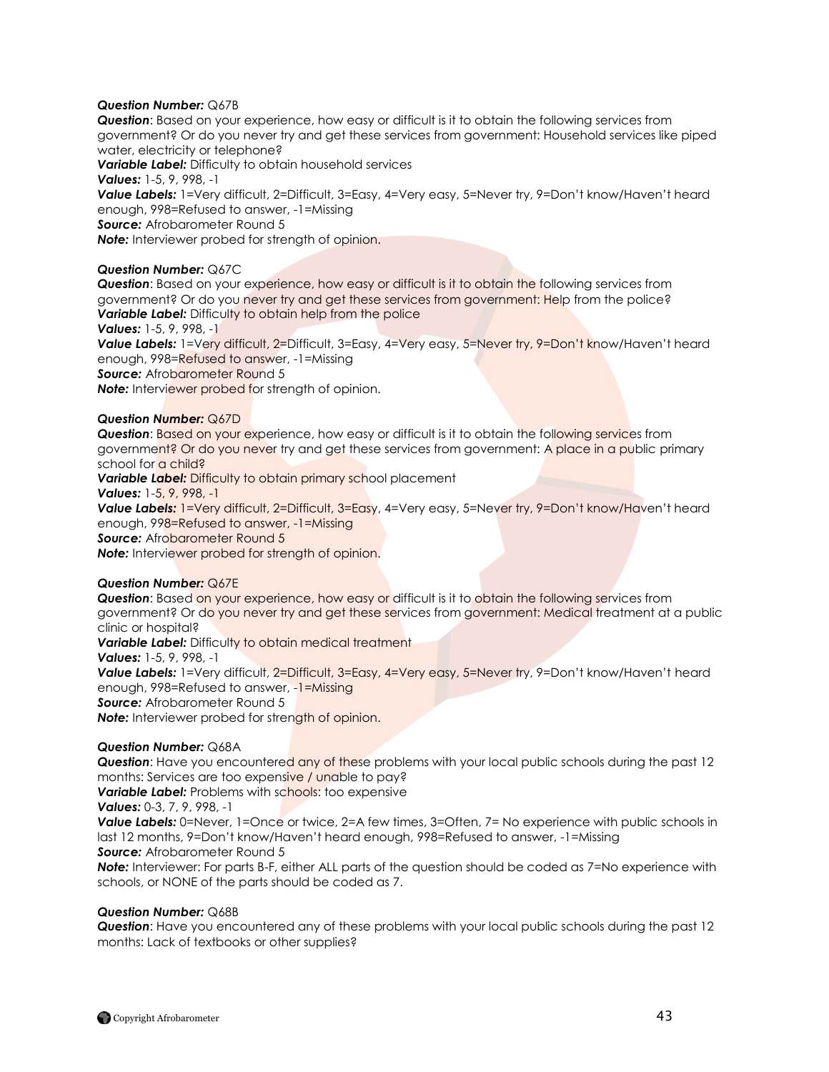***Question Number:*** Q67B
***Question***: Based on your experience, how easy or difficult is it to obtain the following services from government? Or do you never try and get these services from government: Household services like piped water, electricity or telephone?
***Variable Label:*** Difficulty to obtain household services
***Values:*** 1-5, 9, 998, -1
***Value Labels:*** 1=Very difficult, 2=Difficult, 3=Easy, 4=Very easy, 5=Never try, 9=Don't know/Haven't heard enough, 998=Refused to answer, -1=Missing
***Source:*** Afrobarometer Round 5
***Note:*** Interviewer probed for strength of opinion.

***Question Number:*** Q67C
***Question***: Based on your experience, how easy or difficult is it to obtain the following services from government? Or do you never try and get these services from government: Help from the police?
***Variable Label:*** Difficulty to obtain help from the police
***Values:*** 1-5, 9, 998, -1
***Value Labels:*** 1=Very difficult, 2=Difficult, 3=Easy, 4=Very easy, 5=Never try, 9=Don't know/Haven't heard enough, 998=Refused to answer, -1=Missing
***Source:*** Afrobarometer Round 5
***Note:*** Interviewer probed for strength of opinion.

***Question Number:*** Q67D
***Question***: Based on your experience, how easy or difficult is it to obtain the following services from government? Or do you never try and get these services from government: A place in a public primary school for a child?
***Variable Label:*** Difficulty to obtain primary school placement
***Values:*** 1-5, 9, 998, -1
***Value Labels:*** 1=Very difficult, 2=Difficult, 3=Easy, 4=Very easy, 5=Never try, 9=Don't know/Haven't heard enough, 998=Refused to answer, -1=Missing
***Source:*** Afrobarometer Round 5
***Note:*** Interviewer probed for strength of opinion.

***Question Number:*** Q67E
***Question***: Based on your experience, how easy or difficult is it to obtain the following services from government? Or do you never try and get these services from government: Medical treatment at a public clinic or hospital?
***Variable Label:*** Difficulty to obtain medical treatment
***Values:*** 1-5, 9, 998, -1
***Value Labels:*** 1=Very difficult, 2=Difficult, 3=Easy, 4=Very easy, 5=Never try, 9=Don't know/Haven't heard enough, 998=Refused to answer, -1=Missing
***Source:*** Afrobarometer Round 5
***Note:*** Interviewer probed for strength of opinion.

***Question Number:*** Q68A
***Question***: Have you encountered any of these problems with your local public schools during the past 12 months: Services are too expensive / unable to pay?
***Variable Label:*** Problems with schools: too expensive
***Values:*** 0-3, 7, 9, 998, -1
***Value Labels:*** 0=Never, 1=Once or twice, 2=A few times, 3=Often, 7= No experience with public schools in last 12 months, 9=Don't know/Haven't heard enough, 998=Refused to answer, -1=Missing
***Source:*** Afrobarometer Round 5
***Note:*** Interviewer: For parts B-F, either ALL parts of the question should be coded as 7=No experience with schools, or NONE of the parts should be coded as 7.

***Question Number:*** Q68B
***Question***: Have you encountered any of these problems with your local public schools during the past 12 months: Lack of textbooks or other supplies?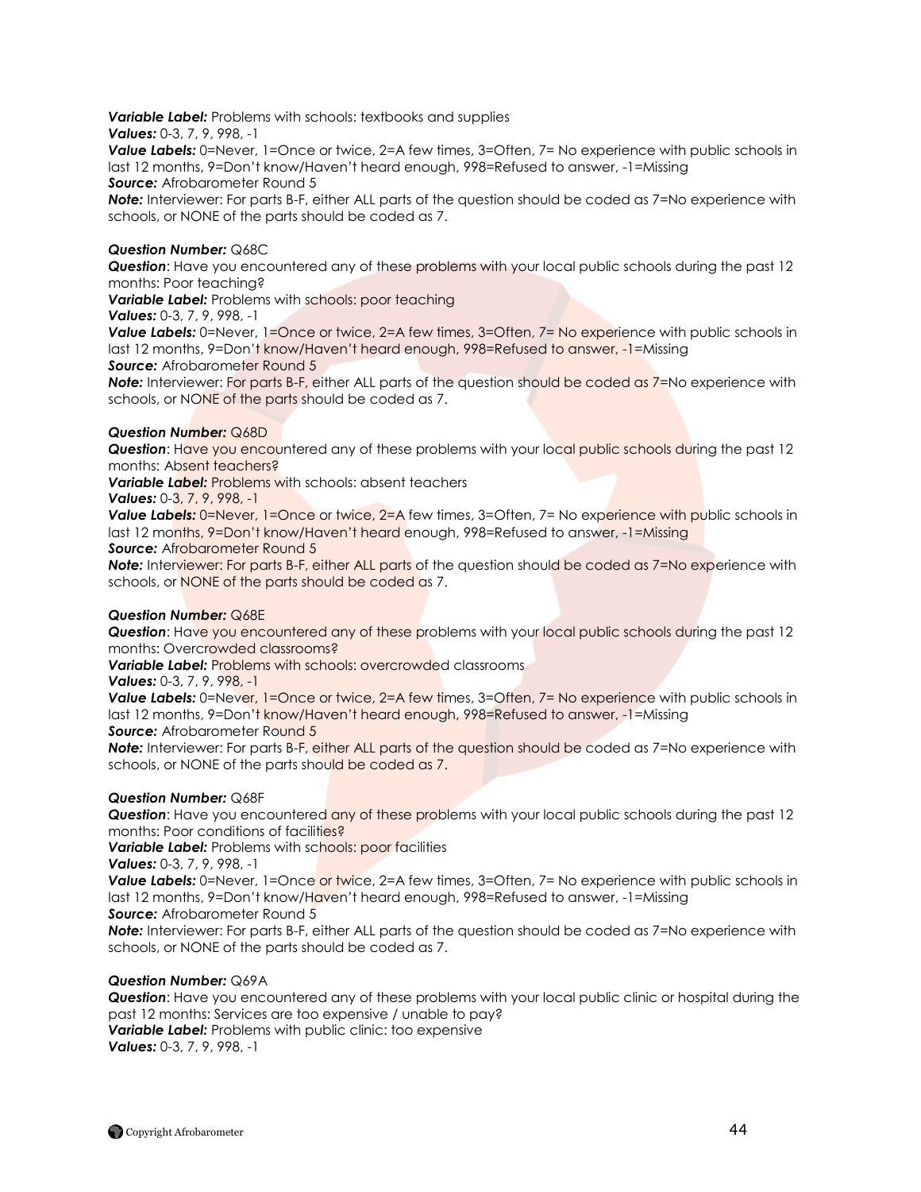***Variable Label:*** Problems with schools: textbooks and supplies
***Values:*** 0-3, 7, 9, 998, -1
***Value Labels:*** 0=Never, 1=Once or twice, 2=A few times, 3=Often, 7= No experience with public schools in last 12 months, 9=Don't know/Haven't heard enough, 998=Refused to answer, -1=Missing
***Source:*** Afrobarometer Round 5
***Note:*** Interviewer: For parts B-F, either ALL parts of the question should be coded as 7=No experience with schools, or NONE of the parts should be coded as 7.

***Question Number:*** Q68C
***Question***: Have you encountered any of these problems with your local public schools during the past 12 months: Poor teaching?
***Variable Label:*** Problems with schools: poor teaching
***Values:*** 0-3, 7, 9, 998, -1
***Value Labels:*** 0=Never, 1=Once or twice, 2=A few times, 3=Often, 7= No experience with public schools in last 12 months, 9=Don't know/Haven't heard enough, 998=Refused to answer, -1=Missing
***Source:*** Afrobarometer Round 5
***Note:*** Interviewer: For parts B-F, either ALL parts of the question should be coded as 7=No experience with schools, or NONE of the parts should be coded as 7.

***Question Number:*** Q68D
***Question***: Have you encountered any of these problems with your local public schools during the past 12 months: Absent teachers?
***Variable Label:*** Problems with schools: absent teachers
***Values:*** 0-3, 7, 9, 998, -1
***Value Labels:*** 0=Never, 1=Once or twice, 2=A few times, 3=Often, 7= No experience with public schools in last 12 months, 9=Don't know/Haven't heard enough, 998=Refused to answer, -1=Missing
***Source:*** Afrobarometer Round 5
***Note:*** Interviewer: For parts B-F, either ALL parts of the question should be coded as 7=No experience with schools, or NONE of the parts should be coded as 7.

***Question Number:*** Q68E
***Question***: Have you encountered any of these problems with your local public schools during the past 12 months: Overcrowded classrooms?
***Variable Label:*** Problems with schools: overcrowded classrooms
***Values:*** 0-3, 7, 9, 998, -1
***Value Labels:*** 0=Never, 1=Once or twice, 2=A few times, 3=Often, 7= No experience with public schools in last 12 months, 9=Don't know/Haven't heard enough, 998=Refused to answer, -1=Missing
***Source:*** Afrobarometer Round 5
***Note:*** Interviewer: For parts B-F, either ALL parts of the question should be coded as 7=No experience with schools, or NONE of the parts should be coded as 7.

***Question Number:*** Q68F
***Question***: Have you encountered any of these problems with your local public schools during the past 12 months: Poor conditions of facilities?
***Variable Label:*** Problems with schools: poor facilities
***Values:*** 0-3, 7, 9, 998, -1
***Value Labels:*** 0=Never, 1=Once or twice, 2=A few times, 3=Often, 7= No experience with public schools in last 12 months, 9=Don't know/Haven't heard enough, 998=Refused to answer, -1=Missing
***Source:*** Afrobarometer Round 5
***Note:*** Interviewer: For parts B-F, either ALL parts of the question should be coded as 7=No experience with schools, or NONE of the parts should be coded as 7.

***Question Number:*** Q69A
***Question***: Have you encountered any of these problems with your local public clinic or hospital during the past 12 months: Services are too expensive / unable to pay?
***Variable Label:*** Problems with public clinic: too expensive
***Values:*** 0-3, 7, 9, 998, -1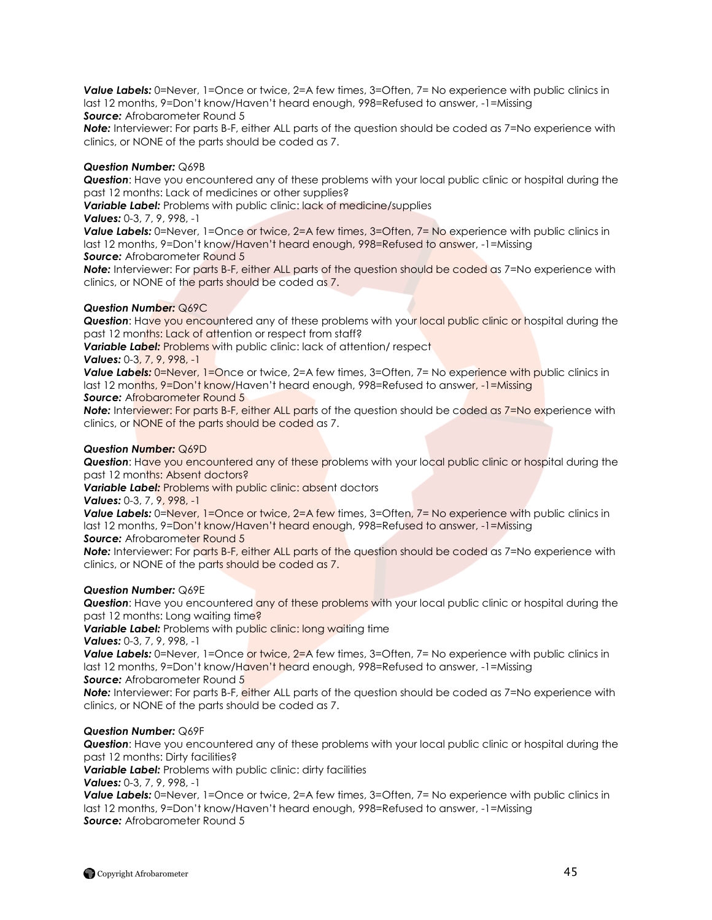***Value Labels:*** 0=Never, 1=Once or twice, 2=A few times, 3=Often, 7= No experience with public clinics in last 12 months, 9=Don't know/Haven't heard enough, 998=Refused to answer, -1=Missing
***Source:*** Afrobarometer Round 5
***Note:*** Interviewer: For parts B-F, either ALL parts of the question should be coded as 7=No experience with clinics, or NONE of the parts should be coded as 7.

***Question Number:*** Q69B
***Question***: Have you encountered any of these problems with your local public clinic or hospital during the past 12 months: Lack of medicines or other supplies?
***Variable Label:*** Problems with public clinic: lack of medicine/supplies
***Values:*** 0-3, 7, 9, 998, -1
***Value Labels:*** 0=Never, 1=Once or twice, 2=A few times, 3=Often, 7= No experience with public clinics in last 12 months, 9=Don't know/Haven't heard enough, 998=Refused to answer, -1=Missing
***Source:*** Afrobarometer Round 5
***Note:*** Interviewer: For parts B-F, either ALL parts of the question should be coded as 7=No experience with clinics, or NONE of the parts should be coded as 7.

***Question Number:*** Q69C
***Question***: Have you encountered any of these problems with your local public clinic or hospital during the past 12 months: Lack of attention or respect from staff?
***Variable Label:*** Problems with public clinic: lack of attention/ respect
***Values:*** 0-3, 7, 9, 998, -1
***Value Labels:*** 0=Never, 1=Once or twice, 2=A few times, 3=Often, 7= No experience with public clinics in last 12 months, 9=Don't know/Haven't heard enough, 998=Refused to answer, -1=Missing
***Source:*** Afrobarometer Round 5
***Note:*** Interviewer: For parts B-F, either ALL parts of the question should be coded as 7=No experience with clinics, or NONE of the parts should be coded as 7.

***Question Number:*** Q69D
***Question***: Have you encountered any of these problems with your local public clinic or hospital during the past 12 months: Absent doctors?
***Variable Label:*** Problems with public clinic: absent doctors
***Values:*** 0-3, 7, 9, 998, -1
***Value Labels:*** 0=Never, 1=Once or twice, 2=A few times, 3=Often, 7= No experience with public clinics in last 12 months, 9=Don't know/Haven't heard enough, 998=Refused to answer, -1=Missing
***Source:*** Afrobarometer Round 5
***Note:*** Interviewer: For parts B-F, either ALL parts of the question should be coded as 7=No experience with clinics, or NONE of the parts should be coded as 7.

***Question Number:*** Q69E
***Question***: Have you encountered any of these problems with your local public clinic or hospital during the past 12 months: Long waiting time?
***Variable Label:*** Problems with public clinic: long waiting time
***Values:*** 0-3, 7, 9, 998, -1
***Value Labels:*** 0=Never, 1=Once or twice, 2=A few times, 3=Often, 7= No experience with public clinics in last 12 months, 9=Don't know/Haven't heard enough, 998=Refused to answer, -1=Missing
***Source:*** Afrobarometer Round 5
***Note:*** Interviewer: For parts B-F, either ALL parts of the question should be coded as 7=No experience with clinics, or NONE of the parts should be coded as 7.

***Question Number:*** Q69F
***Question***: Have you encountered any of these problems with your local public clinic or hospital during the past 12 months: Dirty facilities?
***Variable Label:*** Problems with public clinic: dirty facilities
***Values:*** 0-3, 7, 9, 998, -1
***Value Labels:*** 0=Never, 1=Once or twice, 2=A few times, 3=Often, 7= No experience with public clinics in last 12 months, 9=Don't know/Haven't heard enough, 998=Refused to answer, -1=Missing
***Source:*** Afrobarometer Round 5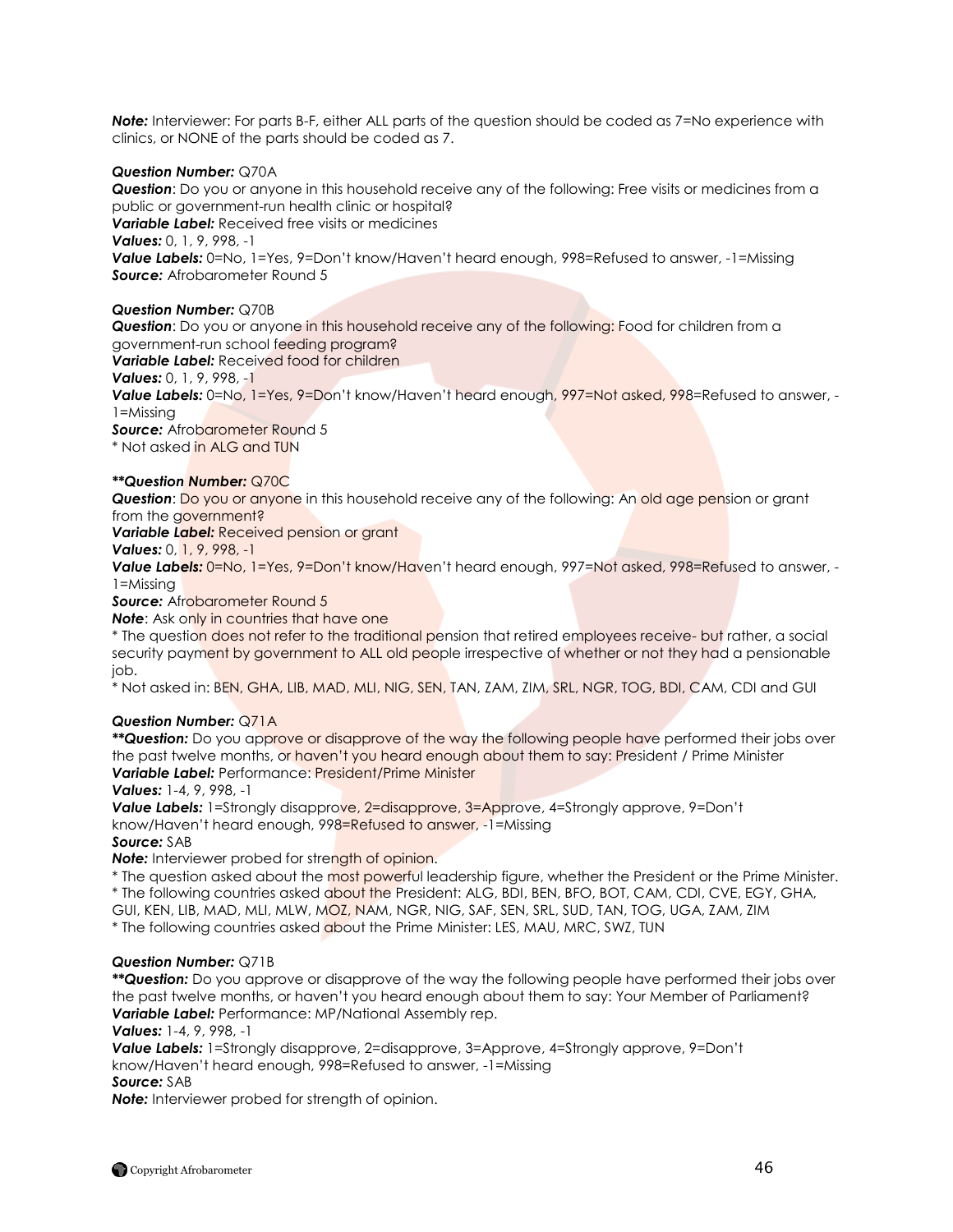***Note:*** Interviewer: For parts B-F, either ALL parts of the question should be coded as 7=No experience with clinics, or NONE of the parts should be coded as 7.

***Question Number:*** Q70A
***Question***: Do you or anyone in this household receive any of the following: Free visits or medicines from a public or government-run health clinic or hospital?
***Variable Label:*** Received free visits or medicines
***Values:*** 0, 1, 9, 998, -1
***Value Labels:*** 0=No, 1=Yes, 9=Don't know/Haven't heard enough, 998=Refused to answer, -1=Missing
***Source:*** Afrobarometer Round 5

***Question Number:*** Q70B
***Question***: Do you or anyone in this household receive any of the following: Food for children from a government-run school feeding program?
***Variable Label:*** Received food for children
***Values:*** 0, 1, 9, 998, -1
***Value Labels:*** 0=No, 1=Yes, 9=Don't know/Haven't heard enough, 997=Not asked, 998=Refused to answer, -1=Missing
***Source:*** Afrobarometer Round 5
\* Not asked in ALG and TUN

***\*\*Question Number:*** Q70C
***Question***: Do you or anyone in this household receive any of the following: An old age pension or grant from the government?
***Variable Label:*** Received pension or grant
***Values:*** 0, 1, 9, 998, -1
***Value Labels:*** 0=No, 1=Yes, 9=Don't know/Haven't heard enough, 997=Not asked, 998=Refused to answer, -1=Missing
***Source:*** Afrobarometer Round 5
***Note***: Ask only in countries that have one
\* The question does not refer to the traditional pension that retired employees receive- but rather, a social security payment by government to ALL old people irrespective of whether or not they had a pensionable job.
\* Not asked in: BEN, GHA, LIB, MAD, MLI, NIG, SEN, TAN, ZAM, ZIM, SRL, NGR, TOG, BDI, CAM, CDI and GUI

***Question Number:*** Q71A
***\*\*Question:*** Do you approve or disapprove of the way the following people have performed their jobs over the past twelve months, or haven't you heard enough about them to say: President / Prime Minister
***Variable Label:*** Performance: President/Prime Minister
***Values:*** 1-4, 9, 998, -1
***Value Labels:*** 1=Strongly disapprove, 2=disapprove, 3=Approve, 4=Strongly approve, 9=Don't know/Haven't heard enough, 998=Refused to answer, -1=Missing
***Source:*** SAB
***Note:*** Interviewer probed for strength of opinion.
\* The question asked about the most powerful leadership figure, whether the President or the Prime Minister.
\* The following countries asked about the President: ALG, BDI, BEN, BFO, BOT, CAM, CDI, CVE, EGY, GHA, GUI, KEN, LIB, MAD, MLI, MLW, MOZ, NAM, NGR, NIG, SAF, SEN, SRL, SUD, TAN, TOG, UGA, ZAM, ZIM
\* The following countries asked about the Prime Minister: LES, MAU, MRC, SWZ, TUN

***Question Number:*** Q71B
***\*\*Question:*** Do you approve or disapprove of the way the following people have performed their jobs over the past twelve months, or haven't you heard enough about them to say: Your Member of Parliament?
***Variable Label:*** Performance: MP/National Assembly rep.
***Values:*** 1-4, 9, 998, -1
***Value Labels:*** 1=Strongly disapprove, 2=disapprove, 3=Approve, 4=Strongly approve, 9=Don't know/Haven't heard enough, 998=Refused to answer, -1=Missing
***Source:*** SAB
***Note:*** Interviewer probed for strength of opinion.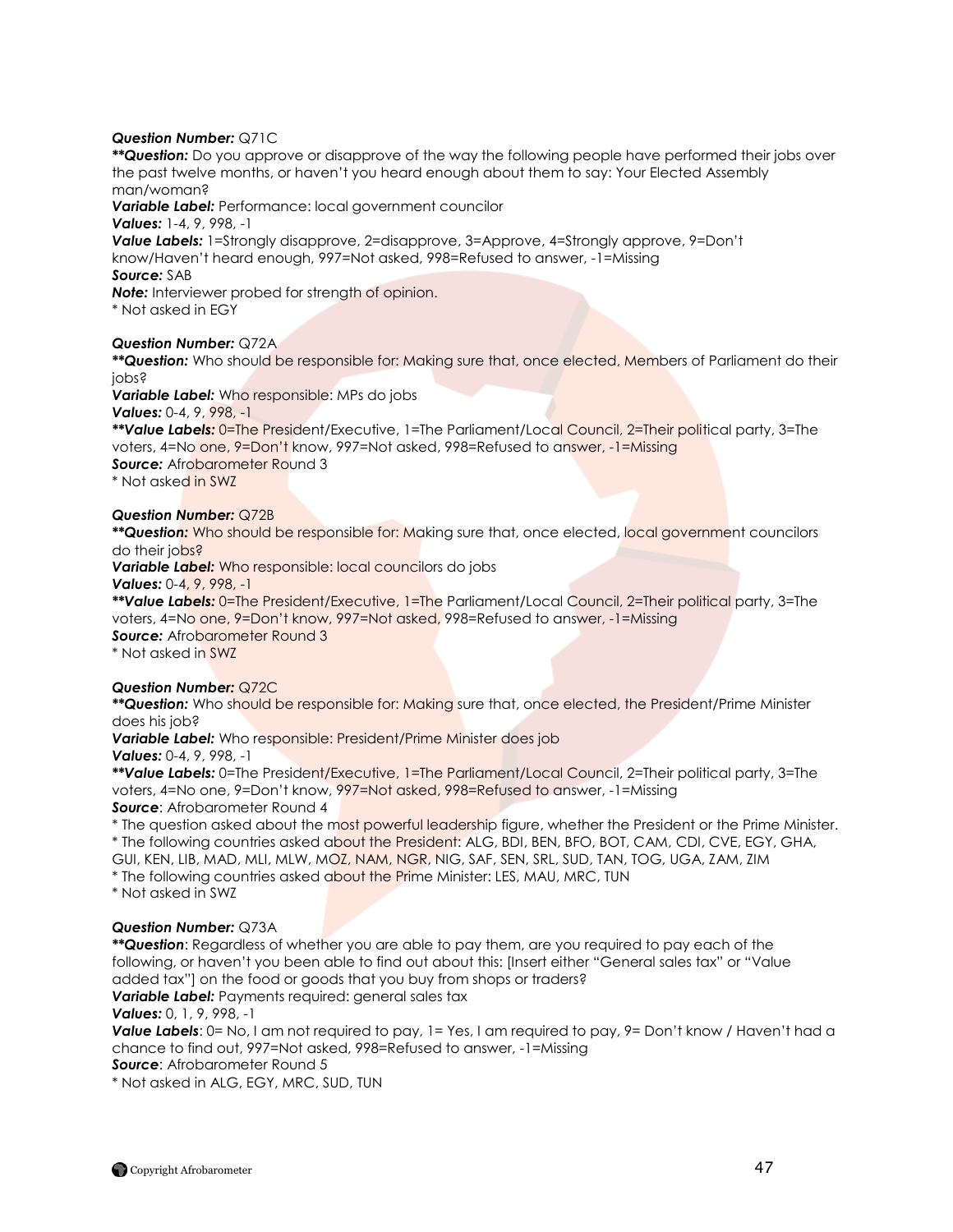***Question Number:*** Q71C

***\*\*Question:*** Do you approve or disapprove of the way the following people have performed their jobs over the past twelve months, or haven't you heard enough about them to say: Your Elected Assembly man/woman?

***Variable Label:*** Performance: local government councilor

***Values:*** 1-4, 9, 998, -1

***Value Labels:*** 1=Strongly disapprove, 2=disapprove, 3=Approve, 4=Strongly approve, 9=Don't know/Haven't heard enough, 997=Not asked, 998=Refused to answer, -1=Missing

***Source:*** SAB

***Note:*** Interviewer probed for strength of opinion.

\* Not asked in EGY

***Question Number:*** Q72A

***\*\*Question:*** Who should be responsible for: Making sure that, once elected, Members of Parliament do their jobs?

***Variable Label:*** Who responsible: MPs do jobs

***Values:*** 0-4, 9, 998, -1

***\*\*Value Labels:*** 0=The President/Executive, 1=The Parliament/Local Council, 2=Their political party, 3=The voters, 4=No one, 9=Don't know, 997=Not asked, 998=Refused to answer, -1=Missing

***Source:*** Afrobarometer Round 3

\* Not asked in SWZ

***Question Number:*** Q72B

***\*\*Question:*** Who should be responsible for: Making sure that, once elected, local government councilors do their jobs?

***Variable Label:*** Who responsible: local councilors do jobs

***Values:*** 0-4, 9, 998, -1

***\*\*Value Labels:*** 0=The President/Executive, 1=The Parliament/Local Council, 2=Their political party, 3=The voters, 4=No one, 9=Don't know, 997=Not asked, 998=Refused to answer, -1=Missing

***Source:*** Afrobarometer Round 3

\* Not asked in SWZ

***Question Number:*** Q72C

***\*\*Question:*** Who should be responsible for: Making sure that, once elected, the President/Prime Minister does his job?

***Variable Label:*** Who responsible: President/Prime Minister does job

***Values:*** 0-4, 9, 998, -1

***\*\*Value Labels:*** 0=The President/Executive, 1=The Parliament/Local Council, 2=Their political party, 3=The voters, 4=No one, 9=Don't know, 997=Not asked, 998=Refused to answer, -1=Missing

***Source***: Afrobarometer Round 4

\* The question asked about the most powerful leadership figure, whether the President or the Prime Minister.

\* The following countries asked about the President: ALG, BDI, BEN, BFO, BOT, CAM, CDI, CVE, EGY, GHA, GUI, KEN, LIB, MAD, MLI, MLW, MOZ, NAM, NGR, NIG, SAF, SEN, SRL, SUD, TAN, TOG, UGA, ZAM, ZIM

\* The following countries asked about the Prime Minister: LES, MAU, MRC, TUN

\* Not asked in SWZ

***Question Number:*** Q73A

***\*\*Question***: Regardless of whether you are able to pay them, are you required to pay each of the following, or haven't you been able to find out about this: [Insert either "General sales tax" or "Value added tax"] on the food or goods that you buy from shops or traders?

***Variable Label:*** Payments required: general sales tax

***Values:*** 0, 1, 9, 998, -1

***Value Labels***: 0= No, I am not required to pay, 1= Yes, I am required to pay, 9= Don't know / Haven't had a chance to find out, 997=Not asked, 998=Refused to answer, -1=Missing

***Source***: Afrobarometer Round 5

\* Not asked in ALG, EGY, MRC, SUD, TUN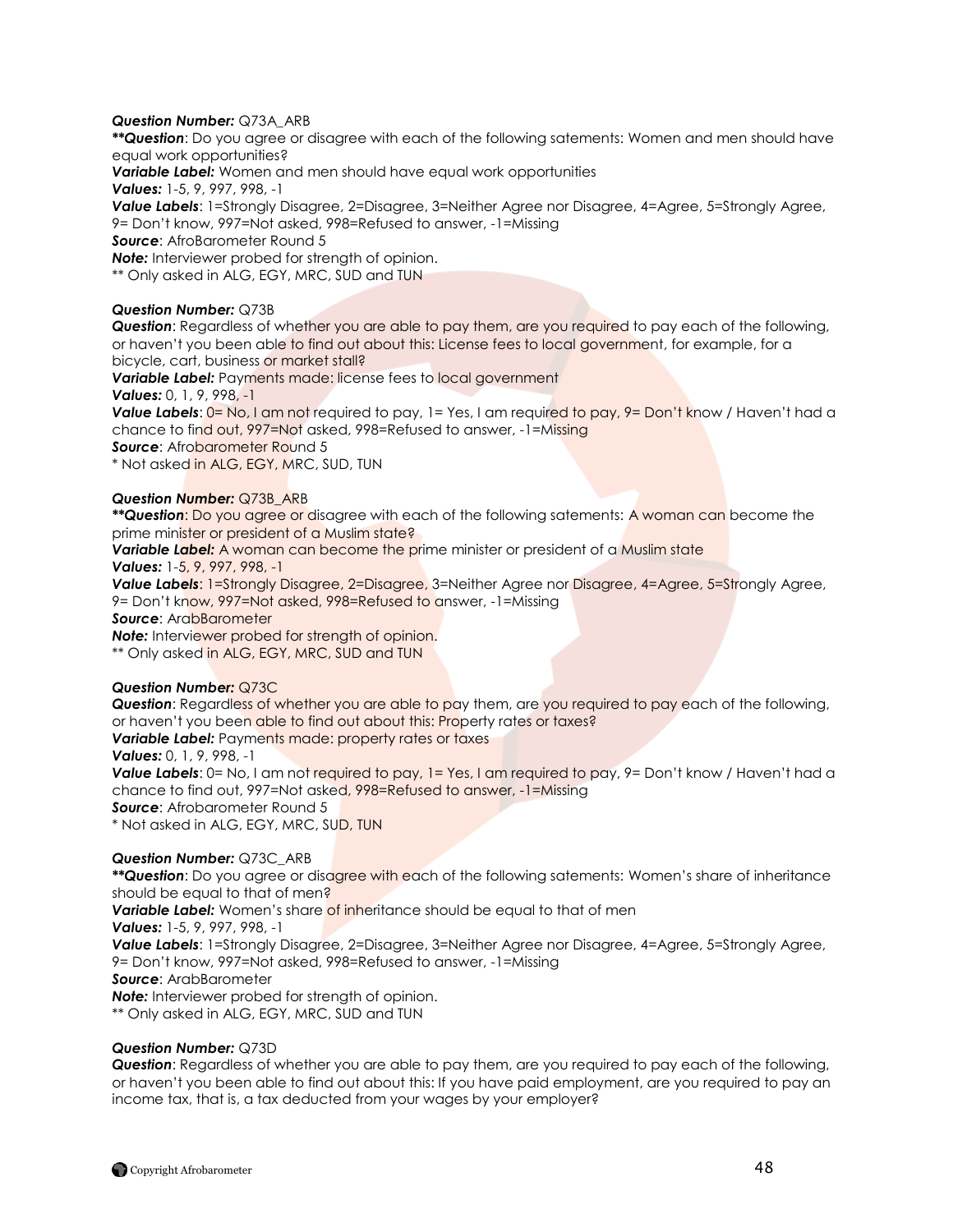***Question Number:*** Q73A_ARB

***\*\*Question***: Do you agree or disagree with each of the following satements: Women and men should have equal work opportunities?

***Variable Label:*** Women and men should have equal work opportunities

***Values:*** 1-5, 9, 997, 998, -1

***Value Labels***: 1=Strongly Disagree, 2=Disagree, 3=Neither Agree nor Disagree, 4=Agree, 5=Strongly Agree, 9= Don't know, 997=Not asked, 998=Refused to answer, -1=Missing

***Source***: AfroBarometer Round 5

***Note:*** Interviewer probed for strength of opinion.

** Only asked in ALG, EGY, MRC, SUD and TUN

***Question Number:*** Q73B

***Question***: Regardless of whether you are able to pay them, are you required to pay each of the following, or haven't you been able to find out about this: License fees to local government, for example, for a bicycle, cart, business or market stall?

***Variable Label:*** Payments made: license fees to local government

***Values:*** 0, 1, 9, 998, -1

***Value Labels***: 0= No, I am not required to pay, 1= Yes, I am required to pay, 9= Don't know / Haven't had a chance to find out, 997=Not asked, 998=Refused to answer, -1=Missing

***Source***: Afrobarometer Round 5

* Not asked in ALG, EGY, MRC, SUD, TUN

***Question Number:*** Q73B_ARB

***\*\*Question***: Do you agree or disagree with each of the following satements: A woman can become the prime minister or president of a Muslim state?

***Variable Label:*** A woman can become the prime minister or president of a Muslim state

***Values:*** 1-5, 9, 997, 998, -1

***Value Labels***: 1=Strongly Disagree, 2=Disagree, 3=Neither Agree nor Disagree, 4=Agree, 5=Strongly Agree, 9= Don't know, 997=Not asked, 998=Refused to answer, -1=Missing

***Source***: ArabBarometer

***Note:*** Interviewer probed for strength of opinion.

** Only asked in ALG, EGY, MRC, SUD and TUN

***Question Number:*** Q73C

***Question***: Regardless of whether you are able to pay them, are you required to pay each of the following, or haven't you been able to find out about this: Property rates or taxes?

***Variable Label:*** Payments made: property rates or taxes

***Values:*** 0, 1, 9, 998, -1

***Value Labels***: 0= No, I am not required to pay, 1= Yes, I am required to pay, 9= Don't know / Haven't had a chance to find out, 997=Not asked, 998=Refused to answer, -1=Missing

***Source***: Afrobarometer Round 5

* Not asked in ALG, EGY, MRC, SUD, TUN

***Question Number:*** Q73C_ARB

***\*\*Question***: Do you agree or disagree with each of the following satements: Women's share of inheritance should be equal to that of men?

***Variable Label:*** Women's share of inheritance should be equal to that of men

***Values:*** 1-5, 9, 997, 998, -1

***Value Labels***: 1=Strongly Disagree, 2=Disagree, 3=Neither Agree nor Disagree, 4=Agree, 5=Strongly Agree, 9= Don't know, 997=Not asked, 998=Refused to answer, -1=Missing

***Source***: ArabBarometer

***Note:*** Interviewer probed for strength of opinion.

** Only asked in ALG, EGY, MRC, SUD and TUN

***Question Number:*** Q73D

***Question***: Regardless of whether you are able to pay them, are you required to pay each of the following, or haven't you been able to find out about this: If you have paid employment, are you required to pay an income tax, that is, a tax deducted from your wages by your employer?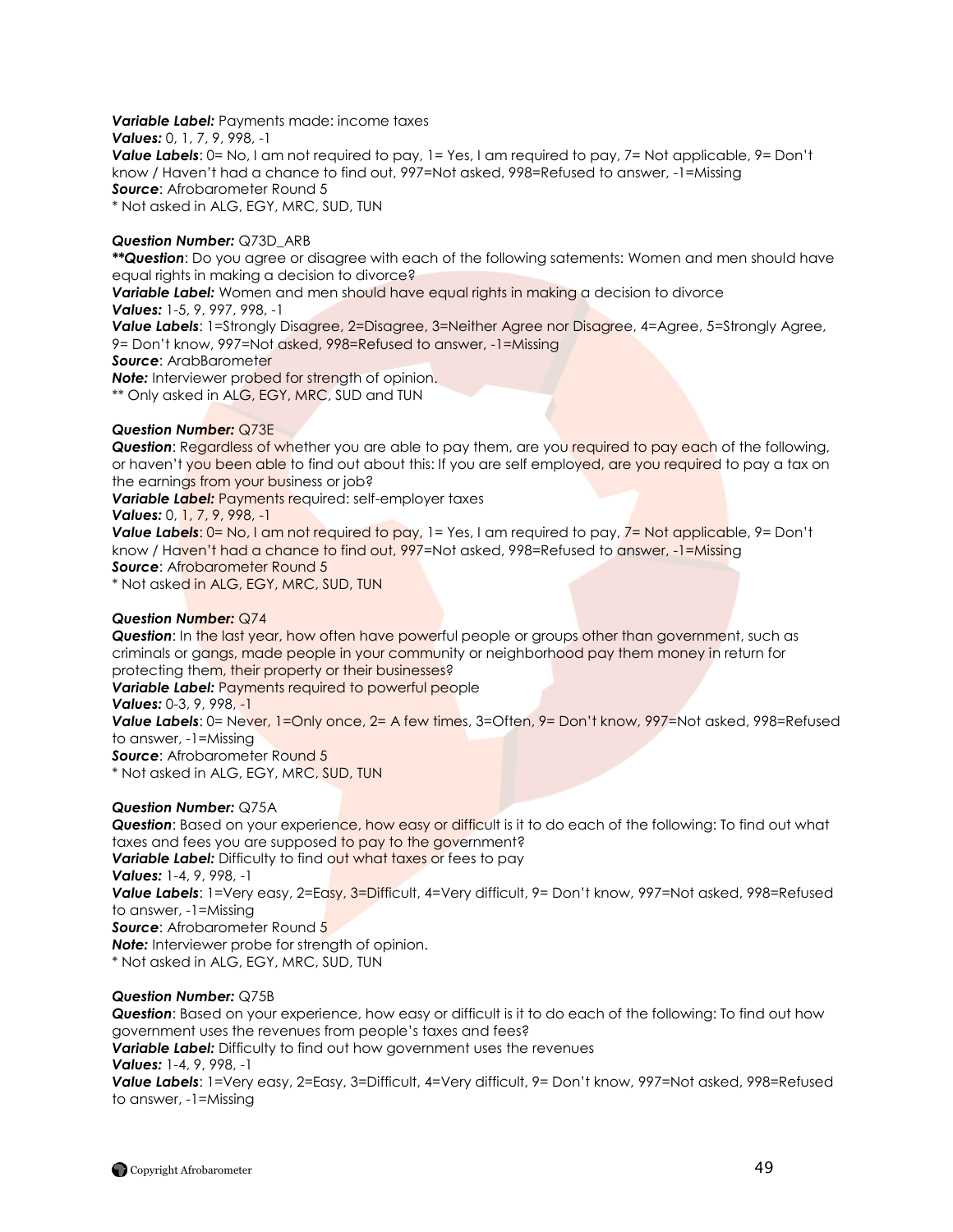***Variable Label:*** Payments made: income taxes
***Values:*** 0, 1, 7, 9, 998, -1
***Value Labels***: 0= No, I am not required to pay, 1= Yes, I am required to pay, 7= Not applicable, 9= Don't know / Haven't had a chance to find out, 997=Not asked, 998=Refused to answer, -1=Missing
***Source***: Afrobarometer Round 5
\* Not asked in ALG, EGY, MRC, SUD, TUN

***Question Number:*** Q73D_ARB
***\*\*Question***: Do you agree or disagree with each of the following satements: Women and men should have equal rights in making a decision to divorce?
***Variable Label:*** Women and men should have equal rights in making a decision to divorce
***Values:*** 1-5, 9, 997, 998, -1
***Value Labels***: 1=Strongly Disagree, 2=Disagree, 3=Neither Agree nor Disagree, 4=Agree, 5=Strongly Agree, 9= Don't know, 997=Not asked, 998=Refused to answer, -1=Missing
***Source***: ArabBarometer
***Note:*** Interviewer probed for strength of opinion.
\*\* Only asked in ALG, EGY, MRC, SUD and TUN

***Question Number:*** Q73E
***Question***: Regardless of whether you are able to pay them, are you required to pay each of the following, or haven't you been able to find out about this: If you are self employed, are you required to pay a tax on the earnings from your business or job?
***Variable Label:*** Payments required: self-employer taxes
***Values:*** 0, 1, 7, 9, 998, -1
***Value Labels***: 0= No, I am not required to pay, 1= Yes, I am required to pay, 7= Not applicable, 9= Don't know / Haven't had a chance to find out, 997=Not asked, 998=Refused to answer, -1=Missing
***Source***: Afrobarometer Round 5
\* Not asked in ALG, EGY, MRC, SUD, TUN

***Question Number:*** Q74
***Question***: In the last year, how often have powerful people or groups other than government, such as criminals or gangs, made people in your community or neighborhood pay them money in return for protecting them, their property or their businesses?
***Variable Label:*** Payments required to powerful people
***Values:*** 0-3, 9, 998, -1
***Value Labels***: 0= Never, 1=Only once, 2= A few times, 3=Often, 9= Don't know, 997=Not asked, 998=Refused to answer, -1=Missing
***Source***: Afrobarometer Round 5
\* Not asked in ALG, EGY, MRC, SUD, TUN

***Question Number:*** Q75A
***Question***: Based on your experience, how easy or difficult is it to do each of the following: To find out what taxes and fees you are supposed to pay to the government?
***Variable Label:*** Difficulty to find out what taxes or fees to pay
***Values:*** 1-4, 9, 998, -1
***Value Labels***: 1=Very easy, 2=Easy, 3=Difficult, 4=Very difficult, 9= Don't know, 997=Not asked, 998=Refused to answer, -1=Missing
***Source***: Afrobarometer Round 5
***Note:*** Interviewer probe for strength of opinion.
\* Not asked in ALG, EGY, MRC, SUD, TUN

***Question Number:*** Q75B
***Question***: Based on your experience, how easy or difficult is it to do each of the following: To find out how government uses the revenues from people's taxes and fees?
***Variable Label:*** Difficulty to find out how government uses the revenues
***Values:*** 1-4, 9, 998, -1
***Value Labels***: 1=Very easy, 2=Easy, 3=Difficult, 4=Very difficult, 9= Don't know, 997=Not asked, 998=Refused to answer, -1=Missing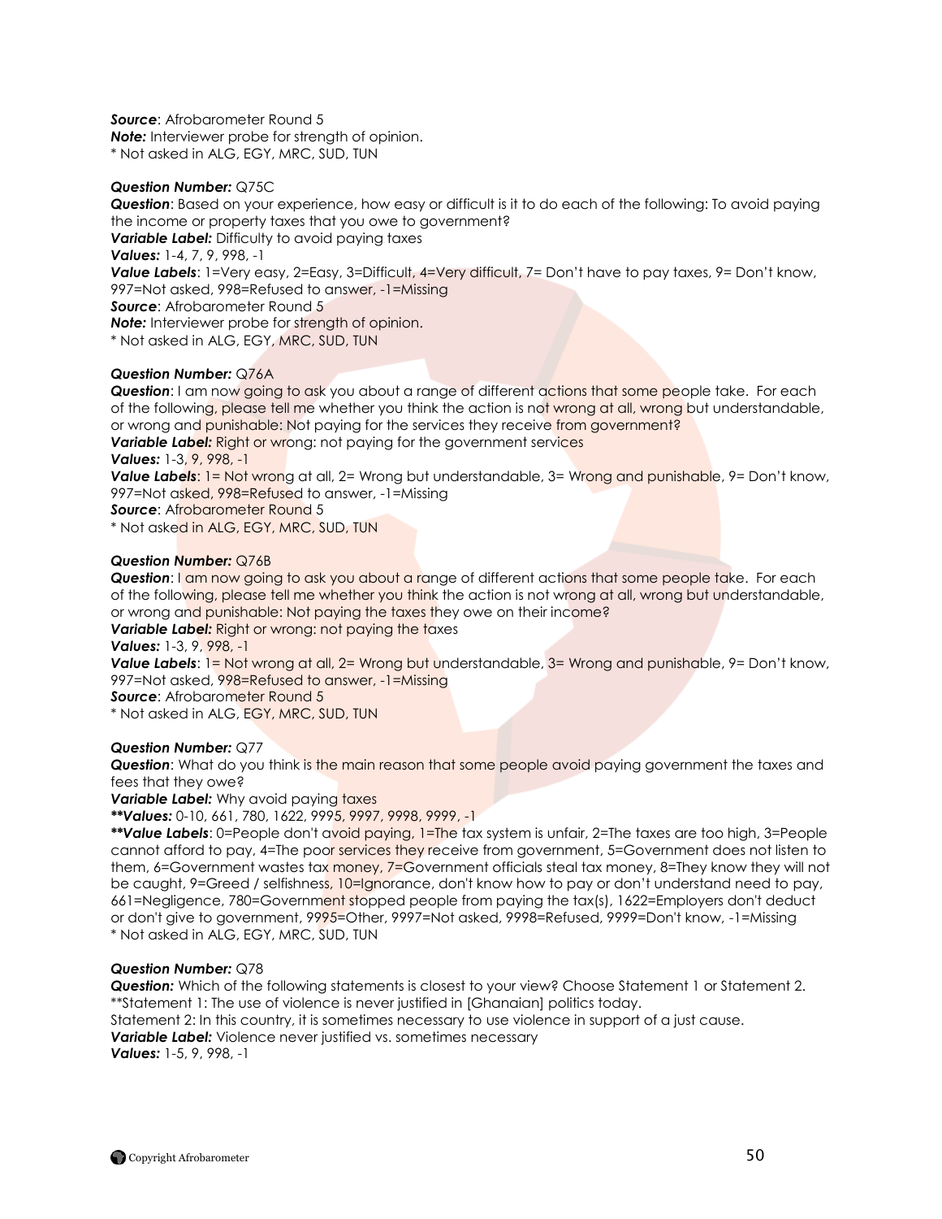***Source***: Afrobarometer Round 5
***Note:*** Interviewer probe for strength of opinion.
* Not asked in ALG, EGY, MRC, SUD, TUN

***Question Number:*** Q75C
***Question***: Based on your experience, how easy or difficult is it to do each of the following: To avoid paying the income or property taxes that you owe to government?
***Variable Label:*** Difficulty to avoid paying taxes
***Values:*** 1-4, 7, 9, 998, -1
***Value Labels***: 1=Very easy, 2=Easy, 3=Difficult, 4=Very difficult, 7= Don't have to pay taxes, 9= Don't know, 997=Not asked, 998=Refused to answer, -1=Missing
***Source***: Afrobarometer Round 5
***Note:*** Interviewer probe for strength of opinion.
* Not asked in ALG, EGY, MRC, SUD, TUN

***Question Number:*** Q76A
***Question***: I am now going to ask you about a range of different actions that some people take. For each of the following, please tell me whether you think the action is not wrong at all, wrong but understandable, or wrong and punishable: Not paying for the services they receive from government?
***Variable Label:*** Right or wrong: not paying for the government services
***Values:*** 1-3, 9, 998, -1
***Value Labels***: 1= Not wrong at all, 2= Wrong but understandable, 3= Wrong and punishable, 9= Don't know, 997=Not asked, 998=Refused to answer, -1=Missing
***Source***: Afrobarometer Round 5
* Not asked in ALG, EGY, MRC, SUD, TUN

***Question Number:*** Q76B
***Question***: I am now going to ask you about a range of different actions that some people take. For each of the following, please tell me whether you think the action is not wrong at all, wrong but understandable, or wrong and punishable: Not paying the taxes they owe on their income?
***Variable Label:*** Right or wrong: not paying the taxes
***Values:*** 1-3, 9, 998, -1
***Value Labels***: 1= Not wrong at all, 2= Wrong but understandable, 3= Wrong and punishable, 9= Don't know, 997=Not asked, 998=Refused to answer, -1=Missing
***Source***: Afrobarometer Round 5
* Not asked in ALG, EGY, MRC, SUD, TUN

***Question Number:*** Q77
***Question***: What do you think is the main reason that some people avoid paying government the taxes and fees that they owe?
***Variable Label:*** Why avoid paying taxes
*****Values:*** 0-10, 661, 780, 1622, 9995, 9997, 9998, 9999, -1
*****Value Labels***: 0=People don't avoid paying, 1=The tax system is unfair, 2=The taxes are too high, 3=People cannot afford to pay, 4=The poor services they receive from government, 5=Government does not listen to them, 6=Government wastes tax money, 7=Government officials steal tax money, 8=They know they will not be caught, 9=Greed / selfishness, 10=Ignorance, don't know how to pay or don't understand need to pay, 661=Negligence, 780=Government stopped people from paying the tax(s), 1622=Employers don't deduct or don't give to government, 9995=Other, 9997=Not asked, 9998=Refused, 9999=Don't know, -1=Missing
* Not asked in ALG, EGY, MRC, SUD, TUN

***Question Number:*** Q78
***Question:*** Which of the following statements is closest to your view? Choose Statement 1 or Statement 2.
**Statement 1: The use of violence is never justified in [Ghanaian] politics today.
Statement 2: In this country, it is sometimes necessary to use violence in support of a just cause.
***Variable Label:*** Violence never justified vs. sometimes necessary
***Values:*** 1-5, 9, 998, -1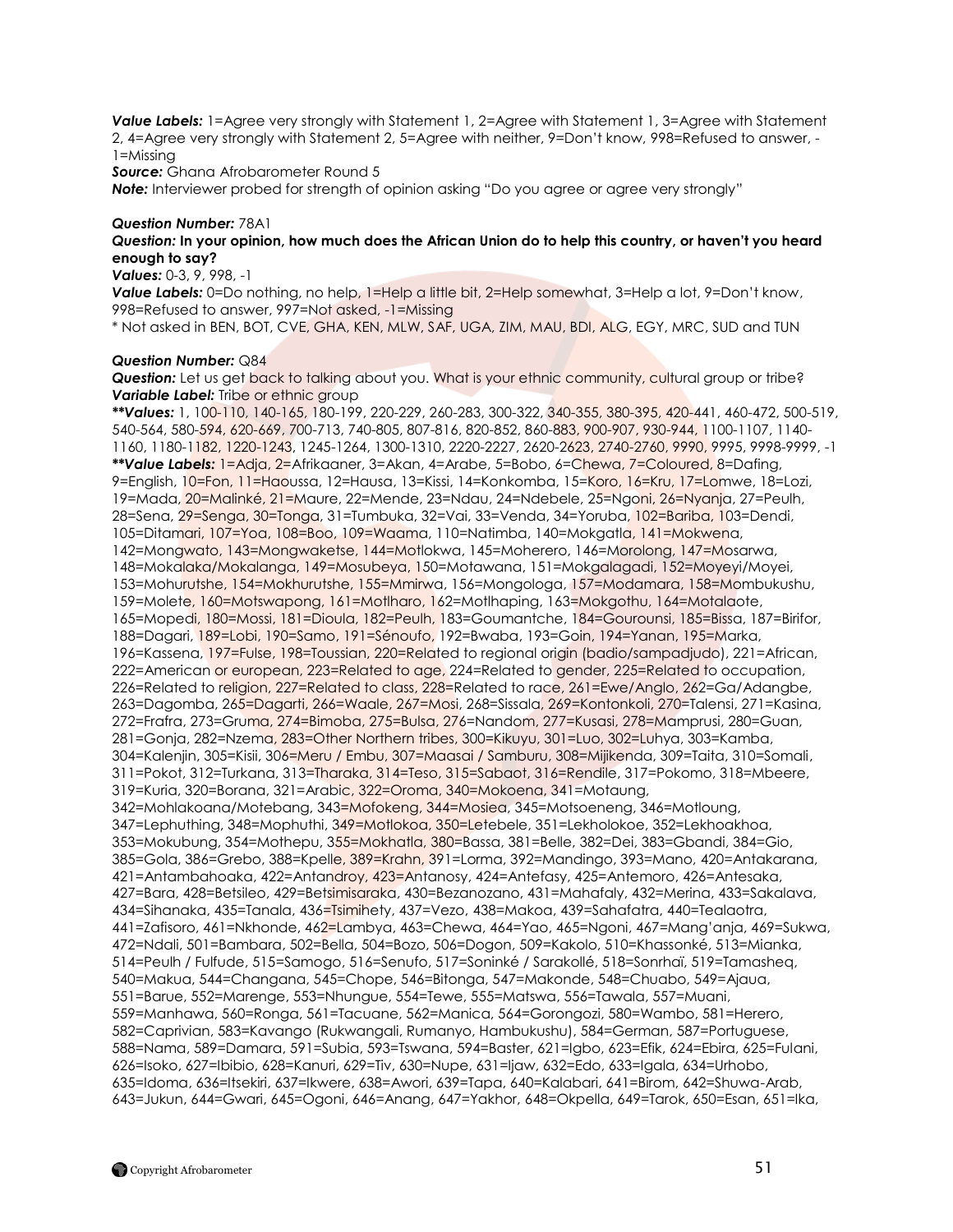***Value Labels:*** 1=Agree very strongly with Statement 1, 2=Agree with Statement 1, 3=Agree with Statement 2, 4=Agree very strongly with Statement 2, 5=Agree with neither, 9=Don't know, 998=Refused to answer, -1=Missing

***Source:*** Ghana Afrobarometer Round 5

***Note:*** Interviewer probed for strength of opinion asking "Do you agree or agree very strongly"

***Question Number:*** 78A1

***Question:* In your opinion, how much does the African Union do to help this country, or haven't you heard enough to say?**

***Values:*** 0-3, 9, 998, -1

***Value Labels:*** 0=Do nothing, no help, 1=Help a little bit, 2=Help somewhat, 3=Help a lot, 9=Don't know, 998=Refused to answer, 997=Not asked, -1=Missing

* Not asked in BEN, BOT, CVE, GHA, KEN, MLW, SAF, UGA, ZIM, MAU, BDI, ALG, EGY, MRC, SUD and TUN

***Question Number:*** Q84

***Question:*** Let us get back to talking about you. What is your ethnic community, cultural group or tribe?

***Variable Label:*** Tribe or ethnic group

***\*\*Values:*** 1, 100-110, 140-165, 180-199, 220-229, 260-283, 300-322, 340-355, 380-395, 420-441, 460-472, 500-519, 540-564, 580-594, 620-669, 700-713, 740-805, 807-816, 820-852, 860-883, 900-907, 930-944, 1100-1107, 1140-1160, 1180-1182, 1220-1243, 1245-1264, 1300-1310, 2220-2227, 2620-2623, 2740-2760, 9990, 9995, 9998-9999, -1

***\*\*Value Labels:*** 1=Adja, 2=Afrikaaner, 3=Akan, 4=Arabe, 5=Bobo, 6=Chewa, 7=Coloured, 8=Dafing, 9=English, 10=Fon, 11=Haoussa, 12=Hausa, 13=Kissi, 14=Konkomba, 15=Koro, 16=Kru, 17=Lomwe, 18=Lozi, 19=Mada, 20=Malinké, 21=Maure, 22=Mende, 23=Ndau, 24=Ndebele, 25=Ngoni, 26=Nyanja, 27=Peulh, 28=Sena, 29=Senga, 30=Tonga, 31=Tumbuka, 32=Vai, 33=Venda, 34=Yoruba, 102=Bariba, 103=Dendi, 105=Ditamari, 107=Yoa, 108=Boo, 109=Waama, 110=Natimba, 140=Mokgatla, 141=Mokwena, 142=Mongwato, 143=Mongwaketse, 144=Motlokwa, 145=Moherero, 146=Morolong, 147=Mosarwa, 148=Mokalaka/Mokalanga, 149=Mosubeya, 150=Motawana, 151=Mokgalagadi, 152=Moyeyi/Moyei, 153=Mohurutshe, 154=Mokhurutshe, 155=Mmirwa, 156=Mongologa, 157=Modamara, 158=Mombukushu, 159=Molete, 160=Motswapong, 161=Motlharo, 162=Motlhaping, 163=Mokgothu, 164=Motalaote, 165=Mopedi, 180=Mossi, 181=Dioula, 182=Peulh, 183=Goumantche, 184=Gourounsi, 185=Bissa, 187=Birifor, 188=Dagari, 189=Lobi, 190=Samo, 191=Sénoufo, 192=Bwaba, 193=Goin, 194=Yanan, 195=Marka, 196=Kassena, 197=Fulse, 198=Toussian, 220=Related to regional origin (badio/sampadjudo), 221=African, 222=American or european, 223=Related to age, 224=Related to gender, 225=Related to occupation, 226=Related to religion, 227=Related to class, 228=Related to race, 261=Ewe/Anglo, 262=Ga/Adangbe, 263=Dagomba, 265=Dagarti, 266=Waale, 267=Mosi, 268=Sissala, 269=Kontonkoli, 270=Talensi, 271=Kasina, 272=Frafra, 273=Gruma, 274=Bimoba, 275=Bulsa, 276=Nandom, 277=Kusasi, 278=Mamprusi, 280=Guan, 281=Gonja, 282=Nzema, 283=Other Northern tribes, 300=Kikuyu, 301=Luo, 302=Luhya, 303=Kamba, 304=Kalenjin, 305=Kisii, 306=Meru / Embu, 307=Maasai / Samburu, 308=Mijikenda, 309=Taita, 310=Somali, 311=Pokot, 312=Turkana, 313=Tharaka, 314=Teso, 315=Sabaot, 316=Rendile, 317=Pokomo, 318=Mbeere, 319=Kuria, 320=Borana, 321=Arabic, 322=Oroma, 340=Mokoena, 341=Motaung, 342=Mohlakoana/Motebang, 343=Mofokeng, 344=Mosiea, 345=Motsoeneng, 346=Motloung, 347=Lephuthing, 348=Mophuthi, 349=Motlokoa, 350=Letebele, 351=Lekholokoe, 352=Lekhoakhoa, 353=Mokubung, 354=Mothepu, 355=Mokhatla, 380=Bassa, 381=Belle, 382=Dei, 383=Gbandi, 384=Gio, 385=Gola, 386=Grebo, 388=Kpelle, 389=Krahn, 391=Lorma, 392=Mandingo, 393=Mano, 420=Antakarana, 421=Antambahoaka, 422=Antandroy, 423=Antanosy, 424=Antefasy, 425=Antemoro, 426=Antesaka, 427=Bara, 428=Betsileo, 429=Betsimisaraka, 430=Bezanozano, 431=Mahafaly, 432=Merina, 433=Sakalava, 434=Sihanaka, 435=Tanala, 436=Tsimihety, 437=Vezo, 438=Makoa, 439=Sahafatra, 440=Tealaotra, 441=Zafisoro, 461=Nkhonde, 462=Lambya, 463=Chewa, 464=Yao, 465=Ngoni, 467=Mang'anja, 469=Sukwa, 472=Ndali, 501=Bambara, 502=Bella, 504=Bozo, 506=Dogon, 509=Kakolo, 510=Khassonké, 513=Mianka, 514=Peulh / Fulfude, 515=Samogo, 516=Senufo, 517=Soninké / Sarakollé, 518=Sonrhaï, 519=Tamasheq, 540=Makua, 544=Changana, 545=Chope, 546=Bitonga, 547=Makonde, 548=Chuabo, 549=Ajaua, 551=Barue, 552=Marenge, 553=Nhungue, 554=Tewe, 555=Matswa, 556=Tawala, 557=Muani, 559=Manhawa, 560=Ronga, 561=Tacuane, 562=Manica, 564=Gorongozi, 580=Wambo, 581=Herero, 582=Caprivian, 583=Kavango (Rukwangali, Rumanyo, Hambukushu), 584=German, 587=Portuguese, 588=Nama, 589=Damara, 591=Subia, 593=Tswana, 594=Baster, 621=Igbo, 623=Efik, 624=Ebira, 625=Fulani, 626=Isoko, 627=Ibibio, 628=Kanuri, 629=Tiv, 630=Nupe, 631=Ijaw, 632=Edo, 633=Igala, 634=Urhobo, 635=Idoma, 636=Itsekiri, 637=Ikwere, 638=Awori, 639=Tapa, 640=Kalabari, 641=Birom, 642=Shuwa-Arab, 643=Jukun, 644=Gwari, 645=Ogoni, 646=Anang, 647=Yakhor, 648=Okpella, 649=Tarok, 650=Esan, 651=Ika,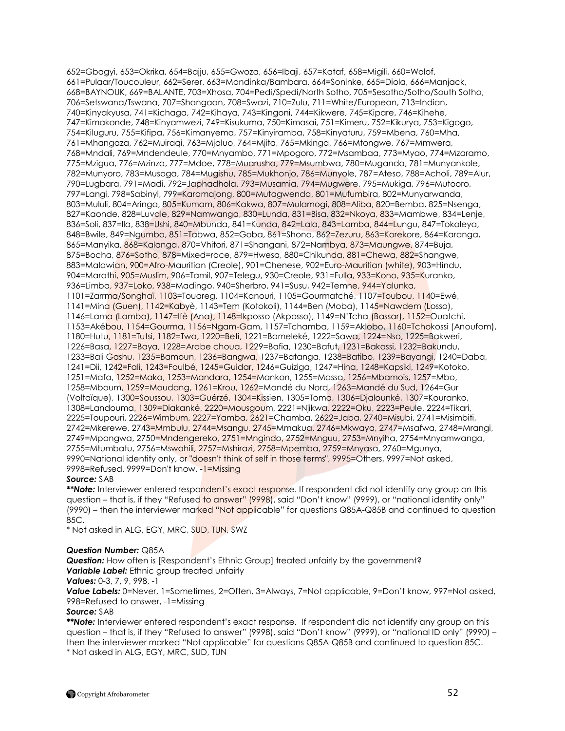652=Gbagyi, 653=Okrika, 654=Bajju, 655=Gwoza, 656=Ibaji, 657=Kataf, 658=Migili, 660=Wolof, 661=Pulaar/Toucouleur, 662=Serer, 663=Mandinka/Bambara, 664=Soninke, 665=Diola, 666=Manjack, 668=BAYNOUK, 669=BALANTE, 703=Xhosa, 704=Pedi/Spedi/North Sotho, 705=Sesotho/Sotho/South Sotho, 706=Setswana/Tswana, 707=Shangaan, 708=Swazi, 710=Zulu, 711=White/European, 713=Indian, 740=Kinyakyusa, 741=Kichaga, 742=Kihaya, 743=Kingoni, 744=Kikwere, 745=Kipare, 746=Kihehe, 747=Kimakonde, 748=Kinyamwezi, 749=Kisukuma, 750=Kimasai, 751=Kimeru, 752=Kikurya, 753=Kigogo, 754=Kiluguru, 755=Kifipa, 756=Kimanyema, 757=Kinyiramba, 758=Kinyaturu, 759=Mbena, 760=Mha, 761=Mhangaza, 762=Muiraqi, 763=Mjaluo, 764=Mjita, 765=Mkinga, 766=Mtongwe, 767=Mmwera, 768=Mndali, 769=Mndendeule, 770=Mnyambo, 771=Mpogoro, 772=Msambaa, 773=Myao, 774=Mzaramo, 775=Mzigua, 776=Mzinza, 777=Mdoe, 778=Muarusha, 779=Msumbwa, 780=Muganda, 781=Munyankole, 782=Munyoro, 783=Musoga, 784=Mugishu, 785=Mukhonjo, 786=Munyole, 787=Ateso, 788=Acholi, 789=Alur, 790=Lugbara, 791=Madi, 792=Japhadhola, 793=Musamia, 794=Mugwere, 795=Mukiga, 796=Mutooro, 797=Langi, 798=Sabinyi, 799=Karamajong, 800=Mutagwenda, 801=Mufumbira, 802=Munyarwanda, 803=Mululi, 804=Aringa, 805=Kumam, 806=Kakwa, 807=Mulamogi, 808=Aliba, 820=Bemba, 825=Nsenga, 827=Kaonde, 828=Luvale, 829=Namwanga, 830=Lunda, 831=Bisa, 832=Nkoya, 833=Mambwe, 834=Lenje, 836=Soli, 837=Ila, 838=Ushi, 840=Mbunda, 841=Kunda, 842=Lala, 843=Lamba, 844=Lungu, 847=Tokaleya, 848=Bwile, 849=Ngumbo, 851=Tabwa, 852=Goba, 861=Shona, 862=Zezuru, 863=Korekore, 864=Karanga, 865=Manyika, 868=Kalanga, 870=Vhitori, 871=Shangani, 872=Nambya, 873=Maungwe, 874=Buja, 875=Bocha, 876=Sotho, 878=Mixed-race, 879=Hwesa, 880=Chikunda, 881=Chewa, 882=Shangwe, 883=Malawian, 900=Afro-Mauritian (Creole), 901=Chenese, 902=Euro-Mauritian (white), 903=Hindu, 904=Marathi, 905=Muslim, 906=Tamil, 907=Telegu, 930=Creole, 931=Fulla, 933=Kono, 935=Kuranko, 936=Limba, 937=Loko, 938=Madingo, 940=Sherbro, 941=Susu, 942=Temne, 944=Yalunka, 1101=Zarrma/Songhaï, 1103=Touareg, 1104=Kanouri, 1105=Gourmatché, 1107=Toubou, 1140=Ewé, 1141=Mina (Guen), 1142=Kabyè, 1143=Tem (Kotokoli), 1144=Ben (Moba), 1145=Nawdem (Losso), 1146=Lama (Lamba), 1147=Ifè (Ana), 1148=Ikposso (Akposso), 1149=N'Tcha (Bassar), 1152=Ouatchi, 1153=Akébou, 1154=Gourma, 1156=Ngam-Gam, 1157=Tchamba, 1159=Aklobo, 1160=Tchokossi (Anoufom), 1180=Hutu, 1181=Tutsi, 1182=Twa, 1220=Beti, 1221=Bameleké, 1222=Sawa, 1224=Nso, 1225=Bakweri, 1226=Basa, 1227=Baya, 1228=Arabe choua, 1229=Bafia, 1230=Bafut, 1231=Bakassi, 1232=Bakundu, 1233=Bali Gashu, 1235=Bamoun, 1236=Bangwa, 1237=Batanga, 1238=Batibo, 1239=Bayangi, 1240=Daba, 1241=Dii, 1242=Fali, 1243=Foulbé, 1245=Guidar, 1246=Guiziga, 1247=Hina, 1248=Kapsiki, 1249=Kotoko, 1251=Mafa, 1252=Maka, 1253=Mandara, 1254=Mankon, 1255=Massa, 1256=Mbamois, 1257=Mbo, 1258=Mboum, 1259=Moudang, 1261=Krou, 1262=Mandé du Nord, 1263=Mandé du Sud, 1264=Gur (Voltaïque), 1300=Soussou, 1303=Guérzé, 1304=Kissien, 1305=Toma, 1306=Djalounké, 1307=Kouranko, 1308=Landouma, 1309=Diakanké, 2220=Mousgoum, 2221=Njikwa, 2222=Oku, 2223=Peule, 2224=Tikari, 2225=Toupouri, 2226=Wimbum, 2227=Yamba, 2621=Chamba, 2622=Jaba, 2740=Misubi, 2741=Misimbiti, 2742=Mkerewe, 2743=Mmbulu, 2744=Msangu, 2745=Mmakua, 2746=Mkwaya, 2747=Msafwa, 2748=Mrangi, 2749=Mpangwa, 2750=Mndengereko, 2751=Mngindo, 2752=Mnguu, 2753=Mnyiha, 2754=Mnyamwanga, 2755=Mtumbatu, 2756=Mswahili, 2757=Mshirazi, 2758=Mpemba, 2759=Mnyasa, 2760=Mgunya, 9990=National identity only, or "doesn't think of self in those terms", 9995=Others, 9997=Not asked, 9998=Refused, 9999=Don't know, -1=Missing

***Source:*** SAB

***\*\*Note:*** Interviewer entered respondent's exact response. If respondent did not identify any group on this question – that is, if they "Refused to answer" (9998), said "Don't know" (9999), or "national identity only" (9990) – then the interviewer marked "Not applicable" for questions Q85A-Q85B and continued to question 85C.

\* Not asked in ALG, EGY, MRC, SUD, TUN, SWZ

***Question Number:*** Q85A

***Question:*** How often is [Respondent's Ethnic Group] treated unfairly by the government?

***Variable Label:*** Ethnic group treated unfairly

***Values:*** 0-3, 7, 9, 998, -1

***Value Labels:*** 0=Never, 1=Sometimes, 2=Often, 3=Always, 7=Not applicable, 9=Don't know, 997=Not asked, 998=Refused to answer, -1=Missing

***Source:*** SAB

***\*\*Note:*** Interviewer entered respondent's exact response. If respondent did not identify any group on this question – that is, if they "Refused to answer" (9998), said "Don't know" (9999), or "national ID only" (9990) – then the interviewer marked "Not applicable" for questions Q85A-Q85B and continued to question 85C.

\* Not asked in ALG, EGY, MRC, SUD, TUN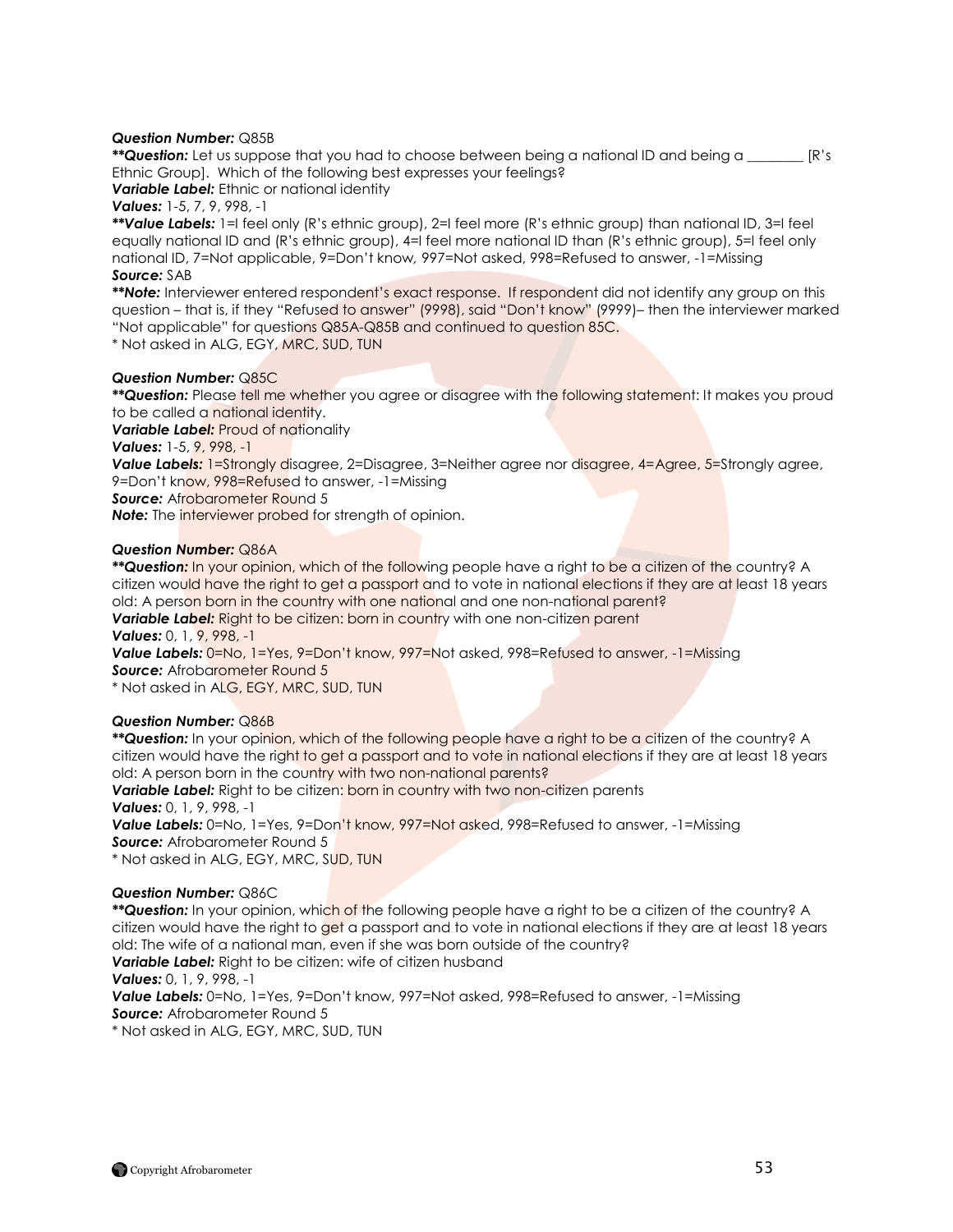***Question Number:*** Q85B

***\*\*Question:*** Let us suppose that you had to choose between being a national ID and being a ________ [R's Ethnic Group]. Which of the following best expresses your feelings?

***Variable Label:*** Ethnic or national identity

***Values:*** 1-5, 7, 9, 998, -1

***\*\*Value Labels:*** 1=I feel only (R's ethnic group), 2=I feel more (R's ethnic group) than national ID, 3=I feel equally national ID and (R's ethnic group), 4=I feel more national ID than (R's ethnic group), 5=I feel only national ID, 7=Not applicable, 9=Don't know, 997=Not asked, 998=Refused to answer, -1=Missing

***Source:*** SAB

***\*\*Note:*** Interviewer entered respondent's exact response. If respondent did not identify any group on this question – that is, if they "Refused to answer" (9998), said "Don't know" (9999)– then the interviewer marked "Not applicable" for questions Q85A-Q85B and continued to question 85C.

\* Not asked in ALG, EGY, MRC, SUD, TUN

***Question Number:*** Q85C

***\*\*Question:*** Please tell me whether you agree or disagree with the following statement: It makes you proud to be called a national identity.

***Variable Label:*** Proud of nationality

***Values:*** 1-5, 9, 998, -1

***Value Labels:*** 1=Strongly disagree, 2=Disagree, 3=Neither agree nor disagree, 4=Agree, 5=Strongly agree, 9=Don't know, 998=Refused to answer, -1=Missing

***Source:*** Afrobarometer Round 5

***Note:*** The interviewer probed for strength of opinion.

***Question Number:*** Q86A

***\*\*Question:*** In your opinion, which of the following people have a right to be a citizen of the country? A citizen would have the right to get a passport and to vote in national elections if they are at least 18 years old: A person born in the country with one national and one non-national parent?

***Variable Label:*** Right to be citizen: born in country with one non-citizen parent

***Values:*** 0, 1, 9, 998, -1

***Value Labels:*** 0=No, 1=Yes, 9=Don't know, 997=Not asked, 998=Refused to answer, -1=Missing

***Source:*** Afrobarometer Round 5

\* Not asked in ALG, EGY, MRC, SUD, TUN

***Question Number:*** Q86B

***\*\*Question:*** In your opinion, which of the following people have a right to be a citizen of the country? A citizen would have the right to get a passport and to vote in national elections if they are at least 18 years old: A person born in the country with two non-national parents?

***Variable Label:*** Right to be citizen: born in country with two non-citizen parents

***Values:*** 0, 1, 9, 998, -1

***Value Labels:*** 0=No, 1=Yes, 9=Don't know, 997=Not asked, 998=Refused to answer, -1=Missing

***Source:*** Afrobarometer Round 5

\* Not asked in ALG, EGY, MRC, SUD, TUN

***Question Number:*** Q86C

***\*\*Question:*** In your opinion, which of the following people have a right to be a citizen of the country? A citizen would have the right to get a passport and to vote in national elections if they are at least 18 years old: The wife of a national man, even if she was born outside of the country?

***Variable Label:*** Right to be citizen: wife of citizen husband

***Values:*** 0, 1, 9, 998, -1

***Value Labels:*** 0=No, 1=Yes, 9=Don't know, 997=Not asked, 998=Refused to answer, -1=Missing

***Source:*** Afrobarometer Round 5

\* Not asked in ALG, EGY, MRC, SUD, TUN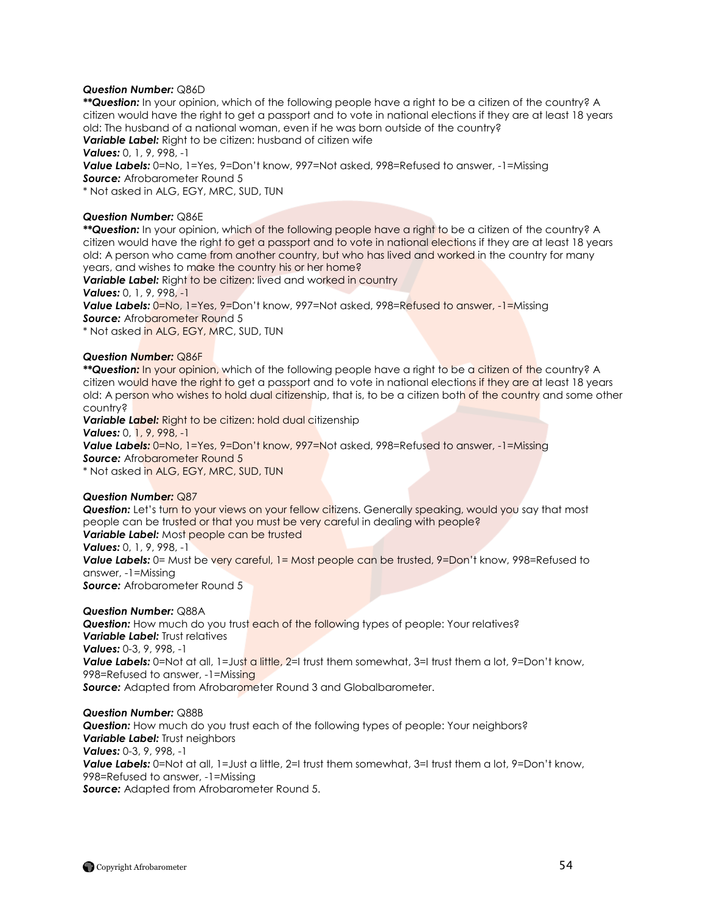***Question Number:*** Q86D
***\*\*Question:**** In your opinion, which of the following people have a right to be a citizen of the country? A citizen would have the right to get a passport and to vote in national elections if they are at least 18 years old: The husband of a national woman, even if he was born outside of the country?
***Variable Label:*** Right to be citizen: husband of citizen wife
***Values:*** 0, 1, 9, 998, -1
***Value Labels:*** 0=No, 1=Yes, 9=Don't know, 997=Not asked, 998=Refused to answer, -1=Missing
***Source:*** Afrobarometer Round 5
\* Not asked in ALG, EGY, MRC, SUD, TUN

***Question Number:*** Q86E
***\*\*Question:**** In your opinion, which of the following people have a right to be a citizen of the country? A citizen would have the right to get a passport and to vote in national elections if they are at least 18 years old: A person who came from another country, but who has lived and worked in the country for many years, and wishes to make the country his or her home?
***Variable Label:*** Right to be citizen: lived and worked in country
***Values:*** 0, 1, 9, 998, -1
***Value Labels:*** 0=No, 1=Yes, 9=Don't know, 997=Not asked, 998=Refused to answer, -1=Missing
***Source:*** Afrobarometer Round 5
\* Not asked in ALG, EGY, MRC, SUD, TUN

***Question Number:*** Q86F
***\*\*Question:**** In your opinion, which of the following people have a right to be a citizen of the country? A citizen would have the right to get a passport and to vote in national elections if they are at least 18 years old: A person who wishes to hold dual citizenship, that is, to be a citizen both of the country and some other country?
***Variable Label:*** Right to be citizen: hold dual citizenship
***Values:*** 0, 1, 9, 998, -1
***Value Labels:*** 0=No, 1=Yes, 9=Don't know, 997=Not asked, 998=Refused to answer, -1=Missing
***Source:*** Afrobarometer Round 5
\* Not asked in ALG, EGY, MRC, SUD, TUN

***Question Number:*** Q87
***Question:*** Let's turn to your views on your fellow citizens. Generally speaking, would you say that most people can be trusted or that you must be very careful in dealing with people?
***Variable Label:*** Most people can be trusted
***Values:*** 0, 1, 9, 998, -1
***Value Labels:*** 0= Must be very careful, 1= Most people can be trusted, 9=Don't know, 998=Refused to answer, -1=Missing
***Source:*** Afrobarometer Round 5

***Question Number:*** Q88A
***Question:*** How much do you trust each of the following types of people: Your relatives?
***Variable Label:*** Trust relatives
***Values:*** 0-3, 9, 998, -1
***Value Labels:*** 0=Not at all, 1=Just a little, 2=I trust them somewhat, 3=I trust them a lot, 9=Don't know, 998=Refused to answer, -1=Missing
***Source:*** Adapted from Afrobarometer Round 3 and Globalbarometer.

***Question Number:*** Q88B
***Question:*** How much do you trust each of the following types of people: Your neighbors?
***Variable Label:*** Trust neighbors
***Values:*** 0-3, 9, 998, -1
***Value Labels:*** 0=Not at all, 1=Just a little, 2=I trust them somewhat, 3=I trust them a lot, 9=Don't know, 998=Refused to answer, -1=Missing
***Source:*** Adapted from Afrobarometer Round 5.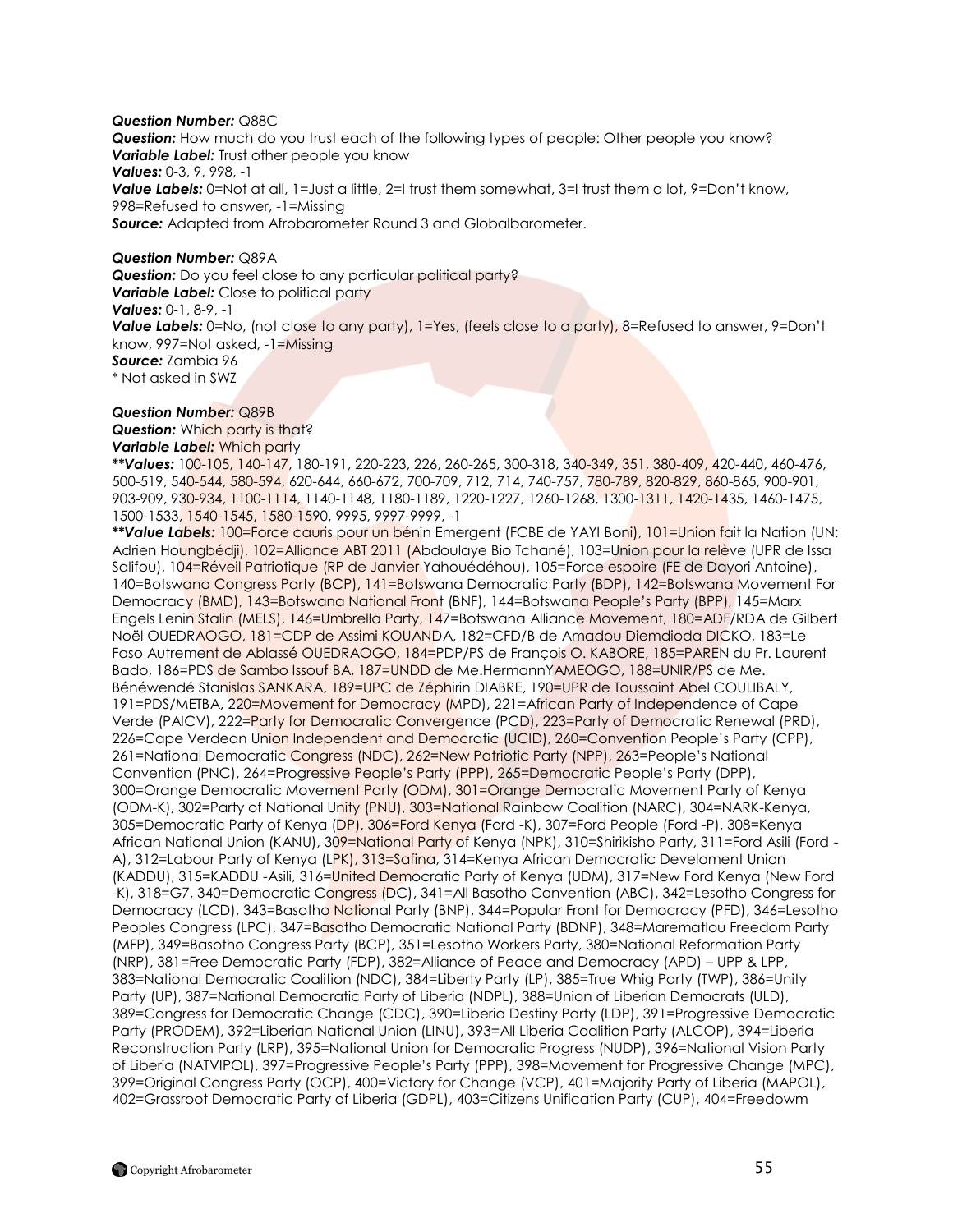***Question Number:*** Q88C
***Question:*** How much do you trust each of the following types of people: Other people you know?
***Variable Label:*** Trust other people you know
***Values:*** 0-3, 9, 998, -1
***Value Labels:*** 0=Not at all, 1=Just a little, 2=I trust them somewhat, 3=I trust them a lot, 9=Don't know, 998=Refused to answer, -1=Missing
***Source:*** Adapted from Afrobarometer Round 3 and Globalbarometer.

***Question Number:*** Q89A
***Question:*** Do you feel close to any particular political party?
***Variable Label:*** Close to political party
***Values:*** 0-1, 8-9, -1
***Value Labels:*** 0=No, (not close to any party), 1=Yes, (feels close to a party), 8=Refused to answer, 9=Don't know, 997=Not asked, -1=Missing
***Source:*** Zambia 96
\* Not asked in SWZ

***Question Number:*** Q89B
***Question:*** Which party is that?
***Variable Label:*** Which party
***\*\*Values:*** 100-105, 140-147, 180-191, 220-223, 226, 260-265, 300-318, 340-349, 351, 380-409, 420-440, 460-476, 500-519, 540-544, 580-594, 620-644, 660-672, 700-709, 712, 714, 740-757, 780-789, 820-829, 860-865, 900-901, 903-909, 930-934, 1100-1114, 1140-1148, 1180-1189, 1220-1227, 1260-1268, 1300-1311, 1420-1435, 1460-1475, 1500-1533, 1540-1545, 1580-1590, 9995, 9997-9999, -1
***\*\*Value Labels:*** 100=Force cauris pour un bénin Emergent (FCBE de YAYI Boni), 101=Union fait la Nation (UN: Adrien Houngbédji), 102=Alliance ABT 2011 (Abdoulaye Bio Tchané), 103=Union pour la relève (UPR de Issa Salifou), 104=Réveil Patriotique (RP de Janvier Yahouédéhou), 105=Force espoire (FE de Dayori Antoine), 140=Botswana Congress Party (BCP), 141=Botswana Democratic Party (BDP), 142=Botswana Movement For Democracy (BMD), 143=Botswana National Front (BNF), 144=Botswana People's Party (BPP), 145=Marx Engels Lenin Stalin (MELS), 146=Umbrella Party, 147=Botswana Alliance Movement, 180=ADF/RDA de Gilbert Noël OUEDRAOGO, 181=CDP de Assimi KOUANDA, 182=CFD/B de Amadou Diemdioda DICKO, 183=Le Faso Autrement de Ablassé OUEDRAOGO, 184=PDP/PS de François O. KABORE, 185=PAREN du Pr. Laurent Bado, 186=PDS de Sambo Issouf BA, 187=UNDD de Me.HermannYAMEOGO, 188=UNIR/PS de Me. Bénéwendé Stanislas SANKARA, 189=UPC de Zéphirin DIABRE, 190=UPR de Toussaint Abel COULIBALY, 191=PDS/METBA, 220=Movement for Democracy (MPD), 221=African Party of Independence of Cape Verde (PAICV), 222=Party for Democratic Convergence (PCD), 223=Party of Democratic Renewal (PRD), 226=Cape Verdean Union Independent and Democratic (UCID), 260=Convention People's Party (CPP), 261=National Democratic Congress (NDC), 262=New Patriotic Party (NPP), 263=People's National Convention (PNC), 264=Progressive People's Party (PPP), 265=Democratic People's Party (DPP), 300=Orange Democratic Movement Party (ODM), 301=Orange Democratic Movement Party of Kenya (ODM-K), 302=Party of National Unity (PNU), 303=National Rainbow Coalition (NARC), 304=NARK-Kenya, 305=Democratic Party of Kenya (DP), 306=Ford Kenya (Ford -K), 307=Ford People (Ford -P), 308=Kenya African National Union (KANU), 309=National Party of Kenya (NPK), 310=Shirikisho Party, 311=Ford Asili (Ford -A), 312=Labour Party of Kenya (LPK), 313=Safina, 314=Kenya African Democratic Develoment Union (KADDU), 315=KADDU -Asili, 316=United Democratic Party of Kenya (UDM), 317=New Ford Kenya (New Ford -K), 318=G7, 340=Democratic Congress (DC), 341=All Basotho Convention (ABC), 342=Lesotho Congress for Democracy (LCD), 343=Basotho National Party (BNP), 344=Popular Front for Democracy (PFD), 346=Lesotho Peoples Congress (LPC), 347=Basotho Democratic National Party (BDNP), 348=Marematlou Freedom Party (MFP), 349=Basotho Congress Party (BCP), 351=Lesotho Workers Party, 380=National Reformation Party (NRP), 381=Free Democratic Party (FDP), 382=Alliance of Peace and Democracy (APD) – UPP & LPP, 383=National Democratic Coalition (NDC), 384=Liberty Party (LP), 385=True Whig Party (TWP), 386=Unity Party (UP), 387=National Democratic Party of Liberia (NDPL), 388=Union of Liberian Democrats (ULD), 389=Congress for Democratic Change (CDC), 390=Liberia Destiny Party (LDP), 391=Progressive Democratic Party (PRODEM), 392=Liberian National Union (LINU), 393=All Liberia Coalition Party (ALCOP), 394=Liberia Reconstruction Party (LRP), 395=National Union for Democratic Progress (NUDP), 396=National Vision Party of Liberia (NATVIPOL), 397=Progressive People's Party (PPP), 398=Movement for Progressive Change (MPC), 399=Original Congress Party (OCP), 400=Victory for Change (VCP), 401=Majority Party of Liberia (MAPOL), 402=Grassroot Democratic Party of Liberia (GDPL), 403=Citizens Unification Party (CUP), 404=Freedowm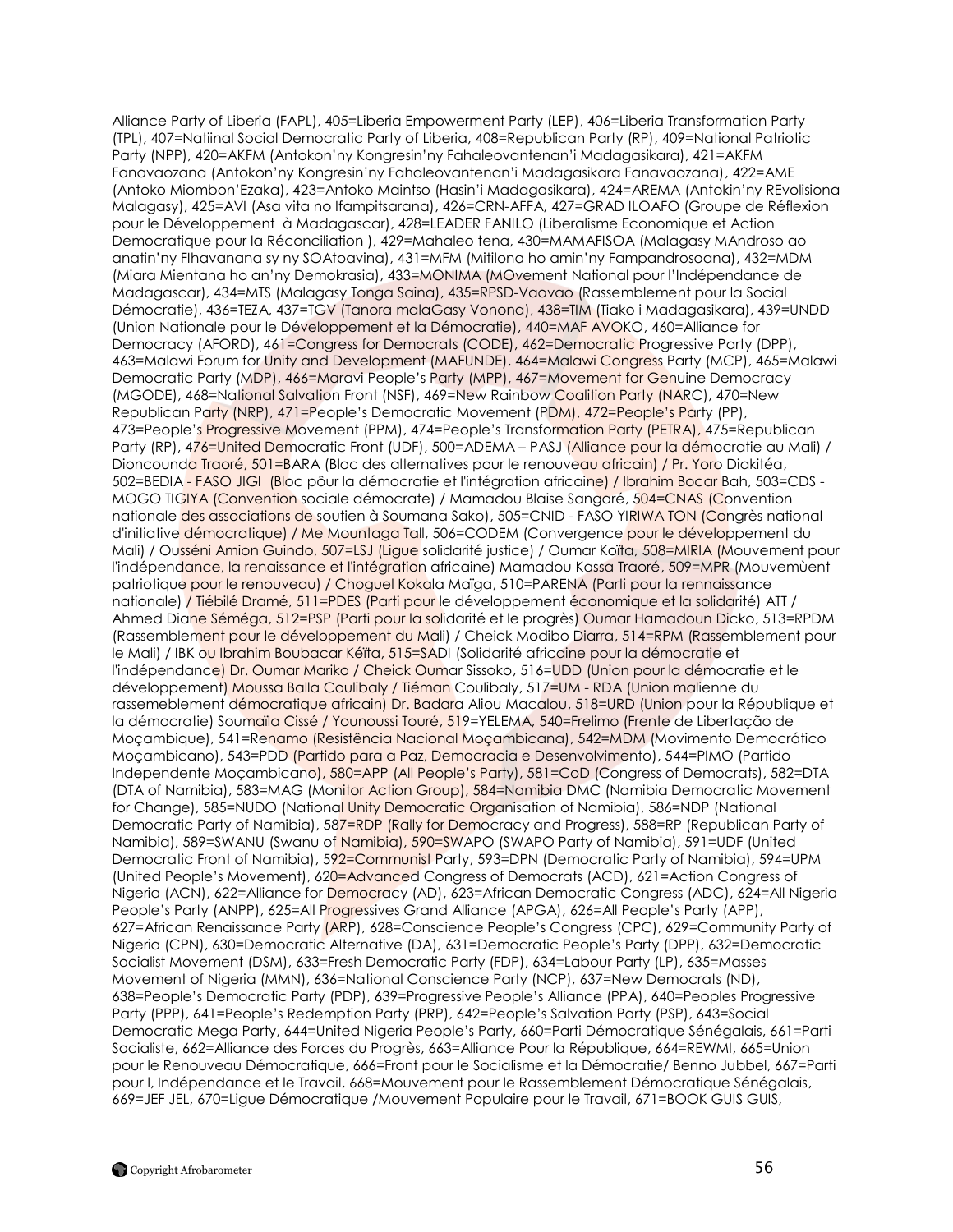Alliance Party of Liberia (FAPL), 405=Liberia Empowerment Party (LEP), 406=Liberia Transformation Party (TPL), 407=Natiinal Social Democratic Party of Liberia, 408=Republican Party (RP), 409=National Patriotic Party (NPP), 420=AKFM (Antokon'ny Kongresin'ny Fahaleovantenan'i Madagasikara), 421=AKFM Fanavaozana (Antokon'ny Kongresin'ny Fahaleovantenan'i Madagasikara Fanavaozana), 422=AME (Antoko Miombon'Ezaka), 423=Antoko Maintso (Hasin'i Madagasikara), 424=AREMA (Antokin'ny REvolisiona Malagasy), 425=AVI (Asa vita no Ifampitsarana), 426=CRN-AFFA, 427=GRAD ILOAFO (Groupe de Réflexion pour le Développement à Madagascar), 428=LEADER FANILO (Liberalisme Economique et Action Democratique pour la Réconciliation ), 429=Mahaleo tena, 430=MAMAFISOA (Malagasy MAndroso ao anatin'ny FIhavanana sy ny SOAtoavina), 431=MFM (Mitilona ho amin'ny Fampandrosoana), 432=MDM (Miara Mientana ho an'ny Demokrasia), 433=MONIMA (MOvement National pour l'Indépendance de Madagascar), 434=MTS (Malagasy Tonga Saina), 435=RPSD-Vaovao (Rassemblement pour la Social Démocratie), 436=TEZA, 437=TGV (Tanora malaGasy Vonona), 438=TIM (Tiako i Madagasikara), 439=UNDD (Union Nationale pour le Développement et la Démocratie), 440=MAF AVOKO, 460=Alliance for Democracy (AFORD), 461=Congress for Democrats (CODE), 462=Democratic Progressive Party (DPP), 463=Malawi Forum for Unity and Development (MAFUNDE), 464=Malawi Congress Party (MCP), 465=Malawi Democratic Party (MDP), 466=Maravi People's Party (MPP), 467=Movement for Genuine Democracy (MGODE), 468=National Salvation Front (NSF), 469=New Rainbow Coalition Party (NARC), 470=New Republican Party (NRP), 471=People's Democratic Movement (PDM), 472=People's Party (PP), 473=People's Progressive Movement (PPM), 474=People's Transformation Party (PETRA), 475=Republican Party (RP), 476=United Democratic Front (UDF), 500=ADEMA – PASJ (Alliance pour la démocratie au Mali) / Dioncounda Traoré, 501=BARA (Bloc des alternatives pour le renouveau africain) / Pr. Yoro Diakitéa, 502=BEDIA - FASO JIGI (Bloc pôur la démocratie et l'intégration africaine) / Ibrahim Bocar Bah, 503=CDS - MOGO TIGIYA (Convention sociale démocrate) / Mamadou Blaise Sangaré, 504=CNAS (Convention nationale des associations de soutien à Soumana Sako), 505=CNID - FASO YIRIWA TON (Congrès national d'initiative démocratique) / Me Mountaga Tall, 506=CODEM (Convergence pour le développement du Mali) / Ousséni Amion Guindo, 507=LSJ (Ligue solidarité justice) / Oumar Koïta, 508=MIRIA (Mouvement pour l'indépendance, la renaissance et l'intégration africaine) Mamadou Kassa Traoré, 509=MPR (Mouvemùent patriotique pour le renouveau) / Choguel Kokala Maïga, 510=PARENA (Parti pour la rennaissance nationale) / Tiébilé Dramé, 511=PDES (Parti pour le développement économique et la solidarité) ATT / Ahmed Diane Séméga, 512=PSP (Parti pour la solidarité et le progrès) Oumar Hamadoun Dicko, 513=RPDM (Rassemblement pour le développement du Mali) / Cheick Modibo Diarra, 514=RPM (Rassemblement pour le Mali) / IBK ou Ibrahim Boubacar Kéïta, 515=SADI (Solidarité africaine pour la démocratie et l'indépendance) Dr. Oumar Mariko / Cheick Oumar Sissoko, 516=UDD (Union pour la démocratie et le développement) Moussa Balla Coulibaly / Tiéman Coulibaly, 517=UM - RDA (Union malienne du rassemeblement démocratique africain) Dr. Badara Aliou Macalou, 518=URD (Union pour la République et la démocratie) Soumaïla Cissé / Younoussi Touré, 519=YELEMA, 540=Frelimo (Frente de Libertação de Moçambique), 541=Renamo (Resistência Nacional Moçambicana), 542=MDM (Movimento Democrático Moçambicano), 543=PDD (Partido para a Paz, Democracia e Desenvolvimento), 544=PIMO (Partido Independente Moçambicano), 580=APP (All People's Party), 581=CoD (Congress of Democrats), 582=DTA (DTA of Namibia), 583=MAG (Monitor Action Group), 584=Namibia DMC (Namibia Democratic Movement for Change), 585=NUDO (National Unity Democratic Organisation of Namibia), 586=NDP (National Democratic Party of Namibia), 587=RDP (Rally for Democracy and Progress), 588=RP (Republican Party of Namibia), 589=SWANU (Swanu of Namibia), 590=SWAPO (SWAPO Party of Namibia), 591=UDF (United Democratic Front of Namibia), 592=Communist Party, 593=DPN (Democratic Party of Namibia), 594=UPM (United People's Movement), 620=Advanced Congress of Democrats (ACD), 621=Action Congress of Nigeria (ACN), 622=Alliance for Democracy (AD), 623=African Democratic Congress (ADC), 624=All Nigeria People's Party (ANPP), 625=All Progressives Grand Alliance (APGA), 626=All People's Party (APP), 627=African Renaissance Party (ARP), 628=Conscience People's Congress (CPC), 629=Community Party of Nigeria (CPN), 630=Democratic Alternative (DA), 631=Democratic People's Party (DPP), 632=Democratic Socialist Movement (DSM), 633=Fresh Democratic Party (FDP), 634=Labour Party (LP), 635=Masses Movement of Nigeria (MMN), 636=National Conscience Party (NCP), 637=New Democrats (ND), 638=People's Democratic Party (PDP), 639=Progressive People's Alliance (PPA), 640=Peoples Progressive Party (PPP), 641=People's Redemption Party (PRP), 642=People's Salvation Party (PSP), 643=Social Democratic Mega Party, 644=United Nigeria People's Party, 660=Parti Démocratique Sénégalais, 661=Parti Socialiste, 662=Alliance des Forces du Progrès, 663=Alliance Pour la République, 664=REWMI, 665=Union pour le Renouveau Démocratique, 666=Front pour le Socialisme et la Démocratie/ Benno Jubbel, 667=Parti pour l, Indépendance et le Travail, 668=Mouvement pour le Rassemblement Démocratique Sénégalais, 669=JEF JEL, 670=Ligue Démocratique /Mouvement Populaire pour le Travail, 671=BOOK GUIS GUIS,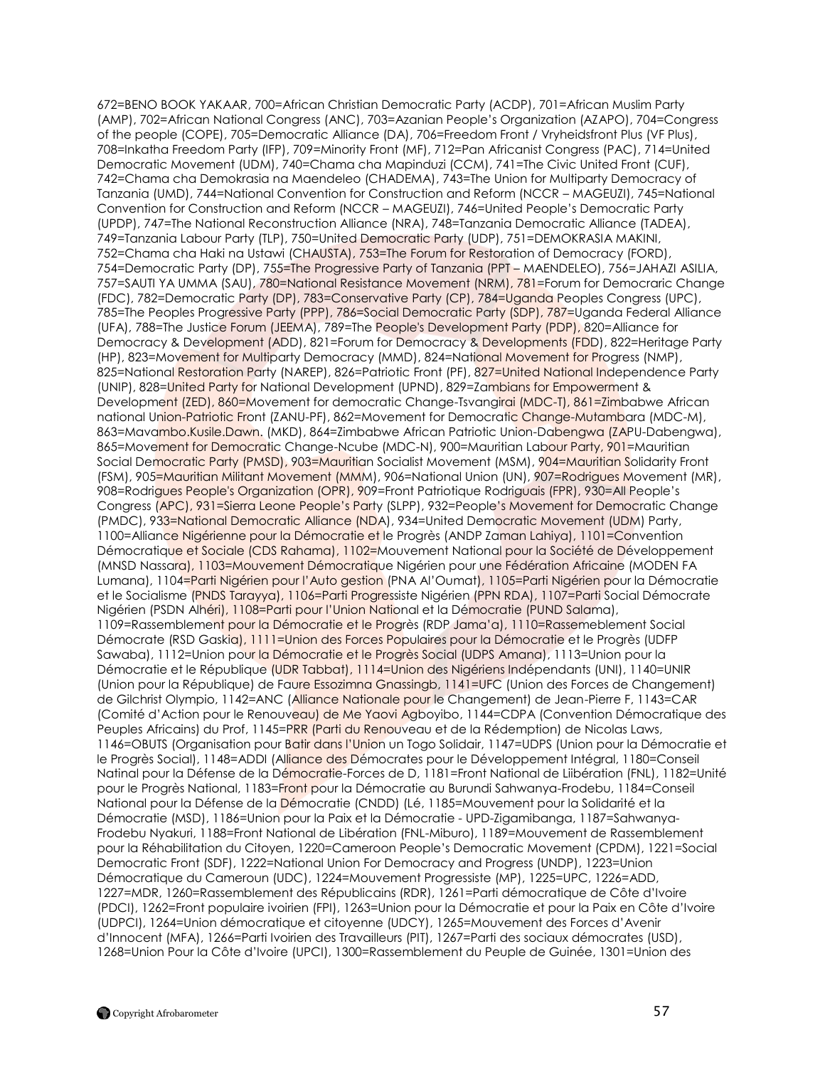672=BENO BOOK YAKAAR, 700=African Christian Democratic Party (ACDP), 701=African Muslim Party (AMP), 702=African National Congress (ANC), 703=Azanian People's Organization (AZAPO), 704=Congress of the people (COPE), 705=Democratic Alliance (DA), 706=Freedom Front / Vryheidsfront Plus (VF Plus), 708=Inkatha Freedom Party (IFP), 709=Minority Front (MF), 712=Pan Africanist Congress (PAC), 714=United Democratic Movement (UDM), 740=Chama cha Mapinduzi (CCM), 741=The Civic United Front (CUF), 742=Chama cha Demokrasia na Maendeleo (CHADEMA), 743=The Union for Multiparty Democracy of Tanzania (UMD), 744=National Convention for Construction and Reform (NCCR – MAGEUZI), 745=National Convention for Construction and Reform (NCCR – MAGEUZI), 746=United People's Democratic Party (UPDP), 747=The National Reconstruction Alliance (NRA), 748=Tanzania Democratic Alliance (TADEA), 749=Tanzania Labour Party (TLP), 750=United Democratic Party (UDP), 751=DEMOKRASIA MAKINI, 752=Chama cha Haki na Ustawi (CHAUSTA), 753=The Forum for Restoration of Democracy (FORD), 754=Democratic Party (DP), 755=The Progressive Party of Tanzania (PPT – MAENDELEO), 756=JAHAZI ASILIA, 757=SAUTI YA UMMA (SAU), 780=National Resistance Movement (NRM), 781=Forum for Democraric Change (FDC), 782=Democratic Party (DP), 783=Conservative Party (CP), 784=Uganda Peoples Congress (UPC), 785=The Peoples Progressive Party (PPP), 786=Social Democratic Party (SDP), 787=Uganda Federal Alliance (UFA), 788=The Justice Forum (JEEMA), 789=The People's Development Party (PDP), 820=Alliance for Democracy & Development (ADD), 821=Forum for Democracy & Developments (FDD), 822=Heritage Party (HP), 823=Movement for Multiparty Democracy (MMD), 824=National Movement for Progress (NMP), 825=National Restoration Party (NAREP), 826=Patriotic Front (PF), 827=United National Independence Party (UNIP), 828=United Party for National Development (UPND), 829=Zambians for Empowerment & Development (ZED), 860=Movement for democratic Change-Tsvangirai (MDC-T), 861=Zimbabwe African national Union-Patriotic Front (ZANU-PF), 862=Movement for Democratic Change-Mutambara (MDC-M), 863=Mavambo.Kusile.Dawn. (MKD), 864=Zimbabwe African Patriotic Union-Dabengwa (ZAPU-Dabengwa), 865=Movement for Democratic Change-Ncube (MDC-N), 900=Mauritian Labour Party, 901=Mauritian Social Democratic Party (PMSD), 903=Mauritian Socialist Movement (MSM), 904=Mauritian Solidarity Front (FSM), 905=Mauritian Militant Movement (MMM), 906=National Union (UN), 907=Rodrigues Movement (MR), 908=Rodrigues People's Organization (OPR), 909=Front Patriotique Rodriguais (FPR), 930=All People's Congress (APC), 931=Sierra Leone People's Party (SLPP), 932=People's Movement for Democratic Change (PMDC), 933=National Democratic Alliance (NDA), 934=United Democratic Movement (UDM) Party, 1100=Alliance Nigérienne pour la Démocratie et le Progrès (ANDP Zaman Lahiya), 1101=Convention Démocratique et Sociale (CDS Rahama), 1102=Mouvement National pour la Société de Développement (MNSD Nassara), 1103=Mouvement Démocratique Nigérien pour une Fédération Africaine (MODEN FA Lumana), 1104=Parti Nigérien pour l'Auto gestion (PNA Al'Oumat), 1105=Parti Nigérien pour la Démocratie et le Socialisme (PNDS Tarayya), 1106=Parti Progressiste Nigérien (PPN RDA), 1107=Parti Social Démocrate Nigérien (PSDN Alhéri), 1108=Parti pour l'Union National et la Démocratie (PUND Salama), 1109=Rassemblement pour la Démocratie et le Progrès (RDP Jama'a), 1110=Rassemeblement Social Démocrate (RSD Gaskia), 1111=Union des Forces Populaires pour la Démocratie et le Progrès (UDFP Sawaba), 1112=Union pour la Démocratie et le Progrès Social (UDPS Amana), 1113=Union pour la Démocratie et le République (UDR Tabbat), 1114=Union des Nigériens Indépendants (UNI), 1140=UNIR (Union pour la République) de Faure Essozimna Gnassingb, 1141=UFC (Union des Forces de Changement) de Gilchrist Olympio, 1142=ANC (Alliance Nationale pour le Changement) de Jean-Pierre F, 1143=CAR (Comité d'Action pour le Renouveau) de Me Yaovi Agboyibo, 1144=CDPA (Convention Démocratique des Peuples Africains) du Prof, 1145=PRR (Parti du Renouveau et de la Rédemption) de Nicolas Laws, 1146=OBUTS (Organisation pour Batir dans l'Union un Togo Solidair, 1147=UDPS (Union pour la Démocratie et le Progrès Social), 1148=ADDI (Alliance des Démocrates pour le Développement Intégral, 1180=Conseil Natinal pour la Défense de la Démocratie-Forces de D, 1181=Front National de Liibération (FNL), 1182=Unité pour le Progrès National, 1183=Front pour la Démocratie au Burundi Sahwanya-Frodebu, 1184=Conseil National pour la Défense de la Démocratie (CNDD) (Lé, 1185=Mouvement pour la Solidarité et la Démocratie (MSD), 1186=Union pour la Paix et la Démocratie - UPD-Zigamibanga, 1187=Sahwanya-Frodebu Nyakuri, 1188=Front National de Libération (FNL-Miburo), 1189=Mouvement de Rassemblement pour la Réhabilitation du Citoyen, 1220=Cameroon People's Democratic Movement (CPDM), 1221=Social Democratic Front (SDF), 1222=National Union For Democracy and Progress (UNDP), 1223=Union Démocratique du Cameroun (UDC), 1224=Mouvement Progressiste (MP), 1225=UPC, 1226=ADD, 1227=MDR, 1260=Rassemblement des Républicains (RDR), 1261=Parti démocratique de Côte d'Ivoire (PDCI), 1262=Front populaire ivoirien (FPI), 1263=Union pour la Démocratie et pour la Paix en Côte d'Ivoire (UDPCI), 1264=Union démocratique et citoyenne (UDCY), 1265=Mouvement des Forces d'Avenir d'Innocent (MFA), 1266=Parti Ivoirien des Travailleurs (PIT), 1267=Parti des sociaux démocrates (USD), 1268=Union Pour la Côte d'Ivoire (UPCI), 1300=Rassemblement du Peuple de Guinée, 1301=Union des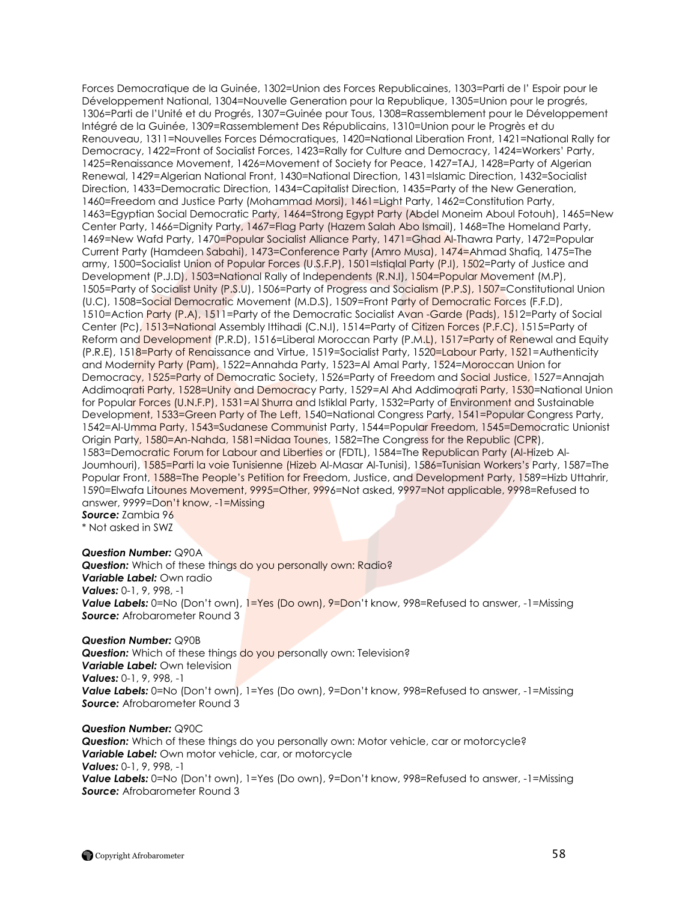Forces Democratique de la Guinée, 1302=Union des Forces Republicaines, 1303=Parti de l' Espoir pour le Développement National, 1304=Nouvelle Generation pour la Republique, 1305=Union pour le progrés, 1306=Parti de l'Unité et du Progrés, 1307=Guinée pour Tous, 1308=Rassemblement pour le Développement Intégré de la Guinée, 1309=Rassemblement Des Républicains, 1310=Union pour le Progrès et du Renouveau, 1311=Nouvelles Forces Démocratiques, 1420=National Liberation Front, 1421=National Rally for Democracy, 1422=Front of Socialist Forces, 1423=Rally for Culture and Democracy, 1424=Workers' Party, 1425=Renaissance Movement, 1426=Movement of Society for Peace, 1427=TAJ, 1428=Party of Algerian Renewal, 1429=Algerian National Front, 1430=National Direction, 1431=Islamic Direction, 1432=Socialist Direction, 1433=Democratic Direction, 1434=Capitalist Direction, 1435=Party of the New Generation, 1460=Freedom and Justice Party (Mohammad Morsi), 1461=Light Party, 1462=Constitution Party, 1463=Egyptian Social Democratic Party, 1464=Strong Egypt Party (Abdel Moneim Aboul Fotouh), 1465=New Center Party, 1466=Dignity Party, 1467=Flag Party (Hazem Salah Abo Ismail), 1468=The Homeland Party, 1469=New Wafd Party, 1470=Popular Socialist Alliance Party, 1471=Ghad Al-Thawra Party, 1472=Popular Current Party (Hamdeen Sabahi), 1473=Conference Party (Amro Musa), 1474=Ahmad Shafiq, 1475=The army, 1500=Socialist Union of Popular Forces (U.S.F.P), 1501=Istiqlal Party (P.I), 1502=Party of Justice and Development (P.J.D), 1503=National Rally of Independents (R.N.I), 1504=Popular Movement (M.P), 1505=Party of Socialist Unity (P.S.U), 1506=Party of Progress and Socialism (P.P.S), 1507=Constitutional Union (U.C), 1508=Social Democratic Movement (M.D.S), 1509=Front Party of Democratic Forces (F.F.D), 1510=Action Party (P.A), 1511=Party of the Democratic Socialist Avan -Garde (Pads), 1512=Party of Social Center (Pc), 1513=National Assembly Ittihadi (C.N.I), 1514=Party of Citizen Forces (P.F.C), 1515=Party of Reform and Development (P.R.D), 1516=Liberal Moroccan Party (P.M.L), 1517=Party of Renewal and Equity (P.R.E), 1518=Party of Renaissance and Virtue, 1519=Socialist Party, 1520=Labour Party, 1521=Authenticity and Modernity Party (Pam), 1522=Annahda Party, 1523=Al Amal Party, 1524=Moroccan Union for Democracy, 1525=Party of Democratic Society, 1526=Party of Freedom and Social Justice, 1527=Annajah Addimoqrati Party, 1528=Unity and Democracy Party, 1529=Al Ahd Addimoqrati Party, 1530=National Union for Popular Forces (U.N.F.P), 1531=Al Shurra and Istiklal Party, 1532=Party of Environment and Sustainable Development, 1533=Green Party of The Left, 1540=National Congress Party, 1541=Popular Congress Party, 1542=Al-Umma Party, 1543=Sudanese Communist Party, 1544=Popular Freedom, 1545=Democratic Unionist Origin Party, 1580=An-Nahda, 1581=Nidaa Tounes, 1582=The Congress for the Republic (CPR), 1583=Democratic Forum for Labour and Liberties or (FDTL), 1584=The Republican Party (Al-Hizeb Al-Joumhouri), 1585=Parti la voie Tunisienne (Hizeb Al-Masar Al-Tunisi), 1586=Tunisian Workers's Party, 1587=The Popular Front, 1588=The People's Petition for Freedom, Justice, and Development Party, 1589=Hizb Uttahrir, 1590=Elwafa Litounes Movement, 9995=Other, 9996=Not asked, 9997=Not applicable, 9998=Refused to answer, 9999=Don't know, -1=Missing
***Source:*** Zambia 96
\* Not asked in SWZ

***Question Number:*** Q90A
***Question:*** Which of these things do you personally own: Radio?
***Variable Label:*** Own radio
***Values:*** 0-1, 9, 998, -1
***Value Labels:*** 0=No (Don't own), 1=Yes (Do own), 9=Don't know, 998=Refused to answer, -1=Missing
***Source:*** Afrobarometer Round 3

***Question Number:*** Q90B
***Question:*** Which of these things do you personally own: Television?
***Variable Label:*** Own television
***Values:*** 0-1, 9, 998, -1
***Value Labels:*** 0=No (Don't own), 1=Yes (Do own), 9=Don't know, 998=Refused to answer, -1=Missing
***Source:*** Afrobarometer Round 3

***Question Number:*** Q90C
***Question:*** Which of these things do you personally own: Motor vehicle, car or motorcycle?
***Variable Label:*** Own motor vehicle, car, or motorcycle
***Values:*** 0-1, 9, 998, -1
***Value Labels:*** 0=No (Don't own), 1=Yes (Do own), 9=Don't know, 998=Refused to answer, -1=Missing
***Source:*** Afrobarometer Round 3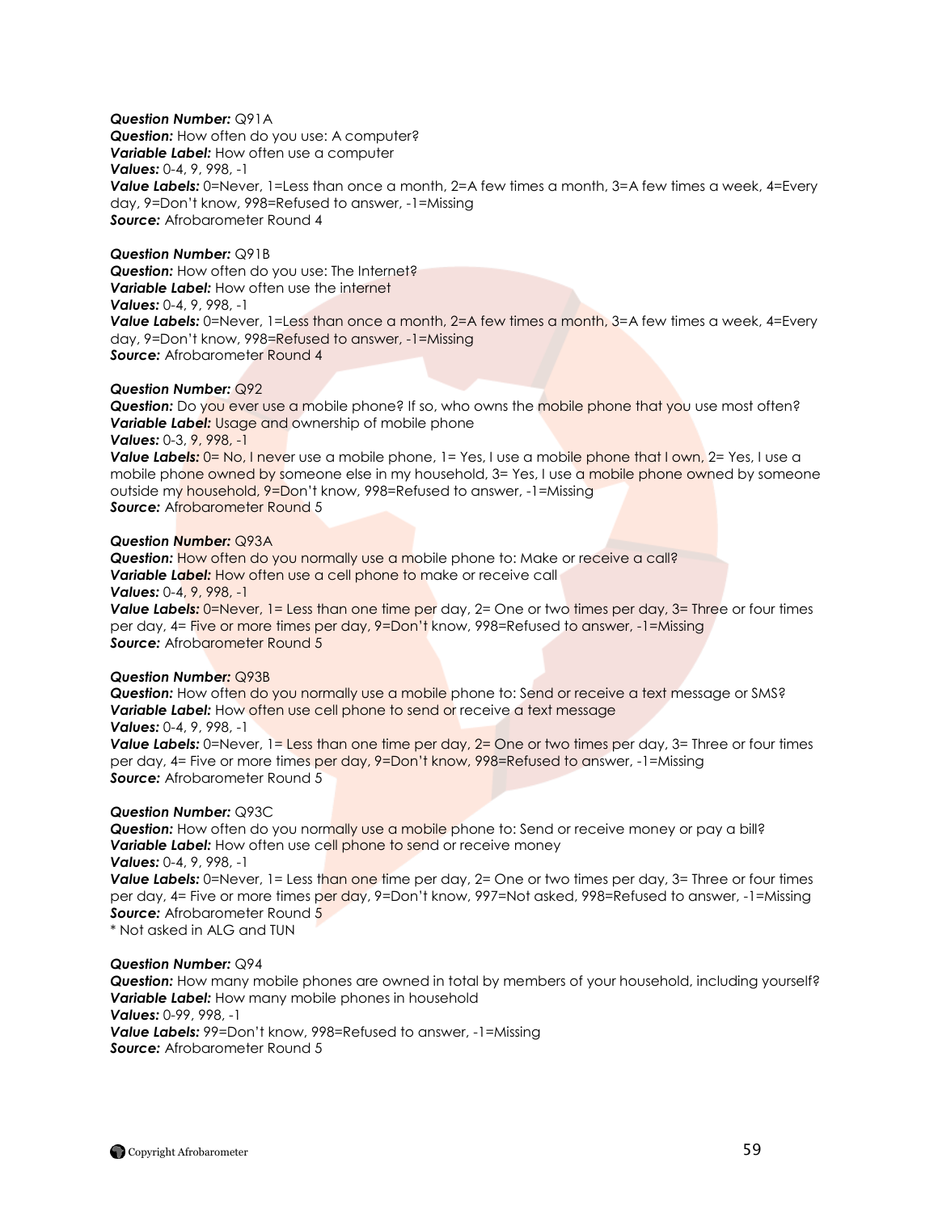***Question Number:*** Q91A
***Question:*** How often do you use: A computer?
***Variable Label:*** How often use a computer
***Values:*** 0-4, 9, 998, -1
***Value Labels:*** 0=Never, 1=Less than once a month, 2=A few times a month, 3=A few times a week, 4=Every day, 9=Don't know, 998=Refused to answer, -1=Missing
***Source:*** Afrobarometer Round 4

***Question Number:*** Q91B
***Question:*** How often do you use: The Internet?
***Variable Label:*** How often use the internet
***Values:*** 0-4, 9, 998, -1
***Value Labels:*** 0=Never, 1=Less than once a month, 2=A few times a month, 3=A few times a week, 4=Every day, 9=Don't know, 998=Refused to answer, -1=Missing
***Source:*** Afrobarometer Round 4

***Question Number:*** Q92
***Question:*** Do you ever use a mobile phone? If so, who owns the mobile phone that you use most often?
***Variable Label:*** Usage and ownership of mobile phone
***Values:*** 0-3, 9, 998, -1
***Value Labels:*** 0= No, I never use a mobile phone, 1= Yes, I use a mobile phone that I own, 2= Yes, I use a mobile phone owned by someone else in my household, 3= Yes, I use a mobile phone owned by someone outside my household, 9=Don't know, 998=Refused to answer, -1=Missing
***Source:*** Afrobarometer Round 5

***Question Number:*** Q93A
***Question:*** How often do you normally use a mobile phone to: Make or receive a call?
***Variable Label:*** How often use a cell phone to make or receive call
***Values:*** 0-4, 9, 998, -1
***Value Labels:*** 0=Never, 1= Less than one time per day, 2= One or two times per day, 3= Three or four times per day, 4= Five or more times per day, 9=Don't know, 998=Refused to answer, -1=Missing
***Source:*** Afrobarometer Round 5

***Question Number:*** Q93B
***Question:*** How often do you normally use a mobile phone to: Send or receive a text message or SMS?
***Variable Label:*** How often use cell phone to send or receive a text message
***Values:*** 0-4, 9, 998, -1
***Value Labels:*** 0=Never, 1= Less than one time per day, 2= One or two times per day, 3= Three or four times per day, 4= Five or more times per day, 9=Don't know, 998=Refused to answer, -1=Missing
***Source:*** Afrobarometer Round 5

***Question Number:*** Q93C
***Question:*** How often do you normally use a mobile phone to: Send or receive money or pay a bill?
***Variable Label:*** How often use cell phone to send or receive money
***Values:*** 0-4, 9, 998, -1
***Value Labels:*** 0=Never, 1= Less than one time per day, 2= One or two times per day, 3= Three or four times per day, 4= Five or more times per day, 9=Don't know, 997=Not asked, 998=Refused to answer, -1=Missing
***Source:*** Afrobarometer Round 5
* Not asked in ALG and TUN

***Question Number:*** Q94
***Question:*** How many mobile phones are owned in total by members of your household, including yourself?
***Variable Label:*** How many mobile phones in household
***Values:*** 0-99, 998, -1
***Value Labels:*** 99=Don't know, 998=Refused to answer, -1=Missing
***Source:*** Afrobarometer Round 5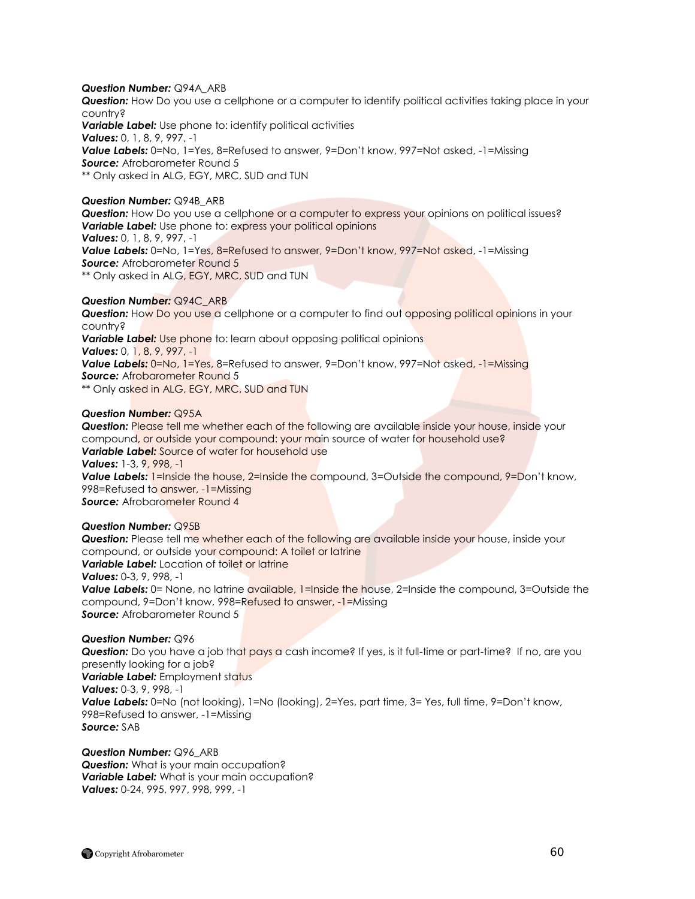***Question Number:*** Q94A_ARB
***Question:*** How Do you use a cellphone or a computer to identify political activities taking place in your country?
***Variable Label:*** Use phone to: identify political activities
***Values:*** 0, 1, 8, 9, 997, -1
***Value Labels:*** 0=No, 1=Yes, 8=Refused to answer, 9=Don't know, 997=Not asked, -1=Missing
***Source:*** Afrobarometer Round 5
** Only asked in ALG, EGY, MRC, SUD and TUN

***Question Number:*** Q94B_ARB
***Question:*** How Do you use a cellphone or a computer to express your opinions on political issues?
***Variable Label:*** Use phone to: express your political opinions
***Values:*** 0, 1, 8, 9, 997, -1
***Value Labels:*** 0=No, 1=Yes, 8=Refused to answer, 9=Don't know, 997=Not asked, -1=Missing
***Source:*** Afrobarometer Round 5
** Only asked in ALG, EGY, MRC, SUD and TUN

***Question Number:*** Q94C_ARB
***Question:*** How Do you use a cellphone or a computer to find out opposing political opinions in your country?
***Variable Label:*** Use phone to: learn about opposing political opinions
***Values:*** 0, 1, 8, 9, 997, -1
***Value Labels:*** 0=No, 1=Yes, 8=Refused to answer, 9=Don't know, 997=Not asked, -1=Missing
***Source:*** Afrobarometer Round 5
** Only asked in ALG, EGY, MRC, SUD and TUN

***Question Number:*** Q95A
***Question:*** Please tell me whether each of the following are available inside your house, inside your compound, or outside your compound: your main source of water for household use?
***Variable Label:*** Source of water for household use
***Values:*** 1-3, 9, 998, -1
***Value Labels:*** 1=Inside the house, 2=Inside the compound, 3=Outside the compound, 9=Don't know, 998=Refused to answer, -1=Missing
***Source:*** Afrobarometer Round 4

***Question Number:*** Q95B
***Question:*** Please tell me whether each of the following are available inside your house, inside your compound, or outside your compound: A toilet or latrine
***Variable Label:*** Location of toilet or latrine
***Values:*** 0-3, 9, 998, -1
***Value Labels:*** 0= None, no latrine available, 1=Inside the house, 2=Inside the compound, 3=Outside the compound, 9=Don't know, 998=Refused to answer, -1=Missing
***Source:*** Afrobarometer Round 5

***Question Number:*** Q96
***Question:*** Do you have a job that pays a cash income? If yes, is it full-time or part-time? If no, are you presently looking for a job?
***Variable Label:*** Employment status
***Values:*** 0-3, 9, 998, -1
***Value Labels:*** 0=No (not looking), 1=No (looking), 2=Yes, part time, 3= Yes, full time, 9=Don't know, 998=Refused to answer, -1=Missing
***Source:*** SAB

***Question Number:*** Q96_ARB
***Question:*** What is your main occupation?
***Variable Label:*** What is your main occupation?
***Values:*** 0-24, 995, 997, 998, 999, -1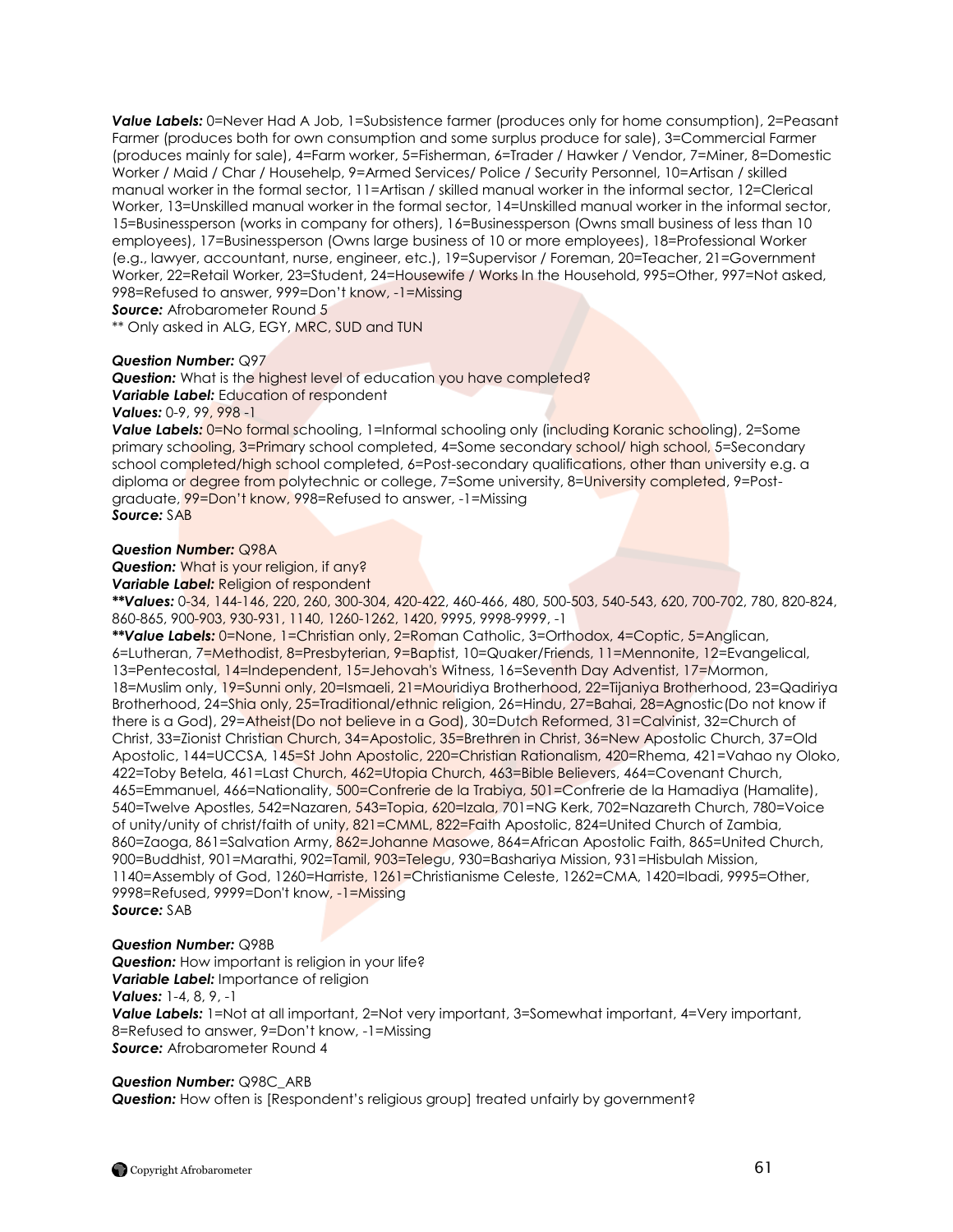***Value Labels:*** 0=Never Had A Job, 1=Subsistence farmer (produces only for home consumption), 2=Peasant Farmer (produces both for own consumption and some surplus produce for sale), 3=Commercial Farmer (produces mainly for sale), 4=Farm worker, 5=Fisherman, 6=Trader / Hawker / Vendor, 7=Miner, 8=Domestic Worker / Maid / Char / Househelp, 9=Armed Services/ Police / Security Personnel, 10=Artisan / skilled manual worker in the formal sector, 11=Artisan / skilled manual worker in the informal sector, 12=Clerical Worker, 13=Unskilled manual worker in the formal sector, 14=Unskilled manual worker in the informal sector, 15=Businessperson (works in company for others), 16=Businessperson (Owns small business of less than 10 employees), 17=Businessperson (Owns large business of 10 or more employees), 18=Professional Worker (e.g., lawyer, accountant, nurse, engineer, etc.), 19=Supervisor / Foreman, 20=Teacher, 21=Government Worker, 22=Retail Worker, 23=Student, 24=Housewife / Works In the Household, 995=Other, 997=Not asked, 998=Refused to answer, 999=Don't know, -1=Missing
***Source:*** Afrobarometer Round 5
** Only asked in ALG, EGY, MRC, SUD and TUN

***Question Number:*** Q97
***Question:*** What is the highest level of education you have completed?
***Variable Label:*** Education of respondent
***Values:*** 0-9, 99, 998 -1
***Value Labels:*** 0=No formal schooling, 1=Informal schooling only (including Koranic schooling), 2=Some primary schooling, 3=Primary school completed, 4=Some secondary school/ high school, 5=Secondary school completed/high school completed, 6=Post-secondary qualifications, other than university e.g. a diploma or degree from polytechnic or college, 7=Some university, 8=University completed, 9=Post-graduate, 99=Don't know, 998=Refused to answer, -1=Missing
***Source:*** SAB

***Question Number:*** Q98A
***Question:*** What is your religion, if any?
***Variable Label:*** Religion of respondent
****Values:*** 0-34, 144-146, 220, 260, 300-304, 420-422, 460-466, 480, 500-503, 540-543, 620, 700-702, 780, 820-824, 860-865, 900-903, 930-931, 1140, 1260-1262, 1420, 9995, 9998-9999, -1
****Value Labels:*** 0=None, 1=Christian only, 2=Roman Catholic, 3=Orthodox, 4=Coptic, 5=Anglican, 6=Lutheran, 7=Methodist, 8=Presbyterian, 9=Baptist, 10=Quaker/Friends, 11=Mennonite, 12=Evangelical, 13=Pentecostal, 14=Independent, 15=Jehovah's Witness, 16=Seventh Day Adventist, 17=Mormon, 18=Muslim only, 19=Sunni only, 20=Ismaeli, 21=Mouridiya Brotherhood, 22=Tijaniya Brotherhood, 23=Qadiriya Brotherhood, 24=Shia only, 25=Traditional/ethnic religion, 26=Hindu, 27=Bahai, 28=Agnostic(Do not know if there is a God), 29=Atheist(Do not believe in a God), 30=Dutch Reformed, 31=Calvinist, 32=Church of Christ, 33=Zionist Christian Church, 34=Apostolic, 35=Brethren in Christ, 36=New Apostolic Church, 37=Old Apostolic, 144=UCCSA, 145=St John Apostolic, 220=Christian Rationalism, 420=Rhema, 421=Vahao ny Oloko, 422=Toby Betela, 461=Last Church, 462=Utopia Church, 463=Bible Believers, 464=Covenant Church, 465=Emmanuel, 466=Nationality, 500=Confrerie de la Trabiya, 501=Confrerie de la Hamadiya (Hamalite), 540=Twelve Apostles, 542=Nazaren, 543=Topia, 620=Izala, 701=NG Kerk, 702=Nazareth Church, 780=Voice of unity/unity of christ/faith of unity, 821=CMML, 822=Faith Apostolic, 824=United Church of Zambia, 860=Zaoga, 861=Salvation Army, 862=Johanne Masowe, 864=African Apostolic Faith, 865=United Church, 900=Buddhist, 901=Marathi, 902=Tamil, 903=Telegu, 930=Bashariya Mission, 931=Hisbulah Mission, 1140=Assembly of God, 1260=Harriste, 1261=Christianisme Celeste, 1262=CMA, 1420=Ibadi, 9995=Other, 9998=Refused, 9999=Don't know, -1=Missing
***Source:*** SAB

***Question Number:*** Q98B
***Question:*** How important is religion in your life?
***Variable Label:*** Importance of religion
***Values:*** 1-4, 8, 9, -1
***Value Labels:*** 1=Not at all important, 2=Not very important, 3=Somewhat important, 4=Very important, 8=Refused to answer, 9=Don't know, -1=Missing
***Source:*** Afrobarometer Round 4

***Question Number:*** Q98C_ARB
***Question:*** How often is [Respondent's religious group] treated unfairly by government?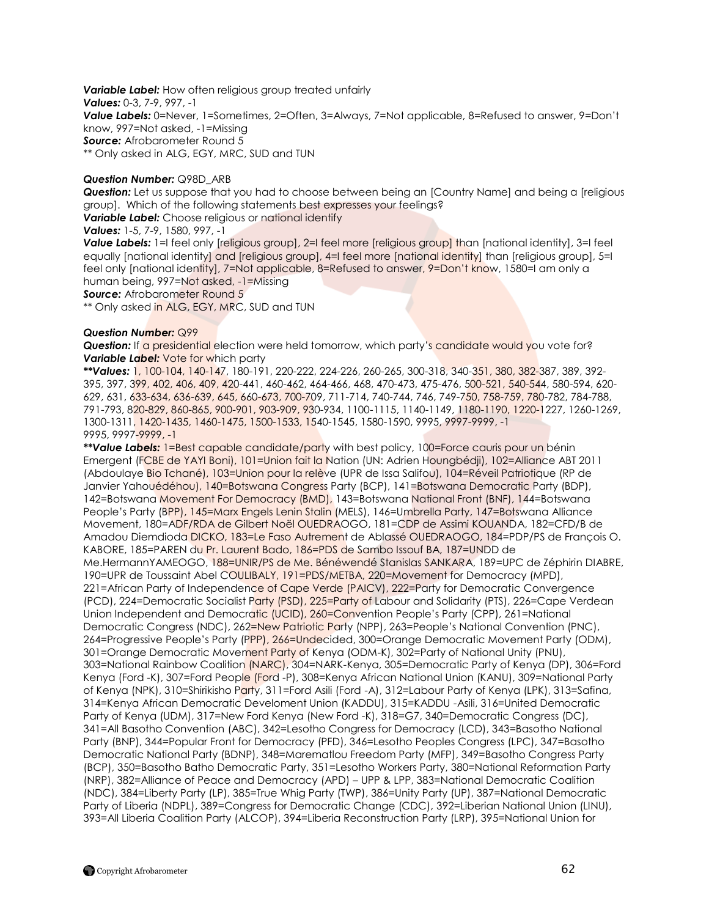***Variable Label:*** How often religious group treated unfairly
***Values:*** 0-3, 7-9, 997, -1
***Value Labels:*** 0=Never, 1=Sometimes, 2=Often, 3=Always, 7=Not applicable, 8=Refused to answer, 9=Don't know, 997=Not asked, -1=Missing
***Source:*** Afrobarometer Round 5
** Only asked in ALG, EGY, MRC, SUD and TUN

***Question Number:*** Q98D_ARB
***Question:*** Let us suppose that you had to choose between being an [Country Name] and being a [religious group]. Which of the following statements best expresses your feelings?
***Variable Label:*** Choose religious or national identify
***Values:*** 1-5, 7-9, 1580, 997, -1
***Value Labels:*** 1=I feel only [religious group], 2=I feel more [religious group] than [national identity], 3=I feel equally [national identity] and [religious group], 4=I feel more [national identity] than [religious group], 5=I feel only [national identity], 7=Not applicable, 8=Refused to answer, 9=Don't know, 1580=I am only a human being, 997=Not asked, -1=Missing
***Source:*** Afrobarometer Round 5
** Only asked in ALG, EGY, MRC, SUD and TUN

***Question Number:*** Q99
***Question:*** If a presidential election were held tomorrow, which party's candidate would you vote for?
***Variable Label:*** Vote for which party
****Values:*** 1, 100-104, 140-147, 180-191, 220-222, 224-226, 260-265, 300-318, 340-351, 380, 382-387, 389, 392-395, 397, 399, 402, 406, 409, 420-441, 460-462, 464-466, 468, 470-473, 475-476, 500-521, 540-544, 580-594, 620-629, 631, 633-634, 636-639, 645, 660-673, 700-709, 711-714, 740-744, 746, 749-750, 758-759, 780-782, 784-788, 791-793, 820-829, 860-865, 900-901, 903-909, 930-934, 1100-1115, 1140-1149, 1180-1190, 1220-1227, 1260-1269, 1300-1311, 1420-1435, 1460-1475, 1500-1533, 1540-1545, 1580-1590, 9995, 9997-9999, -1
9995, 9997-9999, -1
****Value Labels:*** 1=Best capable candidate/party with best policy, 100=Force cauris pour un bénin Emergent (FCBE de YAYI Boni), 101=Union fait la Nation (UN: Adrien Houngbédji), 102=Alliance ABT 2011 (Abdoulaye Bio Tchané), 103=Union pour la relève (UPR de Issa Salifou), 104=Réveil Patriotique (RP de Janvier Yahouédéhou), 140=Botswana Congress Party (BCP), 141=Botswana Democratic Party (BDP), 142=Botswana Movement For Democracy (BMD), 143=Botswana National Front (BNF), 144=Botswana People's Party (BPP), 145=Marx Engels Lenin Stalin (MELS), 146=Umbrella Party, 147=Botswana Alliance Movement, 180=ADF/RDA de Gilbert Noël OUEDRAOGO, 181=CDP de Assimi KOUANDA, 182=CFD/B de Amadou Diemdioda DICKO, 183=Le Faso Autrement de Ablassé OUEDRAOGO, 184=PDP/PS de François O. KABORE, 185=PAREN du Pr. Laurent Bado, 186=PDS de Sambo Issouf BA, 187=UNDD de Me.HermannYAMEOGO, 188=UNIR/PS de Me. Bénéwendé Stanislas SANKARA, 189=UPC de Zéphirin DIABRE, 190=UPR de Toussaint Abel COULIBALY, 191=PDS/METBA, 220=Movement for Democracy (MPD), 221=African Party of Independence of Cape Verde (PAICV), 222=Party for Democratic Convergence (PCD), 224=Democratic Socialist Party (PSD), 225=Party of Labour and Solidarity (PTS), 226=Cape Verdean Union Independent and Democratic (UCID), 260=Convention People's Party (CPP), 261=National Democratic Congress (NDC), 262=New Patriotic Party (NPP), 263=People's National Convention (PNC), 264=Progressive People's Party (PPP), 266=Undecided, 300=Orange Democratic Movement Party (ODM), 301=Orange Democratic Movement Party of Kenya (ODM-K), 302=Party of National Unity (PNU), 303=National Rainbow Coalition (NARC), 304=NARK-Kenya, 305=Democratic Party of Kenya (DP), 306=Ford Kenya (Ford -K), 307=Ford People (Ford -P), 308=Kenya African National Union (KANU), 309=National Party of Kenya (NPK), 310=Shirikisho Party, 311=Ford Asili (Ford -A), 312=Labour Party of Kenya (LPK), 313=Safina, 314=Kenya African Democratic Develoment Union (KADDU), 315=KADDU -Asili, 316=United Democratic Party of Kenya (UDM), 317=New Ford Kenya (New Ford -K), 318=G7, 340=Democratic Congress (DC), 341=All Basotho Convention (ABC), 342=Lesotho Congress for Democracy (LCD), 343=Basotho National Party (BNP), 344=Popular Front for Democracy (PFD), 346=Lesotho Peoples Congress (LPC), 347=Basotho Democratic National Party (BDNP), 348=Marematlou Freedom Party (MFP), 349=Basotho Congress Party (BCP), 350=Basotho Batho Democratic Party, 351=Lesotho Workers Party, 380=National Reformation Party (NRP), 382=Alliance of Peace and Democracy (APD) – UPP & LPP, 383=National Democratic Coalition (NDC), 384=Liberty Party (LP), 385=True Whig Party (TWP), 386=Unity Party (UP), 387=National Democratic Party of Liberia (NDPL), 389=Congress for Democratic Change (CDC), 392=Liberian National Union (LINU), 393=All Liberia Coalition Party (ALCOP), 394=Liberia Reconstruction Party (LRP), 395=National Union for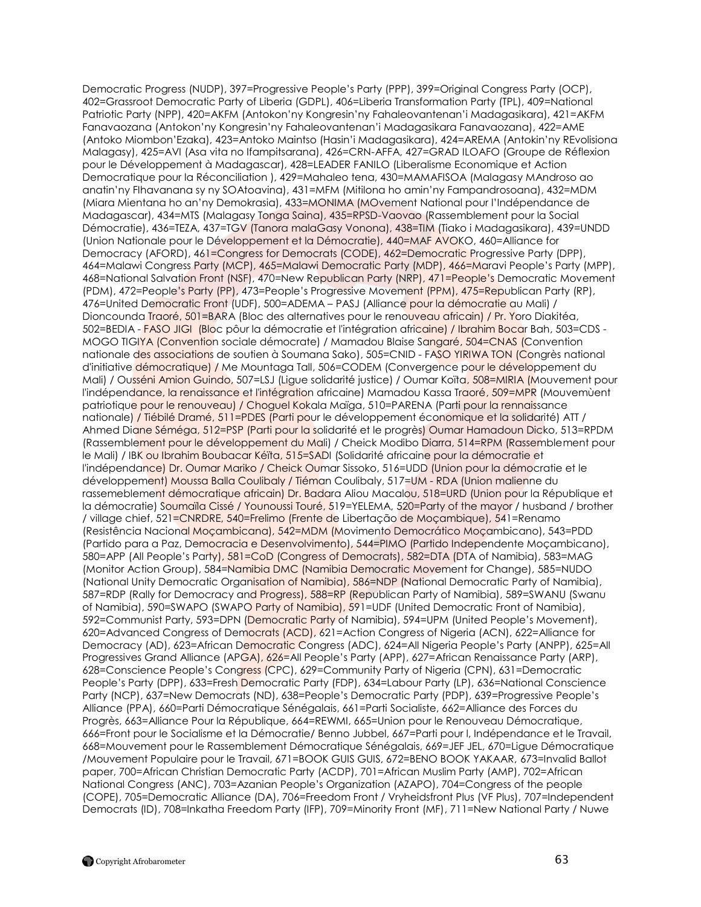Democratic Progress (NUDP), 397=Progressive People's Party (PPP), 399=Original Congress Party (OCP), 402=Grassroot Democratic Party of Liberia (GDPL), 406=Liberia Transformation Party (TPL), 409=National Patriotic Party (NPP), 420=AKFM (Antokon'ny Kongresin'ny Fahaleovantenan'i Madagasikara), 421=AKFM Fanavaozana (Antokon'ny Kongresin'ny Fahaleovantenan'i Madagasikara Fanavaozana), 422=AME (Antoko Miombon'Ezaka), 423=Antoko Maintso (Hasin'i Madagasikara), 424=AREMA (Antokin'ny REvolisiona Malagasy), 425=AVI (Asa vita no Ifampitsarana), 426=CRN-AFFA, 427=GRAD ILOAFO (Groupe de Réflexion pour le Développement à Madagascar), 428=LEADER FANILO (Liberalisme Economique et Action Democratique pour la Réconciliation ), 429=Mahaleo tena, 430=MAMAFISOA (Malagasy MAndroso ao anatin'ny FIhavanana sy ny SOAtoavina), 431=MFM (Mitilona ho amin'ny Fampandrosoana), 432=MDM (Miara Mientana ho an'ny Demokrasia), 433=MONIMA (MOvement National pour l'Indépendance de Madagascar), 434=MTS (Malagasy Tonga Saina), 435=RPSD-Vaovao (Rassemblement pour la Social Démocratie), 436=TEZA, 437=TGV (Tanora malaGasy Vonona), 438=TIM (Tiako i Madagasikara), 439=UNDD (Union Nationale pour le Développement et la Démocratie), 440=MAF AVOKO, 460=Alliance for Democracy (AFORD), 461=Congress for Democrats (CODE), 462=Democratic Progressive Party (DPP), 464=Malawi Congress Party (MCP), 465=Malawi Democratic Party (MDP), 466=Maravi People's Party (MPP), 468=National Salvation Front (NSF), 470=New Republican Party (NRP), 471=People's Democratic Movement (PDM), 472=People's Party (PP), 473=People's Progressive Movement (PPM), 475=Republican Party (RP), 476=United Democratic Front (UDF), 500=ADEMA – PASJ (Alliance pour la démocratie au Mali) / Dioncounda Traoré, 501=BARA (Bloc des alternatives pour le renouveau africain) / Pr. Yoro Diakitéa, 502=BEDIA - FASO JIGI (Bloc pôur la démocratie et l'intégration africaine) / Ibrahim Bocar Bah, 503=CDS - MOGO TIGIYA (Convention sociale démocrate) / Mamadou Blaise Sangaré, 504=CNAS (Convention nationale des associations de soutien à Soumana Sako), 505=CNID - FASO YIRIWA TON (Congrès national d'initiative démocratique) / Me Mountaga Tall, 506=CODEM (Convergence pour le développement du Mali) / Ousséni Amion Guindo, 507=LSJ (Ligue solidarité justice) / Oumar Koïta, 508=MIRIA (Mouvement pour l'indépendance, la renaissance et l'intégration africaine) Mamadou Kassa Traoré, 509=MPR (Mouvemùent patriotique pour le renouveau) / Choguel Kokala Maïga, 510=PARENA (Parti pour la rennaissance nationale) / Tiébilé Dramé, 511=PDES (Parti pour le développement économique et la solidarité) ATT / Ahmed Diane Séméga, 512=PSP (Parti pour la solidarité et le progrès) Oumar Hamadoun Dicko, 513=RPDM (Rassemblement pour le développement du Mali) / Cheick Modibo Diarra, 514=RPM (Rassemblement pour le Mali) / IBK ou Ibrahim Boubacar Kéïta, 515=SADI (Solidarité africaine pour la démocratie et l'indépendance) Dr. Oumar Mariko / Cheick Oumar Sissoko, 516=UDD (Union pour la démocratie et le développement) Moussa Balla Coulibaly / Tiéman Coulibaly, 517=UM - RDA (Union malienne du rassemeblement démocratique africain) Dr. Badara Aliou Macalou, 518=URD (Union pour la République et la démocratie) Soumaïla Cissé / Younoussi Touré, 519=YELEMA, 520=Party of the mayor / husband / brother / village chief, 521=CNRDRE, 540=Frelimo (Frente de Libertação de Moçambique), 541=Renamo (Resistência Nacional Moçambicana), 542=MDM (Movimento Democrático Moçambicano), 543=PDD (Partido para a Paz, Democracia e Desenvolvimento), 544=PIMO (Partido Independente Moçambicano), 580=APP (All People's Party), 581=CoD (Congress of Democrats), 582=DTA (DTA of Namibia), 583=MAG (Monitor Action Group), 584=Namibia DMC (Namibia Democratic Movement for Change), 585=NUDO (National Unity Democratic Organisation of Namibia), 586=NDP (National Democratic Party of Namibia), 587=RDP (Rally for Democracy and Progress), 588=RP (Republican Party of Namibia), 589=SWANU (Swanu of Namibia), 590=SWAPO (SWAPO Party of Namibia), 591=UDF (United Democratic Front of Namibia), 592=Communist Party, 593=DPN (Democratic Party of Namibia), 594=UPM (United People's Movement), 620=Advanced Congress of Democrats (ACD), 621=Action Congress of Nigeria (ACN), 622=Alliance for Democracy (AD), 623=African Democratic Congress (ADC), 624=All Nigeria People's Party (ANPP), 625=All Progressives Grand Alliance (APGA), 626=All People's Party (APP), 627=African Renaissance Party (ARP), 628=Conscience People's Congress (CPC), 629=Community Party of Nigeria (CPN), 631=Democratic People's Party (DPP), 633=Fresh Democratic Party (FDP), 634=Labour Party (LP), 636=National Conscience Party (NCP), 637=New Democrats (ND), 638=People's Democratic Party (PDP), 639=Progressive People's Alliance (PPA), 660=Parti Démocratique Sénégalais, 661=Parti Socialiste, 662=Alliance des Forces du Progrès, 663=Alliance Pour la République, 664=REWMI, 665=Union pour le Renouveau Démocratique, 666=Front pour le Socialisme et la Démocratie/ Benno Jubbel, 667=Parti pour l, Indépendance et le Travail, 668=Mouvement pour le Rassemblement Démocratique Sénégalais, 669=JEF JEL, 670=Ligue Démocratique /Mouvement Populaire pour le Travail, 671=BOOK GUIS GUIS, 672=BENO BOOK YAKAAR, 673=Invalid Ballot paper, 700=African Christian Democratic Party (ACDP), 701=African Muslim Party (AMP), 702=African National Congress (ANC), 703=Azanian People's Organization (AZAPO), 704=Congress of the people (COPE), 705=Democratic Alliance (DA), 706=Freedom Front / Vryheidsfront Plus (VF Plus), 707=Independent Democrats (ID), 708=Inkatha Freedom Party (IFP), 709=Minority Front (MF), 711=New National Party / Nuwe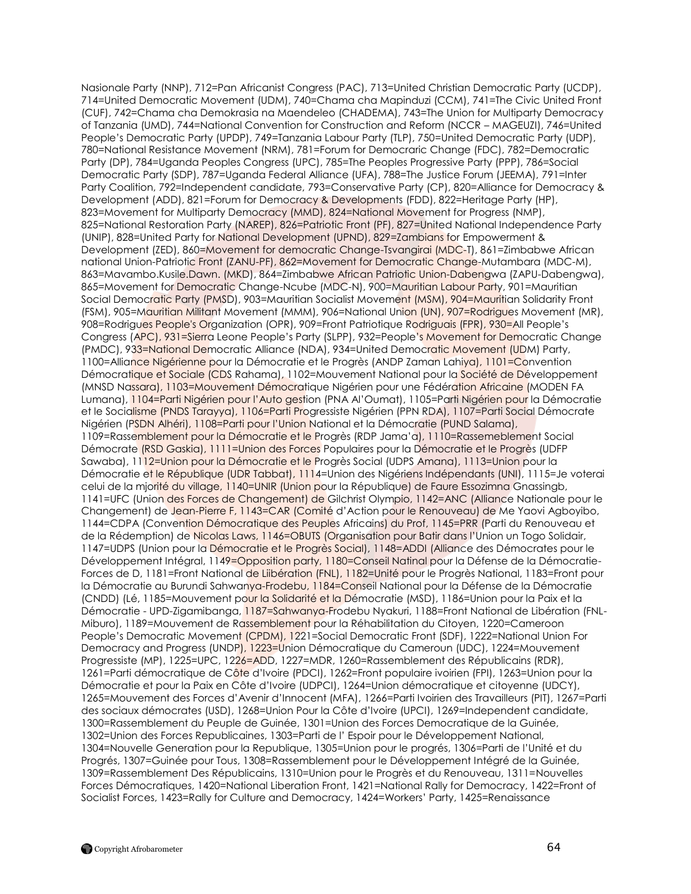Nasionale Party (NNP), 712=Pan Africanist Congress (PAC), 713=United Christian Democratic Party (UCDP), 714=United Democratic Movement (UDM), 740=Chama cha Mapinduzi (CCM), 741=The Civic United Front (CUF), 742=Chama cha Demokrasia na Maendeleo (CHADEMA), 743=The Union for Multiparty Democracy of Tanzania (UMD), 744=National Convention for Construction and Reform (NCCR – MAGEUZI), 746=United People's Democratic Party (UPDP), 749=Tanzania Labour Party (TLP), 750=United Democratic Party (UDP), 780=National Resistance Movement (NRM), 781=Forum for Democraric Change (FDC), 782=Democratic Party (DP), 784=Uganda Peoples Congress (UPC), 785=The Peoples Progressive Party (PPP), 786=Social Democratic Party (SDP), 787=Uganda Federal Alliance (UFA), 788=The Justice Forum (JEEMA), 791=Inter Party Coalition, 792=Independent candidate, 793=Conservative Party (CP), 820=Alliance for Democracy & Development (ADD), 821=Forum for Democracy & Developments (FDD), 822=Heritage Party (HP), 823=Movement for Multiparty Democracy (MMD), 824=National Movement for Progress (NMP), 825=National Restoration Party (NAREP), 826=Patriotic Front (PF), 827=United National Independence Party (UNIP), 828=United Party for National Development (UPND), 829=Zambians for Empowerment & Development (ZED), 860=Movement for democratic Change-Tsvangirai (MDC-T), 861=Zimbabwe African national Union-Patriotic Front (ZANU-PF), 862=Movement for Democratic Change-Mutambara (MDC-M), 863=Mavambo.Kusile.Dawn. (MKD), 864=Zimbabwe African Patriotic Union-Dabengwa (ZAPU-Dabengwa), 865=Movement for Democratic Change-Ncube (MDC-N), 900=Mauritian Labour Party, 901=Mauritian Social Democratic Party (PMSD), 903=Mauritian Socialist Movement (MSM), 904=Mauritian Solidarity Front (FSM), 905=Mauritian Militant Movement (MMM), 906=National Union (UN), 907=Rodrigues Movement (MR), 908=Rodrigues People's Organization (OPR), 909=Front Patriotique Rodriguais (FPR), 930=All People's Congress (APC), 931=Sierra Leone People's Party (SLPP), 932=People's Movement for Democratic Change (PMDC), 933=National Democratic Alliance (NDA), 934=United Democratic Movement (UDM) Party, 1100=Alliance Nigérienne pour la Démocratie et le Progrès (ANDP Zaman Lahiya), 1101=Convention Démocratique et Sociale (CDS Rahama), 1102=Mouvement National pour la Société de Développement (MNSD Nassara), 1103=Mouvement Démocratique Nigérien pour une Fédération Africaine (MODEN FA Lumana), 1104=Parti Nigérien pour l'Auto gestion (PNA Al'Oumat), 1105=Parti Nigérien pour la Démocratie et le Socialisme (PNDS Tarayya), 1106=Parti Progressiste Nigérien (PPN RDA), 1107=Parti Social Démocrate Nigérien (PSDN Alhéri), 1108=Parti pour l'Union National et la Démocratie (PUND Salama), 1109=Rassemblement pour la Démocratie et le Progrès (RDP Jama'a), 1110=Rassemeblement Social Démocrate (RSD Gaskia), 1111=Union des Forces Populaires pour la Démocratie et le Progrès (UDFP Sawaba), 1112=Union pour la Démocratie et le Progrès Social (UDPS Amana), 1113=Union pour la Démocratie et le République (UDR Tabbat), 1114=Union des Nigériens Indépendants (UNI), 1115=Je voterai celui de la mjorité du village, 1140=UNIR (Union pour la République) de Faure Essozimna Gnassingb, 1141=UFC (Union des Forces de Changement) de Gilchrist Olympio, 1142=ANC (Alliance Nationale pour le Changement) de Jean-Pierre F, 1143=CAR (Comité d'Action pour le Renouveau) de Me Yaovi Agboyibo, 1144=CDPA (Convention Démocratique des Peuples Africains) du Prof, 1145=PRR (Parti du Renouveau et de la Rédemption) de Nicolas Laws, 1146=OBUTS (Organisation pour Batir dans l'Union un Togo Solidair, 1147=UDPS (Union pour la Démocratie et le Progrès Social), 1148=ADDI (Alliance des Démocrates pour le Développement Intégral, 1149=Opposition party, 1180=Conseil Natinal pour la Défense de la Démocratie-Forces de D, 1181=Front National de Liibération (FNL), 1182=Unité pour le Progrès National, 1183=Front pour la Démocratie au Burundi Sahwanya-Frodebu, 1184=Conseil National pour la Défense de la Démocratie (CNDD) (Lé, 1185=Mouvement pour la Solidarité et la Démocratie (MSD), 1186=Union pour la Paix et la Démocratie - UPD-Zigamibanga, 1187=Sahwanya-Frodebu Nyakuri, 1188=Front National de Libération (FNL-Miburo), 1189=Mouvement de Rassemblement pour la Réhabilitation du Citoyen, 1220=Cameroon People's Democratic Movement (CPDM), 1221=Social Democratic Front (SDF), 1222=National Union For Democracy and Progress (UNDP), 1223=Union Démocratique du Cameroun (UDC), 1224=Mouvement Progressiste (MP), 1225=UPC, 1226=ADD, 1227=MDR, 1260=Rassemblement des Républicains (RDR), 1261=Parti démocratique de Côte d'Ivoire (PDCI), 1262=Front populaire ivoirien (FPI), 1263=Union pour la Démocratie et pour la Paix en Côte d'Ivoire (UDPCI), 1264=Union démocratique et citoyenne (UDCY), 1265=Mouvement des Forces d'Avenir d'Innocent (MFA), 1266=Parti Ivoirien des Travailleurs (PIT), 1267=Parti des sociaux démocrates (USD), 1268=Union Pour la Côte d'Ivoire (UPCI), 1269=Independent candidate, 1300=Rassemblement du Peuple de Guinée, 1301=Union des Forces Democratique de la Guinée, 1302=Union des Forces Republicaines, 1303=Parti de l' Espoir pour le Développement National, 1304=Nouvelle Generation pour la Republique, 1305=Union pour le progrés, 1306=Parti de l'Unité et du Progrés, 1307=Guinée pour Tous, 1308=Rassemblement pour le Développement Intégré de la Guinée, 1309=Rassemblement Des Républicains, 1310=Union pour le Progrès et du Renouveau, 1311=Nouvelles Forces Démocratiques, 1420=National Liberation Front, 1421=National Rally for Democracy, 1422=Front of Socialist Forces, 1423=Rally for Culture and Democracy, 1424=Workers' Party, 1425=Renaissance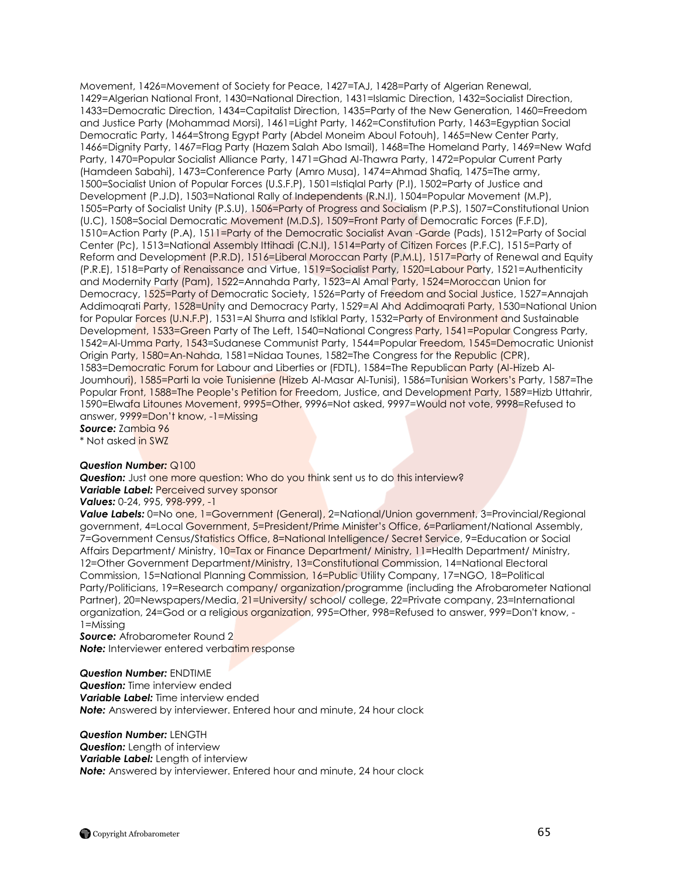Movement, 1426=Movement of Society for Peace, 1427=TAJ, 1428=Party of Algerian Renewal, 1429=Algerian National Front, 1430=National Direction, 1431=Islamic Direction, 1432=Socialist Direction, 1433=Democratic Direction, 1434=Capitalist Direction, 1435=Party of the New Generation, 1460=Freedom and Justice Party (Mohammad Morsi), 1461=Light Party, 1462=Constitution Party, 1463=Egyptian Social Democratic Party, 1464=Strong Egypt Party (Abdel Moneim Aboul Fotouh), 1465=New Center Party, 1466=Dignity Party, 1467=Flag Party (Hazem Salah Abo Ismail), 1468=The Homeland Party, 1469=New Wafd Party, 1470=Popular Socialist Alliance Party, 1471=Ghad Al-Thawra Party, 1472=Popular Current Party (Hamdeen Sabahi), 1473=Conference Party (Amro Musa), 1474=Ahmad Shafiq, 1475=The army, 1500=Socialist Union of Popular Forces (U.S.F.P), 1501=Istiqlal Party (P.I), 1502=Party of Justice and Development (P.J.D), 1503=National Rally of Independents (R.N.I), 1504=Popular Movement (M.P), 1505=Party of Socialist Unity (P.S.U), 1506=Party of Progress and Socialism (P.P.S), 1507=Constitutional Union (U.C), 1508=Social Democratic Movement (M.D.S), 1509=Front Party of Democratic Forces (F.F.D), 1510=Action Party (P.A), 1511=Party of the Democratic Socialist Avan -Garde (Pads), 1512=Party of Social Center (Pc), 1513=National Assembly Ittihadi (C.N.I), 1514=Party of Citizen Forces (P.F.C), 1515=Party of Reform and Development (P.R.D), 1516=Liberal Moroccan Party (P.M.L), 1517=Party of Renewal and Equity (P.R.E), 1518=Party of Renaissance and Virtue, 1519=Socialist Party, 1520=Labour Party, 1521=Authenticity and Modernity Party (Pam), 1522=Annahda Party, 1523=Al Amal Party, 1524=Moroccan Union for Democracy, 1525=Party of Democratic Society, 1526=Party of Freedom and Social Justice, 1527=Annajah Addimoqrati Party, 1528=Unity and Democracy Party, 1529=Al Ahd Addimoqrati Party, 1530=National Union for Popular Forces (U.N.F.P), 1531=Al Shurra and Istiklal Party, 1532=Party of Environment and Sustainable Development, 1533=Green Party of The Left, 1540=National Congress Party, 1541=Popular Congress Party, 1542=Al-Umma Party, 1543=Sudanese Communist Party, 1544=Popular Freedom, 1545=Democratic Unionist Origin Party, 1580=An-Nahda, 1581=Nidaa Tounes, 1582=The Congress for the Republic (CPR), 1583=Democratic Forum for Labour and Liberties or (FDTL), 1584=The Republican Party (Al-Hizeb Al-Joumhouri), 1585=Parti la voie Tunisienne (Hizeb Al-Masar Al-Tunisi), 1586=Tunisian Workers's Party, 1587=The Popular Front, 1588=The People's Petition for Freedom, Justice, and Development Party, 1589=Hizb Uttahrir, 1590=Elwafa Litounes Movement, 9995=Other, 9996=Not asked, 9997=Would not vote, 9998=Refused to answer, 9999=Don't know, -1=Missing

***Source:*** Zambia 96

* Not asked in SWZ

***Question Number:*** Q100

***Question:*** Just one more question: Who do you think sent us to do this interview?

***Variable Label:*** Perceived survey sponsor

***Values:*** 0-24, 995, 998-999, -1

***Value Labels:*** 0=No one, 1=Government (General), 2=National/Union government, 3=Provincial/Regional government, 4=Local Government, 5=President/Prime Minister's Office, 6=Parliament/National Assembly, 7=Government Census/Statistics Office, 8=National Intelligence/ Secret Service, 9=Education or Social Affairs Department/ Ministry, 10=Tax or Finance Department/ Ministry, 11=Health Department/ Ministry, 12=Other Government Department/Ministry, 13=Constitutional Commission, 14=National Electoral Commission, 15=National Planning Commission, 16=Public Utility Company, 17=NGO, 18=Political Party/Politicians, 19=Research company/ organization/programme (including the Afrobarometer National Partner), 20=Newspapers/Media, 21=University/ school/ college, 22=Private company, 23=International organization, 24=God or a religious organization, 995=Other, 998=Refused to answer, 999=Don't know, -1=Missing

***Source:*** Afrobarometer Round 2

***Note:*** Interviewer entered verbatim response

***Question Number:*** ENDTIME

***Question:*** Time interview ended

***Variable Label:*** Time interview ended

***Note:*** Answered by interviewer. Entered hour and minute, 24 hour clock

***Question Number:*** LENGTH

***Question:*** Length of interview

***Variable Label:*** Length of interview

***Note:*** Answered by interviewer. Entered hour and minute, 24 hour clock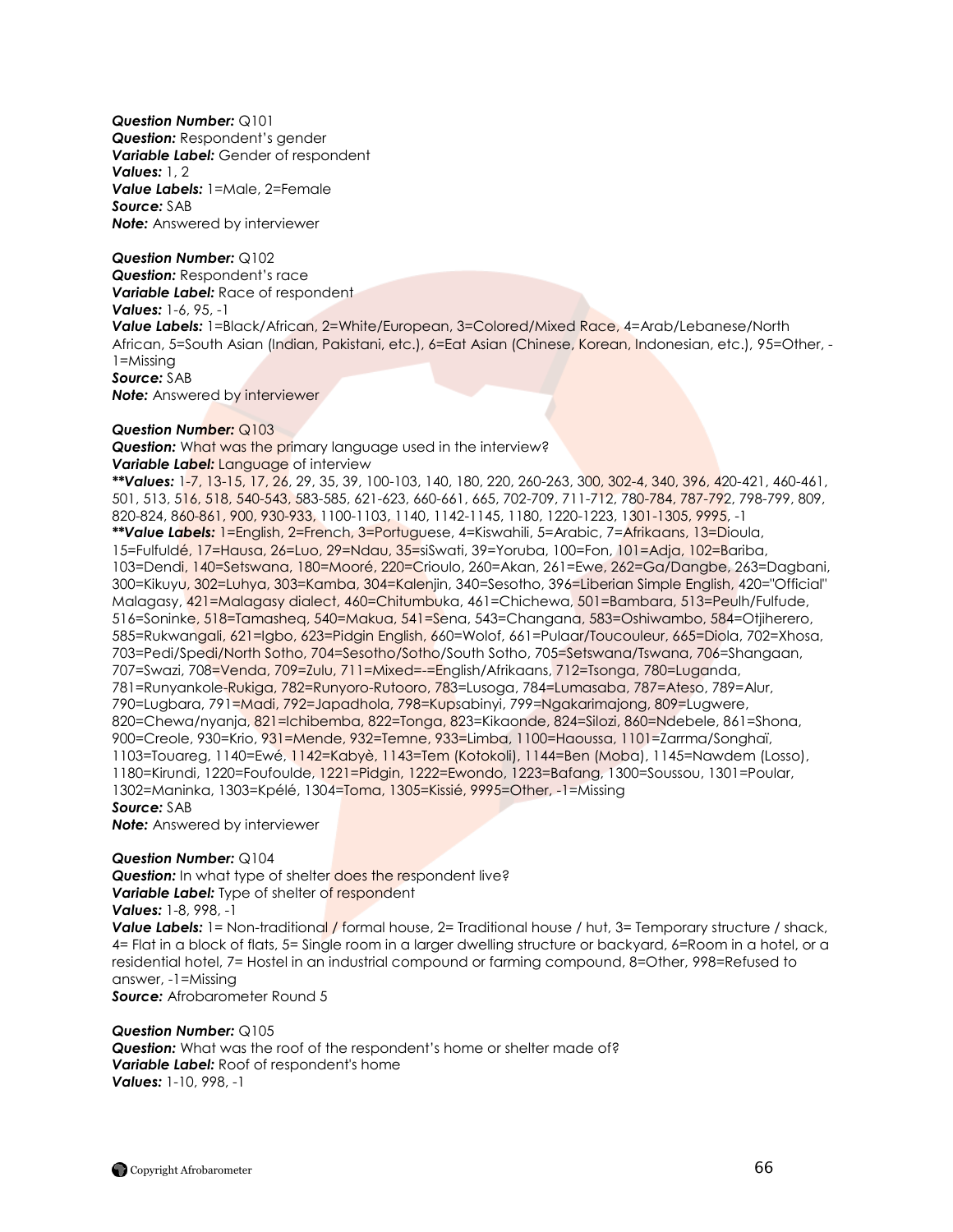***Question Number:*** Q101
***Question:*** Respondent's gender
***Variable Label:*** Gender of respondent
***Values:*** 1, 2
***Value Labels:*** 1=Male, 2=Female
***Source:*** SAB
***Note:*** Answered by interviewer

***Question Number:*** Q102
***Question:*** Respondent's race
***Variable Label:*** Race of respondent
***Values:*** 1-6, 95, -1
***Value Labels:*** 1=Black/African, 2=White/European, 3=Colored/Mixed Race, 4=Arab/Lebanese/North African, 5=South Asian (Indian, Pakistani, etc.), 6=Eat Asian (Chinese, Korean, Indonesian, etc.), 95=Other, -1=Missing
***Source:*** SAB
***Note:*** Answered by interviewer

***Question Number:*** Q103
***Question:*** What was the primary language used in the interview?
***Variable Label:*** Language of interview
***\*\*Values:*** 1-7, 13-15, 17, 26, 29, 35, 39, 100-103, 140, 180, 220, 260-263, 300, 302-4, 340, 396, 420-421, 460-461, 501, 513, 516, 518, 540-543, 583-585, 621-623, 660-661, 665, 702-709, 711-712, 780-784, 787-792, 798-799, 809, 820-824, 860-861, 900, 930-933, 1100-1103, 1140, 1142-1145, 1180, 1220-1223, 1301-1305, 9995, -1
***\*\*Value Labels:*** 1=English, 2=French, 3=Portuguese, 4=Kiswahili, 5=Arabic, 7=Afrikaans, 13=Dioula, 15=Fulfuldé, 17=Hausa, 26=Luo, 29=Ndau, 35=siSwati, 39=Yoruba, 100=Fon, 101=Adja, 102=Bariba, 103=Dendi, 140=Setswana, 180=Mooré, 220=Crioulo, 260=Akan, 261=Ewe, 262=Ga/Dangbe, 263=Dagbani, 300=Kikuyu, 302=Luhya, 303=Kamba, 304=Kalenjin, 340=Sesotho, 396=Liberian Simple English, 420="Official" Malagasy, 421=Malagasy dialect, 460=Chitumbuka, 461=Chichewa, 501=Bambara, 513=Peulh/Fulfude, 516=Soninke, 518=Tamasheq, 540=Makua, 541=Sena, 543=Changana, 583=Oshiwambo, 584=Otjiherero, 585=Rukwangali, 621=Igbo, 623=Pidgin English, 660=Wolof, 661=Pulaar/Toucouleur, 665=Diola, 702=Xhosa, 703=Pedi/Spedi/North Sotho, 704=Sesotho/Sotho/South Sotho, 705=Setswana/Tswana, 706=Shangaan, 707=Swazi, 708=Venda, 709=Zulu, 711=Mixed=-=English/Afrikaans, 712=Tsonga, 780=Luganda, 781=Runyankole-Rukiga, 782=Runyoro-Rutooro, 783=Lusoga, 784=Lumasaba, 787=Ateso, 789=Alur, 790=Lugbara, 791=Madi, 792=Japadhola, 798=Kupsabinyi, 799=Ngakarimajong, 809=Lugwere, 820=Chewa/nyanja, 821=Ichibemba, 822=Tonga, 823=Kikaonde, 824=Silozi, 860=Ndebele, 861=Shona, 900=Creole, 930=Krio, 931=Mende, 932=Temne, 933=Limba, 1100=Haoussa, 1101=Zarrma/Songhaï, 1103=Touareg, 1140=Ewé, 1142=Kabyè, 1143=Tem (Kotokoli), 1144=Ben (Moba), 1145=Nawdem (Losso), 1180=Kirundi, 1220=Foufoulde, 1221=Pidgin, 1222=Ewondo, 1223=Bafang, 1300=Soussou, 1301=Poular, 1302=Maninka, 1303=Kpélé, 1304=Toma, 1305=Kissié, 9995=Other, -1=Missing
***Source:*** SAB
***Note:*** Answered by interviewer

***Question Number:*** Q104
***Question:*** In what type of shelter does the respondent live?
***Variable Label:*** Type of shelter of respondent
***Values:*** 1-8, 998, -1
***Value Labels:*** 1= Non-traditional / formal house, 2= Traditional house / hut, 3= Temporary structure / shack, 4= Flat in a block of flats, 5= Single room in a larger dwelling structure or backyard, 6=Room in a hotel, or a residential hotel, 7= Hostel in an industrial compound or farming compound, 8=Other, 998=Refused to answer, -1=Missing
***Source:*** Afrobarometer Round 5

***Question Number:*** Q105
***Question:*** What was the roof of the respondent's home or shelter made of?
***Variable Label:*** Roof of respondent's home
***Values:*** 1-10, 998, -1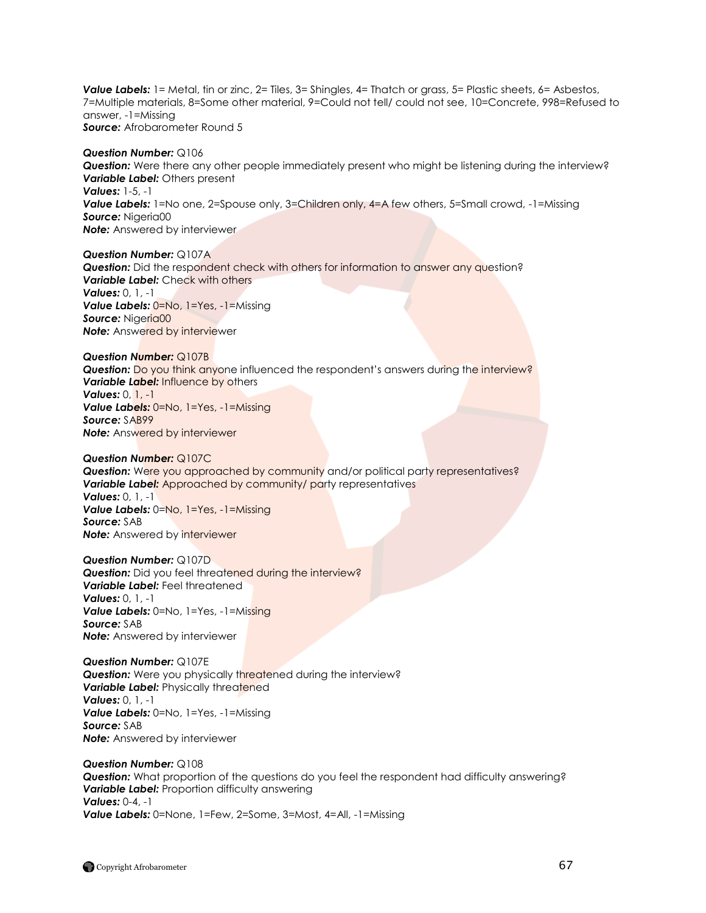***Value Labels:*** 1= Metal, tin or zinc, 2= Tiles, 3= Shingles, 4= Thatch or grass, 5= Plastic sheets, 6= Asbestos, 7=Multiple materials, 8=Some other material, 9=Could not tell/ could not see, 10=Concrete, 998=Refused to answer, -1=Missing
***Source:*** Afrobarometer Round 5

***Question Number:*** Q106
***Question:*** Were there any other people immediately present who might be listening during the interview?
***Variable Label:*** Others present
***Values:*** 1-5, -1
***Value Labels:*** 1=No one, 2=Spouse only, 3=Children only, 4=A few others, 5=Small crowd, -1=Missing
***Source:*** Nigeria00
***Note:*** Answered by interviewer

***Question Number:*** Q107A
***Question:*** Did the respondent check with others for information to answer any question?
***Variable Label:*** Check with others
***Values:*** 0, 1, -1
***Value Labels:*** 0=No, 1=Yes, -1=Missing
***Source:*** Nigeria00
***Note:*** Answered by interviewer

***Question Number:*** Q107B
***Question:*** Do you think anyone influenced the respondent's answers during the interview?
***Variable Label:*** Influence by others
***Values:*** 0, 1, -1
***Value Labels:*** 0=No, 1=Yes, -1=Missing
***Source:*** SAB99
***Note:*** Answered by interviewer

***Question Number:*** Q107C
***Question:*** Were you approached by community and/or political party representatives?
***Variable Label:*** Approached by community/ party representatives
***Values:*** 0, 1, -1
***Value Labels:*** 0=No, 1=Yes, -1=Missing
***Source:*** SAB
***Note:*** Answered by interviewer

***Question Number:*** Q107D
***Question:*** Did you feel threatened during the interview?
***Variable Label:*** Feel threatened
***Values:*** 0, 1, -1
***Value Labels:*** 0=No, 1=Yes, -1=Missing
***Source:*** SAB
***Note:*** Answered by interviewer

***Question Number:*** Q107E
***Question:*** Were you physically threatened during the interview?
***Variable Label:*** Physically threatened
***Values:*** 0, 1, -1
***Value Labels:*** 0=No, 1=Yes, -1=Missing
***Source:*** SAB
***Note:*** Answered by interviewer

***Question Number:*** Q108
***Question:*** What proportion of the questions do you feel the respondent had difficulty answering?
***Variable Label:*** Proportion difficulty answering
***Values:*** 0-4, -1
***Value Labels:*** 0=None, 1=Few, 2=Some, 3=Most, 4=All, -1=Missing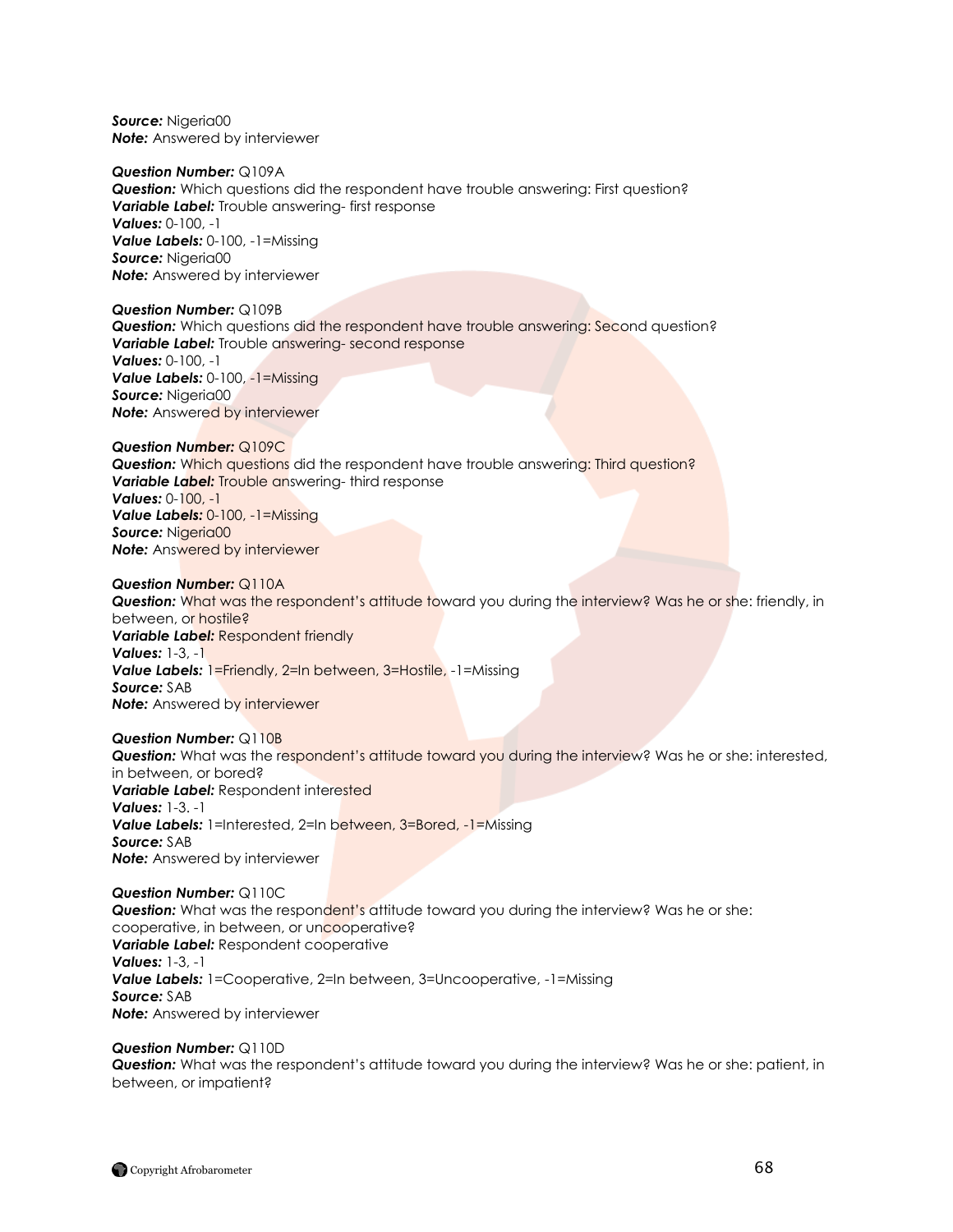***Source:*** Nigeria00
***Note:*** Answered by interviewer

***Question Number:*** Q109A
***Question:*** Which questions did the respondent have trouble answering: First question?
***Variable Label:*** Trouble answering- first response
***Values:*** 0-100, -1
***Value Labels:*** 0-100, -1=Missing
***Source:*** Nigeria00
***Note:*** Answered by interviewer

***Question Number:*** Q109B
***Question:*** Which questions did the respondent have trouble answering: Second question?
***Variable Label:*** Trouble answering- second response
***Values:*** 0-100, -1
***Value Labels:*** 0-100, -1=Missing
***Source:*** Nigeria00
***Note:*** Answered by interviewer

***Question Number:*** Q109C
***Question:*** Which questions did the respondent have trouble answering: Third question?
***Variable Label:*** Trouble answering- third response
***Values:*** 0-100, -1
***Value Labels:*** 0-100, -1=Missing
***Source:*** Nigeria00
***Note:*** Answered by interviewer

***Question Number:*** Q110A
***Question:*** What was the respondent's attitude toward you during the interview? Was he or she: friendly, in between, or hostile?
***Variable Label:*** Respondent friendly
***Values:*** 1-3, -1
***Value Labels:*** 1=Friendly, 2=In between, 3=Hostile, -1=Missing
***Source:*** SAB
***Note:*** Answered by interviewer

***Question Number:*** Q110B
***Question:*** What was the respondent's attitude toward you during the interview? Was he or she: interested, in between, or bored?
***Variable Label:*** Respondent interested
***Values:*** 1-3. -1
***Value Labels:*** 1=Interested, 2=In between, 3=Bored, -1=Missing
***Source:*** SAB
***Note:*** Answered by interviewer

***Question Number:*** Q110C
***Question:*** What was the respondent's attitude toward you during the interview? Was he or she: cooperative, in between, or uncooperative?
***Variable Label:*** Respondent cooperative
***Values:*** 1-3, -1
***Value Labels:*** 1=Cooperative, 2=In between, 3=Uncooperative, -1=Missing
***Source:*** SAB
***Note:*** Answered by interviewer

***Question Number:*** Q110D
***Question:*** What was the respondent's attitude toward you during the interview? Was he or she: patient, in between, or impatient?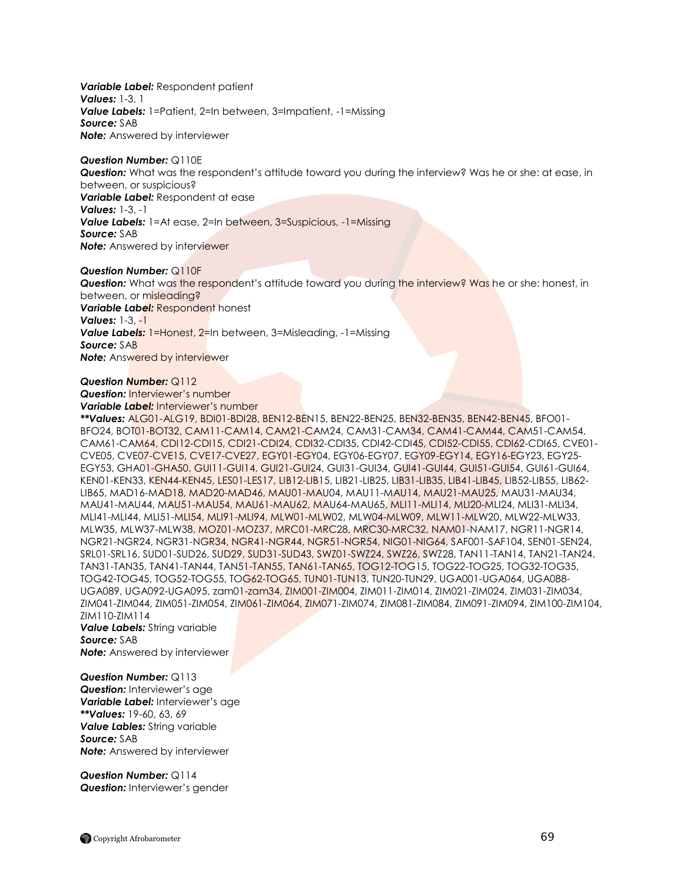***Variable Label:*** Respondent patient
***Values:*** 1-3, 1
***Value Labels:*** 1=Patient, 2=In between, 3=Impatient, -1=Missing
***Source:*** SAB
***Note:*** Answered by interviewer

***Question Number:*** Q110E
***Question:*** What was the respondent's attitude toward you during the interview? Was he or she: at ease, in between, or suspicious?
***Variable Label:*** Respondent at ease
***Values:*** 1-3, -1
***Value Labels:*** 1=At ease, 2=In between, 3=Suspicious, -1=Missing
***Source:*** SAB
***Note:*** Answered by interviewer

***Question Number:*** Q110F
***Question:*** What was the respondent's attitude toward you during the interview? Was he or she: honest, in between, or misleading?
***Variable Label:*** Respondent honest
***Values:*** 1-3, -1
***Value Labels:*** 1=Honest, 2=In between, 3=Misleading, -1=Missing
***Source:*** SAB
***Note:*** Answered by interviewer

***Question Number:*** Q112
***Question:*** Interviewer's number
***Variable Label:*** Interviewer's number
***\*\*Values:*** ALG01-ALG19, BDI01-BDI28, BEN12-BEN15, BEN22-BEN25, BEN32-BEN35, BEN42-BEN45, BFO01-BFO24, BOT01-BOT32, CAM11-CAM14, CAM21-CAM24, CAM31-CAM34, CAM41-CAM44, CAM51-CAM54, CAM61-CAM64, CDI12-CDI15, CDI21-CDI24, CDI32-CDI35, CDI42-CDI45, CDI52-CDI55, CDI62-CDI65, CVE01-CVE05, CVE07-CVE15, CVE17-CVE27, EGY01-EGY04, EGY06-EGY07, EGY09-EGY14, EGY16-EGY23, EGY25-EGY53, GHA01-GHA50, GUI11-GUI14, GUI21-GUI24, GUI31-GUI34, GUI41-GUI44, GUI51-GUI54, GUI61-GUI64, KEN01-KEN33, KEN44-KEN45, LES01-LES17, LIB12-LIB15, LIB21-LIB25, LIB31-LIB35, LIB41-LIB45, LIB52-LIB55, LIB62-LIB65, MAD16-MAD18, MAD20-MAD46, MAU01-MAU04, MAU11-MAU14, MAU21-MAU25, MAU31-MAU34, MAU41-MAU44, MAU51-MAU54, MAU61-MAU62, MAU64-MAU65, MLI11-MLI14, MLI20-MLI24, MLI31-MLI34, MLI41-MLI44, MLI51-MLI54, MLI91-MLI94, MLW01-MLW02, MLW04-MLW09, MLW11-MLW20, MLW22-MLW33, MLW35, MLW37-MLW38, MOZ01-MOZ37, MRC01-MRC28, MRC30-MRC32, NAM01-NAM17, NGR11-NGR14, NGR21-NGR24, NGR31-NGR34, NGR41-NGR44, NGR51-NGR54, NIG01-NIG64, SAF001-SAF104, SEN01-SEN24, SRL01-SRL16, SUD01-SUD26, SUD29, SUD31-SUD43, SWZ01-SWZ24, SWZ26, SWZ28, TAN11-TAN14, TAN21-TAN24, TAN31-TAN35, TAN41-TAN44, TAN51-TAN55, TAN61-TAN65, TOG12-TOG15, TOG22-TOG25, TOG32-TOG35, TOG42-TOG45, TOG52-TOG55, TOG62-TOG65, TUN01-TUN13, TUN20-TUN29, UGA001-UGA064, UGA088-UGA089, UGA092-UGA095, zam01-zam34, ZIM001-ZIM004, ZIM011-ZIM014, ZIM021-ZIM024, ZIM031-ZIM034, ZIM041-ZIM044, ZIM051-ZIM054, ZIM061-ZIM064, ZIM071-ZIM074, ZIM081-ZIM084, ZIM091-ZIM094, ZIM100-ZIM104, ZIM110-ZIM114
***Value Labels:*** String variable
***Source:*** SAB
***Note:*** Answered by interviewer

***Question Number:*** Q113
***Question:*** Interviewer's age
***Variable Label:*** Interviewer's age
***\*\*Values:*** 19-60, 63, 69
***Value Lables:*** String variable
***Source:*** SAB
***Note:*** Answered by interviewer

***Question Number:*** Q114
***Question:*** Interviewer's gender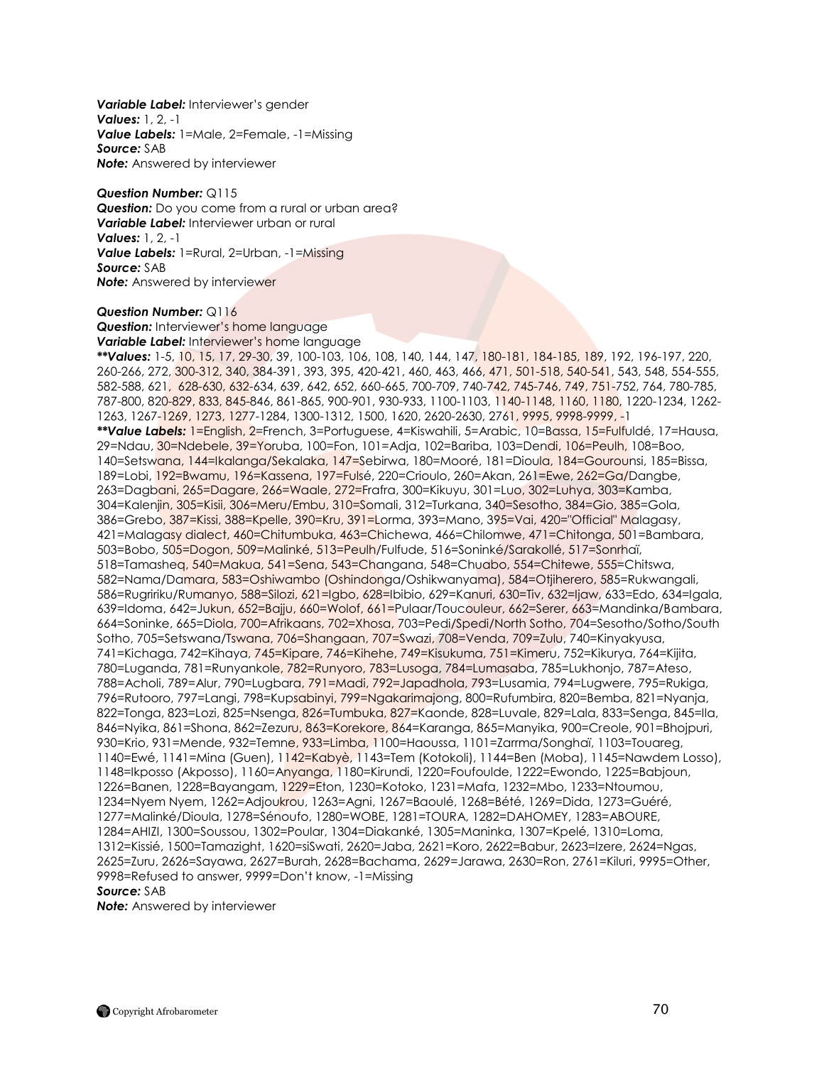***Variable Label:*** Interviewer's gender
***Values:*** 1, 2, -1
***Value Labels:*** 1=Male, 2=Female, -1=Missing
***Source:*** SAB
***Note:*** Answered by interviewer

***Question Number:*** Q115
***Question:*** Do you come from a rural or urban area?
***Variable Label:*** Interviewer urban or rural
***Values:*** 1, 2, -1
***Value Labels:*** 1=Rural, 2=Urban, -1=Missing
***Source:*** SAB
***Note:*** Answered by interviewer

***Question Number:*** Q116
***Question:*** Interviewer's home language
***Variable Label:*** Interviewer's home language
***\*\*Values:*** 1-5, 10, 15, 17, 29-30, 39, 100-103, 106, 108, 140, 144, 147, 180-181, 184-185, 189, 192, 196-197, 220, 260-266, 272, 300-312, 340, 384-391, 393, 395, 420-421, 460, 463, 466, 471, 501-518, 540-541, 543, 548, 554-555, 582-588, 621, 628-630, 632-634, 639, 642, 652, 660-665, 700-709, 740-742, 745-746, 749, 751-752, 764, 780-785, 787-800, 820-829, 833, 845-846, 861-865, 900-901, 930-933, 1100-1103, 1140-1148, 1160, 1180, 1220-1234, 1262-1263, 1267-1269, 1273, 1277-1284, 1300-1312, 1500, 1620, 2620-2630, 2761, 9995, 9998-9999, -1
***\*\*Value Labels:*** 1=English, 2=French, 3=Portuguese, 4=Kiswahili, 5=Arabic, 10=Bassa, 15=Fulfuldé, 17=Hausa, 29=Ndau, 30=Ndebele, 39=Yoruba, 100=Fon, 101=Adja, 102=Bariba, 103=Dendi, 106=Peulh, 108=Boo, 140=Setswana, 144=Ikalanga/Sekalaka, 147=Sebirwa, 180=Mooré, 181=Dioula, 184=Gourounsi, 185=Bissa, 189=Lobi, 192=Bwamu, 196=Kassena, 197=Fulsé, 220=Crioulo, 260=Akan, 261=Ewe, 262=Ga/Dangbe, 263=Dagbani, 265=Dagare, 266=Waale, 272=Frafra, 300=Kikuyu, 301=Luo, 302=Luhya, 303=Kamba, 304=Kalenjin, 305=Kisii, 306=Meru/Embu, 310=Somali, 312=Turkana, 340=Sesotho, 384=Gio, 385=Gola, 386=Grebo, 387=Kissi, 388=Kpelle, 390=Kru, 391=Lorma, 393=Mano, 395=Vai, 420="Official" Malagasy, 421=Malagasy dialect, 460=Chitumbuka, 463=Chichewa, 466=Chilomwe, 471=Chitonga, 501=Bambara, 503=Bobo, 505=Dogon, 509=Malinké, 513=Peulh/Fulfude, 516=Soninké/Sarakollé, 517=Sonrhaï, 518=Tamasheq, 540=Makua, 541=Sena, 543=Changana, 548=Chuabo, 554=Chitewe, 555=Chitswa, 582=Nama/Damara, 583=Oshiwambo (Oshindonga/Oshikwanyama), 584=Otjiherero, 585=Rukwangali, 586=Rugririku/Rumanyo, 588=Silozi, 621=Igbo, 628=Ibibio, 629=Kanuri, 630=Tiv, 632=Ijaw, 633=Edo, 634=Igala, 639=Idoma, 642=Jukun, 652=Bajju, 660=Wolof, 661=Pulaar/Toucouleur, 662=Serer, 663=Mandinka/Bambara, 664=Soninke, 665=Diola, 700=Afrikaans, 702=Xhosa, 703=Pedi/Spedi/North Sotho, 704=Sesotho/Sotho/South Sotho, 705=Setswana/Tswana, 706=Shangaan, 707=Swazi, 708=Venda, 709=Zulu, 740=Kinyakyusa, 741=Kichaga, 742=Kihaya, 745=Kipare, 746=Kihehe, 749=Kisukuma, 751=Kimeru, 752=Kikurya, 764=Kijita, 780=Luganda, 781=Runyankole, 782=Runyoro, 783=Lusoga, 784=Lumasaba, 785=Lukhonjo, 787=Ateso, 788=Acholi, 789=Alur, 790=Lugbara, 791=Madi, 792=Japadhola, 793=Lusamia, 794=Lugwere, 795=Rukiga, 796=Rutooro, 797=Langi, 798=Kupsabinyi, 799=Ngakarimajong, 800=Rufumbira, 820=Bemba, 821=Nyanja, 822=Tonga, 823=Lozi, 825=Nsenga, 826=Tumbuka, 827=Kaonde, 828=Luvale, 829=Lala, 833=Senga, 845=Ila, 846=Nyika, 861=Shona, 862=Zezuru, 863=Korekore, 864=Karanga, 865=Manyika, 900=Creole, 901=Bhojpuri, 930=Krio, 931=Mende, 932=Temne, 933=Limba, 1100=Haoussa, 1101=Zarrma/Songhaï, 1103=Touareg, 1140=Ewé, 1141=Mina (Guen), 1142=Kabyè, 1143=Tem (Kotokoli), 1144=Ben (Moba), 1145=Nawdem Losso), 1148=Ikposso (Akposso), 1160=Anyanga, 1180=Kirundi, 1220=Foufoulde, 1222=Ewondo, 1225=Babjoun, 1226=Banen, 1228=Bayangam, 1229=Eton, 1230=Kotoko, 1231=Mafa, 1232=Mbo, 1233=Ntoumou, 1234=Nyem Nyem, 1262=Adjoukrou, 1263=Agni, 1267=Baoulé, 1268=Bété, 1269=Dida, 1273=Guéré, 1277=Malinké/Dioula, 1278=Sénoufo, 1280=WOBE, 1281=TOURA, 1282=DAHOMEY, 1283=ABOURE, 1284=AHIZI, 1300=Soussou, 1302=Poular, 1304=Diakanké, 1305=Maninka, 1307=Kpelé, 1310=Loma, 1312=Kissié, 1500=Tamazight, 1620=siSwati, 2620=Jaba, 2621=Koro, 2622=Babur, 2623=Izere, 2624=Ngas, 2625=Zuru, 2626=Sayawa, 2627=Burah, 2628=Bachama, 2629=Jarawa, 2630=Ron, 2761=Kiluri, 9995=Other, 9998=Refused to answer, 9999=Don't know, -1=Missing
***Source:*** SAB
***Note:*** Answered by interviewer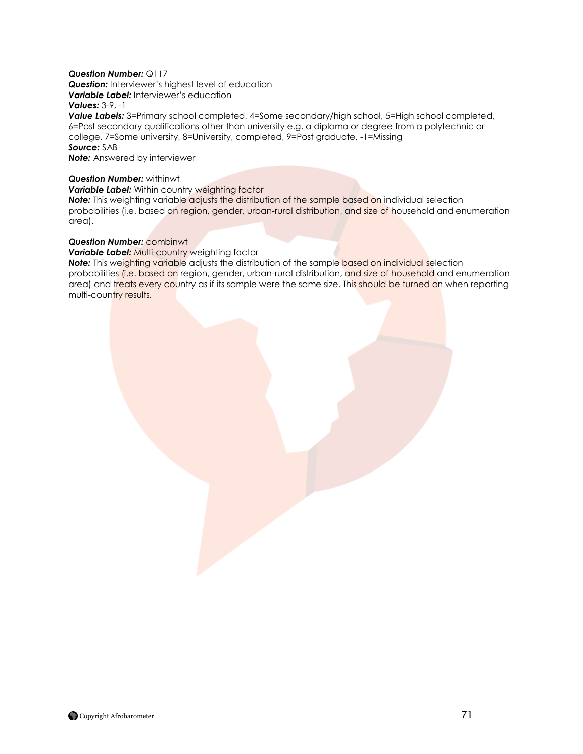***Question Number:*** Q117
***Question:*** Interviewer's highest level of education
***Variable Label:*** Interviewer's education
***Values:*** 3-9, -1
***Value Labels:*** 3=Primary school completed, 4=Some secondary/high school, 5=High school completed, 6=Post secondary qualifications other than university e.g. a diploma or degree from a polytechnic or college, 7=Some university, 8=University, completed, 9=Post graduate, -1=Missing
***Source:*** SAB
***Note:*** Answered by interviewer

***Question Number:*** withinwt
***Variable Label:*** Within country weighting factor
***Note:*** This weighting variable adjusts the distribution of the sample based on individual selection probabilities (i.e. based on region, gender, urban-rural distribution, and size of household and enumeration area).

***Question Number:*** combinwt
***Variable Label:*** Multi-country weighting factor
***Note:*** This weighting variable adjusts the distribution of the sample based on individual selection probabilities (i.e. based on region, gender, urban-rural distribution, and size of household and enumeration area) and treats every country as if its sample were the same size. This should be turned on when reporting multi-country results.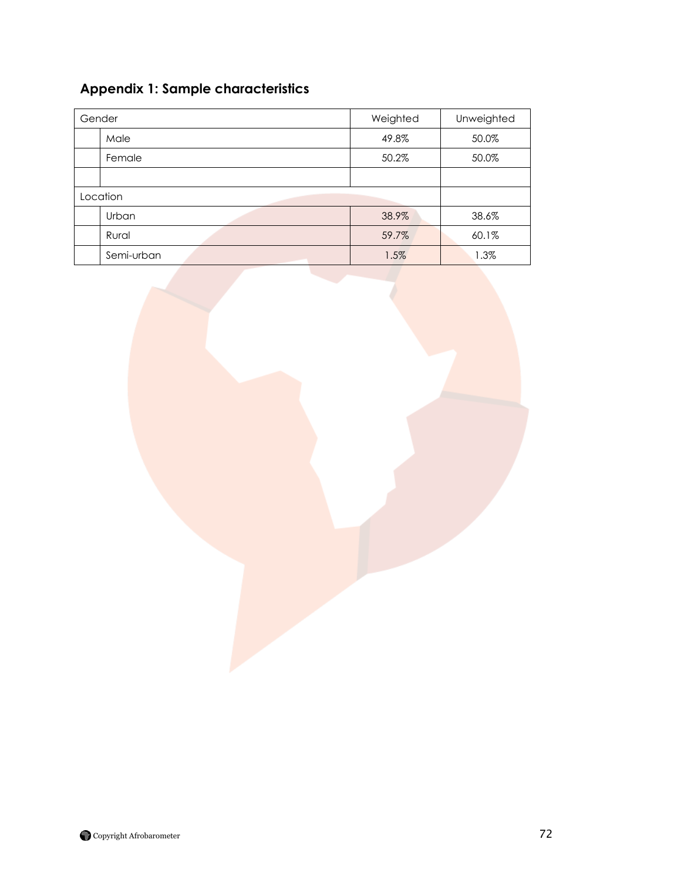## Appendix 1: Sample characteristics

| Gender | | Weighted | Unweighted |
|---|---|---|---|
| | Male | 49.8% | 50.0% |
| | Female | 50.2% | 50.0% |
| | | | |
| Location | | | |
| | Urban | 38.9% | 38.6% |
| | Rural | 59.7% | 60.1% |
| | Semi-urban | 1.5% | 1.3% |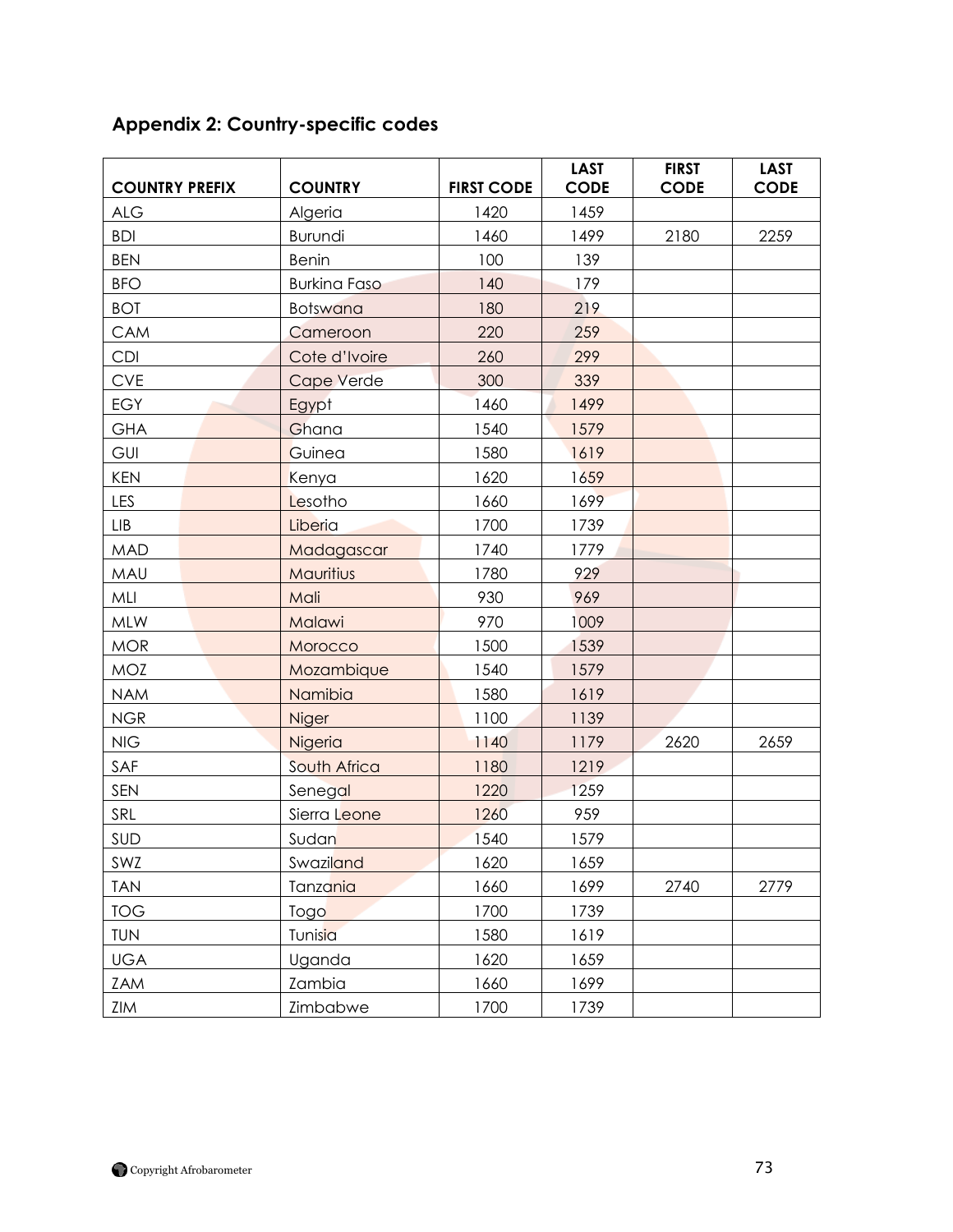## Appendix 2: Country-specific codes

| COUNTRY PREFIX | COUNTRY | FIRST CODE | LAST CODE | FIRST CODE | LAST CODE |
|---|---|---|---|---|---|
| ALG | Algeria | 1420 | 1459 | | |
| BDI | Burundi | 1460 | 1499 | 2180 | 2259 |
| BEN | Benin | 100 | 139 | | |
| BFO | Burkina Faso | 140 | 179 | | |
| BOT | Botswana | 180 | 219 | | |
| CAM | Cameroon | 220 | 259 | | |
| CDI | Cote d'Ivoire | 260 | 299 | | |
| CVE | Cape Verde | 300 | 339 | | |
| EGY | Egypt | 1460 | 1499 | | |
| GHA | Ghana | 1540 | 1579 | | |
| GUI | Guinea | 1580 | 1619 | | |
| KEN | Kenya | 1620 | 1659 | | |
| LES | Lesotho | 1660 | 1699 | | |
| LIB | Liberia | 1700 | 1739 | | |
| MAD | Madagascar | 1740 | 1779 | | |
| MAU | Mauritius | 1780 | 929 | | |
| MLI | Mali | 930 | 969 | | |
| MLW | Malawi | 970 | 1009 | | |
| MOR | Morocco | 1500 | 1539 | | |
| MOZ | Mozambique | 1540 | 1579 | | |
| NAM | Namibia | 1580 | 1619 | | |
| NGR | Niger | 1100 | 1139 | | |
| NIG | Nigeria | 1140 | 1179 | 2620 | 2659 |
| SAF | South Africa | 1180 | 1219 | | |
| SEN | Senegal | 1220 | 1259 | | |
| SRL | Sierra Leone | 1260 | 959 | | |
| SUD | Sudan | 1540 | 1579 | | |
| SWZ | Swaziland | 1620 | 1659 | | |
| TAN | Tanzania | 1660 | 1699 | 2740 | 2779 |
| TOG | Togo | 1700 | 1739 | | |
| TUN | Tunisia | 1580 | 1619 | | |
| UGA | Uganda | 1620 | 1659 | | |
| ZAM | Zambia | 1660 | 1699 | | |
| ZIM | Zimbabwe | 1700 | 1739 | | |

Copyright Afrobarometer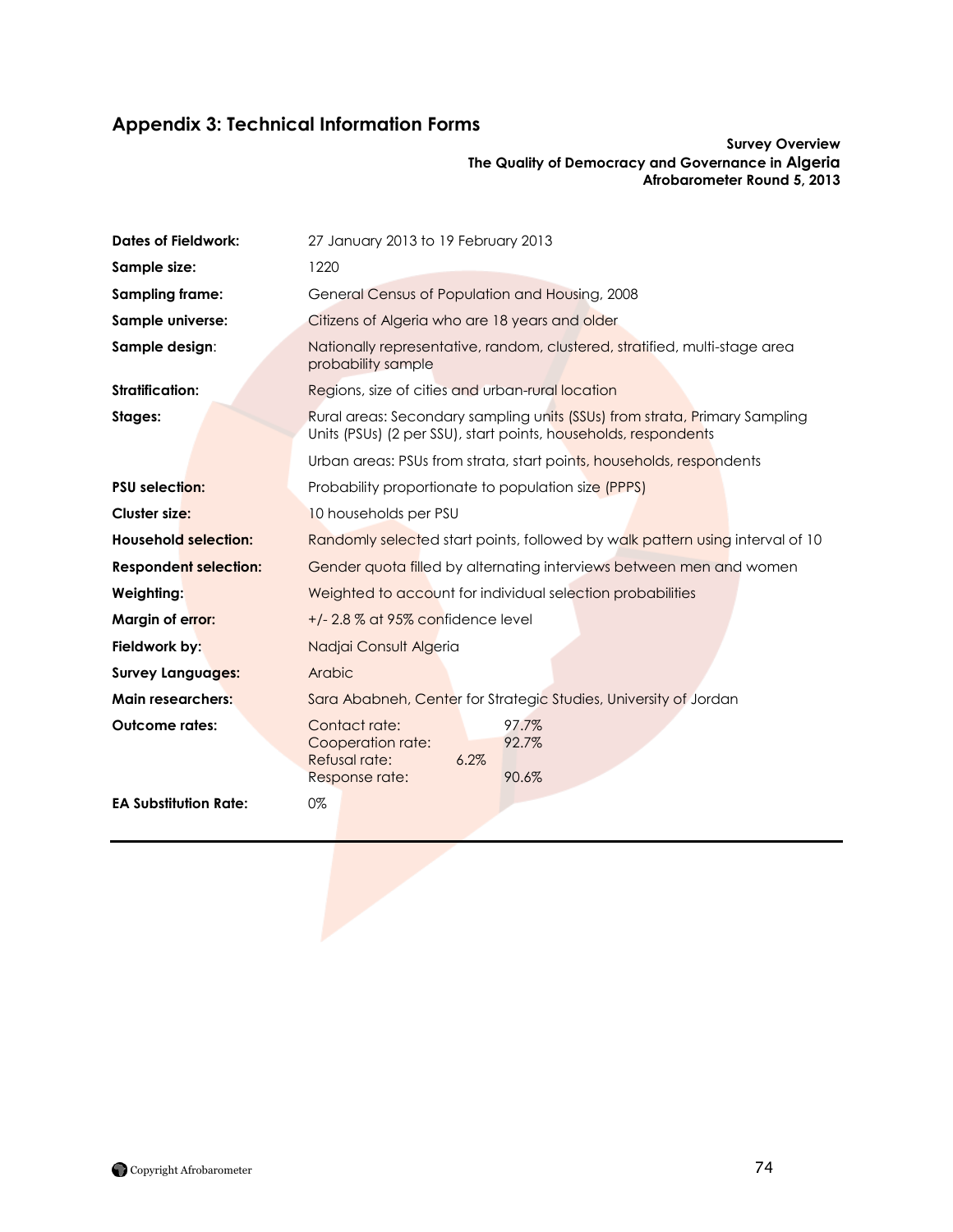## Appendix 3: Technical Information Forms

**Survey Overview**
**The Quality of Democracy and Governance in Algeria**
**Afrobarometer Round 5, 2013**

| | |
|---|---|
| **Dates of Fieldwork:** | 27 January 2013 to 19 February 2013 |
| **Sample size:** | 1220 |
| **Sampling frame:** | General Census of Population and Housing, 2008 |
| **Sample universe:** | Citizens of Algeria who are 18 years and older |
| **Sample design:** | Nationally representative, random, clustered, stratified, multi-stage area probability sample |
| **Stratification:** | Regions, size of cities and urban-rural location |
| **Stages:** | Rural areas: Secondary sampling units (SSUs) from strata, Primary Sampling Units (PSUs) (2 per SSU), start points, households, respondents<br>Urban areas: PSUs from strata, start points, households, respondents |
| **PSU selection:** | Probability proportionate to population size (PPPS) |
| **Cluster size:** | 10 households per PSU |
| **Household selection:** | Randomly selected start points, followed by walk pattern using interval of 10 |
| **Respondent selection:** | Gender quota filled by alternating interviews between men and women |
| **Weighting:** | Weighted to account for individual selection probabilities |
| **Margin of error:** | +/- 2.8 % at 95% confidence level |
| **Fieldwork by:** | Nadjai Consult Algeria |
| **Survey Languages:** | Arabic |
| **Main researchers:** | Sara Ababneh, Center for Strategic Studies, University of Jordan |
| **Outcome rates:** | Contact rate: 97.7%<br>Cooperation rate: 92.7%<br>Refusal rate: 6.2%<br>Response rate: 90.6% |
| **EA Substitution Rate:** | 0% |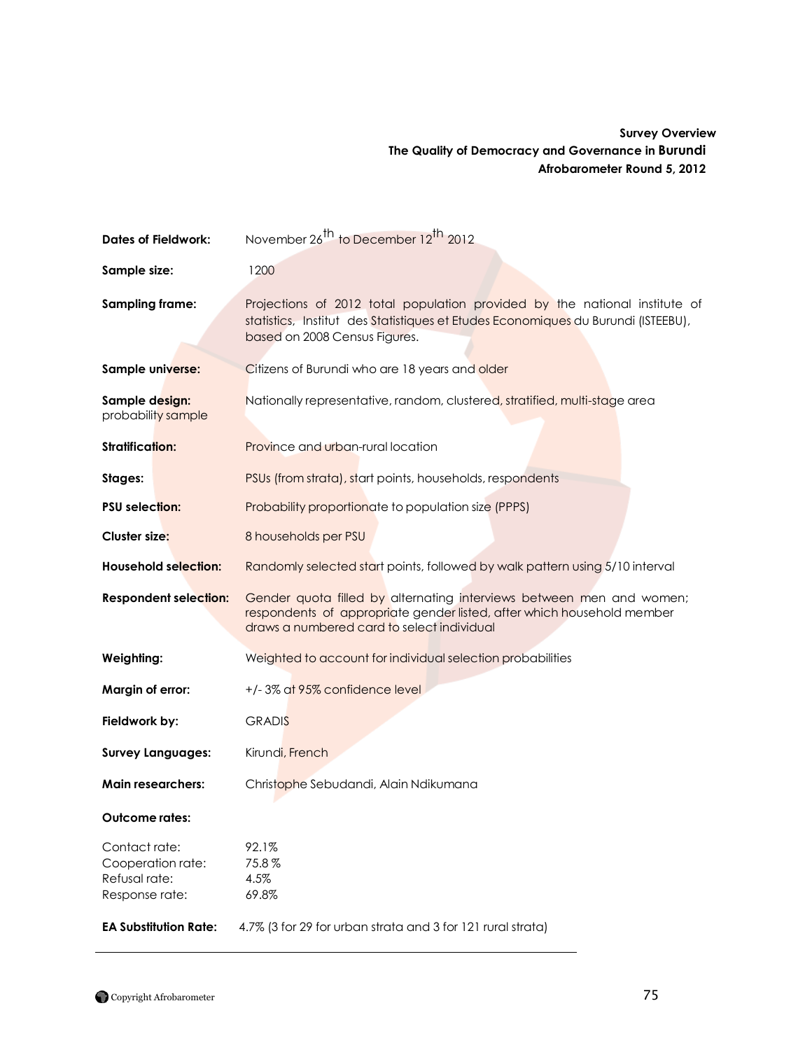**Survey Overview**
**The Quality of Democracy and Governance in Burundi**
**Afrobarometer Round 5, 2012**

| | |
|---|---|
| **Dates of Fieldwork:** | November 26th to December 12th 2012 |
| **Sample size:** | 1200 |
| **Sampling frame:** | Projections of 2012 total population provided by the national institute of statistics, Institut des Statistiques et Etudes Economiques du Burundi (ISTEEBU), based on 2008 Census Figures. |
| **Sample universe:** | Citizens of Burundi who are 18 years and older |
| **Sample design:** probability sample | Nationally representative, random, clustered, stratified, multi-stage area |
| **Stratification:** | Province and urban-rural location |
| **Stages:** | PSUs (from strata), start points, households, respondents |
| **PSU selection:** | Probability proportionate to population size (PPPS) |
| **Cluster size:** | 8 households per PSU |
| **Household selection:** | Randomly selected start points, followed by walk pattern using 5/10 interval |
| **Respondent selection:** | Gender quota filled by alternating interviews between men and women; respondents of appropriate gender listed, after which household member draws a numbered card to select individual |
| **Weighting:** | Weighted to account for individual selection probabilities |
| **Margin of error:** | +/- 3% at 95% confidence level |
| **Fieldwork by:** | GRADIS |
| **Survey Languages:** | Kirundi, French |
| **Main researchers:** | Christophe Sebudandi, Alain Ndikumana |

**Outcome rates:**

| | |
|---|---|
| Contact rate: | 92.1% |
| Cooperation rate: | 75.8 % |
| Refusal rate: | 4.5% |
| Response rate: | 69.8% |

**EA Substitution Rate:** 4.7% (3 for 29 for urban strata and 3 for 121 rural strata)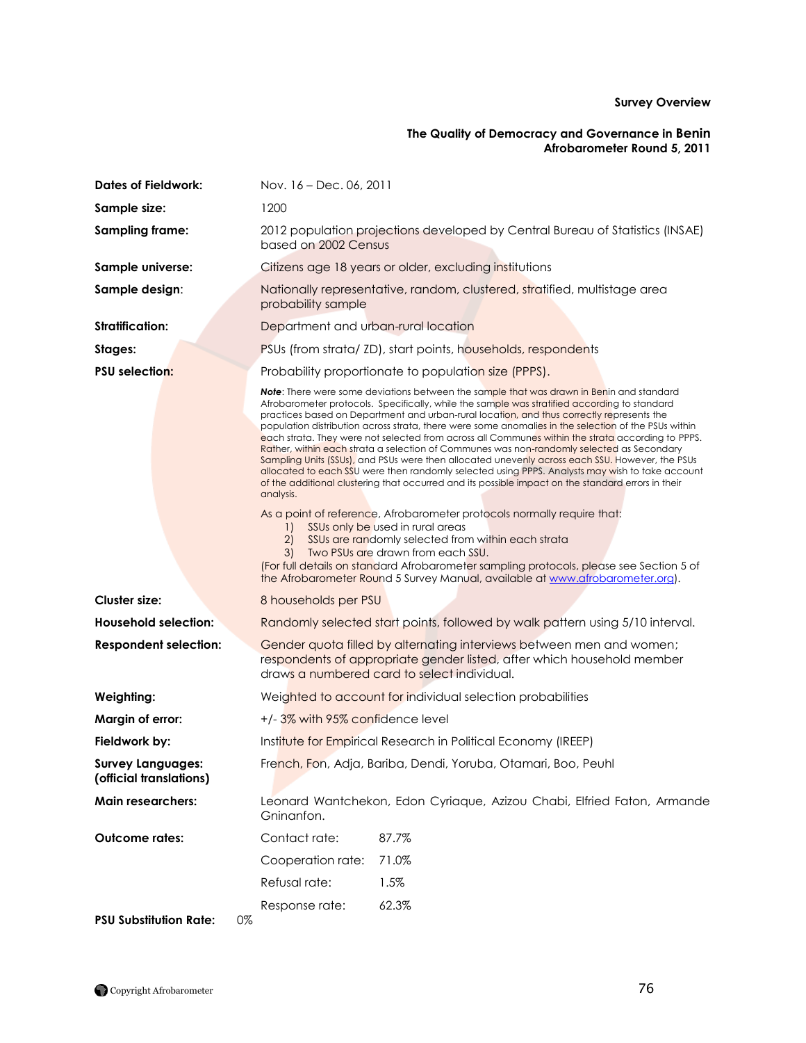**Survey Overview**

**The Quality of Democracy and Governance in Benin**
**Afrobarometer Round 5, 2011**

| | |
|---|---|
| **Dates of Fieldwork:** | Nov. 16 – Dec. 06, 2011 |
| **Sample size:** | 1200 |
| **Sampling frame:** | 2012 population projections developed by Central Bureau of Statistics (INSAE) based on 2002 Census |
| **Sample universe:** | Citizens age 18 years or older, excluding institutions |
| **Sample design:** | Nationally representative, random, clustered, stratified, multistage area probability sample |
| **Stratification:** | Department and urban-rural location |
| **Stages:** | PSUs (from strata/ ZD), start points, households, respondents |
| **PSU selection:** | Probability proportionate to population size (PPPS). |

***Note***: There were some deviations between the sample that was drawn in Benin and standard Afrobarometer protocols. Specifically, while the sample was stratified according to standard practices based on Department and urban-rural location, and thus correctly represents the population distribution across strata, there were some anomalies in the selection of the PSUs within each strata. They were not selected from across all Communes within the strata according to PPPS. Rather, within each strata a selection of Communes was non-randomly selected as Secondary Sampling Units (SSUs), and PSUs were then allocated unevenly across each SSU. However, the PSUs allocated to each SSU were then randomly selected using PPPS. Analysts may wish to take account of the additional clustering that occurred and its possible impact on the standard errors in their analysis.

As a point of reference, Afrobarometer protocols normally require that:

1) SSUs only be used in rural areas
2) SSUs are randomly selected from within each strata
3) Two PSUs are drawn from each SSU.

(For full details on standard Afrobarometer sampling protocols, please see Section 5 of the Afrobarometer Round 5 Survey Manual, available at www.afrobarometer.org).

| | |
|---|---|
| **Cluster size:** | 8 households per PSU |
| **Household selection:** | Randomly selected start points, followed by walk pattern using 5/10 interval. |
| **Respondent selection:** | Gender quota filled by alternating interviews between men and women; respondents of appropriate gender listed, after which household member draws a numbered card to select individual. |
| **Weighting:** | Weighted to account for individual selection probabilities |
| **Margin of error:** | +/- 3% with 95% confidence level |
| **Fieldwork by:** | Institute for Empirical Research in Political Economy (IREEP) |
| **Survey Languages: (official translations)** | French, Fon, Adja, Bariba, Dendi, Yoruba, Otamari, Boo, Peuhl |
| **Main researchers:** | Leonard Wantchekon, Edon Cyriaque, Azizou Chabi, Elfried Faton, Armande Gninanfon. |
| **Outcome rates:** | Contact rate: 87.7% |
| | Cooperation rate: 71.0% |
| | Refusal rate: 1.5% |
| | Response rate: 62.3% |
| **PSU Substitution Rate:** | 0% |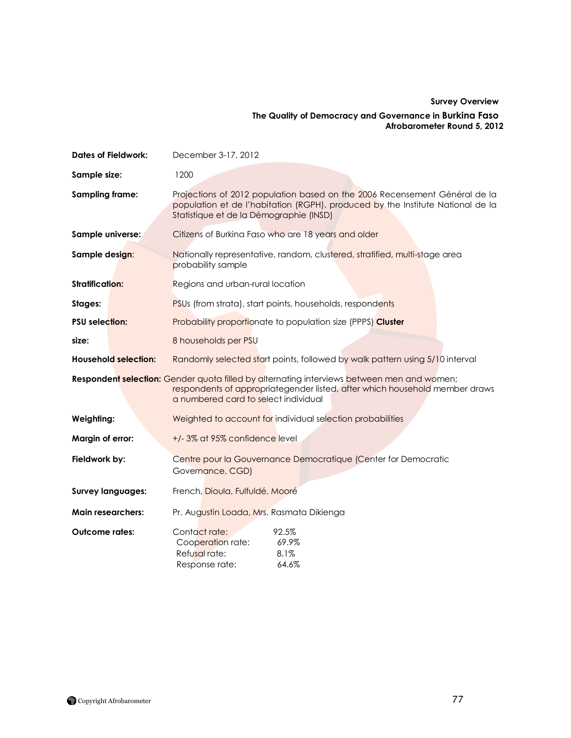**Survey Overview**

**The Quality of Democracy and Governance in Burkina Faso**
**Afrobarometer Round 5, 2012**

| | |
|---|---|
| **Dates of Fieldwork:** | December 3-17, 2012 |
| **Sample size:** | 1200 |
| **Sampling frame:** | Projections of 2012 population based on the 2006 Recensement Général de la population et de l'habitation (RGPH), produced by the Institute National de la Statistique et de la Démographie (INSD) |
| **Sample universe:** | Citizens of Burkina Faso who are 18 years and older |
| **Sample design:** | Nationally representative, random, clustered, stratified, multi-stage area probability sample |
| **Stratification:** | Regions and urban-rural location |
| **Stages:** | PSUs (from strata), start points, households, respondents |
| **PSU selection:** | Probability proportionate to population size (PPPS) |
| **Cluster size:** | 8 households per PSU |
| **Household selection:** | Randomly selected start points, followed by walk pattern using 5/10 interval |
| **Respondent selection:** | Gender quota filled by alternating interviews between men and women; respondents of appropriategender listed, after which household member draws a numbered card to select individual |
| **Weighting:** | Weighted to account for individual selection probabilities |
| **Margin of error:** | +/- 3% at 95% confidence level |
| **Fieldwork by:** | Centre pour la Gouvernance Democratique (Center for Democratic Governance, CGD) |
| **Survey languages:** | French, Dioula, Fulfuldé, Mooré |
| **Main researchers:** | Pr. Augustin Loada, Mrs. Rasmata Dikienga |
| **Outcome rates:** | Contact rate: 92.5% |
| | Cooperation rate: 69.9% |
| | Refusal rate: 8.1% |
| | Response rate: 64.6% |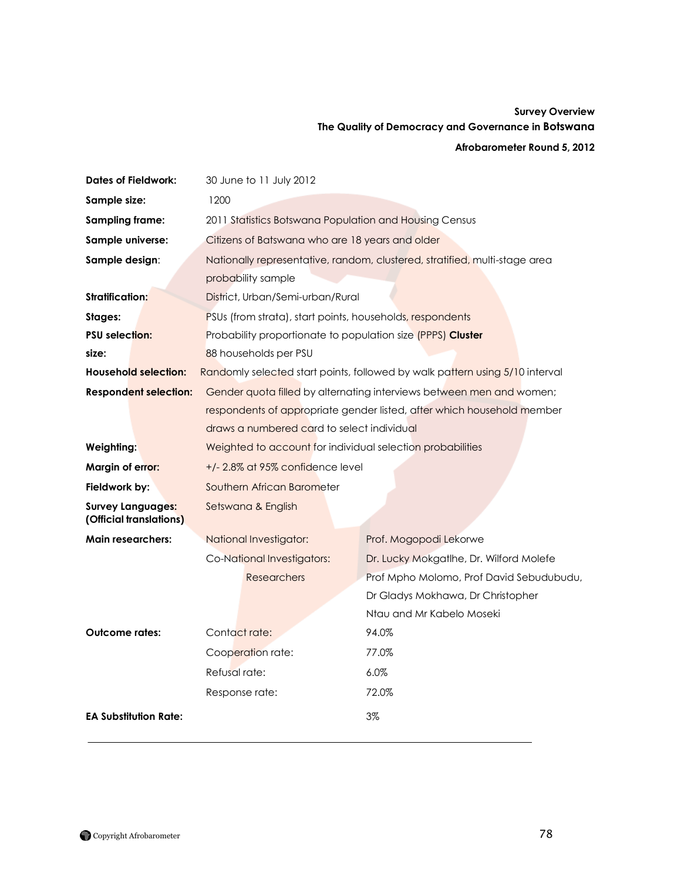**Survey Overview**
**The Quality of Democracy and Governance in Botswana**

**Afrobarometer Round 5, 2012**

| | | |
|---|---|---|
| **Dates of Fieldwork:** | 30 June to 11 July 2012 | |
| **Sample size:** | 1200 | |
| **Sampling frame:** | 2011 Statistics Botswana Population and Housing Census | |
| **Sample universe:** | Citizens of Batswana who are 18 years and older | |
| **Sample design:** | Nationally representative, random, clustered, stratified, multi-stage area probability sample | |
| **Stratification:** | District, Urban/Semi-urban/Rural | |
| **Stages:** | PSUs (from strata), start points, households, respondents | |
| **PSU selection:** | Probability proportionate to population size (PPPS) | |
| **Cluster size:** | 88 households per PSU | |
| **Household selection:** | Randomly selected start points, followed by walk pattern using 5/10 interval | |
| **Respondent selection:** | Gender quota filled by alternating interviews between men and women; respondents of appropriate gender listed, after which household member draws a numbered card to select individual | |
| **Weighting:** | Weighted to account for individual selection probabilities | |
| **Margin of error:** | +/- 2.8% at 95% confidence level | |
| **Fieldwork by:** | Southern African Barometer | |
| **Survey Languages: (Official translations)** | Setswana & English | |
| **Main researchers:** | National Investigator: | Prof. Mogopodi Lekorwe |
| | Co-National Investigators: | Dr. Lucky Mokgatlhe, Dr. Wilford Molefe |
| | Researchers | Prof Mpho Molomo, Prof David Sebudubudu, Dr Gladys Mokhawa, Dr Christopher Ntau and Mr Kabelo Moseki |
| **Outcome rates:** | Contact rate: | 94.0% |
| | Cooperation rate: | 77.0% |
| | Refusal rate: | 6.0% |
| | Response rate: | 72.0% |
| **EA Substitution Rate:** | | 3% |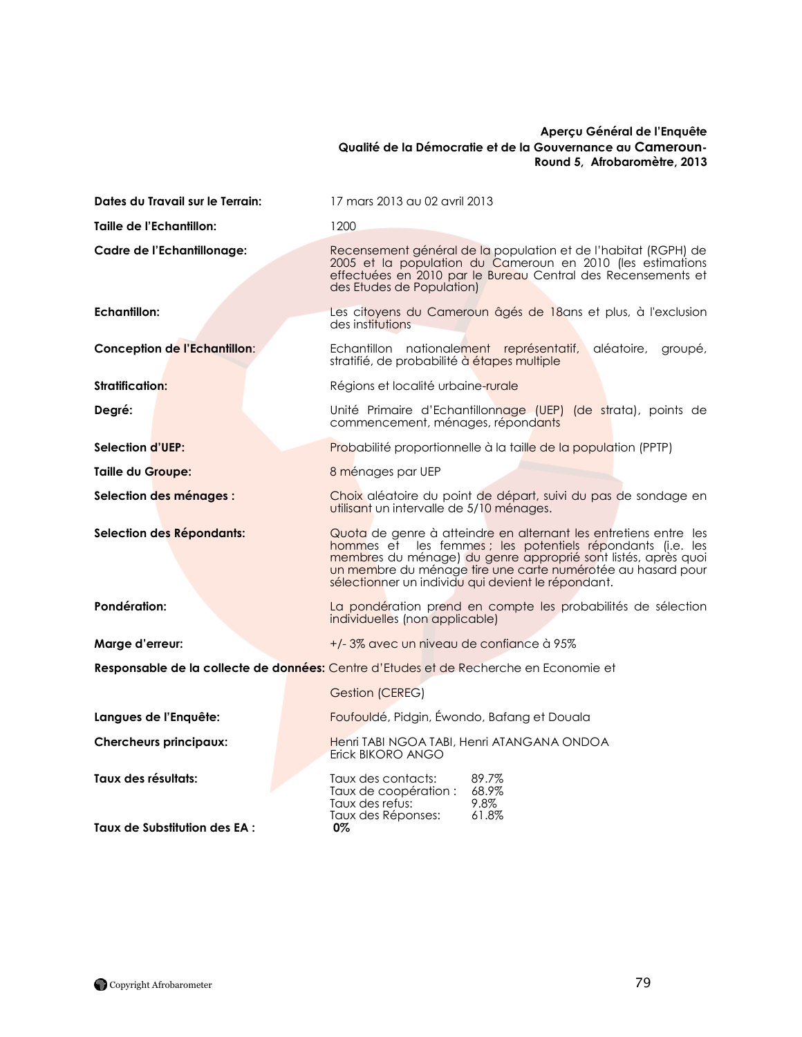**Aperçu Général de l'Enquête**
**Qualité de la Démocratie et de la Gouvernance au Cameroun-**
**Round 5, Afrobaromètre, 2013**

| | |
|---|---|
| **Dates du Travail sur le Terrain:** | 17 mars 2013 au 02 avril 2013 |
| **Taille de l'Echantillon:** | 1200 |
| **Cadre de l'Echantillonage:** | Recensement général de la population et de l'habitat (RGPH) de 2005 et la population du Cameroun en 2010 (les estimations effectuées en 2010 par le Bureau Central des Recensements et des Etudes de Population) |
| **Echantillon:** | Les citoyens du Cameroun âgés de 18ans et plus, à l'exclusion des institutions |
| **Conception de l'Echantillon**: | Echantillon nationalement représentatif, aléatoire, groupé, stratifié, de probabilité à étapes multiple |
| **Stratification:** | Régions et localité urbaine-rurale |
| **Degré:** | Unité Primaire d'Echantillonnage (UEP) (de strata), points de commencement, ménages, répondants |
| **Selection d'UEP:** | Probabilité proportionnelle à la taille de la population (PPTP) |
| **Taille du Groupe:** | 8 ménages par UEP |
| **Selection des ménages :** | Choix aléatoire du point de départ, suivi du pas de sondage en utilisant un intervalle de 5/10 ménages. |
| **Selection des Répondants:** | Quota de genre à atteindre en alternant les entretiens entre les hommes et les femmes ; les potentiels répondants (i.e. les membres du ménage) du genre approprié sont listés, après quoi un membre du ménage tire une carte numérotée au hasard pour sélectionner un individu qui devient le répondant. |
| **Pondération:** | La pondération prend en compte les probabilités de sélection individuelles (non applicable) |
| **Marge d'erreur:** | +/- 3% avec un niveau de confiance à 95% |
| **Responsable de la collecte de données:** | Centre d'Etudes et de Recherche en Economie et Gestion (CEREG) |
| **Langues de l'Enquête:** | Foufouldé, Pidgin, Éwondo, Bafang et Douala |
| **Chercheurs principaux:** | Henri TABI NGOA TABI, Henri ATANGANA ONDOA Erick BIKORO ANGO |
| **Taux des résultats:** | Taux des contacts: 89.7%<br>Taux de coopération : 68.9%<br>Taux des refus: 9.8%<br>Taux des Réponses: 61.8% |
| **Taux de Substitution des EA :** | **0%** |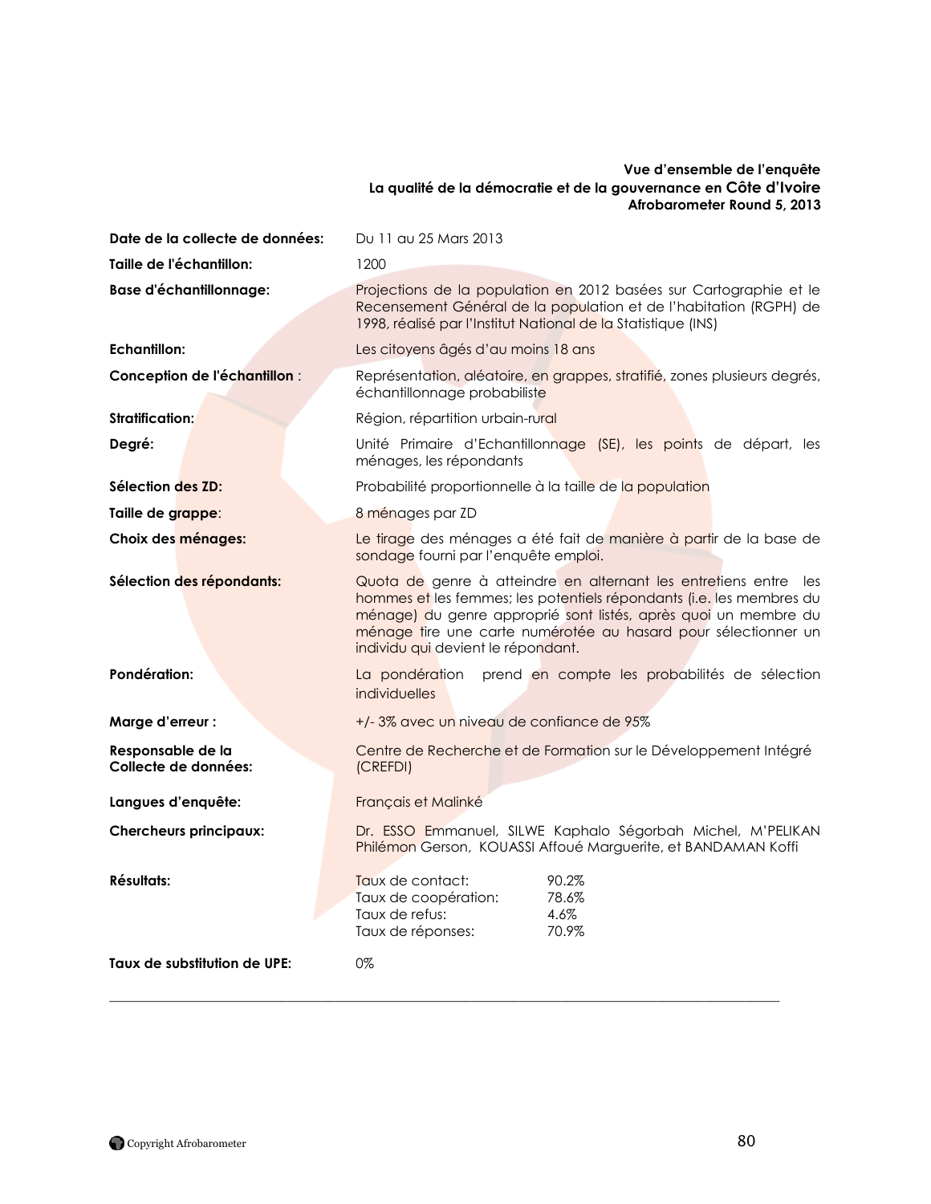**Vue d'ensemble de l'enquête**
**La qualité de la démocratie et de la gouvernance en Côte d'Ivoire**
**Afrobarometer Round 5, 2013**

| | |
|---|---|
| **Date de la collecte de données:** | Du 11 au 25 Mars 2013 |
| **Taille de l'échantillon:** | 1200 |
| **Base d'échantillonnage:** | Projections de la population en 2012 basées sur Cartographie et le Recensement Général de la population et de l'habitation (RGPH) de 1998, réalisé par l'Institut National de la Statistique (INS) |
| **Echantillon:** | Les citoyens âgés d'au moins 18 ans |
| **Conception de l'échantillon** : | Représentation, aléatoire, en grappes, stratifié, zones plusieurs degrés, échantillonnage probabiliste |
| **Stratification:** | Région, répartition urbain-rural |
| **Degré:** | Unité Primaire d'Echantillonnage (SE), les points de départ, les ménages, les répondants |
| **Sélection des ZD:** | Probabilité proportionnelle à la taille de la population |
| **Taille de grappe:** | 8 ménages par ZD |
| **Choix des ménages:** | Le tirage des ménages a été fait de manière à partir de la base de sondage fourni par l'enquête emploi. |
| **Sélection des répondants:** | Quota de genre à atteindre en alternant les entretiens entre les hommes et les femmes; les potentiels répondants (i.e. les membres du ménage) du genre approprié sont listés, après quoi un membre du ménage tire une carte numérotée au hasard pour sélectionner un individu qui devient le répondant. |
| **Pondération:** | La pondération prend en compte les probabilités de sélection individuelles |
| **Marge d'erreur :** | +/- 3% avec un niveau de confiance de 95% |
| **Responsable de la Collecte de données:** | Centre de Recherche et de Formation sur le Développement Intégré (CREFDI) |
| **Langues d'enquête:** | Français et Malinké |
| **Chercheurs principaux:** | Dr. ESSO Emmanuel, SILWE Kaphalo Ségorbah Michel, M'PELIKAN Philémon Gerson, KOUASSI Affoué Marguerite, et BANDAMAN Koffi |
| **Résultats:** | Taux de contact: 90.2%<br>Taux de coopération: 78.6%<br>Taux de refus: 4.6%<br>Taux de réponses: 70.9% |
| **Taux de substitution de UPE:** | 0% |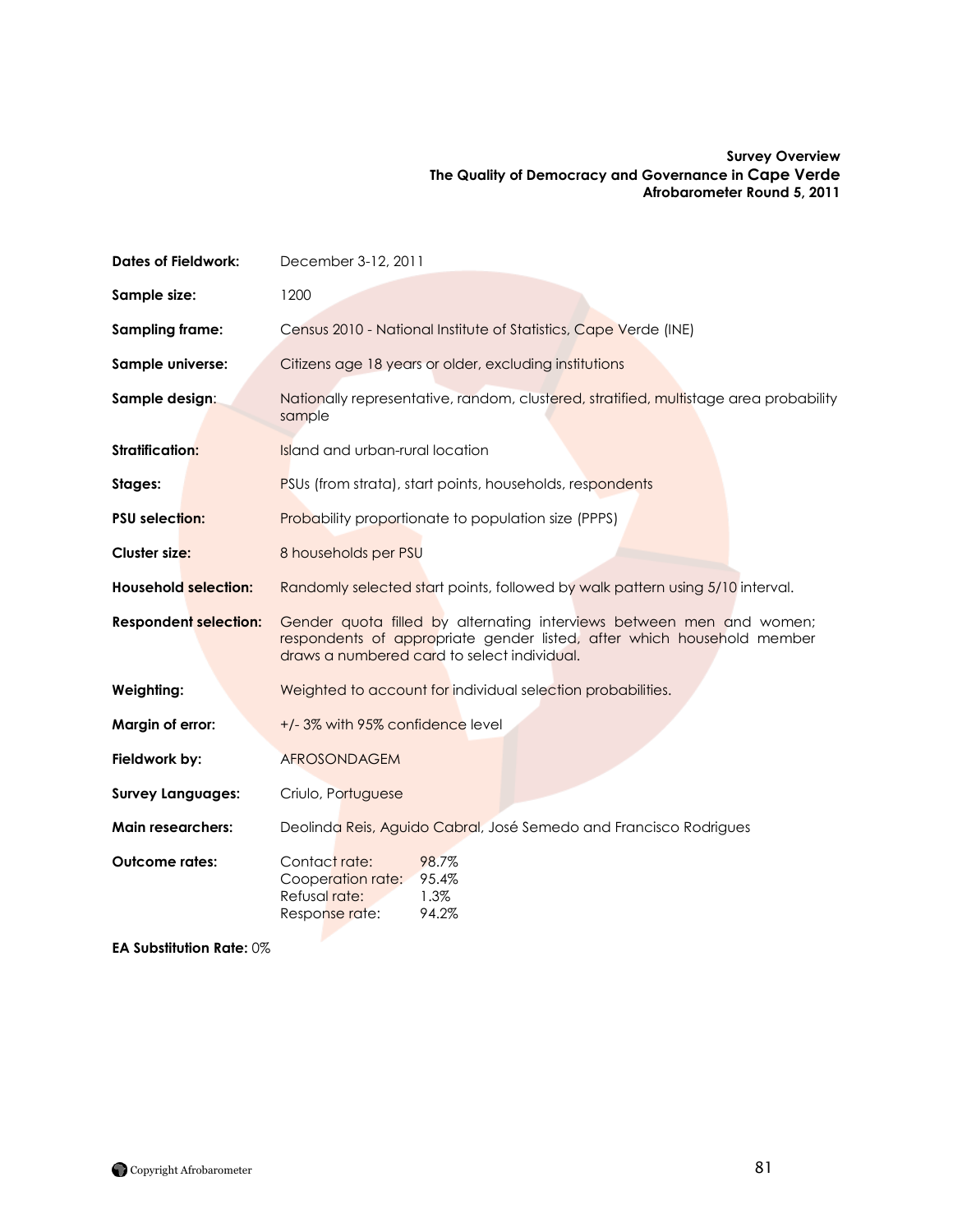**Survey Overview**
**The Quality of Democracy and Governance in Cape Verde**
**Afrobarometer Round 5, 2011**

| | |
|---|---|
| **Dates of Fieldwork:** | December 3-12, 2011 |
| **Sample size:** | 1200 |
| **Sampling frame:** | Census 2010 - National Institute of Statistics, Cape Verde (INE) |
| **Sample universe:** | Citizens age 18 years or older, excluding institutions |
| **Sample design:** | Nationally representative, random, clustered, stratified, multistage area probability sample |
| **Stratification:** | Island and urban-rural location |
| **Stages:** | PSUs (from strata), start points, households, respondents |
| **PSU selection:** | Probability proportionate to population size (PPPS) |
| **Cluster size:** | 8 households per PSU |
| **Household selection:** | Randomly selected start points, followed by walk pattern using 5/10 interval. |
| **Respondent selection:** | Gender quota filled by alternating interviews between men and women; respondents of appropriate gender listed, after which household member draws a numbered card to select individual. |
| **Weighting:** | Weighted to account for individual selection probabilities. |
| **Margin of error:** | +/- 3% with 95% confidence level |
| **Fieldwork by:** | AFROSONDAGEM |
| **Survey Languages:** | Criulo, Portuguese |
| **Main researchers:** | Deolinda Reis, Aguido Cabral, José Semedo and Francisco Rodrigues |
| **Outcome rates:** | Contact rate: 98.7%<br>Cooperation rate: 95.4%<br>Refusal rate: 1.3%<br>Response rate: 94.2% |

**EA Substitution Rate:** 0%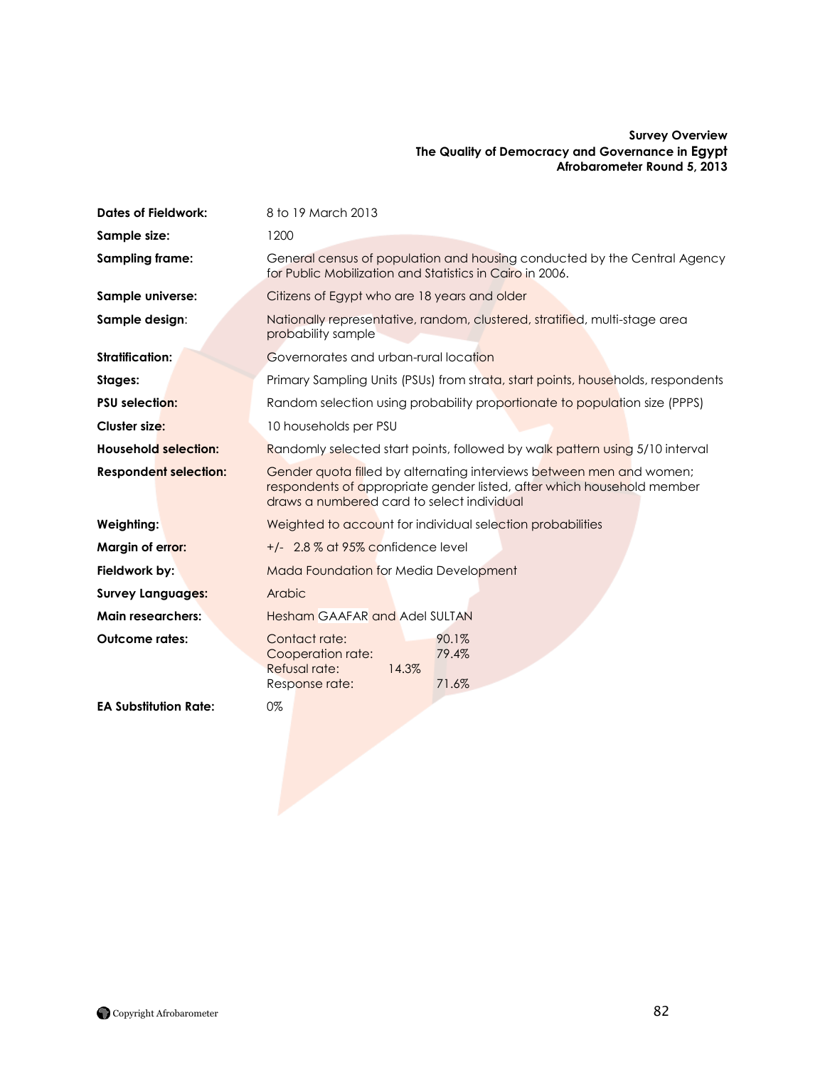**Survey Overview**
**The Quality of Democracy and Governance in Egypt**
**Afrobarometer Round 5, 2013**

| | |
|---|---|
| **Dates of Fieldwork:** | 8 to 19 March 2013 |
| **Sample size:** | 1200 |
| **Sampling frame:** | General census of population and housing conducted by the Central Agency for Public Mobilization and Statistics in Cairo in 2006. |
| **Sample universe:** | Citizens of Egypt who are 18 years and older |
| **Sample design:** | Nationally representative, random, clustered, stratified, multi-stage area probability sample |
| **Stratification:** | Governorates and urban-rural location |
| **Stages:** | Primary Sampling Units (PSUs) from strata, start points, households, respondents |
| **PSU selection:** | Random selection using probability proportionate to population size (PPPS) |
| **Cluster size:** | 10 households per PSU |
| **Household selection:** | Randomly selected start points, followed by walk pattern using 5/10 interval |
| **Respondent selection:** | Gender quota filled by alternating interviews between men and women; respondents of appropriate gender listed, after which household member draws a numbered card to select individual |
| **Weighting:** | Weighted to account for individual selection probabilities |
| **Margin of error:** | +/- 2.8 % at 95% confidence level |
| **Fieldwork by:** | Mada Foundation for Media Development |
| **Survey Languages:** | Arabic |
| **Main researchers:** | Hesham GAAFAR and Adel SULTAN |
| **Outcome rates:** | Contact rate: 90.1%<br>Cooperation rate: 79.4%<br>Refusal rate: 14.3%<br>Response rate: 71.6% |
| **EA Substitution Rate:** | 0% |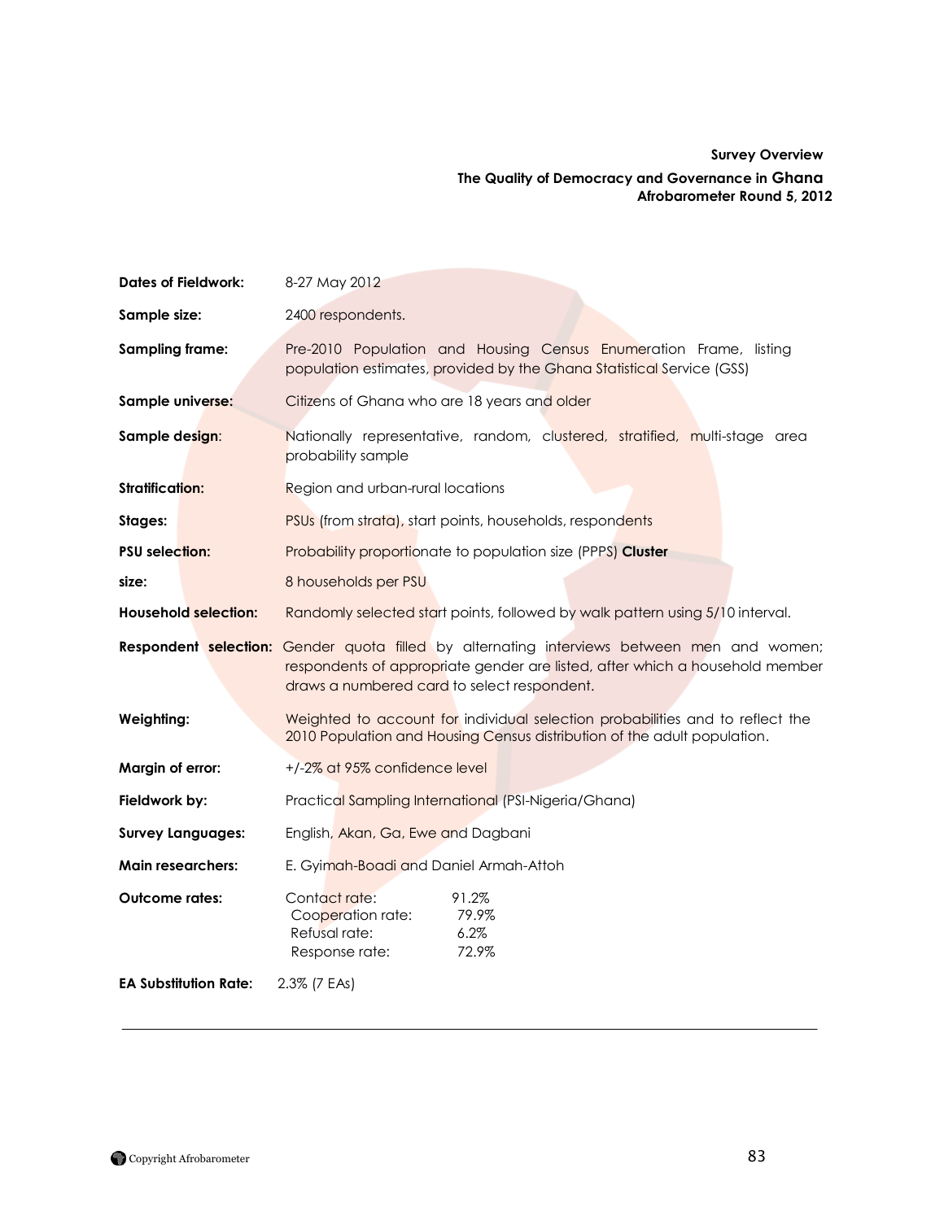**Survey Overview**

**The Quality of Democracy and Governance in Ghana**
**Afrobarometer Round 5, 2012**

| | |
|---|---|
| **Dates of Fieldwork:** | 8-27 May 2012 |
| **Sample size:** | 2400 respondents. |
| **Sampling frame:** | Pre-2010 Population and Housing Census Enumeration Frame, listing population estimates, provided by the Ghana Statistical Service (GSS) |
| **Sample universe:** | Citizens of Ghana who are 18 years and older |
| **Sample design:** | Nationally representative, random, clustered, stratified, multi-stage area probability sample |
| **Stratification:** | Region and urban-rural locations |
| **Stages:** | PSUs (from strata), start points, households, respondents |
| **PSU selection:** | Probability proportionate to population size (PPPS) |
| **Cluster size:** | 8 households per PSU |
| **Household selection:** | Randomly selected start points, followed by walk pattern using 5/10 interval. |
| **Respondent selection:** | Gender quota filled by alternating interviews between men and women; respondents of appropriate gender are listed, after which a household member draws a numbered card to select respondent. |
| **Weighting:** | Weighted to account for individual selection probabilities and to reflect the 2010 Population and Housing Census distribution of the adult population. |
| **Margin of error:** | +/-2% at 95% confidence level |
| **Fieldwork by:** | Practical Sampling International (PSI-Nigeria/Ghana) |
| **Survey Languages:** | English, Akan, Ga, Ewe and Dagbani |
| **Main researchers:** | E. Gyimah-Boadi and Daniel Armah-Attoh |
| **Outcome rates:** | Contact rate: 91.2%<br>Cooperation rate: 79.9%<br>Refusal rate: 6.2%<br>Response rate: 72.9% |
| **EA Substitution Rate:** | 2.3% (7 EAs) |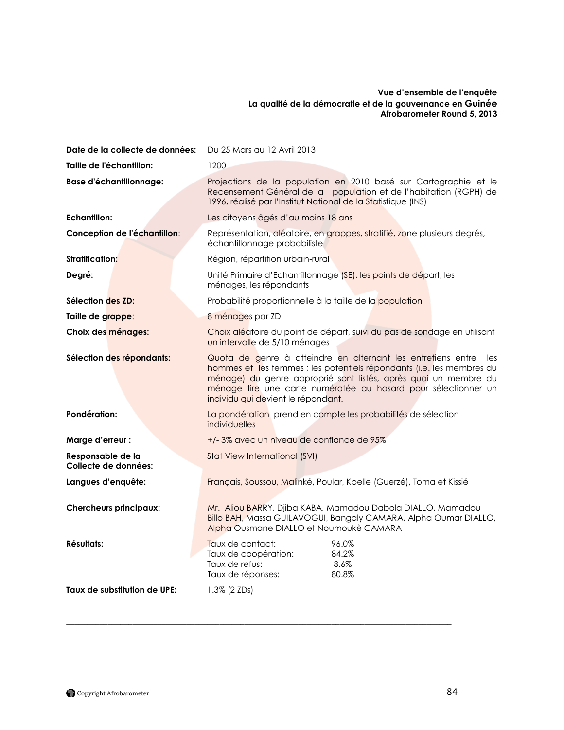**Vue d'ensemble de l'enquête**
**La qualité de la démocratie et de la gouvernance en Guinée**
**Afrobarometer Round 5, 2013**

| | |
|---|---|
| **Date de la collecte de données:** | Du 25 Mars au 12 Avril 2013 |
| **Taille de l'échantillon:** | 1200 |
| **Base d'échantillonnage:** | Projections de la population en 2010 basé sur Cartographie et le Recensement Général de la population et de l'habitation (RGPH) de 1996, réalisé par l'Institut National de la Statistique (INS) |
| **Echantillon:** | Les citoyens âgés d'au moins 18 ans |
| **Conception de l'échantillon:** | Représentation, aléatoire, en grappes, stratifié, zone plusieurs degrés, échantillonnage probabiliste |
| **Stratification:** | Région, répartition urbain-rural |
| **Degré:** | Unité Primaire d'Echantillonnage (SE), les points de départ, les ménages, les répondants |
| **Sélection des ZD:** | Probabilité proportionnelle à la taille de la population |
| **Taille de grappe:** | 8 ménages par ZD |
| **Choix des ménages:** | Choix aléatoire du point de départ, suivi du pas de sondage en utilisant un intervalle de 5/10 ménages |
| **Sélection des répondants:** | Quota de genre à atteindre en alternant les entretiens entre les hommes et les femmes ; les potentiels répondants (i.e. les membres du ménage) du genre approprié sont listés, après quoi un membre du ménage tire une carte numérotée au hasard pour sélectionner un individu qui devient le répondant. |
| **Pondération:** | La pondération prend en compte les probabilités de sélection individuelles |
| **Marge d'erreur :** | +/- 3% avec un niveau de confiance de 95% |
| **Responsable de la Collecte de données:** | Stat View International (SVI) |
| **Langues d'enquête:** | Français, Soussou, Malinké, Poular, Kpelle (Guerzé), Toma et Kissié |
| **Chercheurs principaux:** | Mr. Aliou BARRY, Djiba KABA, Mamadou Dabola DIALLO, Mamadou Billo BAH, Massa GUILAVOGUI, Bangaly CAMARA, Alpha Oumar DIALLO, Alpha Ousmane DIALLO et Noumoukè CAMARA |
| **Résultats:** | Taux de contact: 96.0%<br>Taux de coopération: 84.2%<br>Taux de refus: 8.6%<br>Taux de réponses: 80.8% |
| **Taux de substitution de UPE:** | 1.3% (2 ZDs) |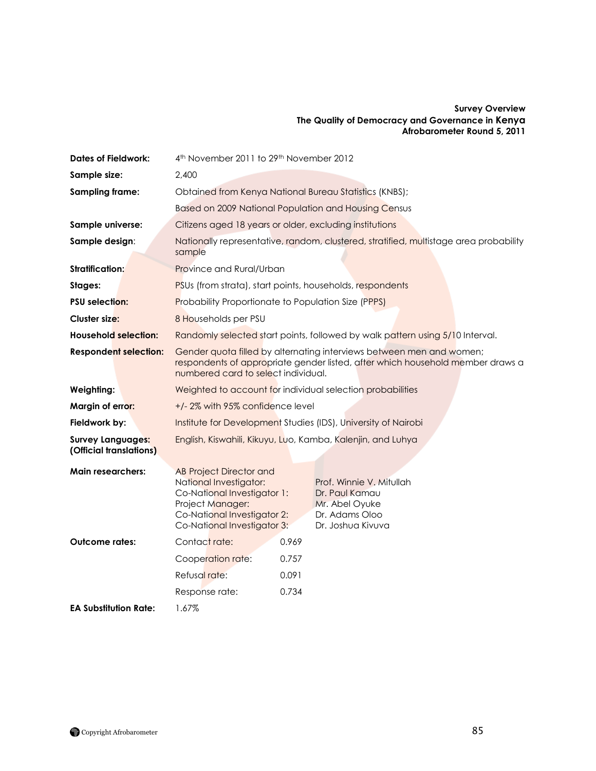**Survey Overview**
**The Quality of Democracy and Governance in Kenya**
**Afrobarometer Round 5, 2011**

| | |
|---|---|
| **Dates of Fieldwork:** | 4th November 2011 to 29th November 2012 |
| **Sample size:** | 2,400 |
| **Sampling frame:** | Obtained from Kenya National Bureau Statistics (KNBS); Based on 2009 National Population and Housing Census |
| **Sample universe:** | Citizens aged 18 years or older, excluding institutions |
| **Sample design:** | Nationally representative, random, clustered, stratified, multistage area probability sample |
| **Stratification:** | Province and Rural/Urban |
| **Stages:** | PSUs (from strata), start points, households, respondents |
| **PSU selection:** | Probability Proportionate to Population Size (PPPS) |
| **Cluster size:** | 8 Households per PSU |
| **Household selection:** | Randomly selected start points, followed by walk pattern using 5/10 Interval. |
| **Respondent selection:** | Gender quota filled by alternating interviews between men and women; respondents of appropriate gender listed, after which household member draws a numbered card to select individual. |
| **Weighting:** | Weighted to account for individual selection probabilities |
| **Margin of error:** | +/- 2% with 95% confidence level |
| **Fieldwork by:** | Institute for Development Studies (IDS), University of Nairobi |
| **Survey Languages: (Official translations)** | English, Kiswahili, Kikuyu, Luo, Kamba, Kalenjin, and Luhya |

| | | |
|---|---|---|
| **Main researchers:** | AB Project Director and National Investigator: | Prof. Winnie V. Mitullah |
| | Co-National Investigator 1: | Dr. Paul Kamau |
| | Project Manager: | Mr. Abel Oyuke |
| | Co-National Investigator 2: | Dr. Adams Oloo |
| | Co-National Investigator 3: | Dr. Joshua Kivuva |
| **Outcome rates:** | Contact rate: | 0.969 |
| | Cooperation rate: | 0.757 |
| | Refusal rate: | 0.091 |
| | Response rate: | 0.734 |
| **EA Substitution Rate:** | 1.67% | |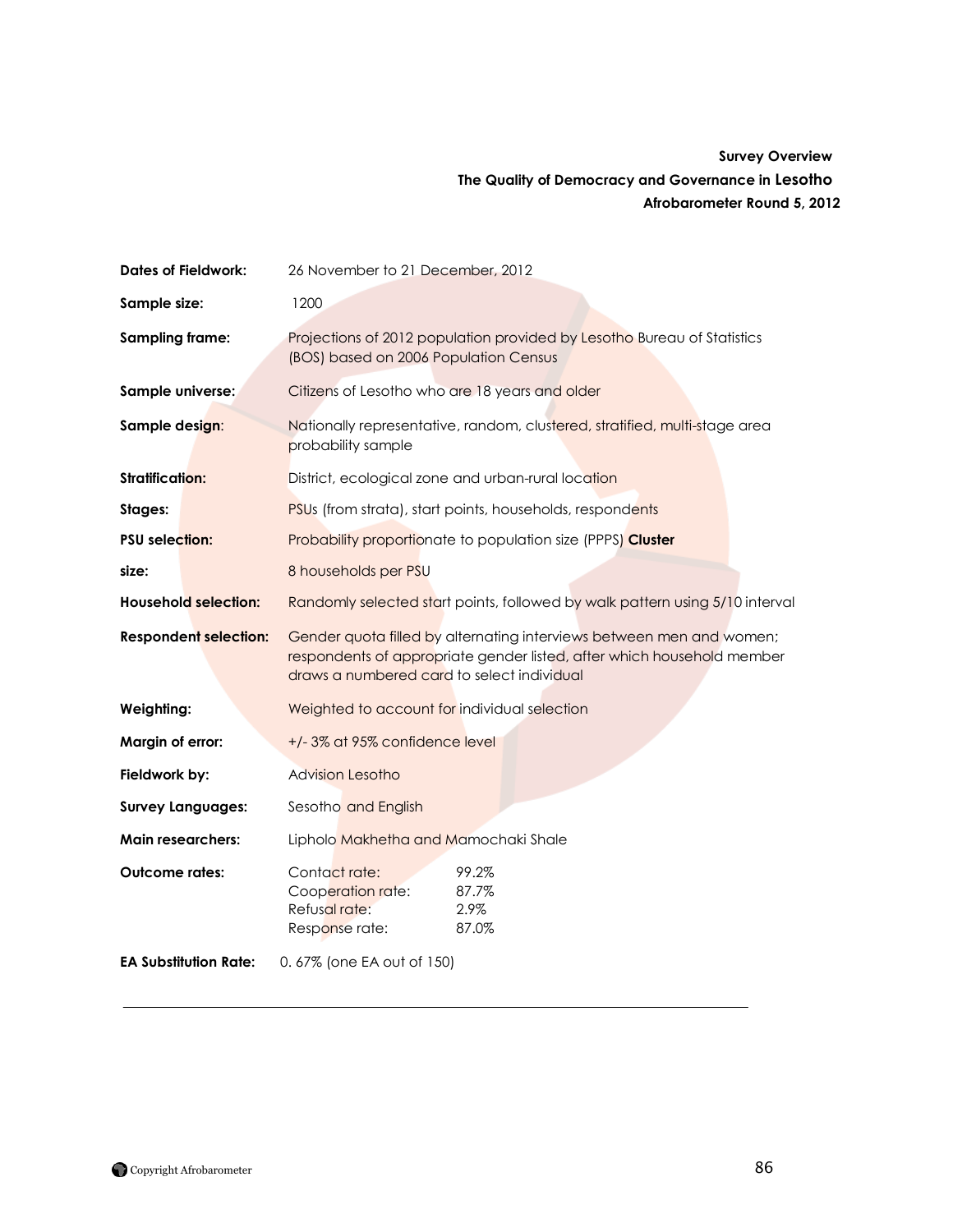**Survey Overview**
**The Quality of Democracy and Governance in Lesotho**
**Afrobarometer Round 5, 2012**

| | |
|---|---|
| **Dates of Fieldwork:** | 26 November to 21 December, 2012 |
| **Sample size:** | 1200 |
| **Sampling frame:** | Projections of 2012 population provided by Lesotho Bureau of Statistics (BOS) based on 2006 Population Census |
| **Sample universe:** | Citizens of Lesotho who are 18 years and older |
| **Sample design:** | Nationally representative, random, clustered, stratified, multi-stage area probability sample |
| **Stratification:** | District, ecological zone and urban-rural location |
| **Stages:** | PSUs (from strata), start points, households, respondents |
| **PSU selection:** | Probability proportionate to population size (PPPS) |
| **Cluster size:** | 8 households per PSU |
| **Household selection:** | Randomly selected start points, followed by walk pattern using 5/10 interval |
| **Respondent selection:** | Gender quota filled by alternating interviews between men and women; respondents of appropriate gender listed, after which household member draws a numbered card to select individual |
| **Weighting:** | Weighted to account for individual selection |
| **Margin of error:** | +/- 3% at 95% confidence level |
| **Fieldwork by:** | Advision Lesotho |
| **Survey Languages:** | Sesotho and English |
| **Main researchers:** | Lipholo Makhetha and Mamochaki Shale |
| **Outcome rates:** | Contact rate: 99.2%<br>Cooperation rate: 87.7%<br>Refusal rate: 2.9%<br>Response rate: 87.0% |
| **EA Substitution Rate:** | 0. 67% (one EA out of 150) |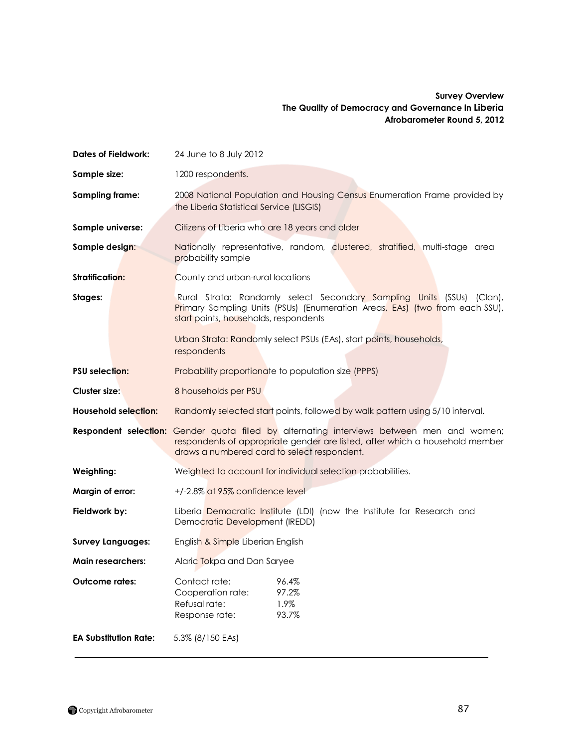**Survey Overview**
**The Quality of Democracy and Governance in Liberia**
**Afrobarometer Round 5, 2012**

**Dates of Fieldwork:** 24 June to 8 July 2012

**Sample size:** 1200 respondents.

**Sampling frame:** 2008 National Population and Housing Census Enumeration Frame provided by the Liberia Statistical Service (LISGIS)

**Sample universe:** Citizens of Liberia who are 18 years and older

**Sample design:** Nationally representative, random, clustered, stratified, multi-stage area probability sample

**Stratification:** County and urban-rural locations

**Stages:** Rural Strata: Randomly select Secondary Sampling Units (SSUs) (Clan), Primary Sampling Units (PSUs) (Enumeration Areas, EAs) (two from each SSU), start points, households, respondents

Urban Strata: Randomly select PSUs (EAs), start points, households, respondents

**PSU selection:** Probability proportionate to population size (PPPS)

**Cluster size:** 8 households per PSU

**Household selection:** Randomly selected start points, followed by walk pattern using 5/10 interval.

**Respondent selection:** Gender quota filled by alternating interviews between men and women; respondents of appropriate gender are listed, after which a household member draws a numbered card to select respondent.

**Weighting:** Weighted to account for individual selection probabilities.

**Margin of error:** +/-2.8% at 95% confidence level

**Fieldwork by:** Liberia Democratic Institute (LDI) (now the Institute for Research and Democratic Development (IREDD)

**Survey Languages:** English & Simple Liberian English

**Main researchers:** Alaric Tokpa and Dan Saryee

**Outcome rates:**

| | |
|---|---|
| Contact rate: | 96.4% |
| Cooperation rate: | 97.2% |
| Refusal rate: | 1.9% |
| Response rate: | 93.7% |

**EA Substitution Rate:** 5.3% (8/150 EAs)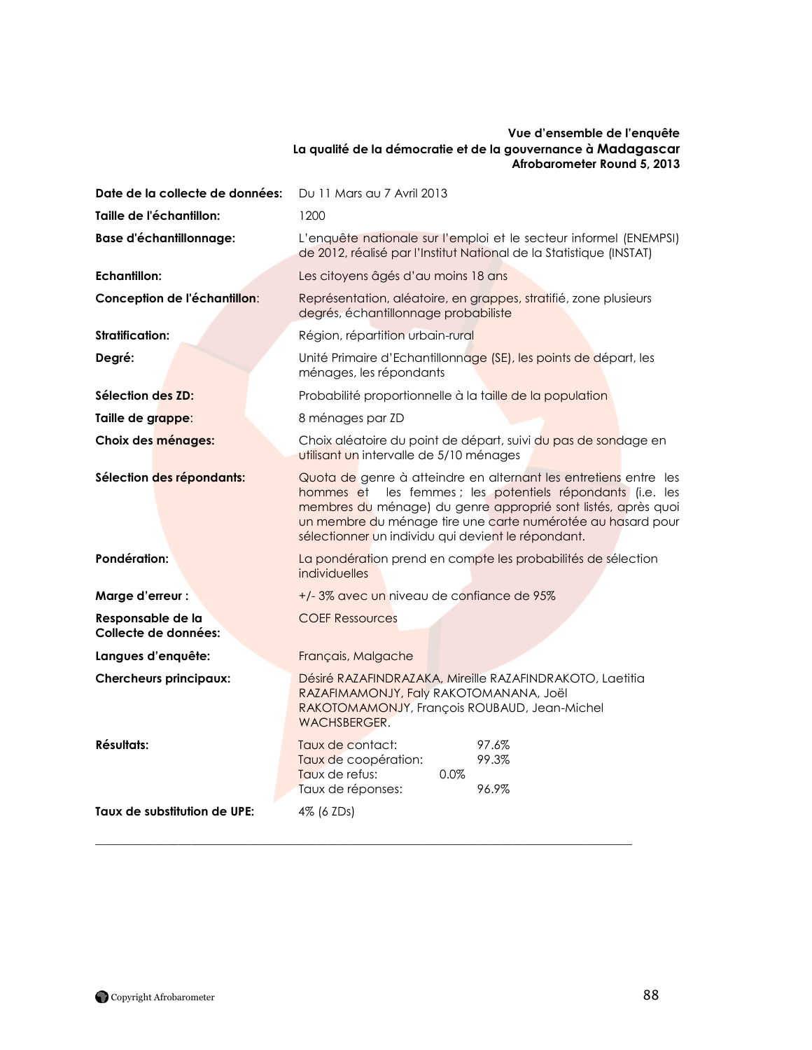**Vue d'ensemble de l'enquête**
**La qualité de la démocratie et de la gouvernance à Madagascar**
**Afrobarometer Round 5, 2013**

| | |
|---|---|
| **Date de la collecte de données:** | Du 11 Mars au 7 Avril 2013 |
| **Taille de l'échantillon:** | 1200 |
| **Base d'échantillonnage:** | L'enquête nationale sur l'emploi et le secteur informel (ENEMPSI) de 2012, réalisé par l'Institut National de la Statistique (INSTAT) |
| **Echantillon:** | Les citoyens âgés d'au moins 18 ans |
| **Conception de l'échantillon:** | Représentation, aléatoire, en grappes, stratifié, zone plusieurs degrés, échantillonnage probabiliste |
| **Stratification:** | Région, répartition urbain-rural |
| **Degré:** | Unité Primaire d'Echantillonnage (SE), les points de départ, les ménages, les répondants |
| **Sélection des ZD:** | Probabilité proportionnelle à la taille de la population |
| **Taille de grappe:** | 8 ménages par ZD |
| **Choix des ménages:** | Choix aléatoire du point de départ, suivi du pas de sondage en utilisant un intervalle de 5/10 ménages |
| **Sélection des répondants:** | Quota de genre à atteindre en alternant les entretiens entre les hommes et les femmes ; les potentiels répondants (i.e. les membres du ménage) du genre approprié sont listés, après quoi un membre du ménage tire une carte numérotée au hasard pour sélectionner un individu qui devient le répondant. |
| **Pondération:** | La pondération prend en compte les probabilités de sélection individuelles |
| **Marge d'erreur :** | +/- 3% avec un niveau de confiance de 95% |
| **Responsable de la Collecte de données:** | COEF Ressources |
| **Langues d'enquête:** | Français, Malgache |
| **Chercheurs principaux:** | Désiré RAZAFINDRAZAKA, Mireille RAZAFINDRAKOTO, Laetitia RAZAFIMAMONJY, Faly RAKOTOMANANA, Joël RAKOTOMAMONJY, François ROUBAUD, Jean-Michel WACHSBERGER. |
| **Résultats:** | Taux de contact: 97.6%<br>Taux de coopération: 99.3%<br>Taux de refus: 0.0%<br>Taux de réponses: 96.9% |
| **Taux de substitution de UPE:** | 4% (6 ZDs) |

Copyright Afrobarometer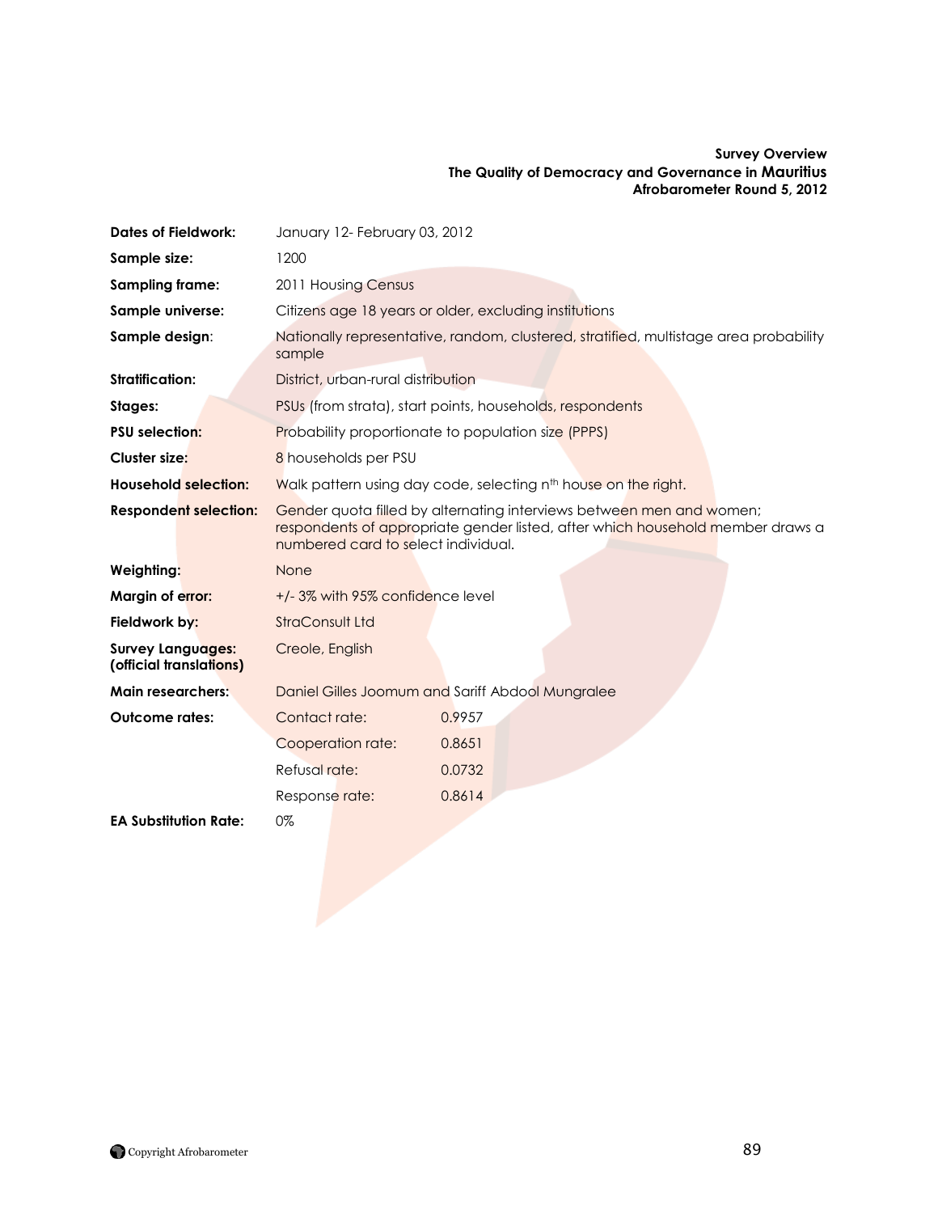**Survey Overview**
**The Quality of Democracy and Governance in Mauritius**
**Afrobarometer Round 5, 2012**

| | | |
|---|---|---|
| **Dates of Fieldwork:** | January 12- February 03, 2012 | |
| **Sample size:** | 1200 | |
| **Sampling frame:** | 2011 Housing Census | |
| **Sample universe:** | Citizens age 18 years or older, excluding institutions | |
| **Sample design:** | Nationally representative, random, clustered, stratified, multistage area probability sample | |
| **Stratification:** | District, urban-rural distribution | |
| **Stages:** | PSUs (from strata), start points, households, respondents | |
| **PSU selection:** | Probability proportionate to population size (PPPS) | |
| **Cluster size:** | 8 households per PSU | |
| **Household selection:** | Walk pattern using day code, selecting nth house on the right. | |
| **Respondent selection:** | Gender quota filled by alternating interviews between men and women; respondents of appropriate gender listed, after which household member draws a numbered card to select individual. | |
| **Weighting:** | None | |
| **Margin of error:** | +/- 3% with 95% confidence level | |
| **Fieldwork by:** | StraConsult Ltd | |
| **Survey Languages: (official translations)** | Creole, English | |
| **Main researchers:** | Daniel Gilles Joomum and Sariff Abdool Mungralee | |
| **Outcome rates:** | Contact rate: | 0.9957 |
| | Cooperation rate: | 0.8651 |
| | Refusal rate: | 0.0732 |
| | Response rate: | 0.8614 |
| **EA Substitution Rate:** | 0% | |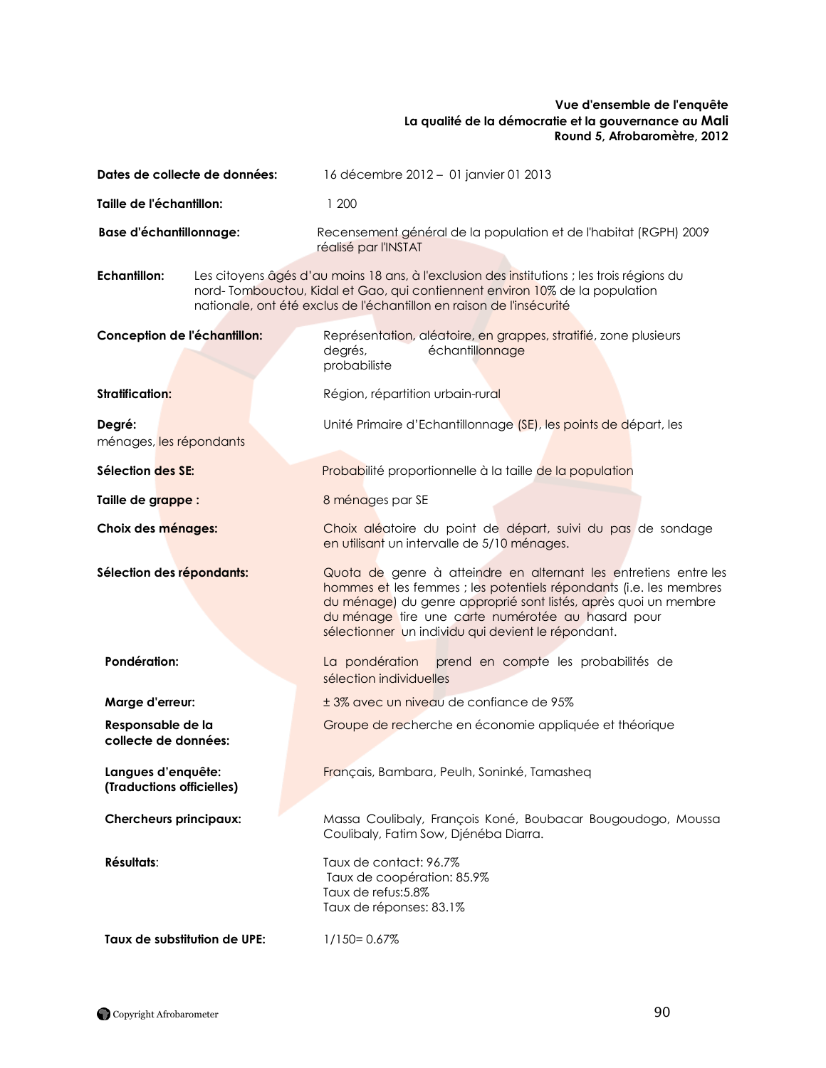**Vue d'ensemble de l'enquête**
**La qualité de la démocratie et la gouvernance au Mali**
**Round 5, Afrobaromètre, 2012**

| | |
|---|---|
| **Dates de collecte de données:** | 16 décembre 2012 – 01 janvier 01 2013 |
| **Taille de l'échantillon:** | 1 200 |
| **Base d'échantillonnage:** | Recensement général de la population et de l'habitat (RGPH) 2009 réalisé par l'INSTAT |
| **Echantillon:** | Les citoyens âgés d'au moins 18 ans, à l'exclusion des institutions ; les trois régions du nord- Tombouctou, Kidal et Gao, qui contiennent environ 10% de la population nationale, ont été exclus de l'échantillon en raison de l'insécurité |
| **Conception de l'échantillon:** | Représentation, aléatoire, en grappes, stratifié, zone plusieurs degrés, échantillonnage probabiliste |
| **Stratification:** | Région, répartition urbain-rural |
| **Degré:** | Unité Primaire d'Echantillonnage (SE), les points de départ, les ménages, les répondants |
| **Sélection des SE:** | Probabilité proportionnelle à la taille de la population |
| **Taille de grappe :** | 8 ménages par SE |
| **Choix des ménages:** | Choix aléatoire du point de départ, suivi du pas de sondage en utilisant un intervalle de 5/10 ménages. |
| **Sélection des répondants:** | Quota de genre à atteindre en alternant les entretiens entre les hommes et les femmes ; les potentiels répondants (i.e. les membres du ménage) du genre approprié sont listés, après quoi un membre du ménage tire une carte numérotée au hasard pour sélectionner un individu qui devient le répondant. |
| **Pondération:** | La pondération prend en compte les probabilités de sélection individuelles |
| **Marge d'erreur:** | ± 3% avec un niveau de confiance de 95% |
| **Responsable de la collecte de données:** | Groupe de recherche en économie appliquée et théorique |
| **Langues d'enquête: (Traductions officielles)** | Français, Bambara, Peulh, Soninké, Tamasheq |
| **Chercheurs principaux:** | Massa Coulibaly, François Koné, Boubacar Bougoudogo, Moussa Coulibaly, Fatim Sow, Djénéba Diarra. |
| **Résultats:** | Taux de contact: 96.7%<br>Taux de coopération: 85.9%<br>Taux de refus:5.8%<br>Taux de réponses: 83.1% |
| **Taux de substitution de UPE:** | 1/150= 0.67% |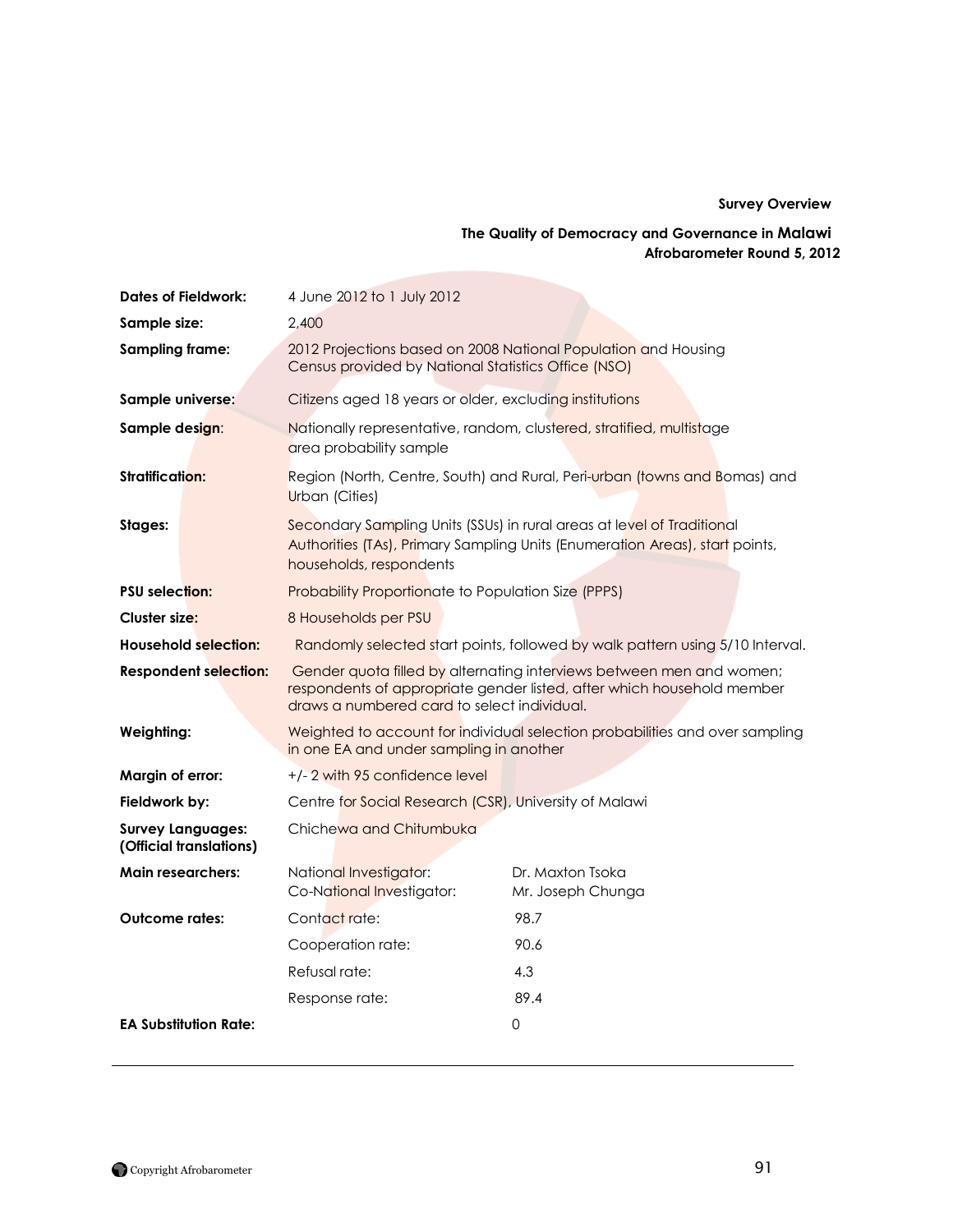**Survey Overview**

**The Quality of Democracy and Governance in Malawi**
**Afrobarometer Round 5, 2012**

| | | |
|---|---|---|
| **Dates of Fieldwork:** | 4 June 2012 to 1 July 2012 | |
| **Sample size:** | 2,400 | |
| **Sampling frame:** | 2012 Projections based on 2008 National Population and Housing Census provided by National Statistics Office (NSO) | |
| **Sample universe:** | Citizens aged 18 years or older, excluding institutions | |
| **Sample design:** | Nationally representative, random, clustered, stratified, multistage area probability sample | |
| **Stratification:** | Region (North, Centre, South) and Rural, Peri-urban (towns and Bomas) and Urban (Cities) | |
| **Stages:** | Secondary Sampling Units (SSUs) in rural areas at level of Traditional Authorities (TAs), Primary Sampling Units (Enumeration Areas), start points, households, respondents | |
| **PSU selection:** | Probability Proportionate to Population Size (PPPS) | |
| **Cluster size:** | 8 Households per PSU | |
| **Household selection:** | Randomly selected start points, followed by walk pattern using 5/10 Interval. | |
| **Respondent selection:** | Gender quota filled by alternating interviews between men and women; respondents of appropriate gender listed, after which household member draws a numbered card to select individual. | |
| **Weighting:** | Weighted to account for individual selection probabilities and over sampling in one EA and under sampling in another | |
| **Margin of error:** | +/- 2 with 95 confidence level | |
| **Fieldwork by:** | Centre for Social Research (CSR), University of Malawi | |
| **Survey Languages: (Official translations)** | Chichewa and Chitumbuka | |
| **Main researchers:** | National Investigator:<br>Co-National Investigator: | Dr. Maxton Tsoka<br>Mr. Joseph Chunga |
| **Outcome rates:** | Contact rate: | 98.7 |
| | Cooperation rate: | 90.6 |
| | Refusal rate: | 4.3 |
| | Response rate: | 89.4 |
| **EA Substitution Rate:** | | 0 |

Copyright Afrobarometer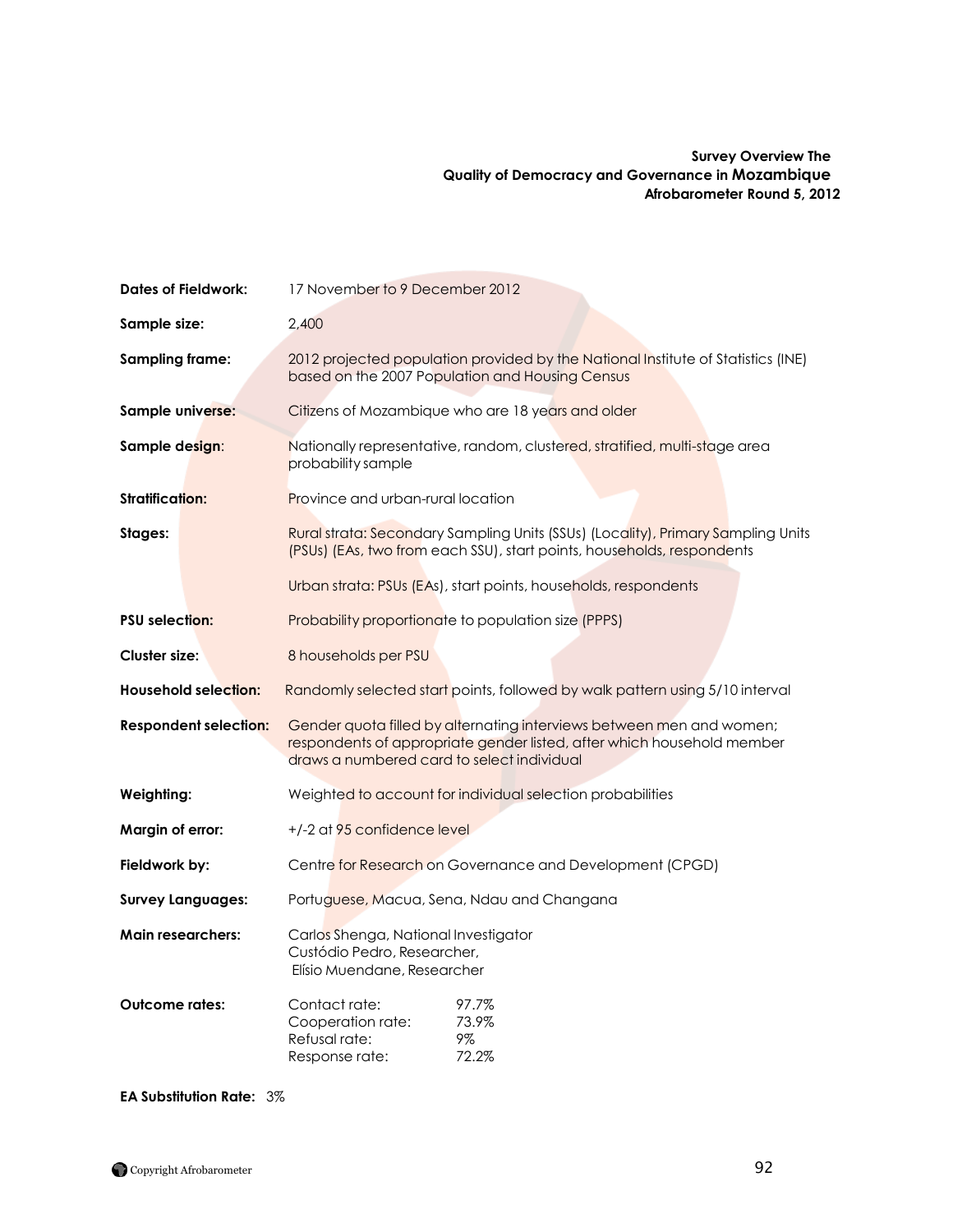**Survey Overview The Quality of Democracy and Governance in Mozambique Afrobarometer Round 5, 2012**

| | |
|---|---|
| **Dates of Fieldwork:** | 17 November to 9 December 2012 |
| **Sample size:** | 2,400 |
| **Sampling frame:** | 2012 projected population provided by the National Institute of Statistics (INE) based on the 2007 Population and Housing Census |
| **Sample universe:** | Citizens of Mozambique who are 18 years and older |
| **Sample design:** | Nationally representative, random, clustered, stratified, multi-stage area probability sample |
| **Stratification:** | Province and urban-rural location |
| **Stages:** | Rural strata: Secondary Sampling Units (SSUs) (Locality), Primary Sampling Units (PSUs) (EAs, two from each SSU), start points, households, respondents<br><br>Urban strata: PSUs (EAs), start points, households, respondents |
| **PSU selection:** | Probability proportionate to population size (PPPS) |
| **Cluster size:** | 8 households per PSU |
| **Household selection:** | Randomly selected start points, followed by walk pattern using 5/10 interval |
| **Respondent selection:** | Gender quota filled by alternating interviews between men and women; respondents of appropriate gender listed, after which household member draws a numbered card to select individual |
| **Weighting:** | Weighted to account for individual selection probabilities |
| **Margin of error:** | +/-2 at 95 confidence level |
| **Fieldwork by:** | Centre for Research on Governance and Development (CPGD) |
| **Survey Languages:** | Portuguese, Macua, Sena, Ndau and Changana |
| **Main researchers:** | Carlos Shenga, National Investigator<br>Custódio Pedro, Researcher,<br>Elísio Muendane, Researcher |
| **Outcome rates:** | Contact rate: 97.7%<br>Cooperation rate: 73.9%<br>Refusal rate: 9%<br>Response rate: 72.2% |

**EA Substitution Rate:** 3%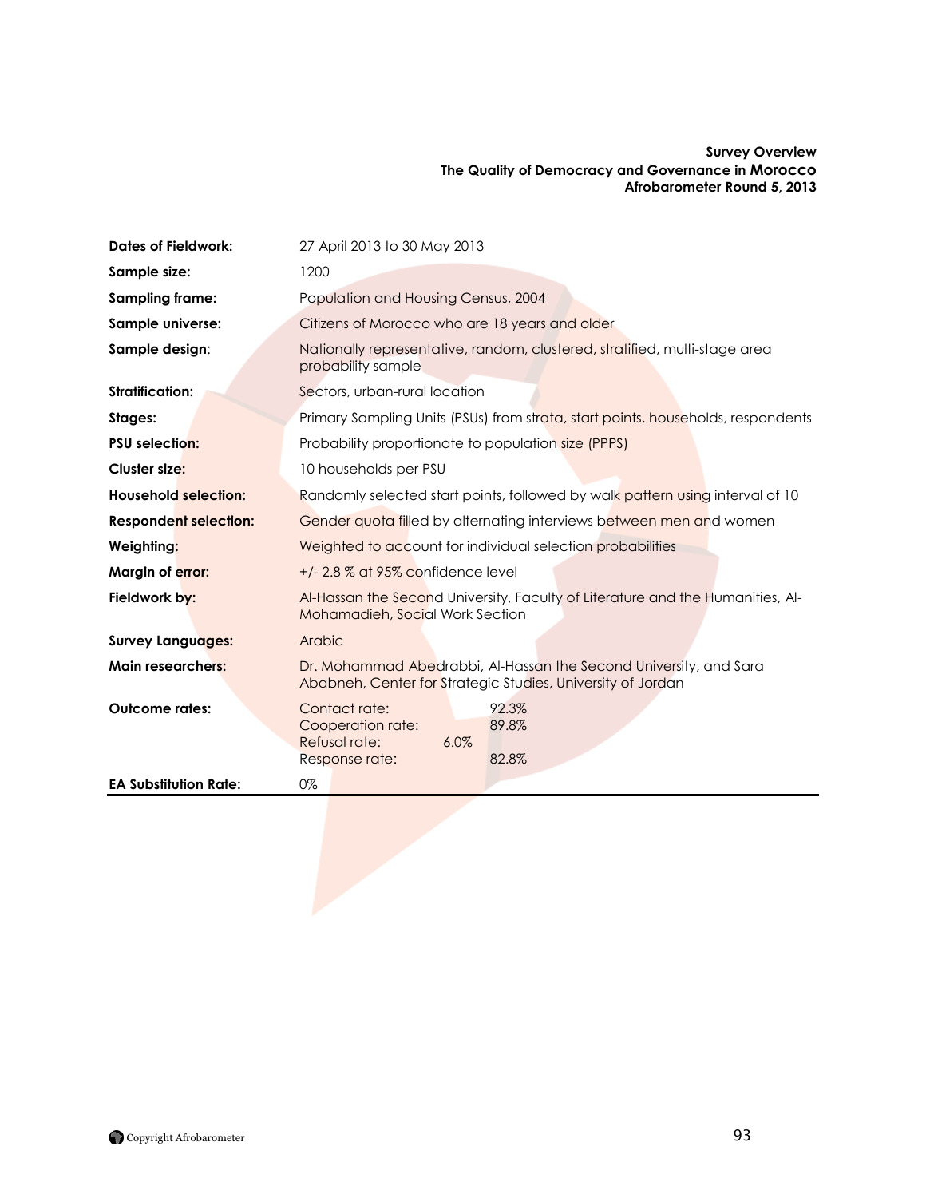**Survey Overview**
**The Quality of Democracy and Governance in Morocco**
**Afrobarometer Round 5, 2013**

| | |
|---|---|
| **Dates of Fieldwork:** | 27 April 2013 to 30 May 2013 |
| **Sample size:** | 1200 |
| **Sampling frame:** | Population and Housing Census, 2004 |
| **Sample universe:** | Citizens of Morocco who are 18 years and older |
| **Sample design:** | Nationally representative, random, clustered, stratified, multi-stage area probability sample |
| **Stratification:** | Sectors, urban-rural location |
| **Stages:** | Primary Sampling Units (PSUs) from strata, start points, households, respondents |
| **PSU selection:** | Probability proportionate to population size (PPPS) |
| **Cluster size:** | 10 households per PSU |
| **Household selection:** | Randomly selected start points, followed by walk pattern using interval of 10 |
| **Respondent selection:** | Gender quota filled by alternating interviews between men and women |
| **Weighting:** | Weighted to account for individual selection probabilities |
| **Margin of error:** | +/- 2.8 % at 95% confidence level |
| **Fieldwork by:** | Al-Hassan the Second University, Faculty of Literature and the Humanities, Al-Mohamadieh, Social Work Section |
| **Survey Languages:** | Arabic |
| **Main researchers:** | Dr. Mohammad Abedrabbi, Al-Hassan the Second University, and Sara Ababneh, Center for Strategic Studies, University of Jordan |
| **Outcome rates:** | Contact rate: 92.3%<br>Cooperation rate: 89.8%<br>Refusal rate: 6.0%<br>Response rate: 82.8% |
| **EA Substitution Rate:** | 0% |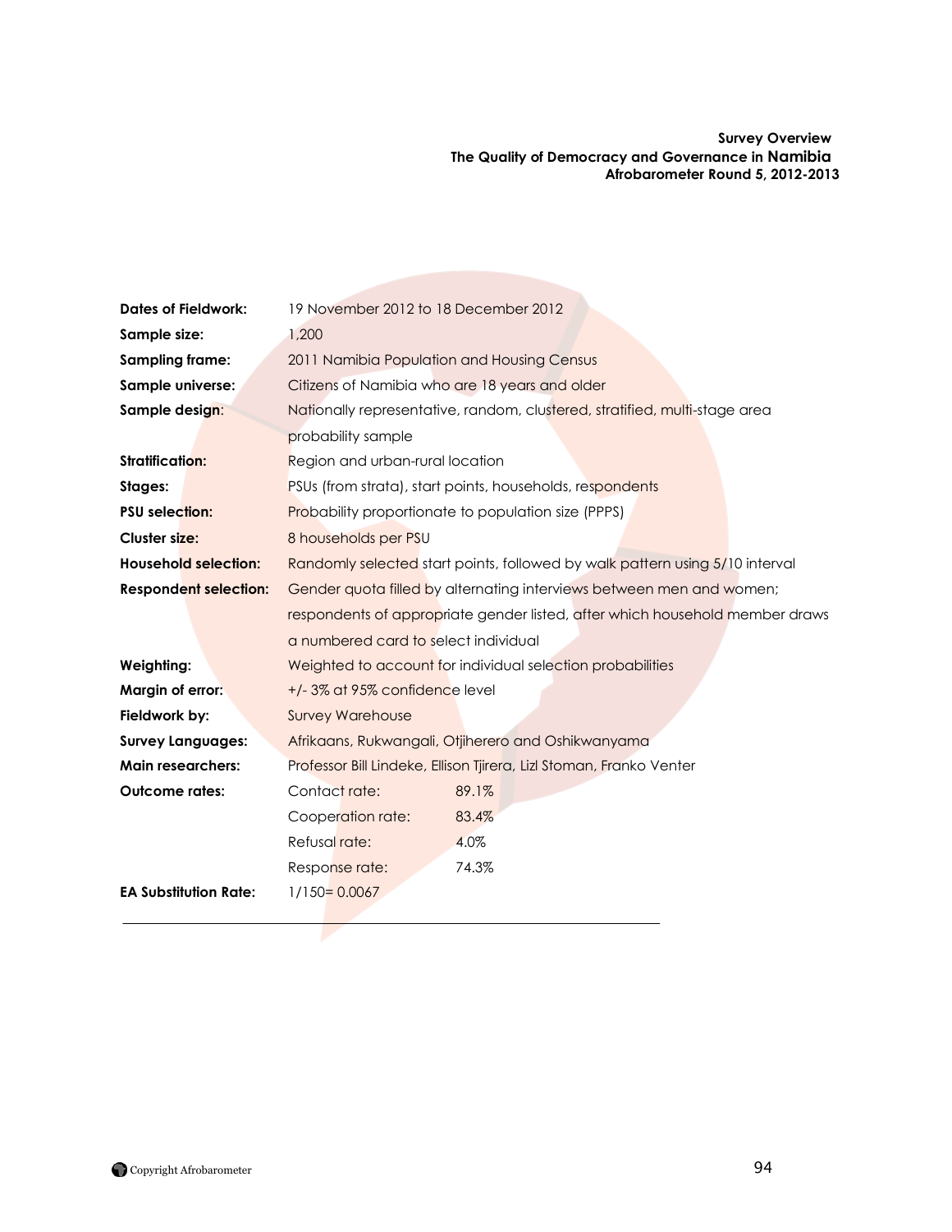**Survey Overview**
**The Quality of Democracy and Governance in Namibia**
**Afrobarometer Round 5, 2012-2013**

| | | |
|---|---|---|
| **Dates of Fieldwork:** | 19 November 2012 to 18 December 2012 | |
| **Sample size:** | 1,200 | |
| **Sampling frame:** | 2011 Namibia Population and Housing Census | |
| **Sample universe:** | Citizens of Namibia who are 18 years and older | |
| **Sample design:** | Nationally representative, random, clustered, stratified, multi-stage area probability sample | |
| **Stratification:** | Region and urban-rural location | |
| **Stages:** | PSUs (from strata), start points, households, respondents | |
| **PSU selection:** | Probability proportionate to population size (PPPS) | |
| **Cluster size:** | 8 households per PSU | |
| **Household selection:** | Randomly selected start points, followed by walk pattern using 5/10 interval | |
| **Respondent selection:** | Gender quota filled by alternating interviews between men and women; respondents of appropriate gender listed, after which household member draws a numbered card to select individual | |
| **Weighting:** | Weighted to account for individual selection probabilities | |
| **Margin of error:** | +/- 3% at 95% confidence level | |
| **Fieldwork by:** | Survey Warehouse | |
| **Survey Languages:** | Afrikaans, Rukwangali, Otjiherero and Oshikwanyama | |
| **Main researchers:** | Professor Bill Lindeke, Ellison Tjirera, Lizl Stoman, Franko Venter | |
| **Outcome rates:** | Contact rate: | 89.1% |
| | Cooperation rate: | 83.4% |
| | Refusal rate: | 4.0% |
| | Response rate: | 74.3% |
| **EA Substitution Rate:** | 1/150= 0.0067 | |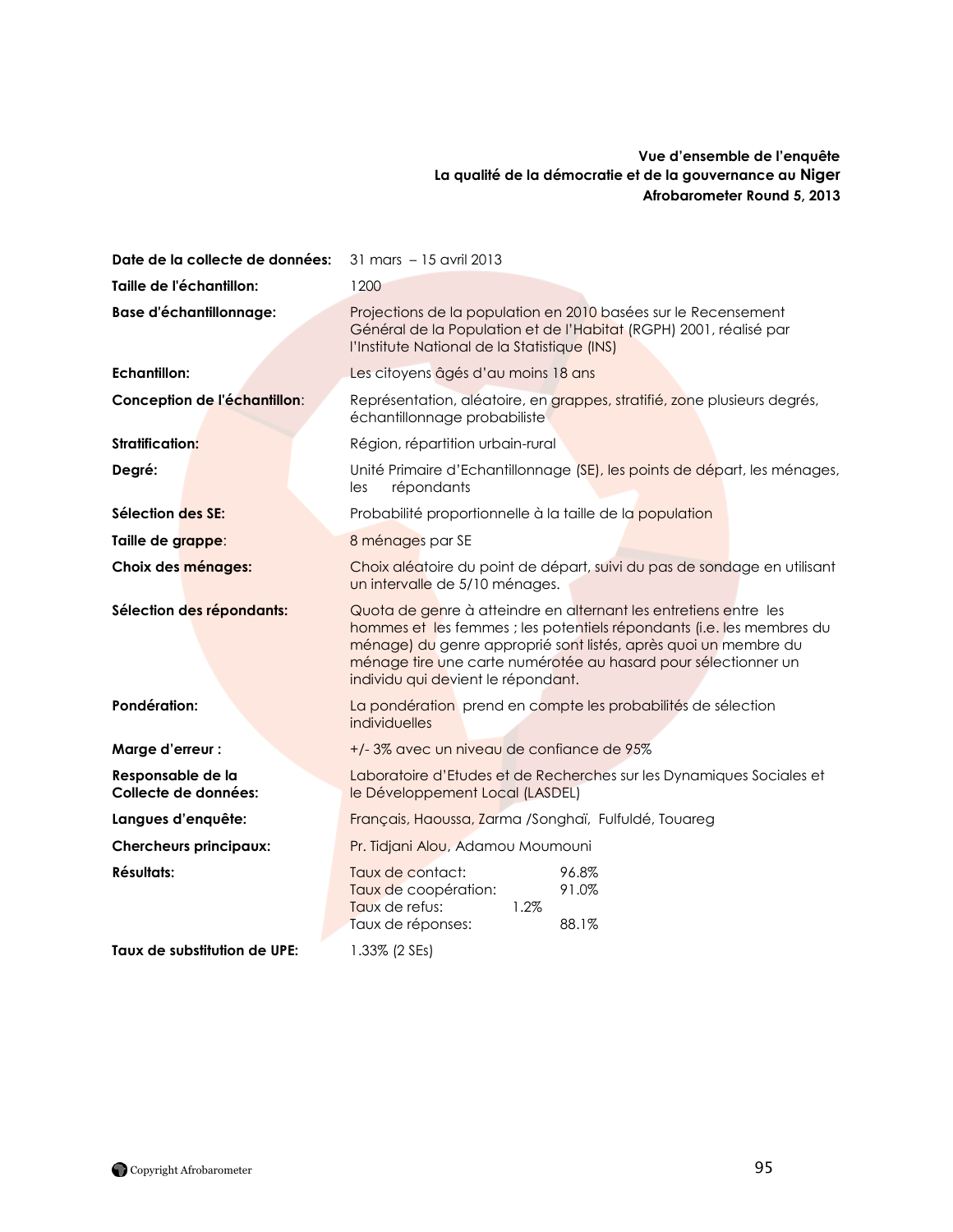**Vue d'ensemble de l'enquête**
**La qualité de la démocratie et de la gouvernance au Niger**
**Afrobarometer Round 5, 2013**

| | |
|---|---|
| **Date de la collecte de données:** | 31 mars – 15 avril 2013 |
| **Taille de l'échantillon:** | 1200 |
| **Base d'échantillonnage:** | Projections de la population en 2010 basées sur le Recensement Général de la Population et de l'Habitat (RGPH) 2001, réalisé par l'Institute National de la Statistique (INS) |
| **Echantillon:** | Les citoyens âgés d'au moins 18 ans |
| **Conception de l'échantillon:** | Représentation, aléatoire, en grappes, stratifié, zone plusieurs degrés, échantillonnage probabiliste |
| **Stratification:** | Région, répartition urbain-rural |
| **Degré:** | Unité Primaire d'Echantillonnage (SE), les points de départ, les ménages, les répondants |
| **Sélection des SE:** | Probabilité proportionnelle à la taille de la population |
| **Taille de grappe:** | 8 ménages par SE |
| **Choix des ménages:** | Choix aléatoire du point de départ, suivi du pas de sondage en utilisant un intervalle de 5/10 ménages. |
| **Sélection des répondants:** | Quota de genre à atteindre en alternant les entretiens entre les hommes et les femmes ; les potentiels répondants (i.e. les membres du ménage) du genre approprié sont listés, après quoi un membre du ménage tire une carte numérotée au hasard pour sélectionner un individu qui devient le répondant. |
| **Pondération:** | La pondération prend en compte les probabilités de sélection individuelles |
| **Marge d'erreur :** | +/- 3% avec un niveau de confiance de 95% |
| **Responsable de la Collecte de données:** | Laboratoire d'Etudes et de Recherches sur les Dynamiques Sociales et le Développement Local (LASDEL) |
| **Langues d'enquête:** | Français, Haoussa, Zarma /Songhaï, Fulfuldé, Touareg |
| **Chercheurs principaux:** | Pr. Tidjani Alou, Adamou Moumouni |
| **Résultats:** | Taux de contact: 96.8%<br>Taux de coopération: 91.0%<br>Taux de refus: 1.2%<br>Taux de réponses: 88.1% |
| **Taux de substitution de UPE:** | 1.33% (2 SEs) |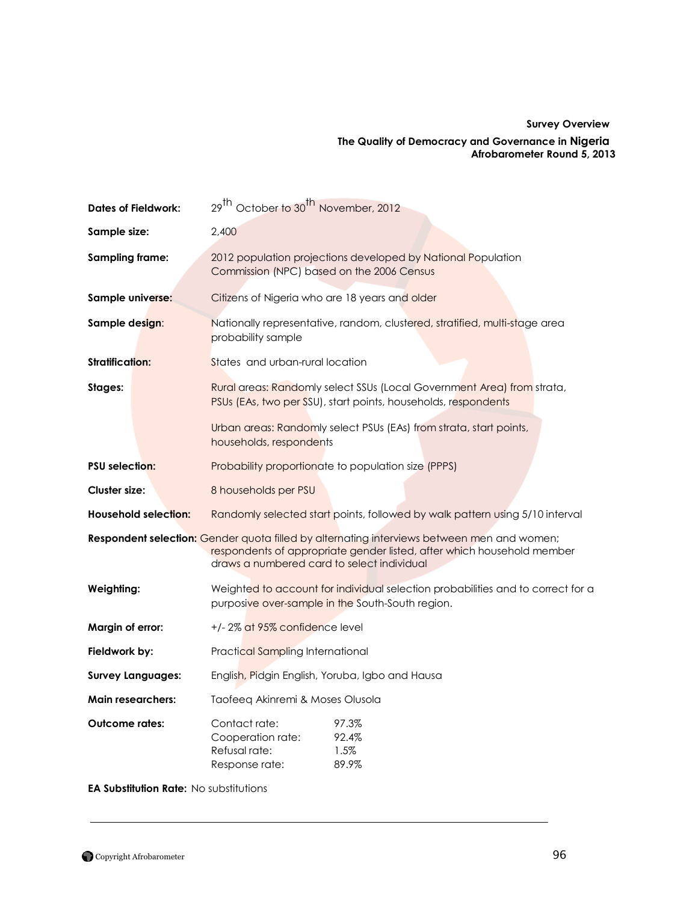**Survey Overview**

**The Quality of Democracy and Governance in Nigeria**
**Afrobarometer Round 5, 2013**

**Dates of Fieldwork:** 29th October to 30th November, 2012

**Sample size:** 2,400

**Sampling frame:** 2012 population projections developed by National Population Commission (NPC) based on the 2006 Census

**Sample universe:** Citizens of Nigeria who are 18 years and older

**Sample design**: Nationally representative, random, clustered, stratified, multi-stage area probability sample

**Stratification:** States and urban-rural location

**Stages:** Rural areas: Randomly select SSUs (Local Government Area) from strata, PSUs (EAs, two per SSU), start points, households, respondents

Urban areas: Randomly select PSUs (EAs) from strata, start points, households, respondents

**PSU selection:** Probability proportionate to population size (PPPS)

**Cluster size:** 8 households per PSU

**Household selection:** Randomly selected start points, followed by walk pattern using 5/10 interval

**Respondent selection:** Gender quota filled by alternating interviews between men and women; respondents of appropriate gender listed, after which household member draws a numbered card to select individual

**Weighting:** Weighted to account for individual selection probabilities and to correct for a purposive over-sample in the South-South region.

**Margin of error:** +/- 2% at 95% confidence level

**Fieldwork by:** Practical Sampling International

**Survey Languages:** English, Pidgin English, Yoruba, Igbo and Hausa

**Main researchers:** Taofeeq Akinremi & Moses Olusola

**Outcome rates:**

| | |
|---|---|
| Contact rate: | 97.3% |
| Cooperation rate: | 92.4% |
| Refusal rate: | 1.5% |
| Response rate: | 89.9% |

**EA Substitution Rate:** No substitutions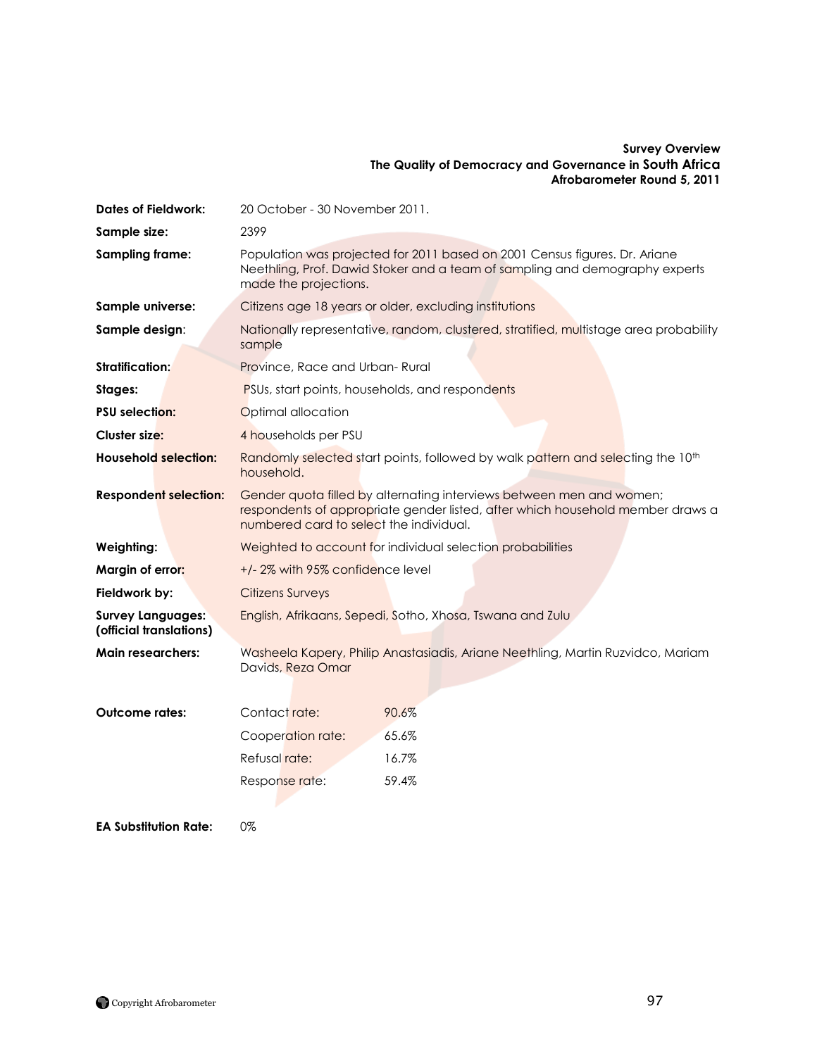**Survey Overview**
**The Quality of Democracy and Governance in South Africa**
**Afrobarometer Round 5, 2011**

| | |
|---|---|
| **Dates of Fieldwork:** | 20 October - 30 November 2011. |
| **Sample size:** | 2399 |
| **Sampling frame:** | Population was projected for 2011 based on 2001 Census figures. Dr. Ariane Neethling, Prof. Dawid Stoker and a team of sampling and demography experts made the projections. |
| **Sample universe:** | Citizens age 18 years or older, excluding institutions |
| **Sample design:** | Nationally representative, random, clustered, stratified, multistage area probability sample |
| **Stratification:** | Province, Race and Urban- Rural |
| **Stages:** | PSUs, start points, households, and respondents |
| **PSU selection:** | Optimal allocation |
| **Cluster size:** | 4 households per PSU |
| **Household selection:** | Randomly selected start points, followed by walk pattern and selecting the 10th household. |
| **Respondent selection:** | Gender quota filled by alternating interviews between men and women; respondents of appropriate gender listed, after which household member draws a numbered card to select the individual. |
| **Weighting:** | Weighted to account for individual selection probabilities |
| **Margin of error:** | +/- 2% with 95% confidence level |
| **Fieldwork by:** | Citizens Surveys |
| **Survey Languages: (official translations)** | English, Afrikaans, Sepedi, Sotho, Xhosa, Tswana and Zulu |
| **Main researchers:** | Washeela Kapery, Philip Anastasiadis, Ariane Neethling, Martin Ruzvidco, Mariam Davids, Reza Omar |

| | | |
|---|---|---|
| **Outcome rates:** | Contact rate: | 90.6% |
| | Cooperation rate: | 65.6% |
| | Refusal rate: | 16.7% |
| | Response rate: | 59.4% |

| | |
|---|---|
| **EA Substitution Rate:** | 0% |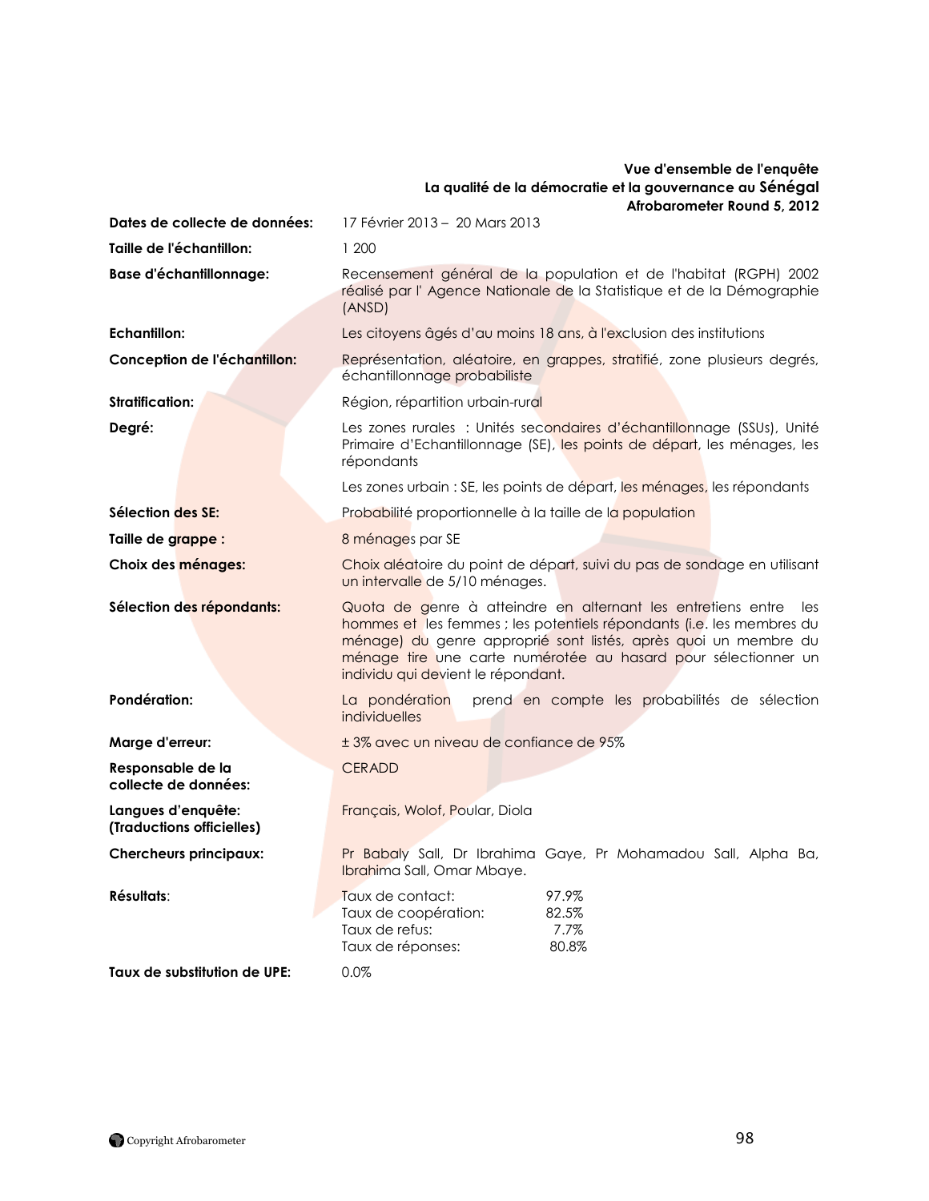**Vue d'ensemble de l'enquête**
**La qualité de la démocratie et la gouvernance au Sénégal**
**Afrobarometer Round 5, 2012**

| | |
|---|---|
| **Dates de collecte de données:** | 17 Février 2013 – 20 Mars 2013 |
| **Taille de l'échantillon:** | 1 200 |
| **Base d'échantillonnage:** | Recensement général de la population et de l'habitat (RGPH) 2002 réalisé par l' Agence Nationale de la Statistique et de la Démographie (ANSD) |
| **Echantillon:** | Les citoyens âgés d'au moins 18 ans, à l'exclusion des institutions |
| **Conception de l'échantillon:** | Représentation, aléatoire, en grappes, stratifié, zone plusieurs degrés, échantillonnage probabiliste |
| **Stratification:** | Région, répartition urbain-rural |
| **Degré:** | Les zones rurales : Unités secondaires d'échantillonnage (SSUs), Unité Primaire d'Echantillonnage (SE), les points de départ, les ménages, les répondants<br><br>Les zones urbain : SE, les points de départ, les ménages, les répondants |
| **Sélection des SE:** | Probabilité proportionnelle à la taille de la population |
| **Taille de grappe :** | 8 ménages par SE |
| **Choix des ménages:** | Choix aléatoire du point de départ, suivi du pas de sondage en utilisant un intervalle de 5/10 ménages. |
| **Sélection des répondants:** | Quota de genre à atteindre en alternant les entretiens entre les hommes et les femmes ; les potentiels répondants (i.e. les membres du ménage) du genre approprié sont listés, après quoi un membre du ménage tire une carte numérotée au hasard pour sélectionner un individu qui devient le répondant. |
| **Pondération:** | La pondération prend en compte les probabilités de sélection individuelles |
| **Marge d'erreur:** | ± 3% avec un niveau de confiance de 95% |
| **Responsable de la collecte de données:** | CERADD |
| **Langues d'enquête: (Traductions officielles)** | Français, Wolof, Poular, Diola |
| **Chercheurs principaux:** | Pr Babaly Sall, Dr Ibrahima Gaye, Pr Mohamadou Sall, Alpha Ba, Ibrahima Sall, Omar Mbaye. |
| **Résultats:** | Taux de contact: 97.9%<br>Taux de coopération: 82.5%<br>Taux de refus: 7.7%<br>Taux de réponses: 80.8% |
| **Taux de substitution de UPE:** | 0.0% |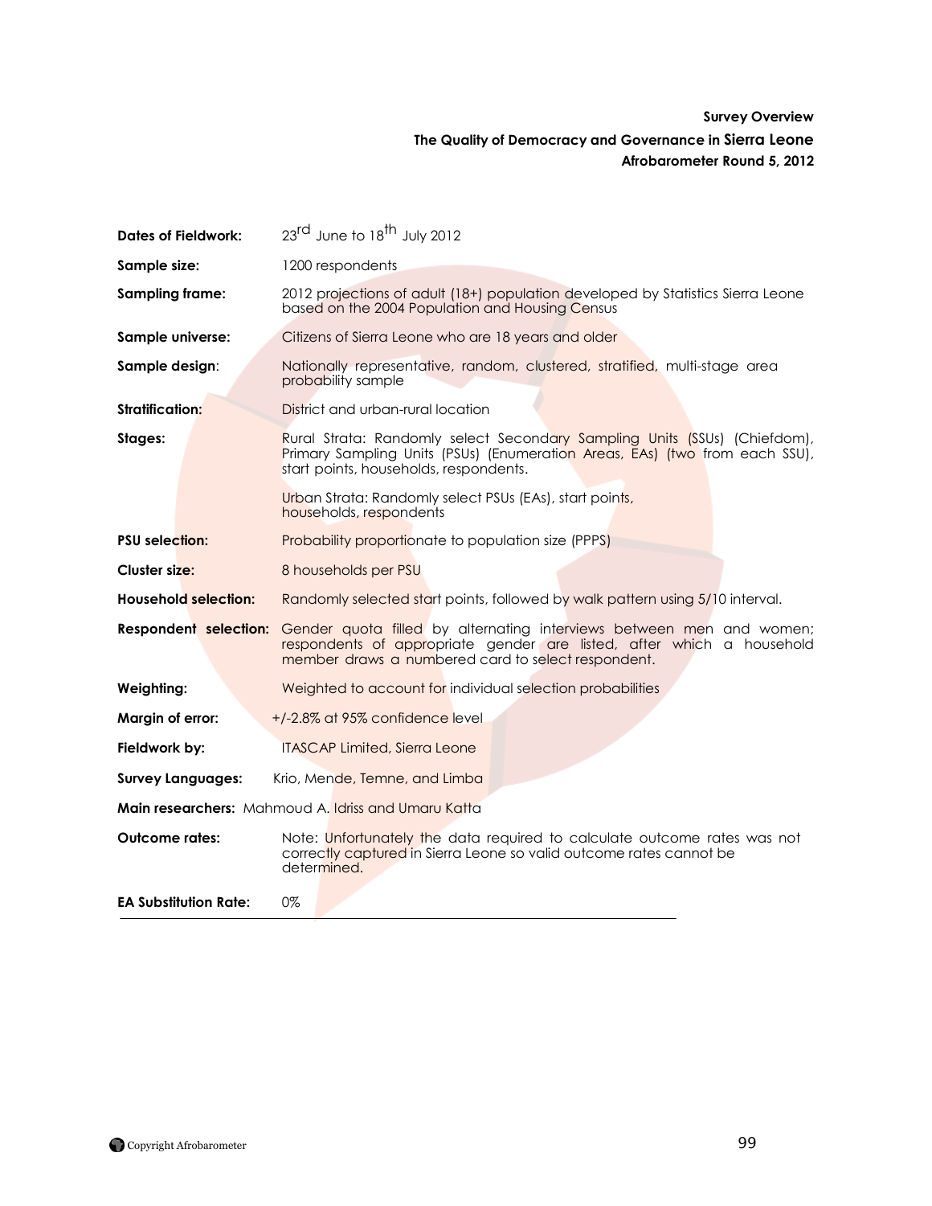**Survey Overview**

**The Quality of Democracy and Governance in Sierra Leone**

**Afrobarometer Round 5, 2012**

| | |
|---|---|
| **Dates of Fieldwork:** | 23rd June to 18th July 2012 |
| **Sample size:** | 1200 respondents |
| **Sampling frame:** | 2012 projections of adult (18+) population developed by Statistics Sierra Leone based on the 2004 Population and Housing Census |
| **Sample universe:** | Citizens of Sierra Leone who are 18 years and older |
| **Sample design:** | Nationally representative, random, clustered, stratified, multi-stage area probability sample |
| **Stratification:** | District and urban-rural location |
| **Stages:** | Rural Strata: Randomly select Secondary Sampling Units (SSUs) (Chiefdom), Primary Sampling Units (PSUs) (Enumeration Areas, EAs) (two from each SSU), start points, households, respondents.<br><br>Urban Strata: Randomly select PSUs (EAs), start points, households, respondents |
| **PSU selection:** | Probability proportionate to population size (PPPS) |
| **Cluster size:** | 8 households per PSU |
| **Household selection:** | Randomly selected start points, followed by walk pattern using 5/10 interval. |
| **Respondent selection:** | Gender quota filled by alternating interviews between men and women; respondents of appropriate gender are listed, after which a household member draws a numbered card to select respondent. |
| **Weighting:** | Weighted to account for individual selection probabilities |
| **Margin of error:** | +/-2.8% at 95% confidence level |
| **Fieldwork by:** | ITASCAP Limited, Sierra Leone |
| **Survey Languages:** | Krio, Mende, Temne, and Limba |
| **Main researchers:** | Mahmoud A. Idriss and Umaru Katta |
| **Outcome rates:** | Note: Unfortunately the data required to calculate outcome rates was not correctly captured in Sierra Leone so valid outcome rates cannot be determined. |
| **EA Substitution Rate:** | 0% |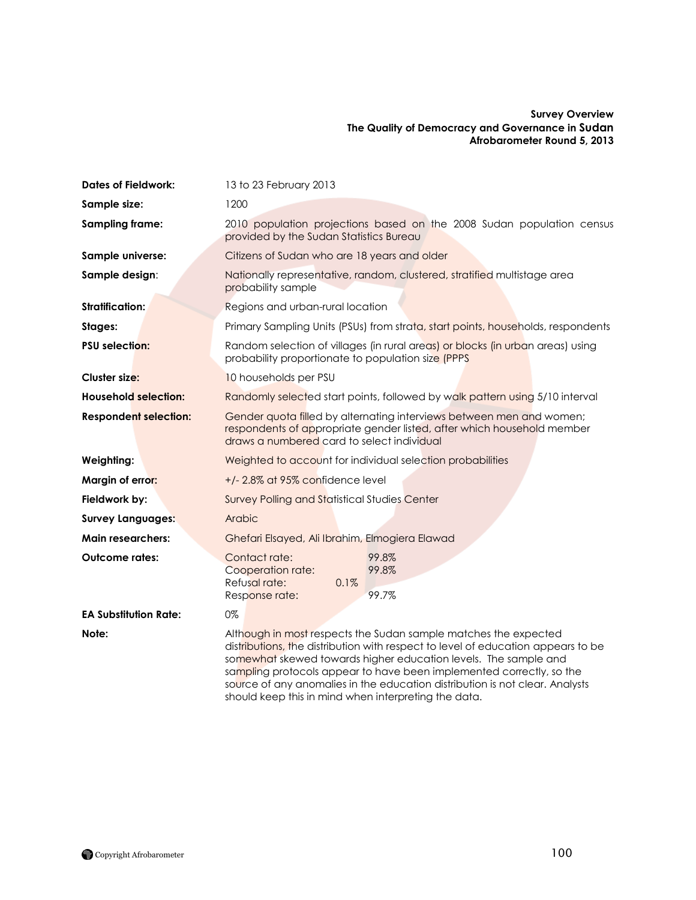**Survey Overview**
**The Quality of Democracy and Governance in Sudan**
**Afrobarometer Round 5, 2013**

| | |
|---|---|
| **Dates of Fieldwork:** | 13 to 23 February 2013 |
| **Sample size:** | 1200 |
| **Sampling frame:** | 2010 population projections based on the 2008 Sudan population census provided by the Sudan Statistics Bureau |
| **Sample universe:** | Citizens of Sudan who are 18 years and older |
| **Sample design:** | Nationally representative, random, clustered, stratified multistage area probability sample |
| **Stratification:** | Regions and urban-rural location |
| **Stages:** | Primary Sampling Units (PSUs) from strata, start points, households, respondents |
| **PSU selection:** | Random selection of villages (in rural areas) or blocks (in urban areas) using probability proportionate to population size (PPPS |
| **Cluster size:** | 10 households per PSU |
| **Household selection:** | Randomly selected start points, followed by walk pattern using 5/10 interval |
| **Respondent selection:** | Gender quota filled by alternating interviews between men and women; respondents of appropriate gender listed, after which household member draws a numbered card to select individual |
| **Weighting:** | Weighted to account for individual selection probabilities |
| **Margin of error:** | +/- 2.8% at 95% confidence level |
| **Fieldwork by:** | Survey Polling and Statistical Studies Center |
| **Survey Languages:** | Arabic |
| **Main researchers:** | Ghefari Elsayed, Ali Ibrahim, Elmogiera Elawad |
| **Outcome rates:** | Contact rate: 99.8%<br>Cooperation rate: 99.8%<br>Refusal rate: 0.1%<br>Response rate: 99.7% |
| **EA Substitution Rate:** | 0% |
| **Note:** | Although in most respects the Sudan sample matches the expected distributions, the distribution with respect to level of education appears to be somewhat skewed towards higher education levels. The sample and sampling protocols appear to have been implemented correctly, so the source of any anomalies in the education distribution is not clear. Analysts should keep this in mind when interpreting the data. |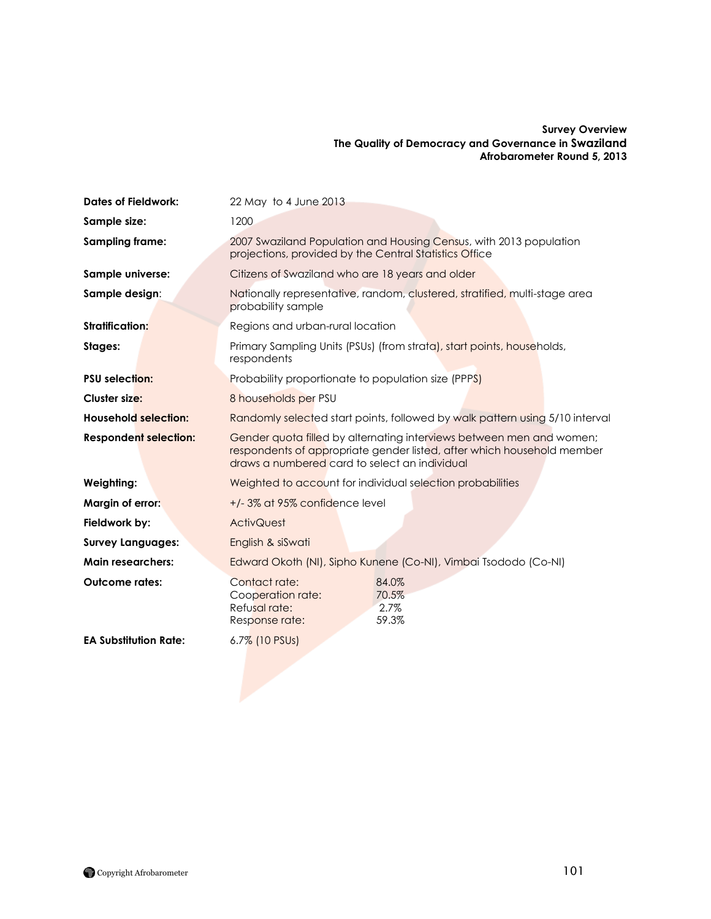**Survey Overview**
**The Quality of Democracy and Governance in Swaziland**
**Afrobarometer Round 5, 2013**

| | |
|---|---|
| **Dates of Fieldwork:** | 22 May to 4 June 2013 |
| **Sample size:** | 1200 |
| **Sampling frame:** | 2007 Swaziland Population and Housing Census, with 2013 population projections, provided by the Central Statistics Office |
| **Sample universe:** | Citizens of Swaziland who are 18 years and older |
| **Sample design:** | Nationally representative, random, clustered, stratified, multi-stage area probability sample |
| **Stratification:** | Regions and urban-rural location |
| **Stages:** | Primary Sampling Units (PSUs) (from strata), start points, households, respondents |
| **PSU selection:** | Probability proportionate to population size (PPPS) |
| **Cluster size:** | 8 households per PSU |
| **Household selection:** | Randomly selected start points, followed by walk pattern using 5/10 interval |
| **Respondent selection:** | Gender quota filled by alternating interviews between men and women; respondents of appropriate gender listed, after which household member draws a numbered card to select an individual |
| **Weighting:** | Weighted to account for individual selection probabilities |
| **Margin of error:** | +/- 3% at 95% confidence level |
| **Fieldwork by:** | ActivQuest |
| **Survey Languages:** | English & siSwati |
| **Main researchers:** | Edward Okoth (NI), Sipho Kunene (Co-NI), Vimbai Tsododo (Co-NI) |
| **Outcome rates:** | Contact rate: 84.0%<br>Cooperation rate: 70.5%<br>Refusal rate: 2.7%<br>Response rate: 59.3% |
| **EA Substitution Rate:** | 6.7% (10 PSUs) |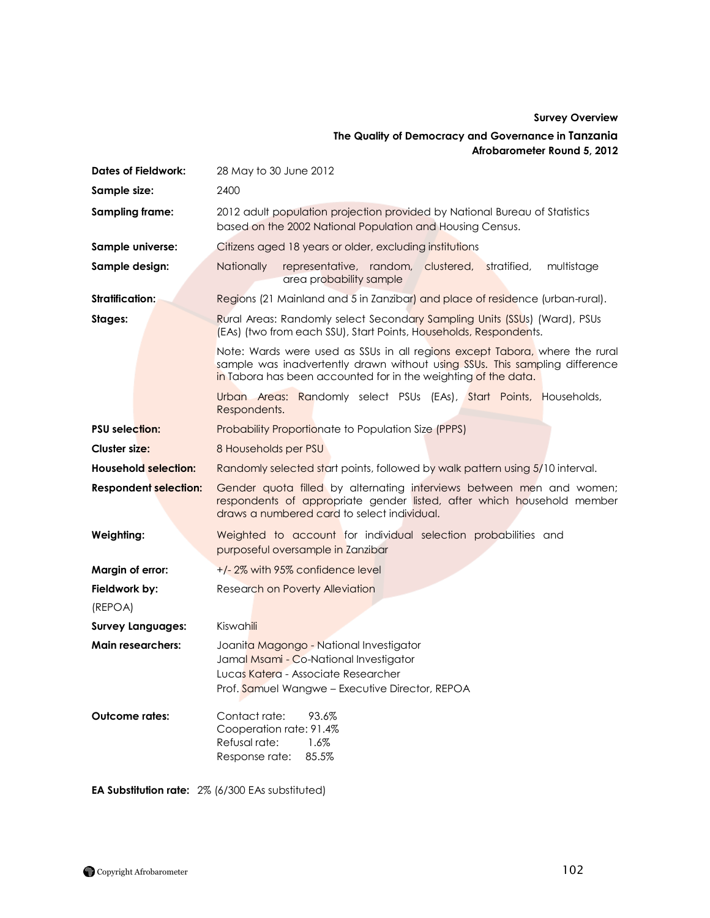**Survey Overview**

**The Quality of Democracy and Governance in Tanzania**
**Afrobarometer Round 5, 2012**

| | |
|---|---|
| **Dates of Fieldwork:** | 28 May to 30 June 2012 |
| **Sample size:** | 2400 |
| **Sampling frame:** | 2012 adult population projection provided by National Bureau of Statistics based on the 2002 National Population and Housing Census. |
| **Sample universe:** | Citizens aged 18 years or older, excluding institutions |
| **Sample design:** | Nationally representative, random, clustered, stratified, multistage area probability sample |
| **Stratification:** | Regions (21 Mainland and 5 in Zanzibar) and place of residence (urban-rural). |
| **Stages:** | Rural Areas: Randomly select Secondary Sampling Units (SSUs) (Ward), PSUs (EAs) (two from each SSU), Start Points, Households, Respondents.<br><br>Note: Wards were used as SSUs in all regions except Tabora, where the rural sample was inadvertently drawn without using SSUs. This sampling difference in Tabora has been accounted for in the weighting of the data.<br><br>Urban Areas: Randomly select PSUs (EAs), Start Points, Households, Respondents. |
| **PSU selection:** | Probability Proportionate to Population Size (PPPS) |
| **Cluster size:** | 8 Households per PSU |
| **Household selection:** | Randomly selected start points, followed by walk pattern using 5/10 interval. |
| **Respondent selection:** | Gender quota filled by alternating interviews between men and women; respondents of appropriate gender listed, after which household member draws a numbered card to select individual. |
| **Weighting:** | Weighted to account for individual selection probabilities and purposeful oversample in Zanzibar |
| **Margin of error:** | +/- 2% with 95% confidence level |
| **Fieldwork by:** (REPOA) | Research on Poverty Alleviation |
| **Survey Languages:** | Kiswahili |
| **Main researchers:** | Joanita Magongo - National Investigator<br>Jamal Msami - Co-National Investigator<br>Lucas Katera - Associate Researcher<br>Prof. Samuel Wangwe – Executive Director, REPOA |
| **Outcome rates:** | Contact rate: 93.6%<br>Cooperation rate: 91.4%<br>Refusal rate: 1.6%<br>Response rate: 85.5% |

**EA Substitution rate:** 2% (6/300 EAs substituted)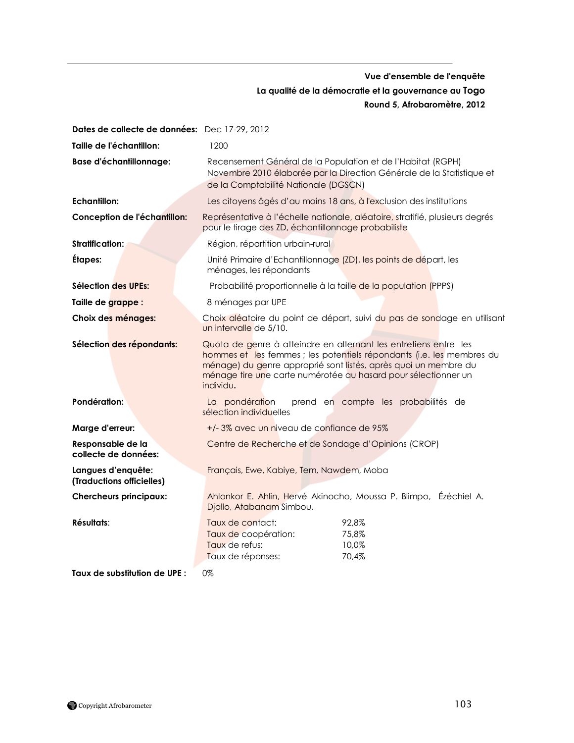**Vue d'ensemble de l'enquête**

**La qualité de la démocratie et la gouvernance au Togo**

**Round 5, Afrobaromètre, 2012**

| | |
|---|---|
| **Dates de collecte de données:** | Dec 17-29, 2012 |
| **Taille de l'échantillon:** | 1200 |
| **Base d'échantillonnage:** | Recensement Général de la Population et de l'Habitat (RGPH) Novembre 2010 élaborée par la Direction Générale de la Statistique et de la Comptabilité Nationale (DGSCN) |
| **Echantillon:** | Les citoyens âgés d'au moins 18 ans, à l'exclusion des institutions |
| **Conception de l'échantillon:** | Représentative à l'échelle nationale, aléatoire, stratifié, plusieurs degrés pour le tirage des ZD, échantillonnage probabiliste |
| **Stratification:** | Région, répartition urbain-rural |
| **Étapes:** | Unité Primaire d'Echantillonnage (ZD), les points de départ, les ménages, les répondants |
| **Sélection des UPEs:** | Probabilité proportionnelle à la taille de la population (PPPS) |
| **Taille de grappe :** | 8 ménages par UPE |
| **Choix des ménages:** | Choix aléatoire du point de départ, suivi du pas de sondage en utilisant un intervalle de 5/10. |
| **Sélection des répondants:** | Quota de genre à atteindre en alternant les entretiens entre les hommes et les femmes ; les potentiels répondants (i.e. les membres du ménage) du genre approprié sont listés, après quoi un membre du ménage tire une carte numérotée au hasard pour sélectionner un individu. |
| **Pondération:** | La pondération prend en compte les probabilités de sélection individuelles |
| **Marge d'erreur:** | +/- 3% avec un niveau de confiance de 95% |
| **Responsable de la collecte de données:** | Centre de Recherche et de Sondage d'Opinions (CROP) |
| **Langues d'enquête: (Traductions officielles)** | Français, Ewe, Kabiye, Tem, Nawdem, Moba |
| **Chercheurs principaux:** | Ahlonkor E. Ahlin, Hervé Akinocho, Moussa P. Blimpo, Ézéchiel A. Djallo, Atabanam Simbou, |
| **Résultats:** | Taux de contact: 92,8%<br>Taux de coopération: 75,8%<br>Taux de refus: 10,0%<br>Taux de réponses: 70,4% |
| **Taux de substitution de UPE :** | 0% |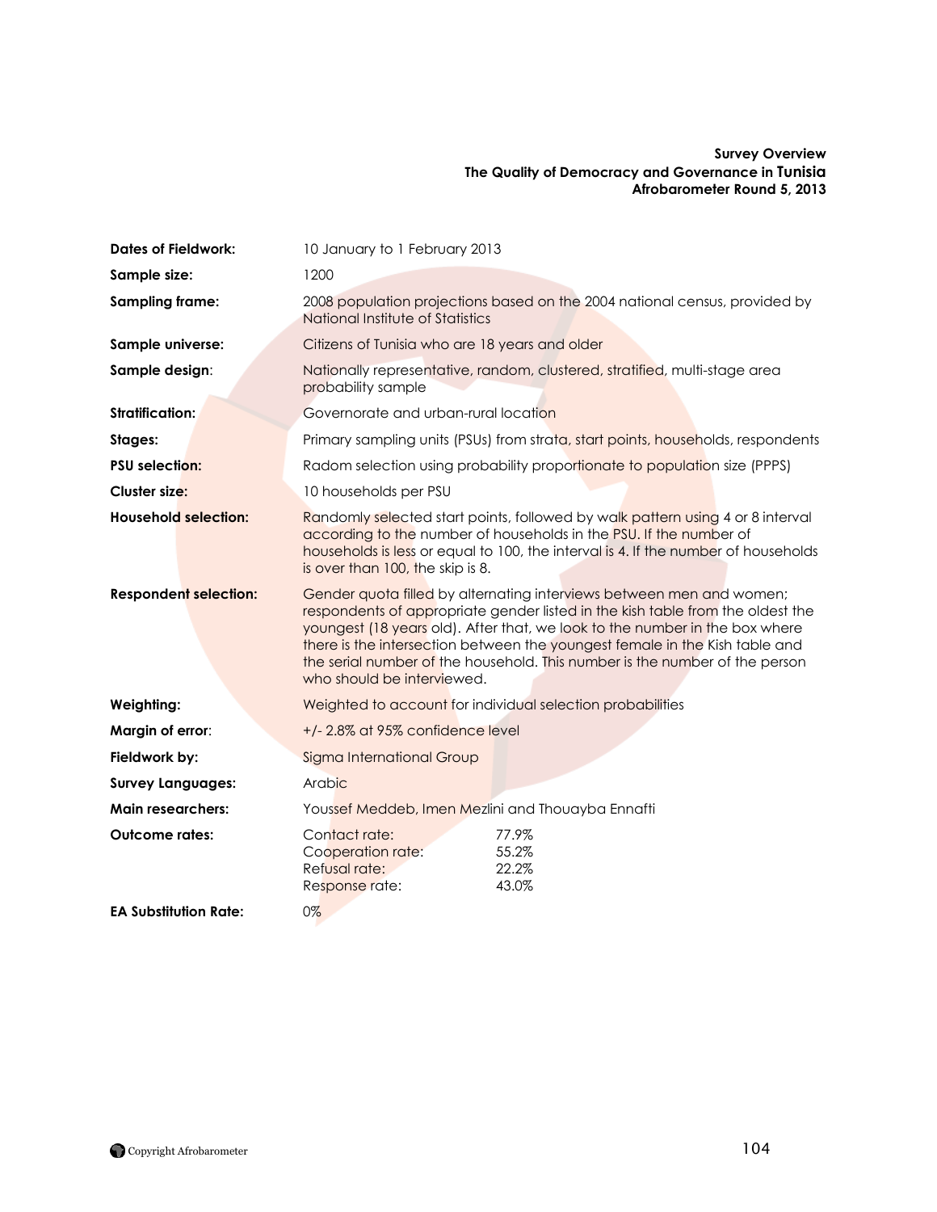**Survey Overview**
**The Quality of Democracy and Governance in Tunisia**
**Afrobarometer Round 5, 2013**

| | |
|---|---|
| **Dates of Fieldwork:** | 10 January to 1 February 2013 |
| **Sample size:** | 1200 |
| **Sampling frame:** | 2008 population projections based on the 2004 national census, provided by National Institute of Statistics |
| **Sample universe:** | Citizens of Tunisia who are 18 years and older |
| **Sample design:** | Nationally representative, random, clustered, stratified, multi-stage area probability sample |
| **Stratification:** | Governorate and urban-rural location |
| **Stages:** | Primary sampling units (PSUs) from strata, start points, households, respondents |
| **PSU selection:** | Radom selection using probability proportionate to population size (PPPS) |
| **Cluster size:** | 10 households per PSU |
| **Household selection:** | Randomly selected start points, followed by walk pattern using 4 or 8 interval according to the number of households in the PSU. If the number of households is less or equal to 100, the interval is 4. If the number of households is over than 100, the skip is 8. |
| **Respondent selection:** | Gender quota filled by alternating interviews between men and women; respondents of appropriate gender listed in the kish table from the oldest the youngest (18 years old). After that, we look to the number in the box where there is the intersection between the youngest female in the Kish table and the serial number of the household. This number is the number of the person who should be interviewed. |
| **Weighting:** | Weighted to account for individual selection probabilities |
| **Margin of error:** | +/- 2.8% at 95% confidence level |
| **Fieldwork by:** | Sigma International Group |
| **Survey Languages:** | Arabic |
| **Main researchers:** | Youssef Meddeb, Imen Mezlini and Thouayba Ennafti |
| **Outcome rates:** | Contact rate: 77.9%<br>Cooperation rate: 55.2%<br>Refusal rate: 22.2%<br>Response rate: 43.0% |
| **EA Substitution Rate:** | 0% |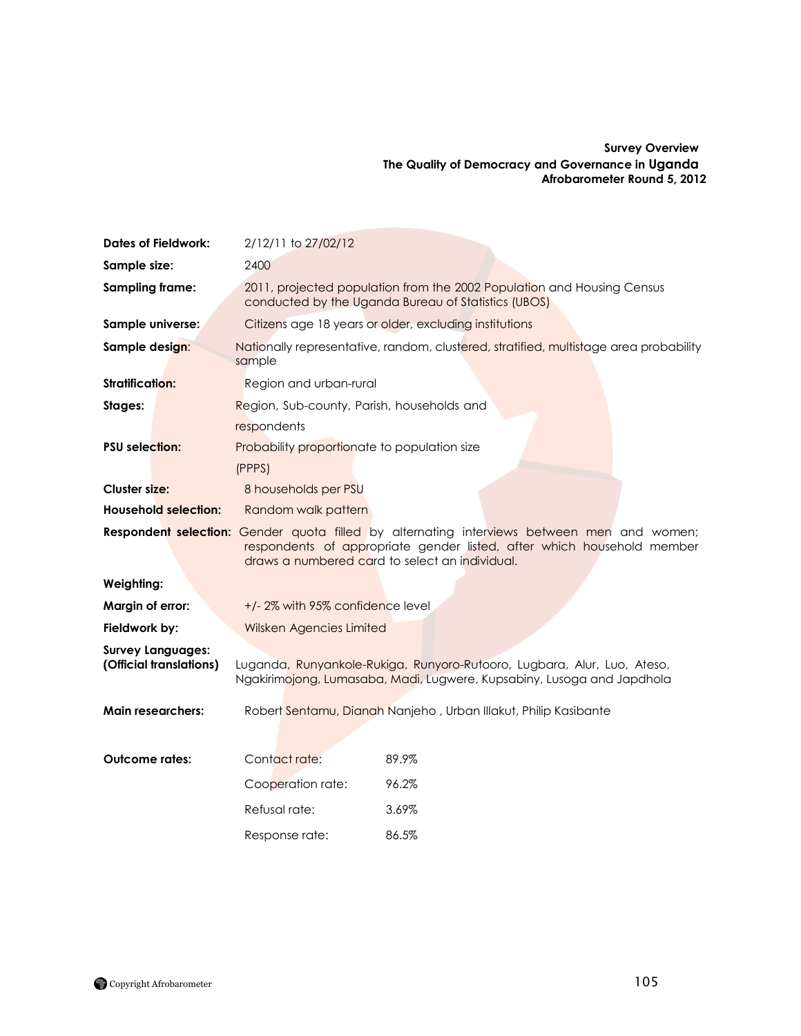**Survey Overview**
**The Quality of Democracy and Governance in Uganda**
**Afrobarometer Round 5, 2012**

| | |
|---|---|
| **Dates of Fieldwork:** | 2/12/11 to 27/02/12 |
| **Sample size:** | 2400 |
| **Sampling frame:** | 2011, projected population from the 2002 Population and Housing Census conducted by the Uganda Bureau of Statistics (UBOS) |
| **Sample universe:** | Citizens age 18 years or older, excluding institutions |
| **Sample design:** | Nationally representative, random, clustered, stratified, multistage area probability sample |
| **Stratification:** | Region and urban-rural |
| **Stages:** | Region, Sub-county, Parish, households and respondents |
| **PSU selection:** | Probability proportionate to population size (PPPS) |
| **Cluster size:** | 8 households per PSU |
| **Household selection:** | Random walk pattern |
| **Respondent selection:** | Gender quota filled by alternating interviews between men and women; respondents of appropriate gender listed, after which household member draws a numbered card to select an individual. |
| **Weighting:** | |
| **Margin of error:** | +/- 2% with 95% confidence level |
| **Fieldwork by:** | Wilsken Agencies Limited |
| **Survey Languages: (Official translations)** | Luganda, Runyankole-Rukiga, Runyoro-Rutooro, Lugbara, Alur, Luo, Ateso, Ngakirimojong, Lumasaba, Madi, Lugwere, Kupsabiny, Lusoga and Japdhola |
| **Main researchers:** | Robert Sentamu, Dianah Nanjeho , Urban Illakut, Philip Kasibante |

| **Outcome rates:** | | |
|---|---|---|
| | Contact rate: | 89.9% |
| | Cooperation rate: | 96.2% |
| | Refusal rate: | 3.69% |
| | Response rate: | 86.5% |

Copyright Afrobarometer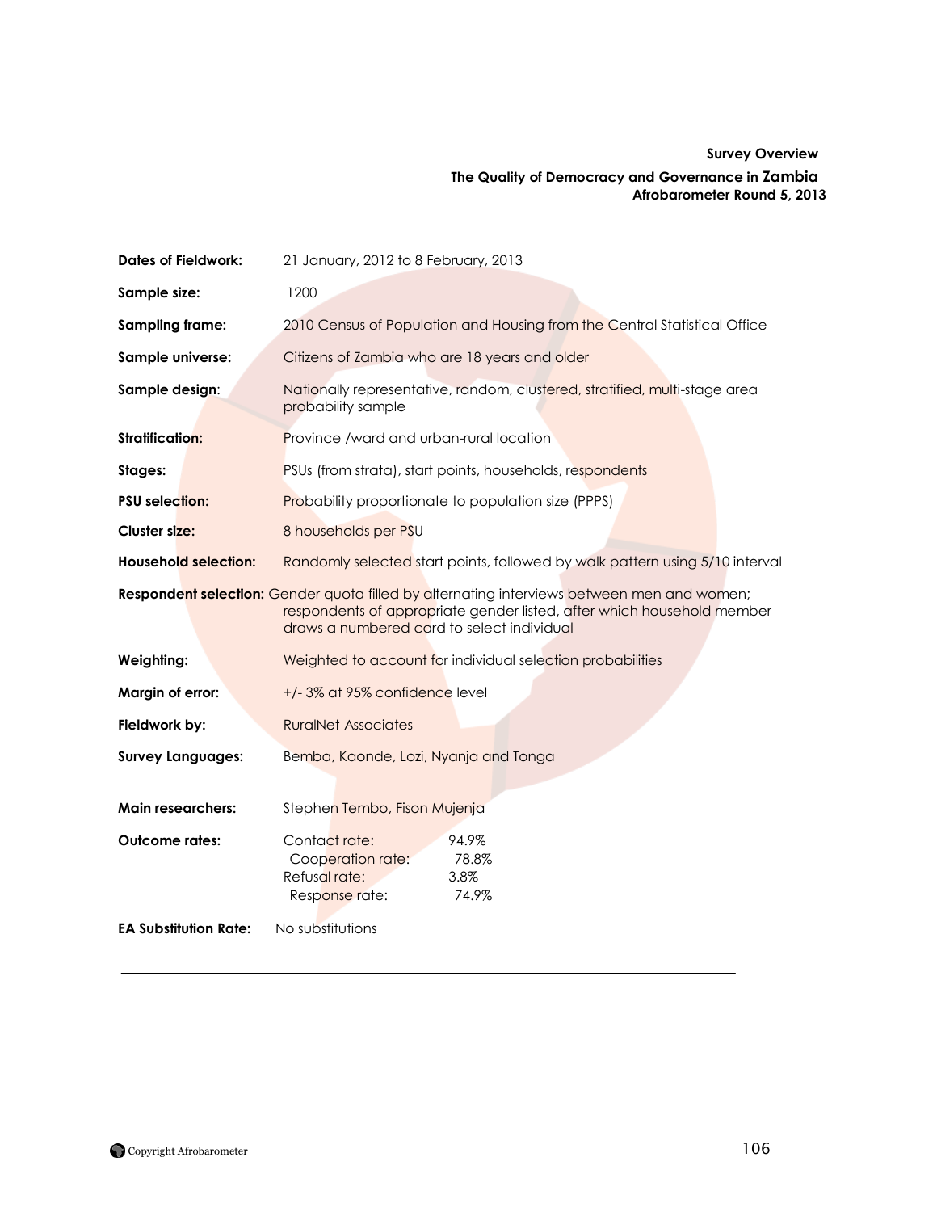**Survey Overview**

**The Quality of Democracy and Governance in Zambia**
**Afrobarometer Round 5, 2013**

| | |
|---|---|
| **Dates of Fieldwork:** | 21 January, 2012 to 8 February, 2013 |
| **Sample size:** | 1200 |
| **Sampling frame:** | 2010 Census of Population and Housing from the Central Statistical Office |
| **Sample universe:** | Citizens of Zambia who are 18 years and older |
| **Sample design:** | Nationally representative, random, clustered, stratified, multi-stage area probability sample |
| **Stratification:** | Province /ward and urban-rural location |
| **Stages:** | PSUs (from strata), start points, households, respondents |
| **PSU selection:** | Probability proportionate to population size (PPPS) |
| **Cluster size:** | 8 households per PSU |
| **Household selection:** | Randomly selected start points, followed by walk pattern using 5/10 interval |
| **Respondent selection:** | Gender quota filled by alternating interviews between men and women; respondents of appropriate gender listed, after which household member draws a numbered card to select individual |
| **Weighting:** | Weighted to account for individual selection probabilities |
| **Margin of error:** | +/- 3% at 95% confidence level |
| **Fieldwork by:** | RuralNet Associates |
| **Survey Languages:** | Bemba, Kaonde, Lozi, Nyanja and Tonga |
| **Main researchers:** | Stephen Tembo, Fison Mujenja |
| **Outcome rates:** | Contact rate: 94.9%<br>Cooperation rate: 78.8%<br>Refusal rate: 3.8%<br>Response rate: 74.9% |
| **EA Substitution Rate:** | No substitutions |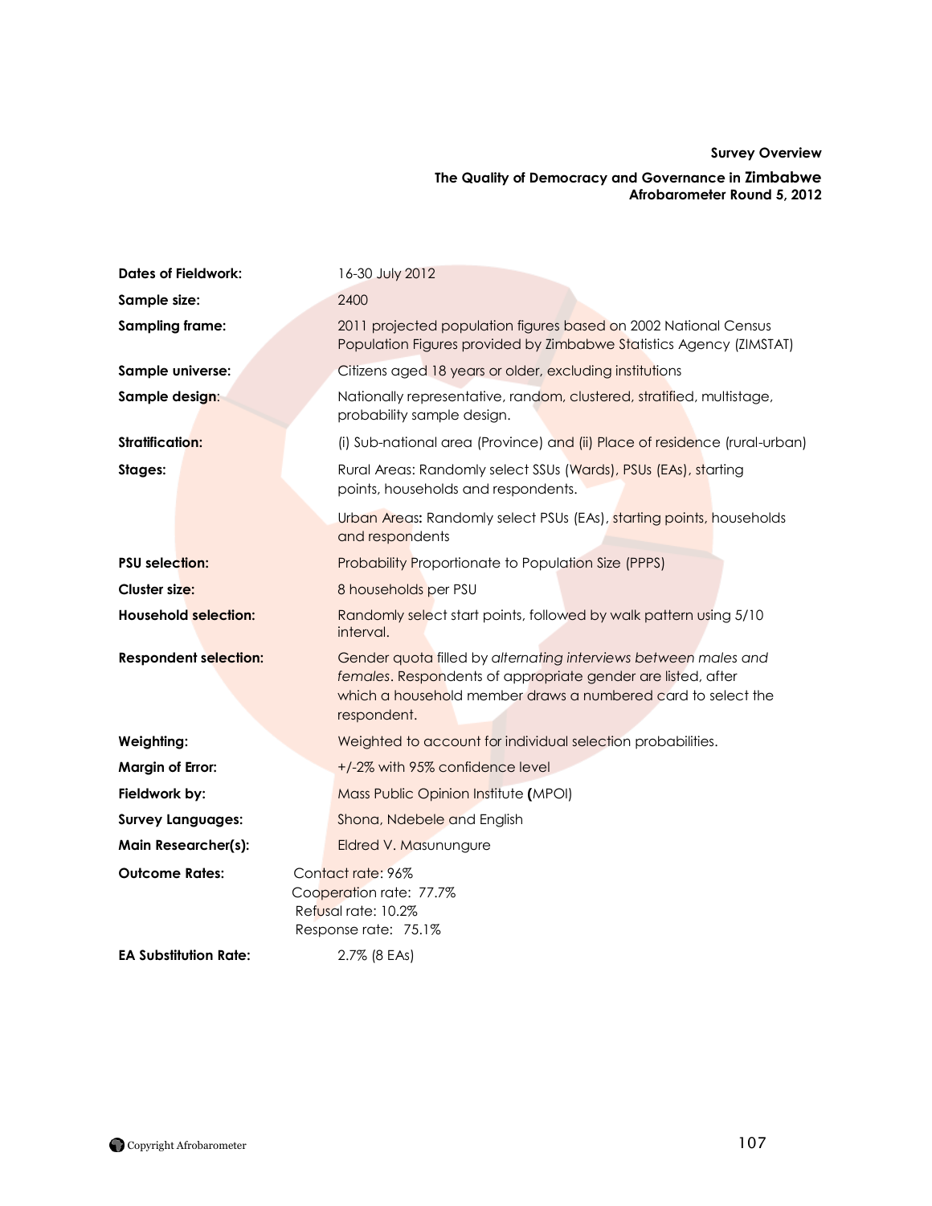**Survey Overview**

**The Quality of Democracy and Governance in Zimbabwe**
**Afrobarometer Round 5, 2012**

| | |
|---|---|
| **Dates of Fieldwork:** | 16-30 July 2012 |
| **Sample size:** | 2400 |
| **Sampling frame:** | 2011 projected population figures based on 2002 National Census Population Figures provided by Zimbabwe Statistics Agency (ZIMSTAT) |
| **Sample universe:** | Citizens aged 18 years or older, excluding institutions |
| **Sample design:** | Nationally representative, random, clustered, stratified, multistage, probability sample design. |
| **Stratification:** | (i) Sub-national area (Province) and (ii) Place of residence (rural-urban) |
| **Stages:** | Rural Areas: Randomly select SSUs (Wards), PSUs (EAs), starting points, households and respondents. |
| | Urban Areas: Randomly select PSUs (EAs), starting points, households and respondents |
| **PSU selection:** | Probability Proportionate to Population Size (PPPS) |
| **Cluster size:** | 8 households per PSU |
| **Household selection:** | Randomly select start points, followed by walk pattern using 5/10 interval. |
| **Respondent selection:** | Gender quota filled by *alternating interviews between males and females*. Respondents of appropriate gender are listed, after which a household member draws a numbered card to select the respondent. |
| **Weighting:** | Weighted to account for individual selection probabilities. |
| **Margin of Error:** | +/-2% with 95% confidence level |
| **Fieldwork by:** | Mass Public Opinion Institute (MPOI) |
| **Survey Languages:** | Shona, Ndebele and English |
| **Main Researcher(s):** | Eldred V. Masunungure |
| **Outcome Rates:** | Contact rate: 96%<br>Cooperation rate: 77.7%<br>Refusal rate: 10.2%<br>Response rate: 75.1% |
| **EA Substitution Rate:** | 2.7% (8 EAs) |

Copyright Afrobarometer